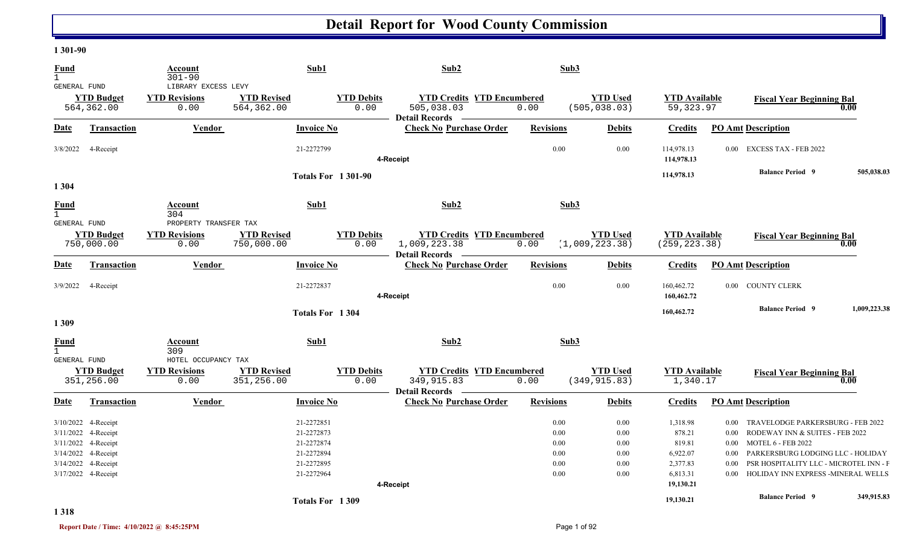# Detail Report for Wood County Commission

**1 301-90**

| Fund | Account | Sub1 | Sub2 | Sub3 |
|---|---|---|---|---|
| 1 | 301-90 | | | |
| GENERAL FUND | LIBRARY EXCESS LEVY | | | |

| YTD Budget | YTD Revisions | YTD Revised | YTD Debits | YTD Credits | YTD Encumbered | YTD Used | YTD Available | Fiscal Year Beginning Bal |
|---|---|---|---|---|---|---|---|---|
| 564,362.00 | 0.00 | 564,362.00 | 0.00 | 505,038.03 | 0.00 | (505,038.03) | 59,323.97 | 0.00 |

Detail Records

| Date | Transaction | Vendor | Invoice No | Check No | Purchase Order | Revisions | Debits | Credits | PO Amt | Description |
|---|---|---|---|---|---|---|---|---|---|---|
| 3/8/2022 | 4-Receipt | | 21-2272799 | | | 0.00 | 0.00 | 114,978.13 | 0.00 | EXCESS TAX - FEB 2022 |
| | | | | 4-Receipt | | | | 114,978.13 | | |
| | | | Totals For 1 301-90 | | | | | 114,978.13 | | Balance Period 9 505,038.03 |

**1 304**

| Fund | Account | Sub1 | Sub2 | Sub3 |
|---|---|---|---|---|
| 1 | 304 | | | |
| GENERAL FUND | PROPERTY TRANSFER TAX | | | |

| YTD Budget | YTD Revisions | YTD Revised | YTD Debits | YTD Credits | YTD Encumbered | YTD Used | YTD Available | Fiscal Year Beginning Bal |
|---|---|---|---|---|---|---|---|---|
| 750,000.00 | 0.00 | 750,000.00 | 0.00 | 1,009,223.38 | 0.00 | (1,009,223.38) | (259,223.38) | 0.00 |

Detail Records

| Date | Transaction | Vendor | Invoice No | Check No | Purchase Order | Revisions | Debits | Credits | PO Amt | Description |
|---|---|---|---|---|---|---|---|---|---|---|
| 3/9/2022 | 4-Receipt | | 21-2272837 | | | 0.00 | 0.00 | 160,462.72 | 0.00 | COUNTY CLERK |
| | | | | 4-Receipt | | | | 160,462.72 | | |
| | | | Totals For 1 304 | | | | | 160,462.72 | | Balance Period 9 1,009,223.38 |

**1 309**

| Fund | Account | Sub1 | Sub2 | Sub3 |
|---|---|---|---|---|
| 1 | 309 | | | |
| GENERAL FUND | HOTEL OCCUPANCY TAX | | | |

| YTD Budget | YTD Revisions | YTD Revised | YTD Debits | YTD Credits | YTD Encumbered | YTD Used | YTD Available | Fiscal Year Beginning Bal |
|---|---|---|---|---|---|---|---|---|
| 351,256.00 | 0.00 | 351,256.00 | 0.00 | 349,915.83 | 0.00 | (349,915.83) | 1,340.17 | 0.00 |

Detail Records

| Date | Transaction | Vendor | Invoice No | Check No | Purchase Order | Revisions | Debits | Credits | PO Amt | Description |
|---|---|---|---|---|---|---|---|---|---|---|
| 3/10/2022 | 4-Receipt | | 21-2272851 | | | 0.00 | 0.00 | 1,318.98 | 0.00 | TRAVELODGE PARKERSBURG - FEB 2022 |
| 3/11/2022 | 4-Receipt | | 21-2272873 | | | 0.00 | 0.00 | 878.21 | 0.00 | RODEWAY INN & SUITES - FEB 2022 |
| 3/11/2022 | 4-Receipt | | 21-2272874 | | | 0.00 | 0.00 | 819.81 | 0.00 | MOTEL 6 - FEB 2022 |
| 3/14/2022 | 4-Receipt | | 21-2272894 | | | 0.00 | 0.00 | 6,922.07 | 0.00 | PARKERSBURG LODGING LLC - HOLIDAY |
| 3/14/2022 | 4-Receipt | | 21-2272895 | | | 0.00 | 0.00 | 2,377.83 | 0.00 | PSR HOSPITALITY LLC - MICROTEL INN - F |
| 3/17/2022 | 4-Receipt | | 21-2272964 | | | 0.00 | 0.00 | 6,813.31 | 0.00 | HOLIDAY INN EXPRESS -MINERAL WELLS |
| | | | | 4-Receipt | | | | 19,130.21 | | |
| | | | Totals For 1 309 | | | | | 19,130.21 | | Balance Period 9 349,915.83 |

**1 318**

Report Date / Time: 4/10/2022 @ 8:45:25PM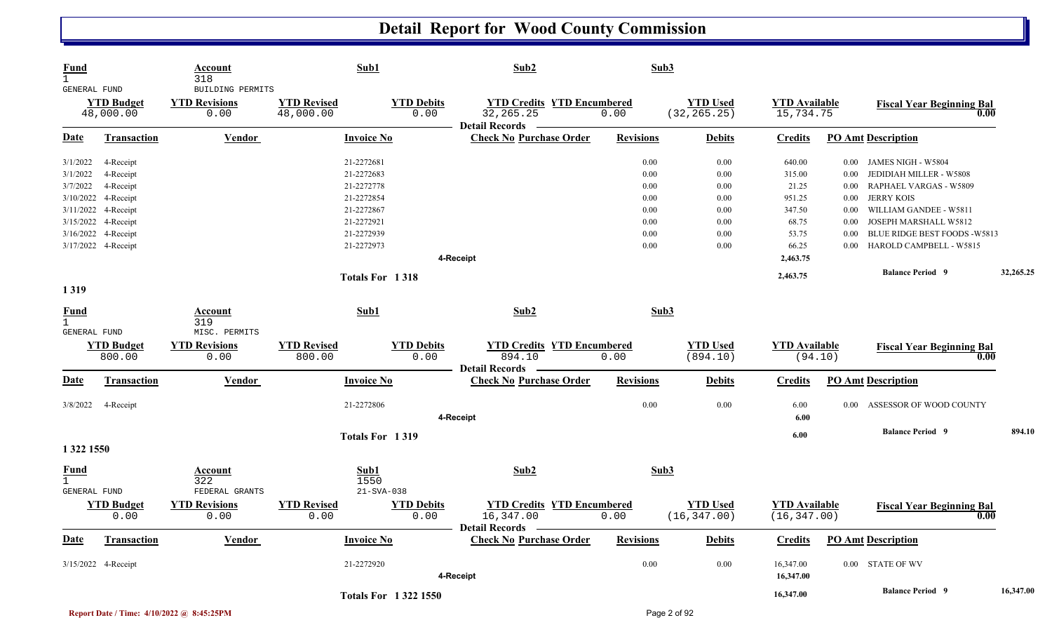# Detail Report for Wood County Commission

| Fund | Account | Sub1 | Sub2 | Sub3 |
|---|---|---|---|---|
| 1 | 318 | | | |
| GENERAL FUND | BUILDING PERMITS | | | |

| YTD Budget | YTD Revisions | YTD Revised | YTD Debits | YTD Credits | YTD Encumbered | YTD Used | YTD Available | Fiscal Year Beginning Bal |
|---|---|---|---|---|---|---|---|---|
| 48,000.00 | 0.00 | 48,000.00 | 0.00 | 32,265.25 | 0.00 | (32,265.25) | 15,734.75 | 0.00 |

**Detail Records**

| Date | Transaction | Vendor | Invoice No | Check No | Purchase Order | Revisions | Debits | Credits | PO Amt | Description |
|---|---|---|---|---|---|---|---|---|---|---|
| 3/1/2022 | 4-Receipt | | 21-2272681 | | | 0.00 | 0.00 | 640.00 | 0.00 | JAMES NIGH - W5804 |
| 3/1/2022 | 4-Receipt | | 21-2272683 | | | 0.00 | 0.00 | 315.00 | 0.00 | JEDIDIAH MILLER - W5808 |
| 3/7/2022 | 4-Receipt | | 21-2272778 | | | 0.00 | 0.00 | 21.25 | 0.00 | RAPHAEL VARGAS - W5809 |
| 3/10/2022 | 4-Receipt | | 21-2272854 | | | 0.00 | 0.00 | 951.25 | 0.00 | JERRY KOIS |
| 3/11/2022 | 4-Receipt | | 21-2272867 | | | 0.00 | 0.00 | 347.50 | 0.00 | WILLIAM GANDEE - W5811 |
| 3/15/2022 | 4-Receipt | | 21-2272921 | | | 0.00 | 0.00 | 68.75 | 0.00 | JOSEPH MARSHALL W5812 |
| 3/16/2022 | 4-Receipt | | 21-2272939 | | | 0.00 | 0.00 | 53.75 | 0.00 | BLUE RIDGE BEST FOODS -W5813 |
| 3/17/2022 | 4-Receipt | | 21-2272973 | | | 0.00 | 0.00 | 66.25 | 0.00 | HAROLD CAMPBELL - W5815 |
| | | | | 4-Receipt | | | | 2,463.75 | | |
| | | | Totals For 1 318 | | | | | 2,463.75 | | Balance Period 9 — 32,265.25 |

**1 319**

| Fund | Account | Sub1 | Sub2 | Sub3 |
|---|---|---|---|---|
| 1 | 319 | | | |
| GENERAL FUND | MISC. PERMITS | | | |

| YTD Budget | YTD Revisions | YTD Revised | YTD Debits | YTD Credits | YTD Encumbered | YTD Used | YTD Available | Fiscal Year Beginning Bal |
|---|---|---|---|---|---|---|---|---|
| 800.00 | 0.00 | 800.00 | 0.00 | 894.10 | 0.00 | (894.10) | (94.10) | 0.00 |

**Detail Records**

| Date | Transaction | Vendor | Invoice No | Check No | Purchase Order | Revisions | Debits | Credits | PO Amt | Description |
|---|---|---|---|---|---|---|---|---|---|---|
| 3/8/2022 | 4-Receipt | | 21-2272806 | | | 0.00 | 0.00 | 6.00 | 0.00 | ASSESSOR OF WOOD COUNTY |
| | | | | 4-Receipt | | | | 6.00 | | |
| | | | Totals For 1 319 | | | | | 6.00 | | Balance Period 9 — 894.10 |

**1 322 1550**

| Fund | Account | Sub1 | Sub2 | Sub3 |
|---|---|---|---|---|
| 1 | 322 | 1550 | | |
| GENERAL FUND | FEDERAL GRANTS | 21-SVA-038 | | |

| YTD Budget | YTD Revisions | YTD Revised | YTD Debits | YTD Credits | YTD Encumbered | YTD Used | YTD Available | Fiscal Year Beginning Bal |
|---|---|---|---|---|---|---|---|---|
| 0.00 | 0.00 | 0.00 | 0.00 | 16,347.00 | 0.00 | (16,347.00) | (16,347.00) | 0.00 |

**Detail Records**

| Date | Transaction | Vendor | Invoice No | Check No | Purchase Order | Revisions | Debits | Credits | PO Amt | Description |
|---|---|---|---|---|---|---|---|---|---|---|
| 3/15/2022 | 4-Receipt | | 21-2272920 | | | 0.00 | 0.00 | 16,347.00 | 0.00 | STATE OF WV |
| | | | | 4-Receipt | | | | 16,347.00 | | |
| | | | Totals For 1 322 1550 | | | | | 16,347.00 | | Balance Period 9 — 16,347.00 |

Report Date / Time: 4/10/2022 @ 8:45:25PM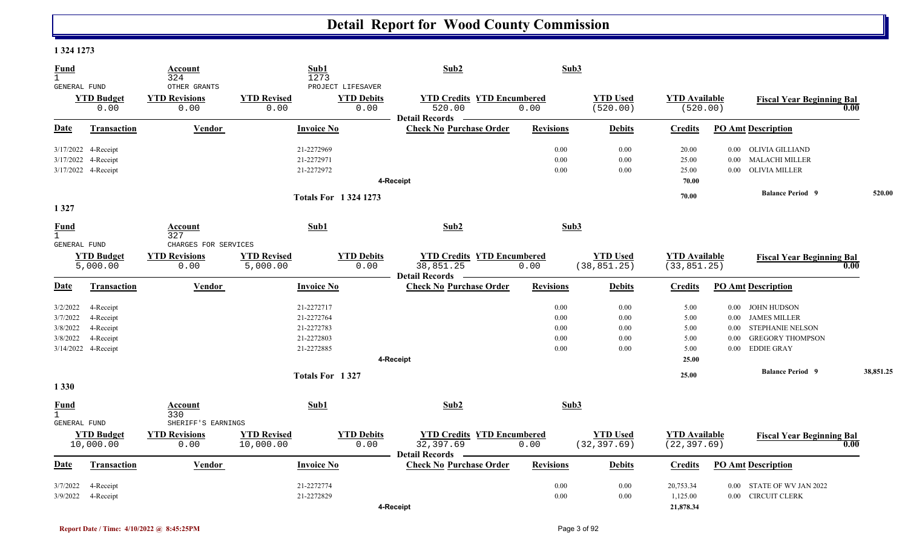# Detail Report for Wood County Commission

**1 324 1273**

| Fund | Account | Sub1 | Sub2 | Sub3 |
|---|---|---|---|---|
| 1 | 324 | 1273 | | |
| GENERAL FUND | OTHER GRANTS | PROJECT LIFESAVER | | |

| YTD Budget | YTD Revisions | YTD Revised | YTD Debits | YTD Credits | YTD Encumbered | YTD Used | YTD Available | Fiscal Year Beginning Bal |
|---|---|---|---|---|---|---|---|---|
| 0.00 | 0.00 | 0.00 | 0.00 | 520.00 | 0.00 | (520.00) | (520.00) | 0.00 |

**Detail Records**

| Date | Transaction | Vendor | Invoice No | Check No | Purchase Order | Revisions | Debits | Credits | PO Amt | Description |
|---|---|---|---|---|---|---|---|---|---|---|
| 3/17/2022 | 4-Receipt | | 21-2272969 | | | 0.00 | 0.00 | 20.00 | 0.00 | OLIVIA GILLIAND |
| 3/17/2022 | 4-Receipt | | 21-2272971 | | | 0.00 | 0.00 | 25.00 | 0.00 | MALACHI MILLER |
| 3/17/2022 | 4-Receipt | | 21-2272972 | | | 0.00 | 0.00 | 25.00 | 0.00 | OLIVIA MILLER |
| | | | | 4-Receipt | | | | 70.00 | | |
| | | | Totals For 1 324 1273 | | | | | 70.00 | | Balance Period 9 — 520.00 |

**1 327**

| Fund | Account | Sub1 | Sub2 | Sub3 |
|---|---|---|---|---|
| 1 | 327 | | | |
| GENERAL FUND | CHARGES FOR SERVICES | | | |

| YTD Budget | YTD Revisions | YTD Revised | YTD Debits | YTD Credits | YTD Encumbered | YTD Used | YTD Available | Fiscal Year Beginning Bal |
|---|---|---|---|---|---|---|---|---|
| 5,000.00 | 0.00 | 5,000.00 | 0.00 | 38,851.25 | 0.00 | (38,851.25) | (33,851.25) | 0.00 |

**Detail Records**

| Date | Transaction | Vendor | Invoice No | Check No | Purchase Order | Revisions | Debits | Credits | PO Amt | Description |
|---|---|---|---|---|---|---|---|---|---|---|
| 3/2/2022 | 4-Receipt | | 21-2272717 | | | 0.00 | 0.00 | 5.00 | 0.00 | JOHN HUDSON |
| 3/7/2022 | 4-Receipt | | 21-2272764 | | | 0.00 | 0.00 | 5.00 | 0.00 | JAMES MILLER |
| 3/8/2022 | 4-Receipt | | 21-2272783 | | | 0.00 | 0.00 | 5.00 | 0.00 | STEPHANIE NELSON |
| 3/8/2022 | 4-Receipt | | 21-2272803 | | | 0.00 | 0.00 | 5.00 | 0.00 | GREGORY THOMPSON |
| 3/14/2022 | 4-Receipt | | 21-2272885 | | | 0.00 | 0.00 | 5.00 | 0.00 | EDDIE GRAY |
| | | | | 4-Receipt | | | | 25.00 | | |
| | | | Totals For 1 327 | | | | | 25.00 | | Balance Period 9 — 38,851.25 |

**1 330**

| Fund | Account | Sub1 | Sub2 | Sub3 |
|---|---|---|---|---|
| 1 | 330 | | | |
| GENERAL FUND | SHERIFF'S EARNINGS | | | |

| YTD Budget | YTD Revisions | YTD Revised | YTD Debits | YTD Credits | YTD Encumbered | YTD Used | YTD Available | Fiscal Year Beginning Bal |
|---|---|---|---|---|---|---|---|---|
| 10,000.00 | 0.00 | 10,000.00 | 0.00 | 32,397.69 | 0.00 | (32,397.69) | (22,397.69) | 0.00 |

**Detail Records**

| Date | Transaction | Vendor | Invoice No | Check No | Purchase Order | Revisions | Debits | Credits | PO Amt | Description |
|---|---|---|---|---|---|---|---|---|---|---|
| 3/7/2022 | 4-Receipt | | 21-2272774 | | | 0.00 | 0.00 | 20,753.34 | 0.00 | STATE OF WV JAN 2022 |
| 3/9/2022 | 4-Receipt | | 21-2272829 | | | 0.00 | 0.00 | 1,125.00 | 0.00 | CIRCUIT CLERK |
| | | | | 4-Receipt | | | | 21,878.34 | | |

Report Date / Time: 4/10/2022 @ 8:45:25PM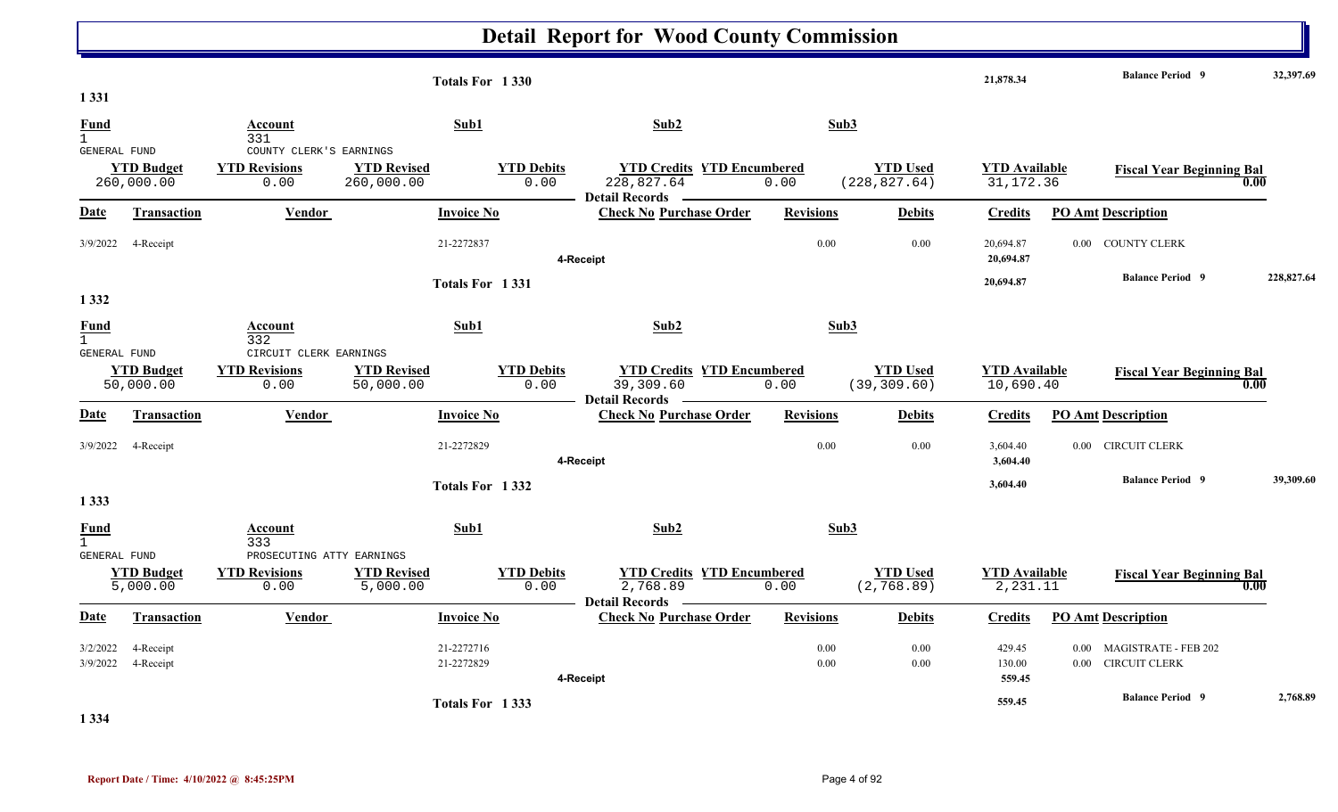# Detail Report for Wood County Commission

| | | Totals For 1 330 | | 21,878.34 | Balance Period 9 | 32,397.69 |
|---|---|---|---|---|---|---|

**1 331**

| Fund | Account | Sub1 | Sub2 | Sub3 |
|---|---|---|---|---|
| 1 GENERAL FUND | 331 COUNTY CLERK'S EARNINGS | | | |

| YTD Budget | YTD Revisions | YTD Revised | YTD Debits | YTD Credits | YTD Encumbered | YTD Used | YTD Available | Fiscal Year Beginning Bal |
|---|---|---|---|---|---|---|---|---|
| 260,000.00 | 0.00 | 260,000.00 | 0.00 | 228,827.64 | 0.00 | (228,827.64) | 31,172.36 | 0.00 |

Detail Records

| Date | Transaction | Vendor | Invoice No | Check No | Purchase Order | Revisions | Debits | Credits | PO Amt | Description |
|---|---|---|---|---|---|---|---|---|---|---|
| 3/9/2022 | 4-Receipt | | 21-2272837 | | | 0.00 | 0.00 | 20,694.87 | 0.00 | COUNTY CLERK |
| | | | | 4-Receipt | | | | 20,694.87 | | |

| Totals For 1 331 | 20,694.87 | Balance Period 9 | 228,827.64 |
|---|---|---|---|

**1 332**

| Fund | Account | Sub1 | Sub2 | Sub3 |
|---|---|---|---|---|
| 1 GENERAL FUND | 332 CIRCUIT CLERK EARNINGS | | | |

| YTD Budget | YTD Revisions | YTD Revised | YTD Debits | YTD Credits | YTD Encumbered | YTD Used | YTD Available | Fiscal Year Beginning Bal |
|---|---|---|---|---|---|---|---|---|
| 50,000.00 | 0.00 | 50,000.00 | 0.00 | 39,309.60 | 0.00 | (39,309.60) | 10,690.40 | 0.00 |

Detail Records

| Date | Transaction | Vendor | Invoice No | Check No | Purchase Order | Revisions | Debits | Credits | PO Amt | Description |
|---|---|---|---|---|---|---|---|---|---|---|
| 3/9/2022 | 4-Receipt | | 21-2272829 | | | 0.00 | 0.00 | 3,604.40 | 0.00 | CIRCUIT CLERK |
| | | | | 4-Receipt | | | | 3,604.40 | | |

| Totals For 1 332 | 3,604.40 | Balance Period 9 | 39,309.60 |
|---|---|---|---|

**1 333**

| Fund | Account | Sub1 | Sub2 | Sub3 |
|---|---|---|---|---|
| 1 GENERAL FUND | 333 PROSECUTING ATTY EARNINGS | | | |

| YTD Budget | YTD Revisions | YTD Revised | YTD Debits | YTD Credits | YTD Encumbered | YTD Used | YTD Available | Fiscal Year Beginning Bal |
|---|---|---|---|---|---|---|---|---|
| 5,000.00 | 0.00 | 5,000.00 | 0.00 | 2,768.89 | 0.00 | (2,768.89) | 2,231.11 | 0.00 |

Detail Records

| Date | Transaction | Vendor | Invoice No | Check No | Purchase Order | Revisions | Debits | Credits | PO Amt | Description |
|---|---|---|---|---|---|---|---|---|---|---|
| 3/2/2022 | 4-Receipt | | 21-2272716 | | | 0.00 | 0.00 | 429.45 | 0.00 | MAGISTRATE - FEB 202 |
| 3/9/2022 | 4-Receipt | | 21-2272829 | | | 0.00 | 0.00 | 130.00 | 0.00 | CIRCUIT CLERK |
| | | | | 4-Receipt | | | | 559.45 | | |

| Totals For 1 333 | 559.45 | Balance Period 9 | 2,768.89 |
|---|---|---|---|

**1 334**

Report Date / Time: 4/10/2022 @ 8:45:25PM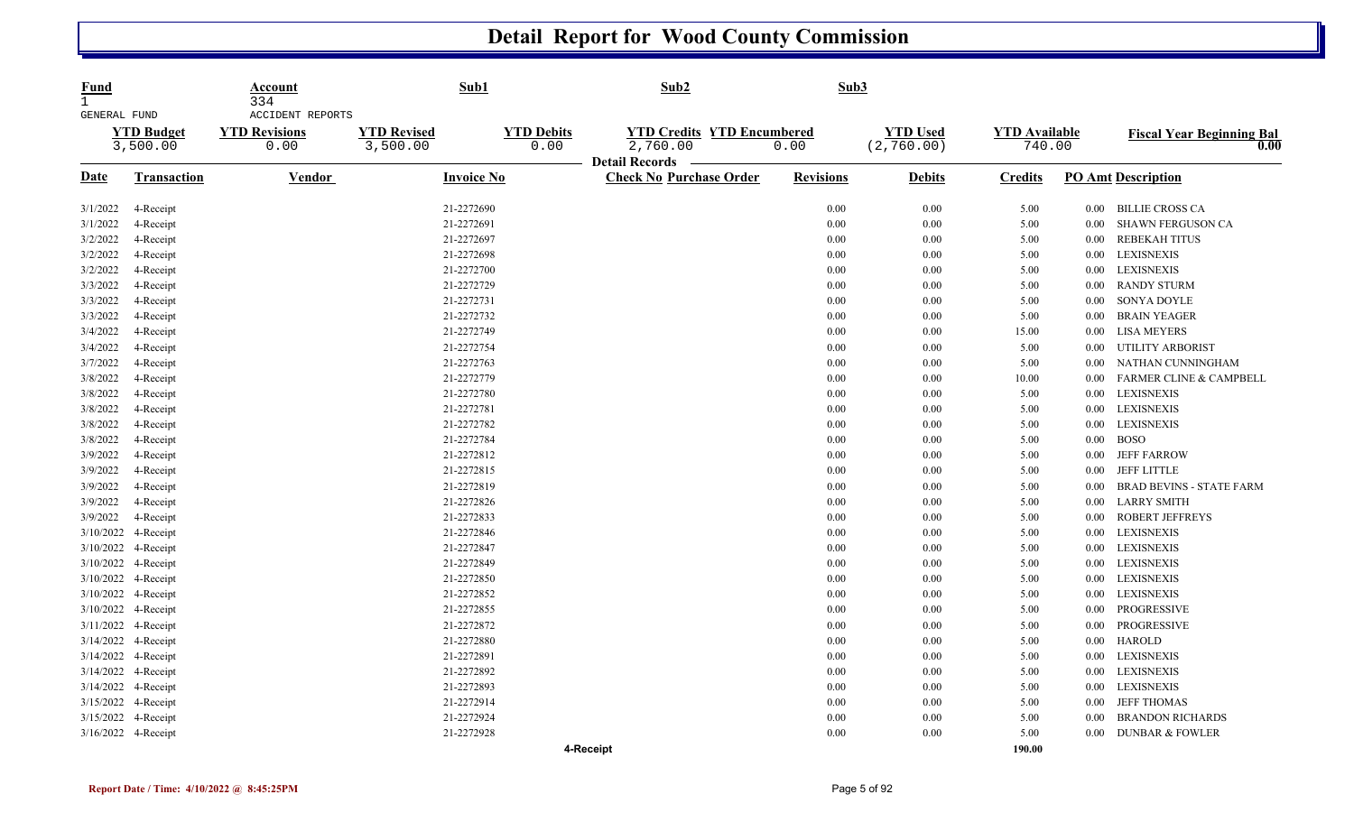# Detail Report for Wood County Commission

| Fund | Account | Sub1 | Sub2 | Sub3 |
|---|---|---|---|---|
| 1 | 334 | | | |
| GENERAL FUND | ACCIDENT REPORTS | | | |

| YTD Budget | YTD Revisions | YTD Revised | YTD Debits | YTD Credits | YTD Encumbered | YTD Used | YTD Available | Fiscal Year Beginning Bal |
|---|---|---|---|---|---|---|---|---|
| 3,500.00 | 0.00 | 3,500.00 | 0.00 | 2,760.00 | 0.00 | (2,760.00) | 740.00 | 0.00 |

**Detail Records**

| Date | Transaction | Vendor | Invoice No | Check No | Purchase Order | Revisions | Debits | Credits | PO Amt | Description |
|---|---|---|---|---|---|---|---|---|---|---|
| 3/1/2022 | 4-Receipt | | 21-2272690 | | | 0.00 | 0.00 | 5.00 | 0.00 | BILLIE CROSS CA |
| 3/1/2022 | 4-Receipt | | 21-2272691 | | | 0.00 | 0.00 | 5.00 | 0.00 | SHAWN FERGUSON CA |
| 3/2/2022 | 4-Receipt | | 21-2272697 | | | 0.00 | 0.00 | 5.00 | 0.00 | REBEKAH TITUS |
| 3/2/2022 | 4-Receipt | | 21-2272698 | | | 0.00 | 0.00 | 5.00 | 0.00 | LEXISNEXIS |
| 3/2/2022 | 4-Receipt | | 21-2272700 | | | 0.00 | 0.00 | 5.00 | 0.00 | LEXISNEXIS |
| 3/3/2022 | 4-Receipt | | 21-2272729 | | | 0.00 | 0.00 | 5.00 | 0.00 | RANDY STURM |
| 3/3/2022 | 4-Receipt | | 21-2272731 | | | 0.00 | 0.00 | 5.00 | 0.00 | SONYA DOYLE |
| 3/3/2022 | 4-Receipt | | 21-2272732 | | | 0.00 | 0.00 | 5.00 | 0.00 | BRAIN YEAGER |
| 3/4/2022 | 4-Receipt | | 21-2272749 | | | 0.00 | 0.00 | 15.00 | 0.00 | LISA MEYERS |
| 3/4/2022 | 4-Receipt | | 21-2272754 | | | 0.00 | 0.00 | 5.00 | 0.00 | UTILITY ARBORIST |
| 3/7/2022 | 4-Receipt | | 21-2272763 | | | 0.00 | 0.00 | 5.00 | 0.00 | NATHAN CUNNINGHAM |
| 3/8/2022 | 4-Receipt | | 21-2272779 | | | 0.00 | 0.00 | 10.00 | 0.00 | FARMER CLINE & CAMPBELL |
| 3/8/2022 | 4-Receipt | | 21-2272780 | | | 0.00 | 0.00 | 5.00 | 0.00 | LEXISNEXIS |
| 3/8/2022 | 4-Receipt | | 21-2272781 | | | 0.00 | 0.00 | 5.00 | 0.00 | LEXISNEXIS |
| 3/8/2022 | 4-Receipt | | 21-2272782 | | | 0.00 | 0.00 | 5.00 | 0.00 | LEXISNEXIS |
| 3/8/2022 | 4-Receipt | | 21-2272784 | | | 0.00 | 0.00 | 5.00 | 0.00 | BOSO |
| 3/9/2022 | 4-Receipt | | 21-2272812 | | | 0.00 | 0.00 | 5.00 | 0.00 | JEFF FARROW |
| 3/9/2022 | 4-Receipt | | 21-2272815 | | | 0.00 | 0.00 | 5.00 | 0.00 | JEFF LITTLE |
| 3/9/2022 | 4-Receipt | | 21-2272819 | | | 0.00 | 0.00 | 5.00 | 0.00 | BRAD BEVINS - STATE FARM |
| 3/9/2022 | 4-Receipt | | 21-2272826 | | | 0.00 | 0.00 | 5.00 | 0.00 | LARRY SMITH |
| 3/9/2022 | 4-Receipt | | 21-2272833 | | | 0.00 | 0.00 | 5.00 | 0.00 | ROBERT JEFFREYS |
| 3/10/2022 | 4-Receipt | | 21-2272846 | | | 0.00 | 0.00 | 5.00 | 0.00 | LEXISNEXIS |
| 3/10/2022 | 4-Receipt | | 21-2272847 | | | 0.00 | 0.00 | 5.00 | 0.00 | LEXISNEXIS |
| 3/10/2022 | 4-Receipt | | 21-2272849 | | | 0.00 | 0.00 | 5.00 | 0.00 | LEXISNEXIS |
| 3/10/2022 | 4-Receipt | | 21-2272850 | | | 0.00 | 0.00 | 5.00 | 0.00 | LEXISNEXIS |
| 3/10/2022 | 4-Receipt | | 21-2272852 | | | 0.00 | 0.00 | 5.00 | 0.00 | LEXISNEXIS |
| 3/10/2022 | 4-Receipt | | 21-2272855 | | | 0.00 | 0.00 | 5.00 | 0.00 | PROGRESSIVE |
| 3/11/2022 | 4-Receipt | | 21-2272872 | | | 0.00 | 0.00 | 5.00 | 0.00 | PROGRESSIVE |
| 3/14/2022 | 4-Receipt | | 21-2272880 | | | 0.00 | 0.00 | 5.00 | 0.00 | HAROLD |
| 3/14/2022 | 4-Receipt | | 21-2272891 | | | 0.00 | 0.00 | 5.00 | 0.00 | LEXISNEXIS |
| 3/14/2022 | 4-Receipt | | 21-2272892 | | | 0.00 | 0.00 | 5.00 | 0.00 | LEXISNEXIS |
| 3/14/2022 | 4-Receipt | | 21-2272893 | | | 0.00 | 0.00 | 5.00 | 0.00 | LEXISNEXIS |
| 3/15/2022 | 4-Receipt | | 21-2272914 | | | 0.00 | 0.00 | 5.00 | 0.00 | JEFF THOMAS |
| 3/15/2022 | 4-Receipt | | 21-2272924 | | | 0.00 | 0.00 | 5.00 | 0.00 | BRANDON RICHARDS |
| 3/16/2022 | 4-Receipt | | 21-2272928 | | | 0.00 | 0.00 | 5.00 | 0.00 | DUNBAR & FOWLER |
| | | | | 4-Receipt | | | | 190.00 | | |

Report Date / Time: 4/10/2022 @ 8:45:25PM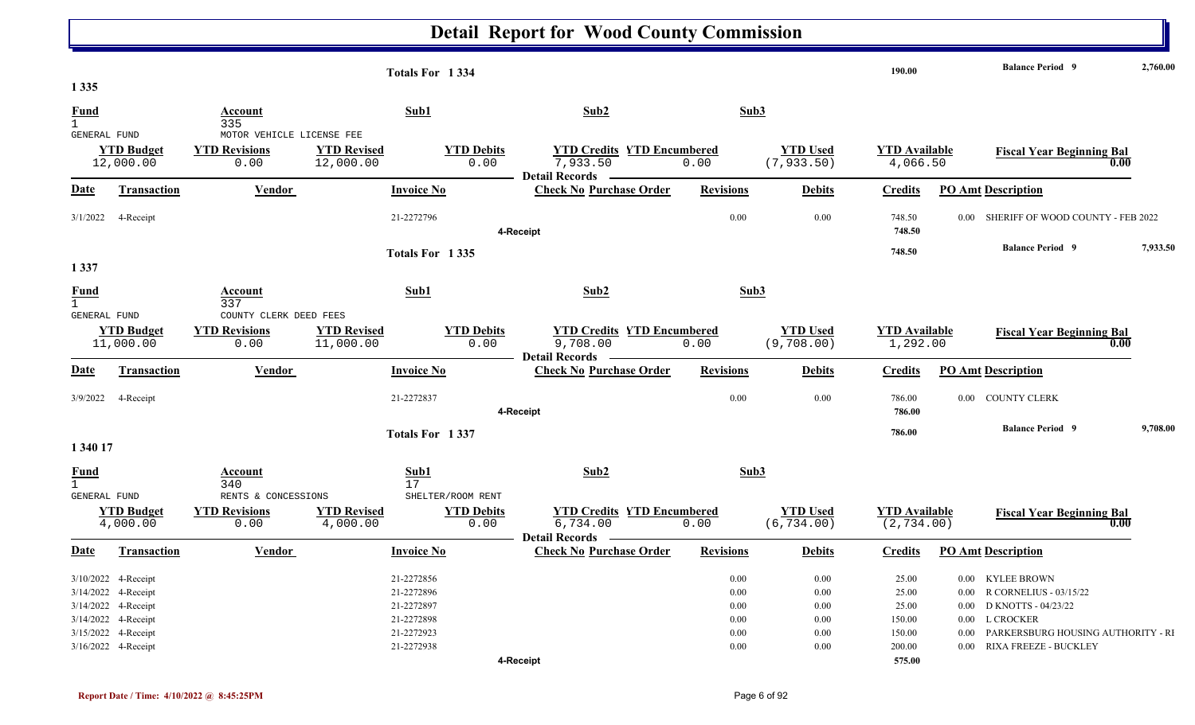# Detail Report for Wood County Commission

**Totals For 1 334** — 190.00 — **Balance Period 9** 2,760.00

## 1 335

| Fund | Account | Sub1 | Sub2 | Sub3 |
|---|---|---|---|---|
| 1 GENERAL FUND | 335 MOTOR VEHICLE LICENSE FEE | | | |

| YTD Budget | YTD Revisions | YTD Revised | YTD Debits | YTD Credits | YTD Encumbered | YTD Used | YTD Available | Fiscal Year Beginning Bal |
|---|---|---|---|---|---|---|---|---|
| 12,000.00 | 0.00 | 12,000.00 | 0.00 | 7,933.50 | 0.00 | (7,933.50) | 4,066.50 | 0.00 |

**Detail Records**

| Date | Transaction | Vendor | Invoice No | Check No | Purchase Order | Revisions | Debits | Credits | PO Amt | Description |
|---|---|---|---|---|---|---|---|---|---|---|
| 3/1/2022 | 4-Receipt | | 21-2272796 | | | 0.00 | 0.00 | 748.50 | 0.00 | SHERIFF OF WOOD COUNTY - FEB 2022 |
| | 4-Receipt | | | | | | | 748.50 | | |

**Totals For 1 335** — 748.50 — **Balance Period 9** 7,933.50

## 1 337

| Fund | Account | Sub1 | Sub2 | Sub3 |
|---|---|---|---|---|
| 1 GENERAL FUND | 337 COUNTY CLERK DEED FEES | | | |

| YTD Budget | YTD Revisions | YTD Revised | YTD Debits | YTD Credits | YTD Encumbered | YTD Used | YTD Available | Fiscal Year Beginning Bal |
|---|---|---|---|---|---|---|---|---|
| 11,000.00 | 0.00 | 11,000.00 | 0.00 | 9,708.00 | 0.00 | (9,708.00) | 1,292.00 | 0.00 |

**Detail Records**

| Date | Transaction | Vendor | Invoice No | Check No | Purchase Order | Revisions | Debits | Credits | PO Amt | Description |
|---|---|---|---|---|---|---|---|---|---|---|
| 3/9/2022 | 4-Receipt | | 21-2272837 | | | 0.00 | 0.00 | 786.00 | 0.00 | COUNTY CLERK |
| | 4-Receipt | | | | | | | 786.00 | | |

**Totals For 1 337** — 786.00 — **Balance Period 9** 9,708.00

## 1 340 17

| Fund | Account | Sub1 | Sub2 | Sub3 |
|---|---|---|---|---|
| 1 GENERAL FUND | 340 RENTS & CONCESSIONS | 17 SHELTER/ROOM RENT | | |

| YTD Budget | YTD Revisions | YTD Revised | YTD Debits | YTD Credits | YTD Encumbered | YTD Used | YTD Available | Fiscal Year Beginning Bal |
|---|---|---|---|---|---|---|---|---|
| 4,000.00 | 0.00 | 4,000.00 | 0.00 | 6,734.00 | 0.00 | (6,734.00) | (2,734.00) | 0.00 |

**Detail Records**

| Date | Transaction | Vendor | Invoice No | Check No | Purchase Order | Revisions | Debits | Credits | PO Amt | Description |
|---|---|---|---|---|---|---|---|---|---|---|
| 3/10/2022 | 4-Receipt | | 21-2272856 | | | 0.00 | 0.00 | 25.00 | 0.00 | KYLEE BROWN |
| 3/14/2022 | 4-Receipt | | 21-2272896 | | | 0.00 | 0.00 | 25.00 | 0.00 | R CORNELIUS - 03/15/22 |
| 3/14/2022 | 4-Receipt | | 21-2272897 | | | 0.00 | 0.00 | 25.00 | 0.00 | D KNOTTS - 04/23/22 |
| 3/14/2022 | 4-Receipt | | 21-2272898 | | | 0.00 | 0.00 | 150.00 | 0.00 | L CROCKER |
| 3/15/2022 | 4-Receipt | | 21-2272923 | | | 0.00 | 0.00 | 150.00 | 0.00 | PARKERSBURG HOUSING AUTHORITY - RI |
| 3/16/2022 | 4-Receipt | | 21-2272938 | | | 0.00 | 0.00 | 200.00 | 0.00 | RIXA FREEZE - BUCKLEY |
| | 4-Receipt | | | | | | | 575.00 | | |

Report Date / Time: 4/10/2022 @ 8:45:25PM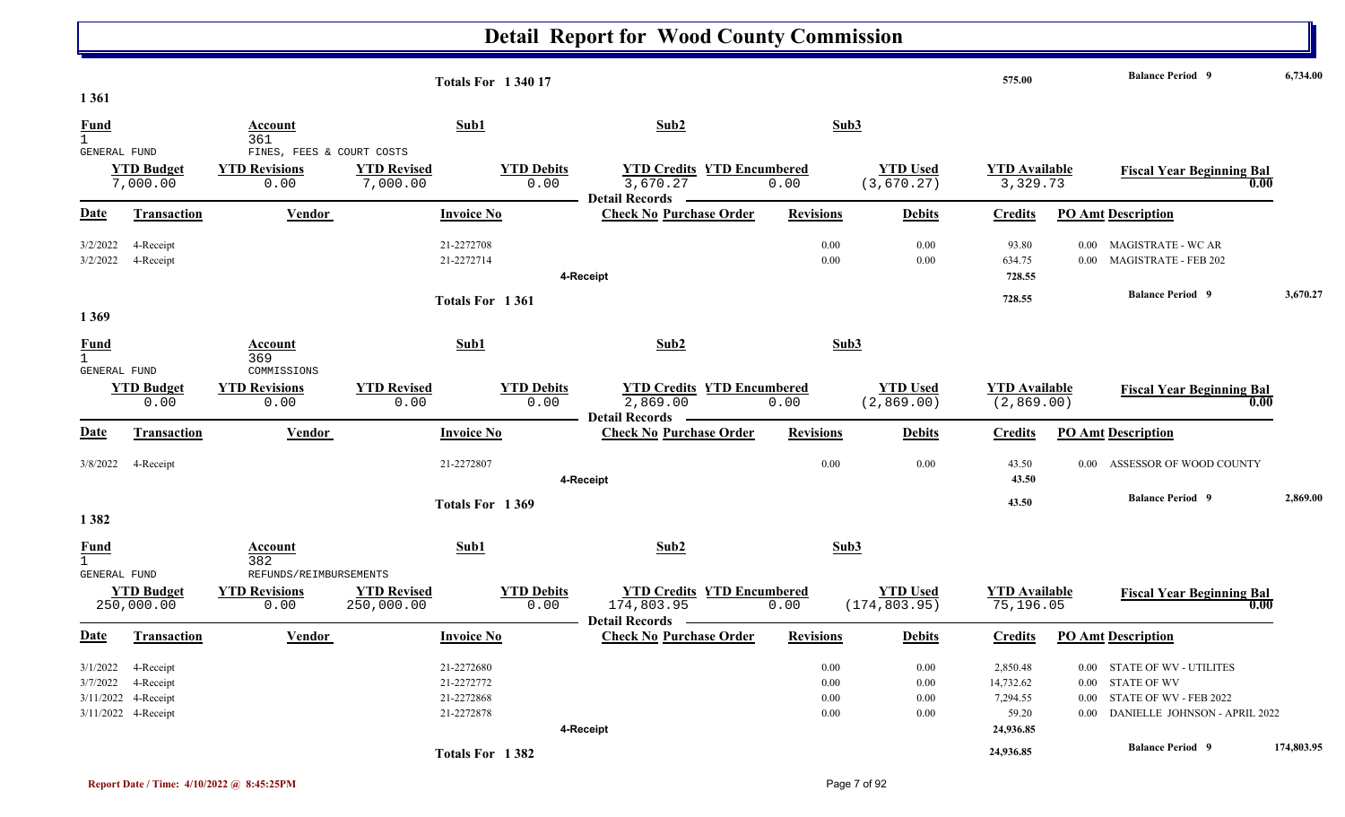# Detail Report for Wood County Commission

| | | Totals For 1 340 17 | 575.00 | Balance Period 9 | 6,734.00 |
|---|---|---|---|---|---|

## 1 361

| Fund | Account | Sub1 | Sub2 | Sub3 |
|---|---|---|---|---|
| 1 GENERAL FUND | 361 FINES, FEES & COURT COSTS | | | |

| YTD Budget | YTD Revisions | YTD Revised | YTD Debits | YTD Credits | YTD Encumbered | YTD Used | YTD Available | Fiscal Year Beginning Bal |
|---|---|---|---|---|---|---|---|---|
| 7,000.00 | 0.00 | 7,000.00 | 0.00 | 3,670.27 | 0.00 | (3,670.27) | 3,329.73 | 0.00 |

Detail Records

| Date | Transaction | Vendor | Invoice No | Check No | Purchase Order | Revisions | Debits | Credits | PO Amt | Description |
|---|---|---|---|---|---|---|---|---|---|---|
| 3/2/2022 | 4-Receipt | | 21-2272708 | | | 0.00 | 0.00 | 93.80 | 0.00 | MAGISTRATE - WC AR |
| 3/2/2022 | 4-Receipt | | 21-2272714 | | | 0.00 | 0.00 | 634.75 | 0.00 | MAGISTRATE - FEB 202 |
| | | | | 4-Receipt | | | | 728.55 | | |
| | | | Totals For 1 361 | | | | | 728.55 | | Balance Period 9 — 3,670.27 |

## 1 369

| Fund | Account | Sub1 | Sub2 | Sub3 |
|---|---|---|---|---|
| 1 GENERAL FUND | 369 COMMISSIONS | | | |

| YTD Budget | YTD Revisions | YTD Revised | YTD Debits | YTD Credits | YTD Encumbered | YTD Used | YTD Available | Fiscal Year Beginning Bal |
|---|---|---|---|---|---|---|---|---|
| 0.00 | 0.00 | 0.00 | 0.00 | 2,869.00 | 0.00 | (2,869.00) | (2,869.00) | 0.00 |

Detail Records

| Date | Transaction | Vendor | Invoice No | Check No | Purchase Order | Revisions | Debits | Credits | PO Amt | Description |
|---|---|---|---|---|---|---|---|---|---|---|
| 3/8/2022 | 4-Receipt | | 21-2272807 | | | 0.00 | 0.00 | 43.50 | 0.00 | ASSESSOR OF WOOD COUNTY |
| | | | | 4-Receipt | | | | 43.50 | | |
| | | | Totals For 1 369 | | | | | 43.50 | | Balance Period 9 — 2,869.00 |

## 1 382

| Fund | Account | Sub1 | Sub2 | Sub3 |
|---|---|---|---|---|
| 1 GENERAL FUND | 382 REFUNDS/REIMBURSEMENTS | | | |

| YTD Budget | YTD Revisions | YTD Revised | YTD Debits | YTD Credits | YTD Encumbered | YTD Used | YTD Available | Fiscal Year Beginning Bal |
|---|---|---|---|---|---|---|---|---|
| 250,000.00 | 0.00 | 250,000.00 | 0.00 | 174,803.95 | 0.00 | (174,803.95) | 75,196.05 | 0.00 |

Detail Records

| Date | Transaction | Vendor | Invoice No | Check No | Purchase Order | Revisions | Debits | Credits | PO Amt | Description |
|---|---|---|---|---|---|---|---|---|---|---|
| 3/1/2022 | 4-Receipt | | 21-2272680 | | | 0.00 | 0.00 | 2,850.48 | 0.00 | STATE OF WV - UTILITES |
| 3/7/2022 | 4-Receipt | | 21-2272772 | | | 0.00 | 0.00 | 14,732.62 | 0.00 | STATE OF WV |
| 3/11/2022 | 4-Receipt | | 21-2272868 | | | 0.00 | 0.00 | 7,294.55 | 0.00 | STATE OF WV - FEB 2022 |
| 3/11/2022 | 4-Receipt | | 21-2272878 | | | 0.00 | 0.00 | 59.20 | 0.00 | DANIELLE JOHNSON - APRIL 2022 |
| | | | | 4-Receipt | | | | 24,936.85 | | |
| | | | Totals For 1 382 | | | | | 24,936.85 | | Balance Period 9 — 174,803.95 |

Report Date / Time: 4/10/2022 @ 8:45:25PM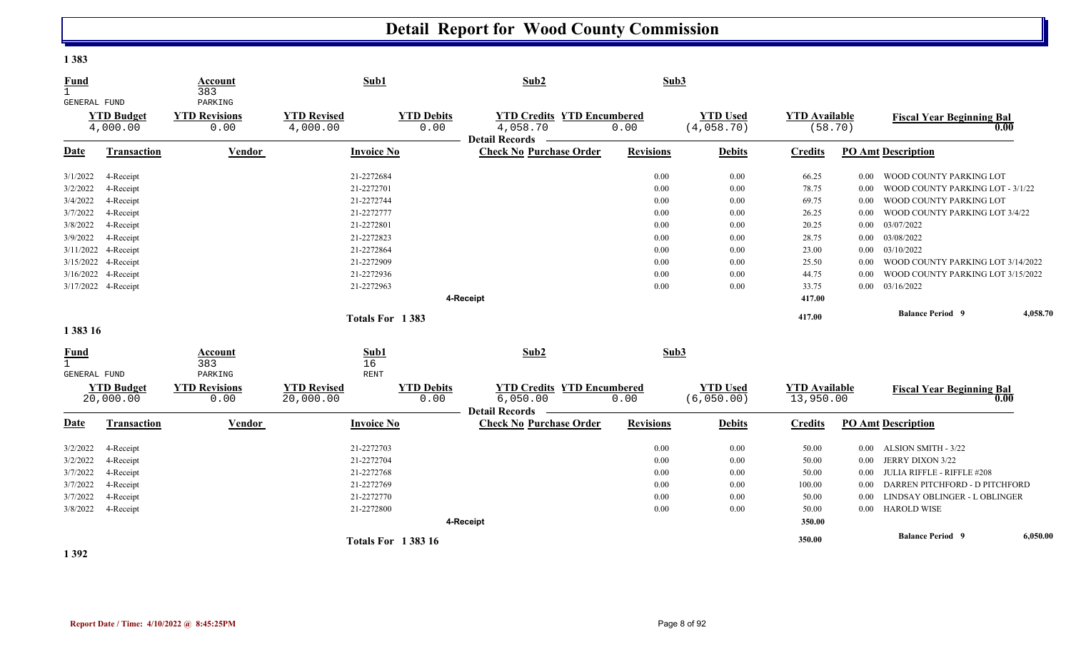# Detail Report for Wood County Commission

**1 383**

| Fund | Account | Sub1 | Sub2 | Sub3 |
|---|---|---|---|---|
| 1 | 383 | | | |
| GENERAL FUND | PARKING | | | |

| YTD Budget | YTD Revisions | YTD Revised | YTD Debits | YTD Credits | YTD Encumbered | YTD Used | YTD Available | Fiscal Year Beginning Bal |
|---|---|---|---|---|---|---|---|---|
| 4,000.00 | 0.00 | 4,000.00 | 0.00 | 4,058.70 | 0.00 | (4,058.70) | (58.70) | 0.00 |

**Detail Records**

| Date | Transaction | Vendor | Invoice No | Check No | Purchase Order | Revisions | Debits | Credits | PO Amt | Description |
|---|---|---|---|---|---|---|---|---|---|---|
| 3/1/2022 | 4-Receipt | | 21-2272684 | | | 0.00 | 0.00 | 66.25 | 0.00 | WOOD COUNTY PARKING LOT |
| 3/2/2022 | 4-Receipt | | 21-2272701 | | | 0.00 | 0.00 | 78.75 | 0.00 | WOOD COUNTY PARKING LOT - 3/1/22 |
| 3/4/2022 | 4-Receipt | | 21-2272744 | | | 0.00 | 0.00 | 69.75 | 0.00 | WOOD COUNTY PARKING LOT |
| 3/7/2022 | 4-Receipt | | 21-2272777 | | | 0.00 | 0.00 | 26.25 | 0.00 | WOOD COUNTY PARKING LOT 3/4/22 |
| 3/8/2022 | 4-Receipt | | 21-2272801 | | | 0.00 | 0.00 | 20.25 | 0.00 | 03/07/2022 |
| 3/9/2022 | 4-Receipt | | 21-2272823 | | | 0.00 | 0.00 | 28.75 | 0.00 | 03/08/2022 |
| 3/11/2022 | 4-Receipt | | 21-2272864 | | | 0.00 | 0.00 | 23.00 | 0.00 | 03/10/2022 |
| 3/15/2022 | 4-Receipt | | 21-2272909 | | | 0.00 | 0.00 | 25.50 | 0.00 | WOOD COUNTY PARKING LOT 3/14/2022 |
| 3/16/2022 | 4-Receipt | | 21-2272936 | | | 0.00 | 0.00 | 44.75 | 0.00 | WOOD COUNTY PARKING LOT 3/15/2022 |
| 3/17/2022 | 4-Receipt | | 21-2272963 | | | 0.00 | 0.00 | 33.75 | 0.00 | 03/16/2022 |
| | | | | 4-Receipt | | | | 417.00 | | |
| | | | Totals For 1 383 | | | | | 417.00 | | Balance Period 9 4,058.70 |

**1 383 16**

| Fund | Account | Sub1 | Sub2 | Sub3 |
|---|---|---|---|---|
| 1 | 383 | 16 | | |
| GENERAL FUND | PARKING | RENT | | |

| YTD Budget | YTD Revisions | YTD Revised | YTD Debits | YTD Credits | YTD Encumbered | YTD Used | YTD Available | Fiscal Year Beginning Bal |
|---|---|---|---|---|---|---|---|---|
| 20,000.00 | 0.00 | 20,000.00 | 0.00 | 6,050.00 | 0.00 | (6,050.00) | 13,950.00 | 0.00 |

**Detail Records**

| Date | Transaction | Vendor | Invoice No | Check No | Purchase Order | Revisions | Debits | Credits | PO Amt | Description |
|---|---|---|---|---|---|---|---|---|---|---|
| 3/2/2022 | 4-Receipt | | 21-2272703 | | | 0.00 | 0.00 | 50.00 | 0.00 | ALSION SMITH - 3/22 |
| 3/2/2022 | 4-Receipt | | 21-2272704 | | | 0.00 | 0.00 | 50.00 | 0.00 | JERRY DIXON 3/22 |
| 3/7/2022 | 4-Receipt | | 21-2272768 | | | 0.00 | 0.00 | 50.00 | 0.00 | JULIA RIFFLE - RIFFLE #208 |
| 3/7/2022 | 4-Receipt | | 21-2272769 | | | 0.00 | 0.00 | 100.00 | 0.00 | DARREN PITCHFORD - D PITCHFORD |
| 3/7/2022 | 4-Receipt | | 21-2272770 | | | 0.00 | 0.00 | 50.00 | 0.00 | LINDSAY OBLINGER - L OBLINGER |
| 3/8/2022 | 4-Receipt | | 21-2272800 | | | 0.00 | 0.00 | 50.00 | 0.00 | HAROLD WISE |
| | | | | 4-Receipt | | | | 350.00 | | |
| | | | Totals For 1 383 16 | | | | | 350.00 | | Balance Period 9 6,050.00 |

**1 392**

Report Date / Time: 4/10/2022 @ 8:45:25PM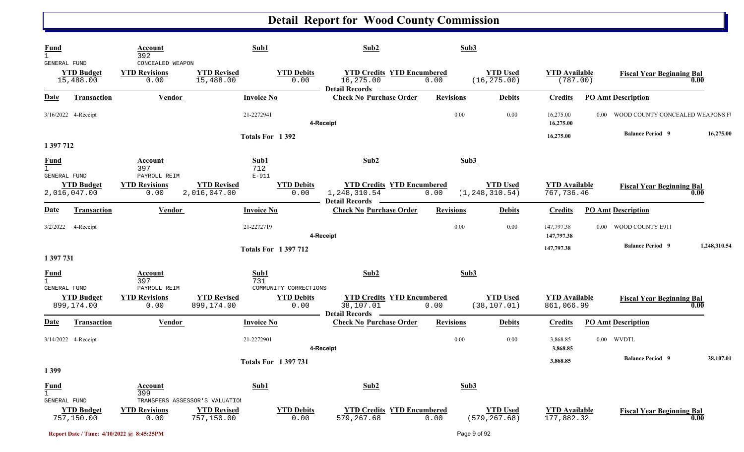# Detail Report for Wood County Commission

| Fund | Account | Sub1 | Sub2 | Sub3 |
|---|---|---|---|---|
| 1 GENERAL FUND | 392 CONCEALED WEAPON | | | |

| YTD Budget | YTD Revisions | YTD Revised | YTD Debits | YTD Credits | YTD Encumbered | YTD Used | YTD Available | Fiscal Year Beginning Bal |
|---|---|---|---|---|---|---|---|---|
| 15,488.00 | 0.00 | 15,488.00 | 0.00 | 16,275.00 | 0.00 | (16,275.00) | (787.00) | 0.00 |

**Detail Records**

| Date | Transaction | Vendor | Invoice No | Check No | Purchase Order | Revisions | Debits | Credits | PO Amt | Description |
|---|---|---|---|---|---|---|---|---|---|---|
| 3/16/2022 | 4-Receipt | | 21-2272941 | | | 0.00 | 0.00 | 16,275.00 | 0.00 | WOOD COUNTY CONCEALED WEAPONS FI |
| | | | | 4-Receipt | | | | 16,275.00 | | |
| | | | Totals For 1 392 | | | | | 16,275.00 | | Balance Period 9 16,275.00 |

**1 397 712**

| Fund | Account | Sub1 | Sub2 | Sub3 |
|---|---|---|---|---|
| 1 GENERAL FUND | 397 PAYROLL REIM | 712 E-911 | | |

| YTD Budget | YTD Revisions | YTD Revised | YTD Debits | YTD Credits | YTD Encumbered | YTD Used | YTD Available | Fiscal Year Beginning Bal |
|---|---|---|---|---|---|---|---|---|
| 2,016,047.00 | 0.00 | 2,016,047.00 | 0.00 | 1,248,310.54 | 0.00 | (1,248,310.54) | 767,736.46 | 0.00 |

**Detail Records**

| Date | Transaction | Vendor | Invoice No | Check No | Purchase Order | Revisions | Debits | Credits | PO Amt | Description |
|---|---|---|---|---|---|---|---|---|---|---|
| 3/2/2022 | 4-Receipt | | 21-2272719 | | | 0.00 | 0.00 | 147,797.38 | 0.00 | WOOD COUNTY E911 |
| | | | | 4-Receipt | | | | 147,797.38 | | |
| | | | Totals For 1 397 712 | | | | | 147,797.38 | | Balance Period 9 1,248,310.54 |

**1 397 731**

| Fund | Account | Sub1 | Sub2 | Sub3 |
|---|---|---|---|---|
| 1 GENERAL FUND | 397 PAYROLL REIM | 731 COMMUNITY CORRECTIONS | | |

| YTD Budget | YTD Revisions | YTD Revised | YTD Debits | YTD Credits | YTD Encumbered | YTD Used | YTD Available | Fiscal Year Beginning Bal |
|---|---|---|---|---|---|---|---|---|
| 899,174.00 | 0.00 | 899,174.00 | 0.00 | 38,107.01 | 0.00 | (38,107.01) | 861,066.99 | 0.00 |

**Detail Records**

| Date | Transaction | Vendor | Invoice No | Check No | Purchase Order | Revisions | Debits | Credits | PO Amt | Description |
|---|---|---|---|---|---|---|---|---|---|---|
| 3/14/2022 | 4-Receipt | | 21-2272901 | | | 0.00 | 0.00 | 3,868.85 | 0.00 | WVDTL |
| | | | | 4-Receipt | | | | 3,868.85 | | |
| | | | Totals For 1 397 731 | | | | | 3,868.85 | | Balance Period 9 38,107.01 |

**1 399**

| Fund | Account | Sub1 | Sub2 | Sub3 |
|---|---|---|---|---|
| 1 GENERAL FUND | 399 TRANSFERS ASSESSOR'S VALUATIOI | | | |

| YTD Budget | YTD Revisions | YTD Revised | YTD Debits | YTD Credits | YTD Encumbered | YTD Used | YTD Available | Fiscal Year Beginning Bal |
|---|---|---|---|---|---|---|---|---|
| 757,150.00 | 0.00 | 757,150.00 | 0.00 | 579,267.68 | 0.00 | (579,267.68) | 177,882.32 | 0.00 |

Report Date / Time: 4/10/2022 @ 8:45:25PM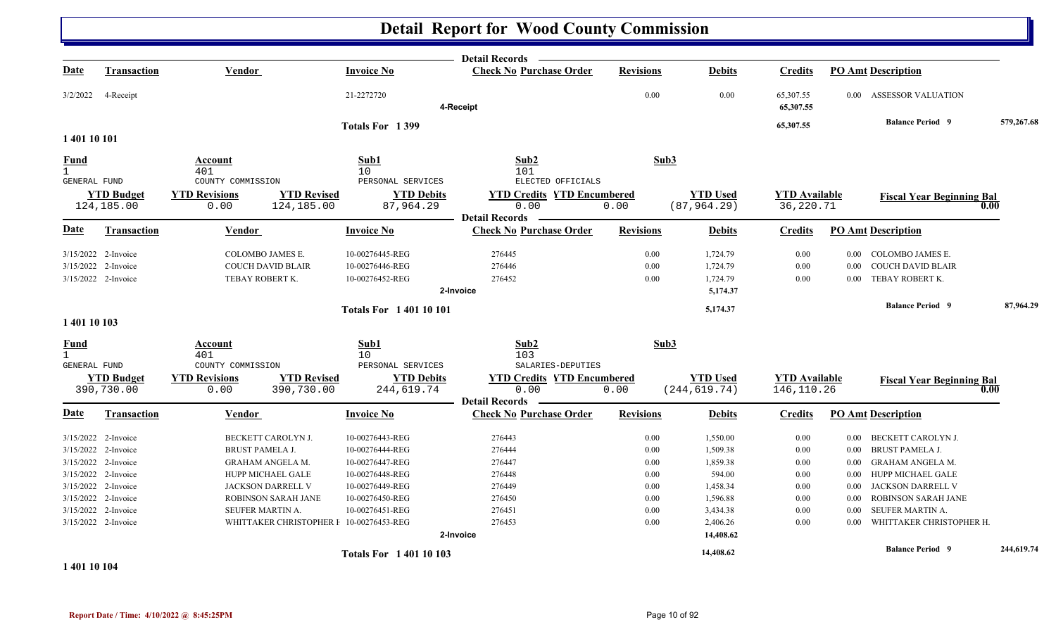# Detail Report for Wood County Commission

**Detail Records**

| Date | Transaction | Vendor | Invoice No | Check No | Purchase Order | Revisions | Debits | Credits | PO Amt | Description |
|---|---|---|---|---|---|---|---|---|---|---|
| 3/2/2022 | 4-Receipt | | 21-2272720 | | | 0.00 | 0.00 | 65,307.55 | 0.00 | ASSESSOR VALUATION |
| | | | | **4-Receipt** | | | | 65,307.55 | | |

**Totals For 1 399** — Credits: 65,307.55 — **Balance Period 9**: 579,267.68

## 1 401 10 101

| Fund | Account | Sub1 | Sub2 | Sub3 |
|---|---|---|---|---|
| 1 | 401 | 10 | 101 | |
| GENERAL FUND | COUNTY COMMISSION | PERSONAL SERVICES | ELECTED OFFICIALS | |

| YTD Budget | YTD Revisions | YTD Revised | YTD Debits | YTD Credits | YTD Encumbered | YTD Used | YTD Available | Fiscal Year Beginning Bal |
|---|---|---|---|---|---|---|---|---|
| 124,185.00 | 0.00 | 124,185.00 | 87,964.29 | 0.00 | 0.00 | (87,964.29) | 36,220.71 | 0.00 |

**Detail Records**

| Date | Transaction | Vendor | Invoice No | Check No | Purchase Order | Revisions | Debits | Credits | PO Amt | Description |
|---|---|---|---|---|---|---|---|---|---|---|
| 3/15/2022 | 2-Invoice | COLOMBO JAMES E. | 10-00276445-REG | 276445 | | 0.00 | 1,724.79 | 0.00 | 0.00 | COLOMBO JAMES E. |
| 3/15/2022 | 2-Invoice | COUCH DAVID BLAIR | 10-00276446-REG | 276446 | | 0.00 | 1,724.79 | 0.00 | 0.00 | COUCH DAVID BLAIR |
| 3/15/2022 | 2-Invoice | TEBAY ROBERT K. | 10-00276452-REG | 276452 | | 0.00 | 1,724.79 | 0.00 | 0.00 | TEBAY ROBERT K. |
| | | | | **2-Invoice** | | | 5,174.37 | | | |

**Totals For 1 401 10 101** — Debits: 5,174.37 — **Balance Period 9**: 87,964.29

## 1 401 10 103

| Fund | Account | Sub1 | Sub2 | Sub3 |
|---|---|---|---|---|
| 1 | 401 | 10 | 103 | |
| GENERAL FUND | COUNTY COMMISSION | PERSONAL SERVICES | SALARIES-DEPUTIES | |

| YTD Budget | YTD Revisions | YTD Revised | YTD Debits | YTD Credits | YTD Encumbered | YTD Used | YTD Available | Fiscal Year Beginning Bal |
|---|---|---|---|---|---|---|---|---|
| 390,730.00 | 0.00 | 390,730.00 | 244,619.74 | 0.00 | 0.00 | (244,619.74) | 146,110.26 | 0.00 |

**Detail Records**

| Date | Transaction | Vendor | Invoice No | Check No | Purchase Order | Revisions | Debits | Credits | PO Amt | Description |
|---|---|---|---|---|---|---|---|---|---|---|
| 3/15/2022 | 2-Invoice | BECKETT CAROLYN J. | 10-00276443-REG | 276443 | | 0.00 | 1,550.00 | 0.00 | 0.00 | BECKETT CAROLYN J. |
| 3/15/2022 | 2-Invoice | BRUST PAMELA J. | 10-00276444-REG | 276444 | | 0.00 | 1,509.38 | 0.00 | 0.00 | BRUST PAMELA J. |
| 3/15/2022 | 2-Invoice | GRAHAM ANGELA M. | 10-00276447-REG | 276447 | | 0.00 | 1,859.38 | 0.00 | 0.00 | GRAHAM ANGELA M. |
| 3/15/2022 | 2-Invoice | HUPP MICHAEL GALE | 10-00276448-REG | 276448 | | 0.00 | 594.00 | 0.00 | 0.00 | HUPP MICHAEL GALE |
| 3/15/2022 | 2-Invoice | JACKSON DARRELL V | 10-00276449-REG | 276449 | | 0.00 | 1,458.34 | 0.00 | 0.00 | JACKSON DARRELL V |
| 3/15/2022 | 2-Invoice | ROBINSON SARAH JANE | 10-00276450-REG | 276450 | | 0.00 | 1,596.88 | 0.00 | 0.00 | ROBINSON SARAH JANE |
| 3/15/2022 | 2-Invoice | SEUFER MARTIN A. | 10-00276451-REG | 276451 | | 0.00 | 3,434.38 | 0.00 | 0.00 | SEUFER MARTIN A. |
| 3/15/2022 | 2-Invoice | WHITTAKER CHRISTOPHER H | 10-00276453-REG | 276453 | | 0.00 | 2,406.26 | 0.00 | 0.00 | WHITTAKER CHRISTOPHER H. |
| | | | | **2-Invoice** | | | 14,408.62 | | | |

**Totals For 1 401 10 103** — Debits: 14,408.62 — **Balance Period 9**: 244,619.74

## 1 401 10 104

Report Date / Time: 4/10/2022 @ 8:45:25PM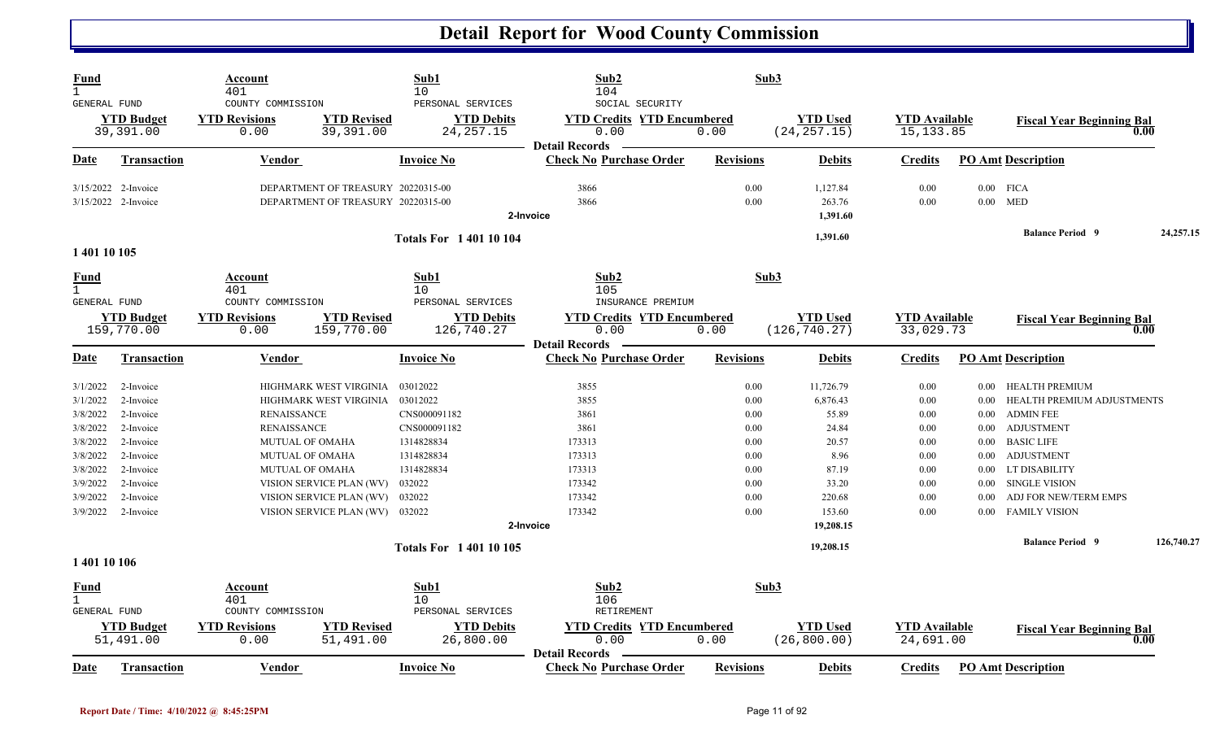# Detail Report for Wood County Commission

| Fund | Account | | Sub1 | Sub2 | | Sub3 | | |
|---|---|---|---|---|---|---|---|---|
| 1 | 401 | | 10 | 104 | | | | |
| GENERAL FUND | COUNTY COMMISSION | | PERSONAL SERVICES | SOCIAL SECURITY | | | | |
| **YTD Budget** | **YTD Revisions** | **YTD Revised** | **YTD Debits** | **YTD Credits** | **YTD Encumbered** | **YTD Used** | **YTD Available** | **Fiscal Year Beginning Bal** |
| 39,391.00 | 0.00 | 39,391.00 | 24,257.15 | 0.00 | 0.00 | (24,257.15) | 15,133.85 | 0.00 |

**Detail Records**

| Date | Transaction | Vendor | Invoice No | Check No | Purchase Order | Revisions | Debits | Credits | PO Amt | Description |
|---|---|---|---|---|---|---|---|---|---|---|
| 3/15/2022 | 2-Invoice | DEPARTMENT OF TREASURY | 20220315-00 | 3866 | | 0.00 | 1,127.84 | 0.00 | 0.00 | FICA |
| 3/15/2022 | 2-Invoice | DEPARTMENT OF TREASURY | 20220315-00 | 3866 | | 0.00 | 263.76 | 0.00 | 0.00 | MED |
| | | | | 2-Invoice | | | 1,391.60 | | | |
| | | | Totals For 1 401 10 104 | | | | 1,391.60 | | | Balance Period 9 24,257.15 |

## 1 401 10 105

| Fund | Account | | Sub1 | Sub2 | | Sub3 | | |
|---|---|---|---|---|---|---|---|---|
| 1 | 401 | | 10 | 105 | | | | |
| GENERAL FUND | COUNTY COMMISSION | | PERSONAL SERVICES | INSURANCE PREMIUM | | | | |
| **YTD Budget** | **YTD Revisions** | **YTD Revised** | **YTD Debits** | **YTD Credits** | **YTD Encumbered** | **YTD Used** | **YTD Available** | **Fiscal Year Beginning Bal** |
| 159,770.00 | 0.00 | 159,770.00 | 126,740.27 | 0.00 | 0.00 | (126,740.27) | 33,029.73 | 0.00 |

**Detail Records**

| Date | Transaction | Vendor | Invoice No | Check No | Purchase Order | Revisions | Debits | Credits | PO Amt | Description |
|---|---|---|---|---|---|---|---|---|---|---|
| 3/1/2022 | 2-Invoice | HIGHMARK WEST VIRGINIA | 03012022 | 3855 | | 0.00 | 11,726.79 | 0.00 | 0.00 | HEALTH PREMIUM |
| 3/1/2022 | 2-Invoice | HIGHMARK WEST VIRGINIA | 03012022 | 3855 | | 0.00 | 6,876.43 | 0.00 | 0.00 | HEALTH PREMIUM ADJUSTMENTS |
| 3/8/2022 | 2-Invoice | RENAISSANCE | CNS000091182 | 3861 | | 0.00 | 55.89 | 0.00 | 0.00 | ADMIN FEE |
| 3/8/2022 | 2-Invoice | RENAISSANCE | CNS000091182 | 3861 | | 0.00 | 24.84 | 0.00 | 0.00 | ADJUSTMENT |
| 3/8/2022 | 2-Invoice | MUTUAL OF OMAHA | 1314828834 | 173313 | | 0.00 | 20.57 | 0.00 | 0.00 | BASIC LIFE |
| 3/8/2022 | 2-Invoice | MUTUAL OF OMAHA | 1314828834 | 173313 | | 0.00 | 8.96 | 0.00 | 0.00 | ADJUSTMENT |
| 3/8/2022 | 2-Invoice | MUTUAL OF OMAHA | 1314828834 | 173313 | | 0.00 | 87.19 | 0.00 | 0.00 | LT DISABILITY |
| 3/9/2022 | 2-Invoice | VISION SERVICE PLAN (WV) | 032022 | 173342 | | 0.00 | 33.20 | 0.00 | 0.00 | SINGLE VISION |
| 3/9/2022 | 2-Invoice | VISION SERVICE PLAN (WV) | 032022 | 173342 | | 0.00 | 220.68 | 0.00 | 0.00 | ADJ FOR NEW/TERM EMPS |
| 3/9/2022 | 2-Invoice | VISION SERVICE PLAN (WV) | 032022 | 173342 | | 0.00 | 153.60 | 0.00 | 0.00 | FAMILY VISION |
| | | | | 2-Invoice | | | 19,208.15 | | | |
| | | | Totals For 1 401 10 105 | | | | 19,208.15 | | | Balance Period 9 126,740.27 |

## 1 401 10 106

| Fund | Account | | Sub1 | Sub2 | | Sub3 | | |
|---|---|---|---|---|---|---|---|---|
| 1 | 401 | | 10 | 106 | | | | |
| GENERAL FUND | COUNTY COMMISSION | | PERSONAL SERVICES | RETIREMENT | | | | |
| **YTD Budget** | **YTD Revisions** | **YTD Revised** | **YTD Debits** | **YTD Credits** | **YTD Encumbered** | **YTD Used** | **YTD Available** | **Fiscal Year Beginning Bal** |
| 51,491.00 | 0.00 | 51,491.00 | 26,800.00 | 0.00 | 0.00 | (26,800.00) | 24,691.00 | 0.00 |

**Detail Records**

| Date | Transaction | Vendor | Invoice No | Check No | Purchase Order | Revisions | Debits | Credits | PO Amt | Description |
|---|---|---|---|---|---|---|---|---|---|---|

Report Date / Time: 4/10/2022 @ 8:45:25PM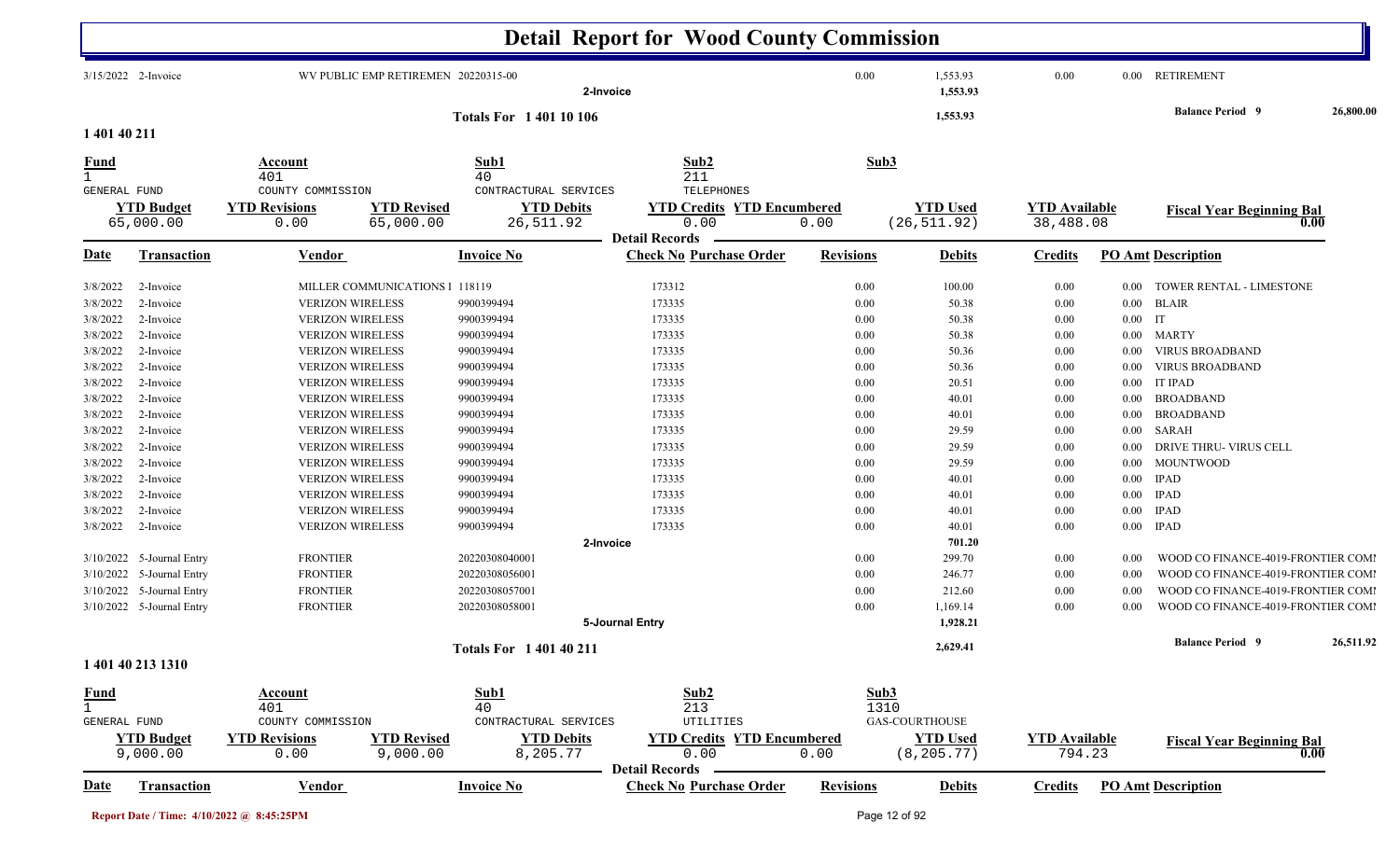# Detail Report for Wood County Commission

| Date | Transaction | Vendor | Invoice No | Check No | Purchase Order | Revisions | Debits | Credits | PO Amt | Description |
|---|---|---|---|---|---|---|---|---|---|---|
| 3/15/2022 | 2-Invoice | WV PUBLIC EMP RETIREMEN | 20220315-00 | | | 0.00 | 1,553.93 | 0.00 | 0.00 | RETIREMENT |
| | | | 2-Invoice | | | | 1,553.93 | | | |
| | | | Totals For 1 401 10 106 | | | | 1,553.93 | | | Balance Period 9 26,800.00 |

## 1 401 40 211

| Fund | Account | Sub1 | Sub2 | Sub3 |
|---|---|---|---|---|
| 1 | 401 | 40 | 211 | |
| GENERAL FUND | COUNTY COMMISSION | CONTRACTUAL SERVICES | TELEPHONES | |

| YTD Budget | YTD Revisions | YTD Revised | YTD Debits | YTD Credits | YTD Encumbered | YTD Used | YTD Available | Fiscal Year Beginning Bal |
|---|---|---|---|---|---|---|---|---|
| 65,000.00 | 0.00 | 65,000.00 | 26,511.92 | 0.00 | 0.00 | (26,511.92) | 38,488.08 | 0.00 |

**Detail Records**

| Date | Transaction | Vendor | Invoice No | Check No | Purchase Order | Revisions | Debits | Credits | PO Amt | Description |
|---|---|---|---|---|---|---|---|---|---|---|
| 3/8/2022 | 2-Invoice | MILLER COMMUNICATIONS I | 118119 | 173312 | | 0.00 | 100.00 | 0.00 | 0.00 | TOWER RENTAL - LIMESTONE |
| 3/8/2022 | 2-Invoice | VERIZON WIRELESS | 9900399494 | 173335 | | 0.00 | 50.38 | 0.00 | 0.00 | BLAIR |
| 3/8/2022 | 2-Invoice | VERIZON WIRELESS | 9900399494 | 173335 | | 0.00 | 50.38 | 0.00 | 0.00 | IT |
| 3/8/2022 | 2-Invoice | VERIZON WIRELESS | 9900399494 | 173335 | | 0.00 | 50.38 | 0.00 | 0.00 | MARTY |
| 3/8/2022 | 2-Invoice | VERIZON WIRELESS | 9900399494 | 173335 | | 0.00 | 50.36 | 0.00 | 0.00 | VIRUS BROADBAND |
| 3/8/2022 | 2-Invoice | VERIZON WIRELESS | 9900399494 | 173335 | | 0.00 | 50.36 | 0.00 | 0.00 | VIRUS BROADBAND |
| 3/8/2022 | 2-Invoice | VERIZON WIRELESS | 9900399494 | 173335 | | 0.00 | 20.51 | 0.00 | 0.00 | IT IPAD |
| 3/8/2022 | 2-Invoice | VERIZON WIRELESS | 9900399494 | 173335 | | 0.00 | 40.01 | 0.00 | 0.00 | BROADBAND |
| 3/8/2022 | 2-Invoice | VERIZON WIRELESS | 9900399494 | 173335 | | 0.00 | 40.01 | 0.00 | 0.00 | BROADBAND |
| 3/8/2022 | 2-Invoice | VERIZON WIRELESS | 9900399494 | 173335 | | 0.00 | 29.59 | 0.00 | 0.00 | SARAH |
| 3/8/2022 | 2-Invoice | VERIZON WIRELESS | 9900399494 | 173335 | | 0.00 | 29.59 | 0.00 | 0.00 | DRIVE THRU- VIRUS CELL |
| 3/8/2022 | 2-Invoice | VERIZON WIRELESS | 9900399494 | 173335 | | 0.00 | 29.59 | 0.00 | 0.00 | MOUNTWOOD |
| 3/8/2022 | 2-Invoice | VERIZON WIRELESS | 9900399494 | 173335 | | 0.00 | 40.01 | 0.00 | 0.00 | IPAD |
| 3/8/2022 | 2-Invoice | VERIZON WIRELESS | 9900399494 | 173335 | | 0.00 | 40.01 | 0.00 | 0.00 | IPAD |
| 3/8/2022 | 2-Invoice | VERIZON WIRELESS | 9900399494 | 173335 | | 0.00 | 40.01 | 0.00 | 0.00 | IPAD |
| 3/8/2022 | 2-Invoice | VERIZON WIRELESS | 9900399494 | 173335 | | 0.00 | 40.01 | 0.00 | 0.00 | IPAD |
| | | | 2-Invoice | | | | 701.20 | | | |
| 3/10/2022 | 5-Journal Entry | FRONTIER | 20220308040001 | | | 0.00 | 299.70 | 0.00 | 0.00 | WOOD CO FINANCE-4019-FRONTIER COMI |
| 3/10/2022 | 5-Journal Entry | FRONTIER | 20220308056001 | | | 0.00 | 246.77 | 0.00 | 0.00 | WOOD CO FINANCE-4019-FRONTIER COMI |
| 3/10/2022 | 5-Journal Entry | FRONTIER | 20220308057001 | | | 0.00 | 212.60 | 0.00 | 0.00 | WOOD CO FINANCE-4019-FRONTIER COMI |
| 3/10/2022 | 5-Journal Entry | FRONTIER | 20220308058001 | | | 0.00 | 1,169.14 | 0.00 | 0.00 | WOOD CO FINANCE-4019-FRONTIER COMI |
| | | | 5-Journal Entry | | | | 1,928.21 | | | |
| | | | Totals For 1 401 40 211 | | | | 2,629.41 | | | Balance Period 9 26,511.92 |

## 1 401 40 213 1310

| Fund | Account | Sub1 | Sub2 | Sub3 |
|---|---|---|---|---|
| 1 | 401 | 40 | 213 | 1310 |
| GENERAL FUND | COUNTY COMMISSION | CONTRACTUAL SERVICES | UTILITIES | GAS-COURTHOUSE |

| YTD Budget | YTD Revisions | YTD Revised | YTD Debits | YTD Credits | YTD Encumbered | YTD Used | YTD Available | Fiscal Year Beginning Bal |
|---|---|---|---|---|---|---|---|---|
| 9,000.00 | 0.00 | 9,000.00 | 8,205.77 | 0.00 | 0.00 | (8,205.77) | 794.23 | 0.00 |

**Detail Records**

| Date | Transaction | Vendor | Invoice No | Check No | Purchase Order | Revisions | Debits | Credits | PO Amt | Description |
|---|---|---|---|---|---|---|---|---|---|---|

Report Date / Time: 4/10/2022 @ 8:45:25PM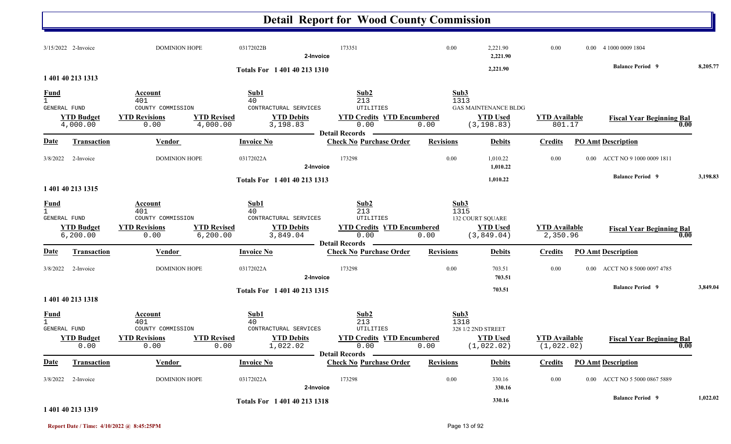# Detail Report for Wood County Commission

| Date | Transaction | Vendor | Invoice No | Check No | Revisions | Debits | Credits | PO Amt | Description |
|---|---|---|---|---|---|---|---|---|---|
| 3/15/2022 | 2-Invoice | DOMINION HOPE | 03172022B | 173351 | 0.00 | 2,221.90 | 0.00 | 0.00 | 4 1000 0009 1804 |
| | | | 2-Invoice | | | 2,221.90 | | | |

**Totals For 1 401 40 213 1310** — 2,221.90 — **Balance Period 9** 8,205.77

**1 401 40 213 1313**

| Fund | Account | Sub1 | Sub2 | Sub3 |
|---|---|---|---|---|
| 1 | 401 | 40 | 213 | 1313 |
| GENERAL FUND | COUNTY COMMISSION | CONTRACTURAL SERVICES | UTILITIES | GAS MAINTENANCE BLDG |

| YTD Budget | YTD Revisions | YTD Revised | YTD Debits | YTD Credits | YTD Encumbered | YTD Used | YTD Available | Fiscal Year Beginning Bal |
|---|---|---|---|---|---|---|---|---|
| 4,000.00 | 0.00 | 4,000.00 | 3,198.83 | 0.00 | 0.00 | (3,198.83) | 801.17 | 0.00 |

**Detail Records**

| Date | Transaction | Vendor | Invoice No | Check No | Purchase Order | Revisions | Debits | Credits | PO Amt | Description |
|---|---|---|---|---|---|---|---|---|---|---|
| 3/8/2022 | 2-Invoice | DOMINION HOPE | 03172022A | 173298 | | 0.00 | 1,010.22 | 0.00 | 0.00 | ACCT NO 9 1000 0009 1811 |
| | | | 2-Invoice | | | | 1,010.22 | | | |

**Totals For 1 401 40 213 1313** — 1,010.22 — **Balance Period 9** 3,198.83

**1 401 40 213 1315**

| Fund | Account | Sub1 | Sub2 | Sub3 |
|---|---|---|---|---|
| 1 | 401 | 40 | 213 | 1315 |
| GENERAL FUND | COUNTY COMMISSION | CONTRACTURAL SERVICES | UTILITIES | 132 COURT SQUARE |

| YTD Budget | YTD Revisions | YTD Revised | YTD Debits | YTD Credits | YTD Encumbered | YTD Used | YTD Available | Fiscal Year Beginning Bal |
|---|---|---|---|---|---|---|---|---|
| 6,200.00 | 0.00 | 6,200.00 | 3,849.04 | 0.00 | 0.00 | (3,849.04) | 2,350.96 | 0.00 |

**Detail Records**

| Date | Transaction | Vendor | Invoice No | Check No | Purchase Order | Revisions | Debits | Credits | PO Amt | Description |
|---|---|---|---|---|---|---|---|---|---|---|
| 3/8/2022 | 2-Invoice | DOMINION HOPE | 03172022A | 173298 | | 0.00 | 703.51 | 0.00 | 0.00 | ACCT NO 8 5000 0097 4785 |
| | | | 2-Invoice | | | | 703.51 | | | |

**Totals For 1 401 40 213 1315** — 703.51 — **Balance Period 9** 3,849.04

**1 401 40 213 1318**

| Fund | Account | Sub1 | Sub2 | Sub3 |
|---|---|---|---|---|
| 1 | 401 | 40 | 213 | 1318 |
| GENERAL FUND | COUNTY COMMISSION | CONTRACTURAL SERVICES | UTILITIES | 328 1/2 2ND STREET |

| YTD Budget | YTD Revisions | YTD Revised | YTD Debits | YTD Credits | YTD Encumbered | YTD Used | YTD Available | Fiscal Year Beginning Bal |
|---|---|---|---|---|---|---|---|---|
| 0.00 | 0.00 | 0.00 | 1,022.02 | 0.00 | 0.00 | (1,022.02) | (1,022.02) | 0.00 |

**Detail Records**

| Date | Transaction | Vendor | Invoice No | Check No | Purchase Order | Revisions | Debits | Credits | PO Amt | Description |
|---|---|---|---|---|---|---|---|---|---|---|
| 3/8/2022 | 2-Invoice | DOMINION HOPE | 03172022A | 173298 | | 0.00 | 330.16 | 0.00 | 0.00 | ACCT NO 5 5000 0867 5889 |
| | | | 2-Invoice | | | | 330.16 | | | |

**Totals For 1 401 40 213 1318** — 330.16 — **Balance Period 9** 1,022.02

**1 401 40 213 1319**

Report Date / Time: 4/10/2022 @ 8:45:25PM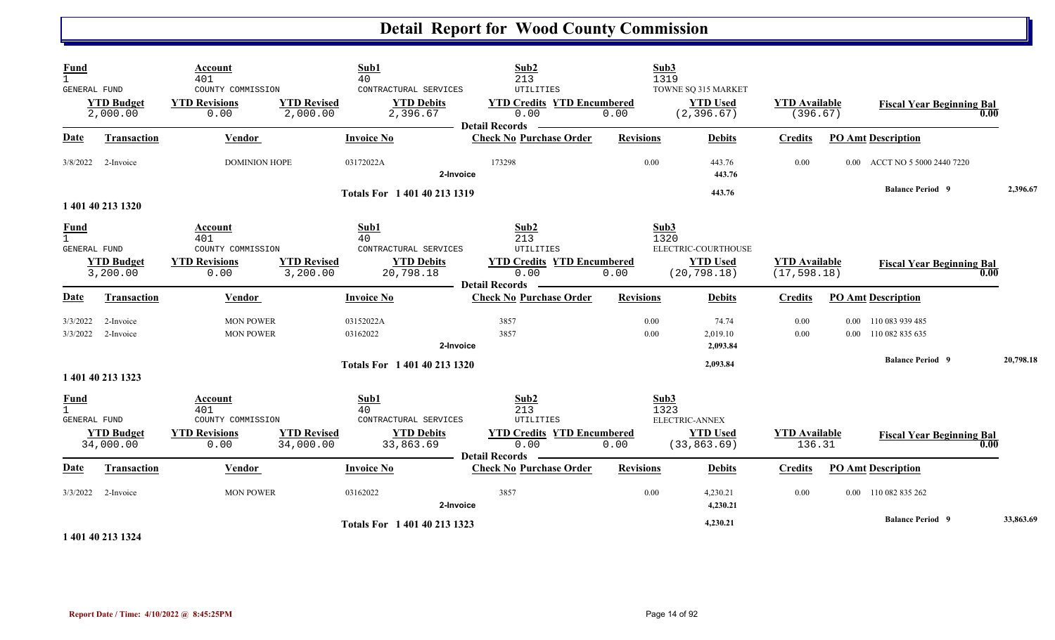# Detail Report for Wood County Commission

| Fund | Account | | Sub1 | Sub2 | | Sub3 | | |
|---|---|---|---|---|---|---|---|---|
| 1 | 401 | | 40 | 213 | | 1319 | | |
| GENERAL FUND | COUNTY COMMISSION | | CONTRACTURAL SERVICES | UTILITIES | | TOWNE SQ 315 MARKET | | |
| **YTD Budget** | **YTD Revisions** | **YTD Revised** | **YTD Debits** | **YTD Credits** | **YTD Encumbered** | **YTD Used** | **YTD Available** | **Fiscal Year Beginning Bal** |
| 2,000.00 | 0.00 | 2,000.00 | 2,396.67 | 0.00 | 0.00 | (2,396.67) | (396.67) | 0.00 |

**Detail Records**

| Date | Transaction | Vendor | Invoice No | Check No | Purchase Order | Revisions | Debits | Credits | PO Amt | Description |
|---|---|---|---|---|---|---|---|---|---|---|
| 3/8/2022 | 2-Invoice | DOMINION HOPE | 03172022A | 173298 | | 0.00 | 443.76 | 0.00 | 0.00 | ACCT NO 5 5000 2440 7220 |
| | | | 2-Invoice | | | | 443.76 | | | |
| | | | Totals For 1 401 40 213 1319 | | | | 443.76 | | | Balance Period 9 2,396.67 |

**1 401 40 213 1320**

| Fund | Account | | Sub1 | Sub2 | | Sub3 | | |
|---|---|---|---|---|---|---|---|---|
| 1 | 401 | | 40 | 213 | | 1320 | | |
| GENERAL FUND | COUNTY COMMISSION | | CONTRACTURAL SERVICES | UTILITIES | | ELECTRIC-COURTHOUSE | | |
| **YTD Budget** | **YTD Revisions** | **YTD Revised** | **YTD Debits** | **YTD Credits** | **YTD Encumbered** | **YTD Used** | **YTD Available** | **Fiscal Year Beginning Bal** |
| 3,200.00 | 0.00 | 3,200.00 | 20,798.18 | 0.00 | 0.00 | (20,798.18) | (17,598.18) | 0.00 |

**Detail Records**

| Date | Transaction | Vendor | Invoice No | Check No | Purchase Order | Revisions | Debits | Credits | PO Amt | Description |
|---|---|---|---|---|---|---|---|---|---|---|
| 3/3/2022 | 2-Invoice | MON POWER | 03152022A | 3857 | | 0.00 | 74.74 | 0.00 | 0.00 | 110 083 939 485 |
| 3/3/2022 | 2-Invoice | MON POWER | 03162022 | 3857 | | 0.00 | 2,019.10 | 0.00 | 0.00 | 110 082 835 635 |
| | | | 2-Invoice | | | | 2,093.84 | | | |
| | | | Totals For 1 401 40 213 1320 | | | | 2,093.84 | | | Balance Period 9 20,798.18 |

**1 401 40 213 1323**

| Fund | Account | | Sub1 | Sub2 | | Sub3 | | |
|---|---|---|---|---|---|---|---|---|
| 1 | 401 | | 40 | 213 | | 1323 | | |
| GENERAL FUND | COUNTY COMMISSION | | CONTRACTURAL SERVICES | UTILITIES | | ELECTRIC-ANNEX | | |
| **YTD Budget** | **YTD Revisions** | **YTD Revised** | **YTD Debits** | **YTD Credits** | **YTD Encumbered** | **YTD Used** | **YTD Available** | **Fiscal Year Beginning Bal** |
| 34,000.00 | 0.00 | 34,000.00 | 33,863.69 | 0.00 | 0.00 | (33,863.69) | 136.31 | 0.00 |

**Detail Records**

| Date | Transaction | Vendor | Invoice No | Check No | Purchase Order | Revisions | Debits | Credits | PO Amt | Description |
|---|---|---|---|---|---|---|---|---|---|---|
| 3/3/2022 | 2-Invoice | MON POWER | 03162022 | 3857 | | 0.00 | 4,230.21 | 0.00 | 0.00 | 110 082 835 262 |
| | | | 2-Invoice | | | | 4,230.21 | | | |
| | | | Totals For 1 401 40 213 1323 | | | | 4,230.21 | | | Balance Period 9 33,863.69 |

**1 401 40 213 1324**

Report Date / Time: 4/10/2022 @ 8:45:25PM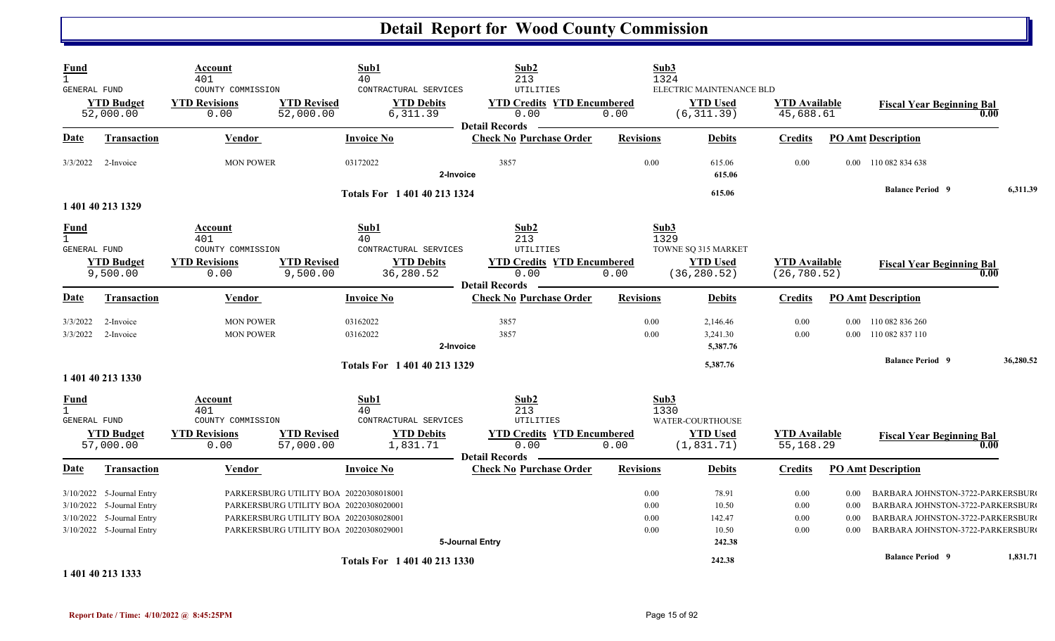# Detail Report for Wood County Commission

| Fund | Account | | Sub1 | Sub2 | | Sub3 | | |
|---|---|---|---|---|---|---|---|---|
| 1 GENERAL FUND | 401 COUNTY COMMISSION | | 40 CONTRACTURAL SERVICES | 213 UTILITIES | | 1324 ELECTRIC MAINTENANCE BLD | | |
| **YTD Budget** | **YTD Revisions** | **YTD Revised** | **YTD Debits** | **YTD Credits** | **YTD Encumbered** | **YTD Used** | **YTD Available** | **Fiscal Year Beginning Bal** |
| 52,000.00 | 0.00 | 52,000.00 | 6,311.39 | 0.00 | 0.00 | (6,311.39) | 45,688.61 | 0.00 |

**Detail Records**

| Date | Transaction | Vendor | Invoice No | Check No | Purchase Order | Revisions | Debits | Credits | PO Amt | Description |
|---|---|---|---|---|---|---|---|---|---|---|
| 3/3/2022 | 2-Invoice | MON POWER | 03172022 | 3857 | | 0.00 | 615.06 | 0.00 | 0.00 | 110 082 834 638 |
| | | | 2-Invoice | | | | 615.06 | | | |
| | | | Totals For 1 401 40 213 1324 | | | | 615.06 | | | Balance Period 9 — 6,311.39 |

**1 401 40 213 1329**

| Fund | Account | | Sub1 | Sub2 | | Sub3 | | |
|---|---|---|---|---|---|---|---|---|
| 1 GENERAL FUND | 401 COUNTY COMMISSION | | 40 CONTRACTURAL SERVICES | 213 UTILITIES | | 1329 TOWNE SQ 315 MARKET | | |
| **YTD Budget** | **YTD Revisions** | **YTD Revised** | **YTD Debits** | **YTD Credits** | **YTD Encumbered** | **YTD Used** | **YTD Available** | **Fiscal Year Beginning Bal** |
| 9,500.00 | 0.00 | 9,500.00 | 36,280.52 | 0.00 | 0.00 | (36,280.52) | (26,780.52) | 0.00 |

**Detail Records**

| Date | Transaction | Vendor | Invoice No | Check No | Purchase Order | Revisions | Debits | Credits | PO Amt | Description |
|---|---|---|---|---|---|---|---|---|---|---|
| 3/3/2022 | 2-Invoice | MON POWER | 03162022 | 3857 | | 0.00 | 2,146.46 | 0.00 | 0.00 | 110 082 836 260 |
| 3/3/2022 | 2-Invoice | MON POWER | 03162022 | 3857 | | 0.00 | 3,241.30 | 0.00 | 0.00 | 110 082 837 110 |
| | | | 2-Invoice | | | | 5,387.76 | | | |
| | | | Totals For 1 401 40 213 1329 | | | | 5,387.76 | | | Balance Period 9 — 36,280.52 |

**1 401 40 213 1330**

| Fund | Account | | Sub1 | Sub2 | | Sub3 | | |
|---|---|---|---|---|---|---|---|---|
| 1 GENERAL FUND | 401 COUNTY COMMISSION | | 40 CONTRACTURAL SERVICES | 213 UTILITIES | | 1330 WATER-COURTHOUSE | | |
| **YTD Budget** | **YTD Revisions** | **YTD Revised** | **YTD Debits** | **YTD Credits** | **YTD Encumbered** | **YTD Used** | **YTD Available** | **Fiscal Year Beginning Bal** |
| 57,000.00 | 0.00 | 57,000.00 | 1,831.71 | 0.00 | 0.00 | (1,831.71) | 55,168.29 | 0.00 |

**Detail Records**

| Date | Transaction | Vendor | Invoice No | Check No | Purchase Order | Revisions | Debits | Credits | PO Amt | Description |
|---|---|---|---|---|---|---|---|---|---|---|
| 3/10/2022 | 5-Journal Entry | PARKERSBURG UTILITY BOA | 20220308018001 | | | 0.00 | 78.91 | 0.00 | 0.00 | BARBARA JOHNSTON-3722-PARKERSBUR( |
| 3/10/2022 | 5-Journal Entry | PARKERSBURG UTILITY BOA | 20220308020001 | | | 0.00 | 10.50 | 0.00 | 0.00 | BARBARA JOHNSTON-3722-PARKERSBUR( |
| 3/10/2022 | 5-Journal Entry | PARKERSBURG UTILITY BOA | 20220308028001 | | | 0.00 | 142.47 | 0.00 | 0.00 | BARBARA JOHNSTON-3722-PARKERSBUR( |
| 3/10/2022 | 5-Journal Entry | PARKERSBURG UTILITY BOA | 20220308029001 | | | 0.00 | 10.50 | 0.00 | 0.00 | BARBARA JOHNSTON-3722-PARKERSBUR( |
| | | | 5-Journal Entry | | | | 242.38 | | | |
| | | | Totals For 1 401 40 213 1330 | | | | 242.38 | | | Balance Period 9 — 1,831.71 |

**1 401 40 213 1333**

Report Date / Time: 4/10/2022 @ 8:45:25PM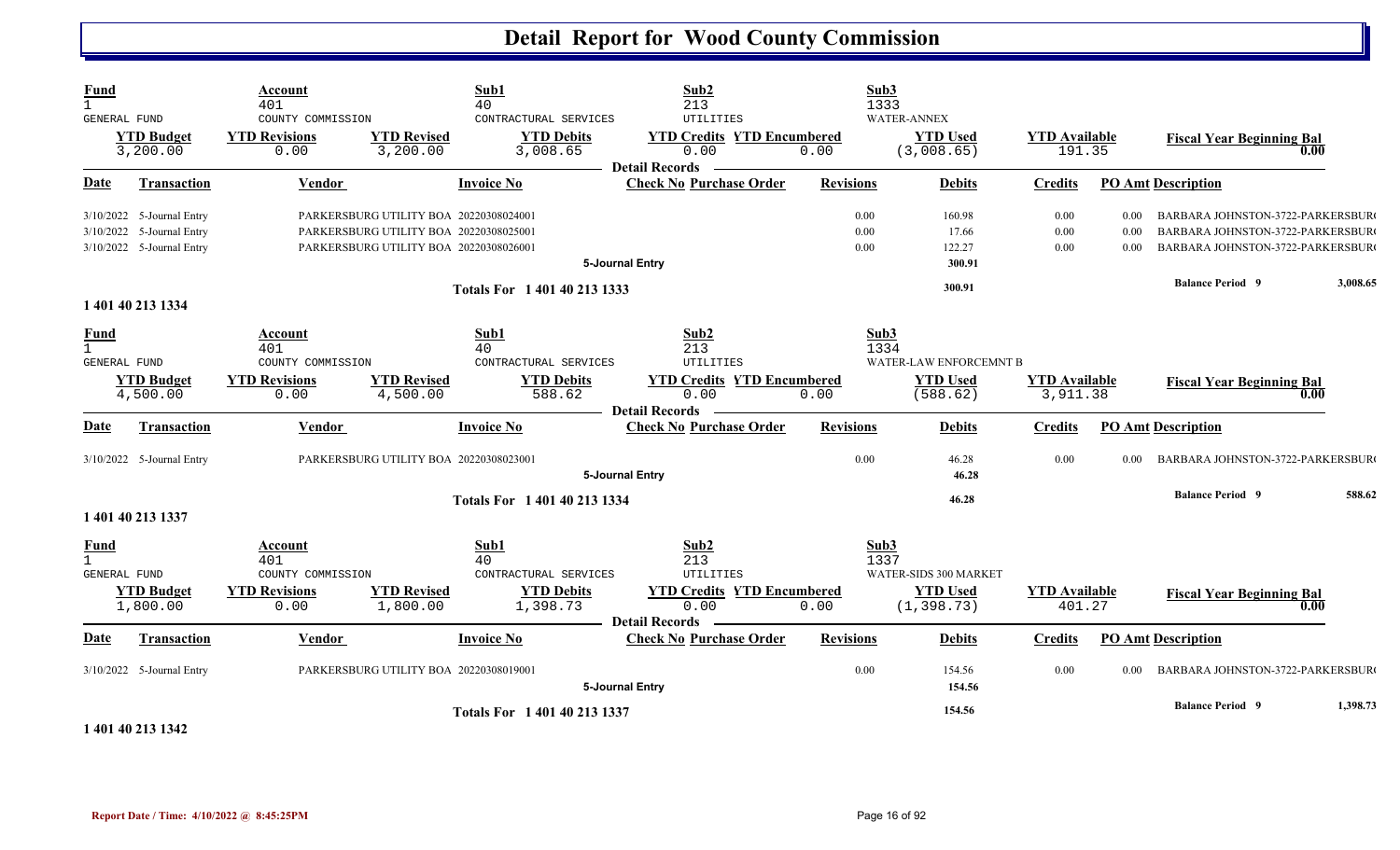# Detail Report for Wood County Commission

| Fund | Account | Sub1 | Sub2 | Sub3 |
|---|---|---|---|---|
| 1 | 401 | 40 | 213 | 1333 |
| GENERAL FUND | COUNTY COMMISSION | CONTRACTURAL SERVICES | UTILITIES | WATER-ANNEX |

| YTD Budget | YTD Revisions | YTD Revised | YTD Debits | YTD Credits | YTD Encumbered | YTD Used | YTD Available | Fiscal Year Beginning Bal |
|---|---|---|---|---|---|---|---|---|
| 3,200.00 | 0.00 | 3,200.00 | 3,008.65 | 0.00 | 0.00 | (3,008.65) | 191.35 | 0.00 |

**Detail Records**

| Date | Transaction | Vendor | Invoice No | Check No | Purchase Order | Revisions | Debits | Credits | PO Amt | Description |
|---|---|---|---|---|---|---|---|---|---|---|
| 3/10/2022 | 5-Journal Entry | PARKERSBURG UTILITY BOA | 20220308024001 | | | 0.00 | 160.98 | 0.00 | 0.00 | BARBARA JOHNSTON-3722-PARKERSBUR( |
| 3/10/2022 | 5-Journal Entry | PARKERSBURG UTILITY BOA | 20220308025001 | | | 0.00 | 17.66 | 0.00 | 0.00 | BARBARA JOHNSTON-3722-PARKERSBUR( |
| 3/10/2022 | 5-Journal Entry | PARKERSBURG UTILITY BOA | 20220308026001 | | | 0.00 | 122.27 | 0.00 | 0.00 | BARBARA JOHNSTON-3722-PARKERSBUR( |
| | | | 5-Journal Entry | | | | 300.91 | | | |
| | | | Totals For 1 401 40 213 1333 | | | | 300.91 | | | Balance Period 9 — 3,008.65 |

## 1 401 40 213 1334

| Fund | Account | Sub1 | Sub2 | Sub3 |
|---|---|---|---|---|
| 1 | 401 | 40 | 213 | 1334 |
| GENERAL FUND | COUNTY COMMISSION | CONTRACTURAL SERVICES | UTILITIES | WATER-LAW ENFORCEMNT B |

| YTD Budget | YTD Revisions | YTD Revised | YTD Debits | YTD Credits | YTD Encumbered | YTD Used | YTD Available | Fiscal Year Beginning Bal |
|---|---|---|---|---|---|---|---|---|
| 4,500.00 | 0.00 | 4,500.00 | 588.62 | 0.00 | 0.00 | (588.62) | 3,911.38 | 0.00 |

**Detail Records**

| Date | Transaction | Vendor | Invoice No | Check No | Purchase Order | Revisions | Debits | Credits | PO Amt | Description |
|---|---|---|---|---|---|---|---|---|---|---|
| 3/10/2022 | 5-Journal Entry | PARKERSBURG UTILITY BOA | 20220308023001 | | | 0.00 | 46.28 | 0.00 | 0.00 | BARBARA JOHNSTON-3722-PARKERSBUR( |
| | | | 5-Journal Entry | | | | 46.28 | | | |
| | | | Totals For 1 401 40 213 1334 | | | | 46.28 | | | Balance Period 9 — 588.62 |

## 1 401 40 213 1337

| Fund | Account | Sub1 | Sub2 | Sub3 |
|---|---|---|---|---|
| 1 | 401 | 40 | 213 | 1337 |
| GENERAL FUND | COUNTY COMMISSION | CONTRACTURAL SERVICES | UTILITIES | WATER-SIDS 300 MARKET |

| YTD Budget | YTD Revisions | YTD Revised | YTD Debits | YTD Credits | YTD Encumbered | YTD Used | YTD Available | Fiscal Year Beginning Bal |
|---|---|---|---|---|---|---|---|---|
| 1,800.00 | 0.00 | 1,800.00 | 1,398.73 | 0.00 | 0.00 | (1,398.73) | 401.27 | 0.00 |

**Detail Records**

| Date | Transaction | Vendor | Invoice No | Check No | Purchase Order | Revisions | Debits | Credits | PO Amt | Description |
|---|---|---|---|---|---|---|---|---|---|---|
| 3/10/2022 | 5-Journal Entry | PARKERSBURG UTILITY BOA | 20220308019001 | | | 0.00 | 154.56 | 0.00 | 0.00 | BARBARA JOHNSTON-3722-PARKERSBUR( |
| | | | 5-Journal Entry | | | | 154.56 | | | |
| | | | Totals For 1 401 40 213 1337 | | | | 154.56 | | | Balance Period 9 — 1,398.73 |

## 1 401 40 213 1342

Report Date / Time: 4/10/2022 @ 8:45:25PM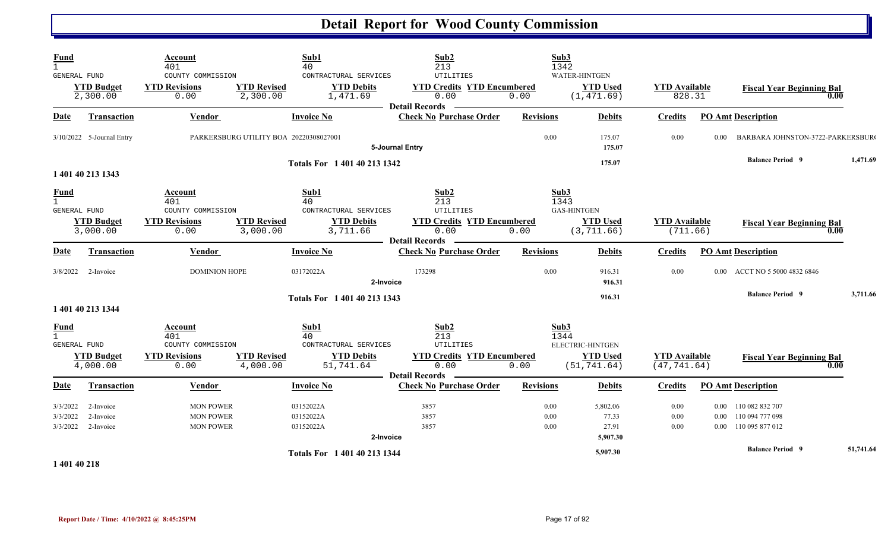# Detail Report for Wood County Commission

| Fund | Account | Sub1 | Sub2 | Sub3 |
|---|---|---|---|---|
| 1 | 401 | 40 | 213 | 1342 |
| GENERAL FUND | COUNTY COMMISSION | CONTRACTURAL SERVICES | UTILITIES | WATER-HINTGEN |

| YTD Budget | YTD Revisions | YTD Revised | YTD Debits | YTD Credits | YTD Encumbered | YTD Used | YTD Available | Fiscal Year Beginning Bal |
|---|---|---|---|---|---|---|---|---|
| 2,300.00 | 0.00 | 2,300.00 | 1,471.69 | 0.00 | 0.00 | (1,471.69) | 828.31 | 0.00 |

**Detail Records**

| Date | Transaction | Vendor | Invoice No | Check No | Purchase Order | Revisions | Debits | Credits | PO Amt | Description |
|---|---|---|---|---|---|---|---|---|---|---|
| 3/10/2022 | 5-Journal Entry | PARKERSBURG UTILITY BOA | 20220308027001 | | | 0.00 | 175.07 | 0.00 | 0.00 | BARBARA JOHNSTON-3722-PARKERSBUR |
| | | | 5-Journal Entry | | | | 175.07 | | | |
| | | | Totals For 1 401 40 213 1342 | | | | 175.07 | | | Balance Period 9 — 1,471.69 |

## 1 401 40 213 1343

| Fund | Account | Sub1 | Sub2 | Sub3 |
|---|---|---|---|---|
| 1 | 401 | 40 | 213 | 1343 |
| GENERAL FUND | COUNTY COMMISSION | CONTRACTURAL SERVICES | UTILITIES | GAS-HINTGEN |

| YTD Budget | YTD Revisions | YTD Revised | YTD Debits | YTD Credits | YTD Encumbered | YTD Used | YTD Available | Fiscal Year Beginning Bal |
|---|---|---|---|---|---|---|---|---|
| 3,000.00 | 0.00 | 3,000.00 | 3,711.66 | 0.00 | 0.00 | (3,711.66) | (711.66) | 0.00 |

**Detail Records**

| Date | Transaction | Vendor | Invoice No | Check No | Purchase Order | Revisions | Debits | Credits | PO Amt | Description |
|---|---|---|---|---|---|---|---|---|---|---|
| 3/8/2022 | 2-Invoice | DOMINION HOPE | 03172022A | 173298 | | 0.00 | 916.31 | 0.00 | 0.00 | ACCT NO 5 5000 4832 6846 |
| | | | 2-Invoice | | | | 916.31 | | | |
| | | | Totals For 1 401 40 213 1343 | | | | 916.31 | | | Balance Period 9 — 3,711.66 |

## 1 401 40 213 1344

| Fund | Account | Sub1 | Sub2 | Sub3 |
|---|---|---|---|---|
| 1 | 401 | 40 | 213 | 1344 |
| GENERAL FUND | COUNTY COMMISSION | CONTRACTURAL SERVICES | UTILITIES | ELECTRIC-HINTGEN |

| YTD Budget | YTD Revisions | YTD Revised | YTD Debits | YTD Credits | YTD Encumbered | YTD Used | YTD Available | Fiscal Year Beginning Bal |
|---|---|---|---|---|---|---|---|---|
| 4,000.00 | 0.00 | 4,000.00 | 51,741.64 | 0.00 | 0.00 | (51,741.64) | (47,741.64) | 0.00 |

**Detail Records**

| Date | Transaction | Vendor | Invoice No | Check No | Purchase Order | Revisions | Debits | Credits | PO Amt | Description |
|---|---|---|---|---|---|---|---|---|---|---|
| 3/3/2022 | 2-Invoice | MON POWER | 03152022A | 3857 | | 0.00 | 5,802.06 | 0.00 | 0.00 | 110 082 832 707 |
| 3/3/2022 | 2-Invoice | MON POWER | 03152022A | 3857 | | 0.00 | 77.33 | 0.00 | 0.00 | 110 094 777 098 |
| 3/3/2022 | 2-Invoice | MON POWER | 03152022A | 3857 | | 0.00 | 27.91 | 0.00 | 0.00 | 110 095 877 012 |
| | | | 2-Invoice | | | | 5,907.30 | | | |
| | | | Totals For 1 401 40 213 1344 | | | | 5,907.30 | | | Balance Period 9 — 51,741.64 |

## 1 401 40 218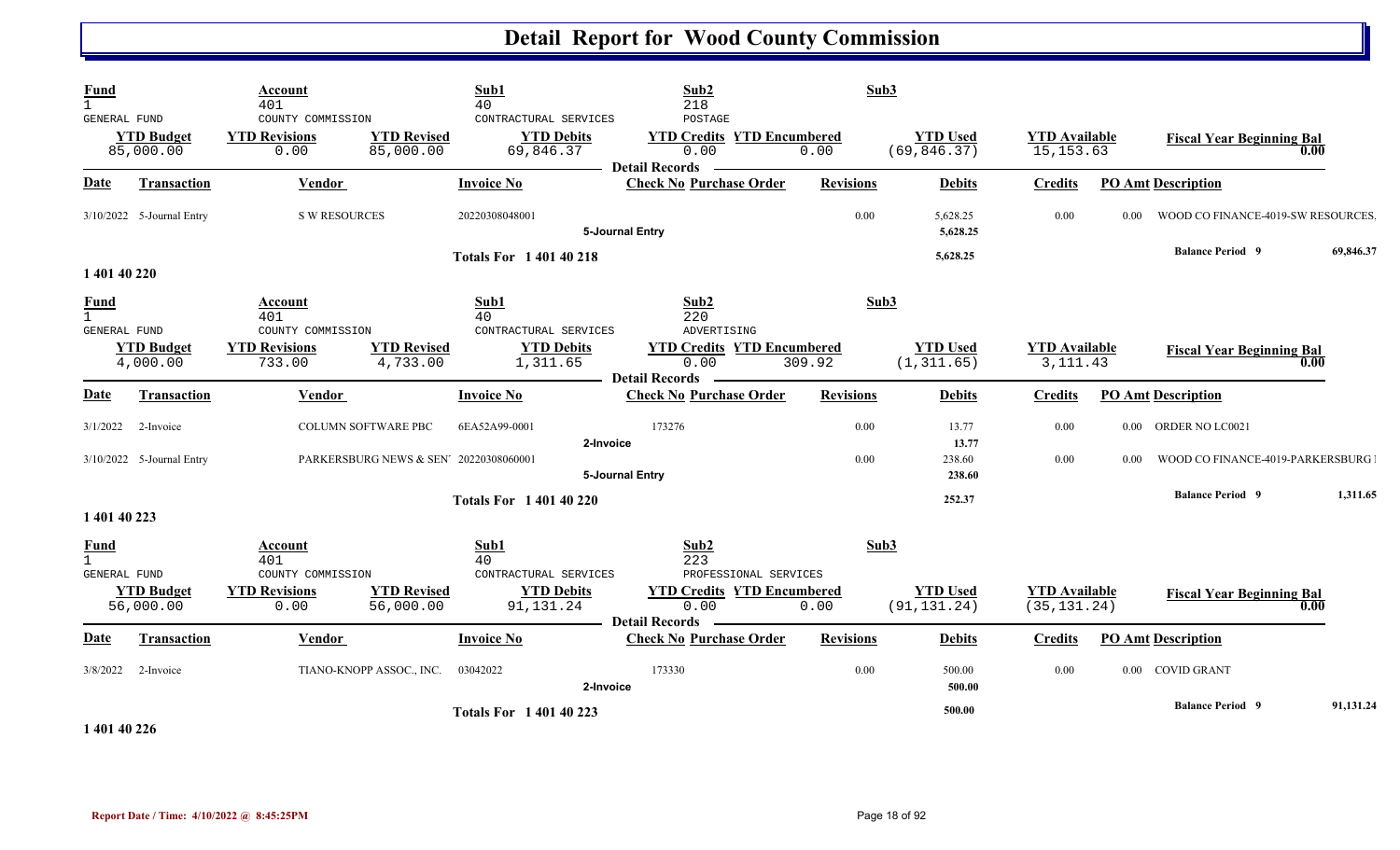# Detail Report for Wood County Commission

| Fund | Account | | Sub1 | Sub2 | | Sub3 | | |
|---|---|---|---|---|---|---|---|---|
| 1 | 401 | | 40 | 218 | | | | |
| GENERAL FUND | COUNTY COMMISSION | | CONTRACTURAL SERVICES | POSTAGE | | | | |
| **YTD Budget** | **YTD Revisions** | **YTD Revised** | **YTD Debits** | **YTD Credits** | **YTD Encumbered** | **YTD Used** | **YTD Available** | **Fiscal Year Beginning Bal** |
| 85,000.00 | 0.00 | 85,000.00 | 69,846.37 | 0.00 | 0.00 | (69,846.37) | 15,153.63 | 0.00 |

**Detail Records**

| Date | Transaction | Vendor | Invoice No | Check No | Purchase Order | Revisions | Debits | Credits | PO Amt | Description |
|---|---|---|---|---|---|---|---|---|---|---|
| 3/10/2022 | 5-Journal Entry | S W RESOURCES | 20220308048001 | | | 0.00 | 5,628.25 | 0.00 | 0.00 | WOOD CO FINANCE-4019-SW RESOURCES. |
| | | | 5-Journal Entry | | | | 5,628.25 | | | |
| | | | Totals For 1 401 40 218 | | | | 5,628.25 | | | Balance Period 9 — 69,846.37 |

**1 401 40 220**

| Fund | Account | | Sub1 | Sub2 | | Sub3 | | |
|---|---|---|---|---|---|---|---|---|
| 1 | 401 | | 40 | 220 | | | | |
| GENERAL FUND | COUNTY COMMISSION | | CONTRACTURAL SERVICES | ADVERTISING | | | | |
| **YTD Budget** | **YTD Revisions** | **YTD Revised** | **YTD Debits** | **YTD Credits** | **YTD Encumbered** | **YTD Used** | **YTD Available** | **Fiscal Year Beginning Bal** |
| 4,000.00 | 733.00 | 4,733.00 | 1,311.65 | 0.00 | 309.92 | (1,311.65) | 3,111.43 | 0.00 |

**Detail Records**

| Date | Transaction | Vendor | Invoice No | Check No | Purchase Order | Revisions | Debits | Credits | PO Amt | Description |
|---|---|---|---|---|---|---|---|---|---|---|
| 3/1/2022 | 2-Invoice | COLUMN SOFTWARE PBC | 6EA52A99-0001 | 173276 | | 0.00 | 13.77 | 0.00 | 0.00 | ORDER NO LC0021 |
| | | | 2-Invoice | | | | 13.77 | | | |
| 3/10/2022 | 5-Journal Entry | PARKERSBURG NEWS & SEN | 20220308060001 | | | 0.00 | 238.60 | 0.00 | 0.00 | WOOD CO FINANCE-4019-PARKERSBURG |
| | | | 5-Journal Entry | | | | 238.60 | | | |
| | | | Totals For 1 401 40 220 | | | | 252.37 | | | Balance Period 9 — 1,311.65 |

**1 401 40 223**

| Fund | Account | | Sub1 | Sub2 | | Sub3 | | |
|---|---|---|---|---|---|---|---|---|
| 1 | 401 | | 40 | 223 | | | | |
| GENERAL FUND | COUNTY COMMISSION | | CONTRACTURAL SERVICES | PROFESSIONAL SERVICES | | | | |
| **YTD Budget** | **YTD Revisions** | **YTD Revised** | **YTD Debits** | **YTD Credits** | **YTD Encumbered** | **YTD Used** | **YTD Available** | **Fiscal Year Beginning Bal** |
| 56,000.00 | 0.00 | 56,000.00 | 91,131.24 | 0.00 | 0.00 | (91,131.24) | (35,131.24) | 0.00 |

**Detail Records**

| Date | Transaction | Vendor | Invoice No | Check No | Purchase Order | Revisions | Debits | Credits | PO Amt | Description |
|---|---|---|---|---|---|---|---|---|---|---|
| 3/8/2022 | 2-Invoice | TIANO-KNOPP ASSOC., INC. | 03042022 | 173330 | | 0.00 | 500.00 | 0.00 | 0.00 | COVID GRANT |
| | | | 2-Invoice | | | | 500.00 | | | |
| | | | Totals For 1 401 40 223 | | | | 500.00 | | | Balance Period 9 — 91,131.24 |

**1 401 40 226**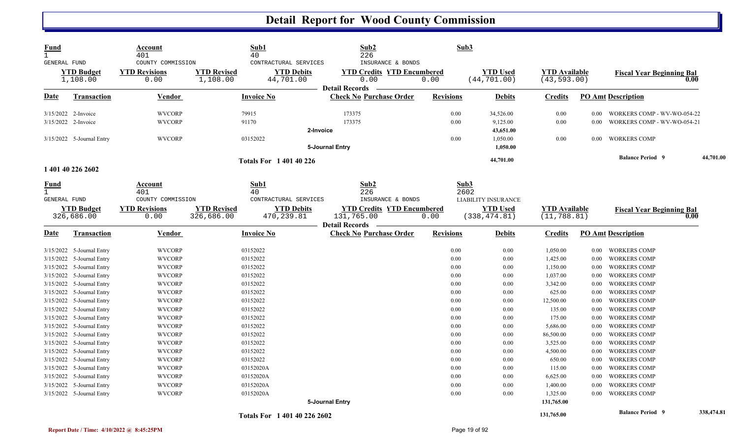# Detail Report for Wood County Commission

| Fund | Account | | Sub1 | Sub2 | | Sub3 | | |
|---|---|---|---|---|---|---|---|---|
| 1 | 401 | | 40 | 226 | | | | |
| GENERAL FUND | COUNTY COMMISSION | | CONTRACTURAL SERVICES | INSURANCE & BONDS | | | | |
| **YTD Budget** | **YTD Revisions** | **YTD Revised** | **YTD Debits** | **YTD Credits** | **YTD Encumbered** | **YTD Used** | **YTD Available** | **Fiscal Year Beginning Bal** |
| 1,108.00 | 0.00 | 1,108.00 | 44,701.00 | 0.00 | 0.00 | (44,701.00) | (43,593.00) | 0.00 |

**Detail Records**

| Date | Transaction | Vendor | Invoice No | Check No | Purchase Order | Revisions | Debits | Credits | PO Amt | Description |
|---|---|---|---|---|---|---|---|---|---|---|
| 3/15/2022 | 2-Invoice | WVCORP | 79915 | 173375 | | 0.00 | 34,526.00 | 0.00 | 0.00 | WORKERS COMP - WV-WO-054-22 |
| 3/15/2022 | 2-Invoice | WVCORP | 91170 | 173375 | | 0.00 | 9,125.00 | 0.00 | 0.00 | WORKERS COMP - WV-WO-054-21 |
| | | | 2-Invoice | | | | **43,651.00** | | | |
| 3/15/2022 | 5-Journal Entry | WVCORP | 03152022 | | | 0.00 | 1,050.00 | 0.00 | 0.00 | WORKERS COMP |
| | | | 5-Journal Entry | | | | **1,050.00** | | | |
| | | | **Totals For 1 401 40 226** | | | | **44,701.00** | | | **Balance Period 9** 44,701.00 |

**1 401 40 226 2602**

| Fund | Account | | Sub1 | Sub2 | | Sub3 | | |
|---|---|---|---|---|---|---|---|---|
| 1 | 401 | | 40 | 226 | | 2602 | | |
| GENERAL FUND | COUNTY COMMISSION | | CONTRACTURAL SERVICES | INSURANCE & BONDS | | LIABILITY INSURANCE | | |
| **YTD Budget** | **YTD Revisions** | **YTD Revised** | **YTD Debits** | **YTD Credits** | **YTD Encumbered** | **YTD Used** | **YTD Available** | **Fiscal Year Beginning Bal** |
| 326,686.00 | 0.00 | 326,686.00 | 470,239.81 | 131,765.00 | 0.00 | (338,474.81) | (11,788.81) | 0.00 |

**Detail Records**

| Date | Transaction | Vendor | Invoice No | Check No | Purchase Order | Revisions | Debits | Credits | PO Amt | Description |
|---|---|---|---|---|---|---|---|---|---|---|
| 3/15/2022 | 5-Journal Entry | WVCORP | 03152022 | | | 0.00 | 0.00 | 1,050.00 | 0.00 | WORKERS COMP |
| 3/15/2022 | 5-Journal Entry | WVCORP | 03152022 | | | 0.00 | 0.00 | 1,425.00 | 0.00 | WORKERS COMP |
| 3/15/2022 | 5-Journal Entry | WVCORP | 03152022 | | | 0.00 | 0.00 | 1,150.00 | 0.00 | WORKERS COMP |
| 3/15/2022 | 5-Journal Entry | WVCORP | 03152022 | | | 0.00 | 0.00 | 1,037.00 | 0.00 | WORKERS COMP |
| 3/15/2022 | 5-Journal Entry | WVCORP | 03152022 | | | 0.00 | 0.00 | 3,342.00 | 0.00 | WORKERS COMP |
| 3/15/2022 | 5-Journal Entry | WVCORP | 03152022 | | | 0.00 | 0.00 | 625.00 | 0.00 | WORKERS COMP |
| 3/15/2022 | 5-Journal Entry | WVCORP | 03152022 | | | 0.00 | 0.00 | 12,500.00 | 0.00 | WORKERS COMP |
| 3/15/2022 | 5-Journal Entry | WVCORP | 03152022 | | | 0.00 | 0.00 | 135.00 | 0.00 | WORKERS COMP |
| 3/15/2022 | 5-Journal Entry | WVCORP | 03152022 | | | 0.00 | 0.00 | 175.00 | 0.00 | WORKERS COMP |
| 3/15/2022 | 5-Journal Entry | WVCORP | 03152022 | | | 0.00 | 0.00 | 5,686.00 | 0.00 | WORKERS COMP |
| 3/15/2022 | 5-Journal Entry | WVCORP | 03152022 | | | 0.00 | 0.00 | 86,500.00 | 0.00 | WORKERS COMP |
| 3/15/2022 | 5-Journal Entry | WVCORP | 03152022 | | | 0.00 | 0.00 | 3,525.00 | 0.00 | WORKERS COMP |
| 3/15/2022 | 5-Journal Entry | WVCORP | 03152022 | | | 0.00 | 0.00 | 4,500.00 | 0.00 | WORKERS COMP |
| 3/15/2022 | 5-Journal Entry | WVCORP | 03152022 | | | 0.00 | 0.00 | 650.00 | 0.00 | WORKERS COMP |
| 3/15/2022 | 5-Journal Entry | WVCORP | 03152020A | | | 0.00 | 0.00 | 115.00 | 0.00 | WORKERS COMP |
| 3/15/2022 | 5-Journal Entry | WVCORP | 03152020A | | | 0.00 | 0.00 | 6,625.00 | 0.00 | WORKERS COMP |
| 3/15/2022 | 5-Journal Entry | WVCORP | 03152020A | | | 0.00 | 0.00 | 1,400.00 | 0.00 | WORKERS COMP |
| 3/15/2022 | 5-Journal Entry | WVCORP | 03152020A | | | 0.00 | 0.00 | 1,325.00 | 0.00 | WORKERS COMP |
| | | | 5-Journal Entry | | | | | **131,765.00** | | |
| | | | **Totals For 1 401 40 226 2602** | | | | | **131,765.00** | | **Balance Period 9** 338,474.81 |

Report Date / Time: 4/10/2022 @ 8:45:25PM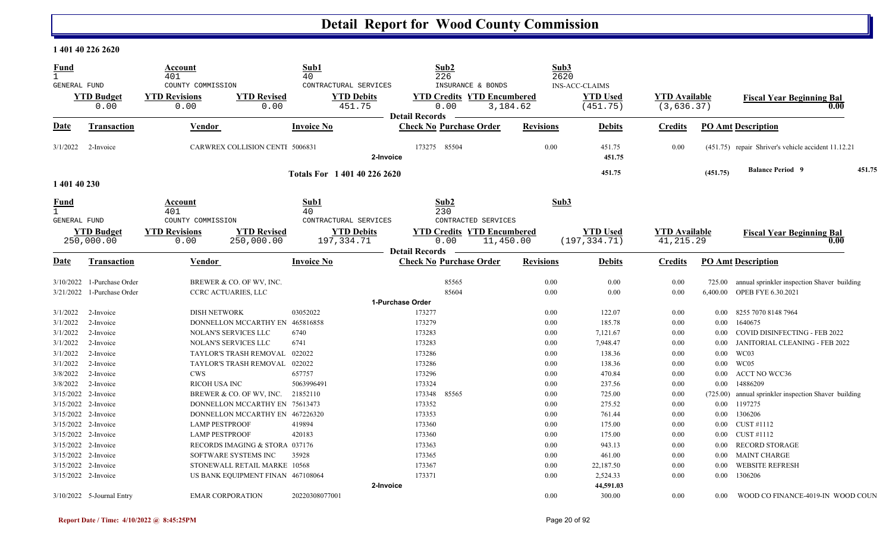# Detail Report for Wood County Commission

## 1 401 40 226 2620

| Fund | Account | Sub1 | Sub2 | Sub3 | | |
|---|---|---|---|---|---|---|
| 1 GENERAL FUND | 401 COUNTY COMMISSION | 40 CONTRACTURAL SERVICES | 226 INSURANCE & BONDS | 2620 INS-ACC-CLAIMS | | |

| YTD Budget | YTD Revisions | YTD Revised | YTD Debits | YTD Credits | YTD Encumbered | YTD Used | YTD Available | Fiscal Year Beginning Bal |
|---|---|---|---|---|---|---|---|---|
| 0.00 | 0.00 | 0.00 | 451.75 | 0.00 | 3,184.62 | (451.75) | (3,636.37) | 0.00 |

**Detail Records**

| Date | Transaction | Vendor | Invoice No | Check No | Purchase Order | Revisions | Debits | Credits | PO Amt | Description |
|---|---|---|---|---|---|---|---|---|---|---|
| 3/1/2022 | 2-Invoice | CARWREX COLLISION CENTI | 5006831 | 173275 | 85504 | 0.00 | 451.75 | 0.00 | (451.75) | repair Shriver's vehicle accident 11.12.21 |
| | | | 2-Invoice | | | | 451.75 | | | |
| | | | Totals For 1 401 40 226 2620 | | | | 451.75 | | (451.75) | Balance Period 9 451.75 |

## 1 401 40 230

| Fund | Account | Sub1 | Sub2 | Sub3 |
|---|---|---|---|---|
| 1 GENERAL FUND | 401 COUNTY COMMISSION | 40 CONTRACTURAL SERVICES | 230 CONTRACTED SERVICES | |

| YTD Budget | YTD Revisions | YTD Revised | YTD Debits | YTD Credits | YTD Encumbered | YTD Used | YTD Available | Fiscal Year Beginning Bal |
|---|---|---|---|---|---|---|---|---|
| 250,000.00 | 0.00 | 250,000.00 | 197,334.71 | 0.00 | 11,450.00 | (197,334.71) | 41,215.29 | 0.00 |

**Detail Records**

| Date | Transaction | Vendor | Invoice No | Check No | Purchase Order | Revisions | Debits | Credits | PO Amt | Description |
|---|---|---|---|---|---|---|---|---|---|---|
| 3/10/2022 | 1-Purchase Order | BREWER & CO. OF WV, INC. | | | 85565 | 0.00 | 0.00 | 0.00 | 725.00 | annual sprinkler inspection Shaver building |
| 3/21/2022 | 1-Purchase Order | CCRC ACTUARIES, LLC | | | 85604 | 0.00 | 0.00 | 0.00 | 6,400.00 | OPEB FYE 6.30.2021 |
| | | | 1-Purchase Order | | | | | | | |
| 3/1/2022 | 2-Invoice | DISH NETWORK | 03052022 | 173277 | | 0.00 | 122.07 | 0.00 | 0.00 | 8255 7070 8148 7964 |
| 3/1/2022 | 2-Invoice | DONNELLON MCCARTHY EN | 465816858 | 173279 | | 0.00 | 185.78 | 0.00 | 0.00 | 1640675 |
| 3/1/2022 | 2-Invoice | NOLAN'S SERVICES LLC | 6740 | 173283 | | 0.00 | 7,121.67 | 0.00 | 0.00 | COVID DISINFECTING - FEB 2022 |
| 3/1/2022 | 2-Invoice | NOLAN'S SERVICES LLC | 6741 | 173283 | | 0.00 | 7,948.47 | 0.00 | 0.00 | JANITORIAL CLEANING - FEB 2022 |
| 3/1/2022 | 2-Invoice | TAYLOR'S TRASH REMOVAL | 022022 | 173286 | | 0.00 | 138.36 | 0.00 | 0.00 | WC03 |
| 3/1/2022 | 2-Invoice | TAYLOR'S TRASH REMOVAL | 022022 | 173286 | | 0.00 | 138.36 | 0.00 | 0.00 | WC05 |
| 3/8/2022 | 2-Invoice | CWS | 657757 | 173296 | | 0.00 | 470.84 | 0.00 | 0.00 | ACCT NO WCC36 |
| 3/8/2022 | 2-Invoice | RICOH USA INC | 5063996491 | 173324 | | 0.00 | 237.56 | 0.00 | 0.00 | 14886209 |
| 3/15/2022 | 2-Invoice | BREWER & CO. OF WV, INC. | 21852110 | 173348 | 85565 | 0.00 | 725.00 | 0.00 | (725.00) | annual sprinkler inspection Shaver building |
| 3/15/2022 | 2-Invoice | DONNELLON MCCARTHY EN | 75613473 | 173352 | | 0.00 | 275.52 | 0.00 | 0.00 | 1197275 |
| 3/15/2022 | 2-Invoice | DONNELLON MCCARTHY EN | 467226320 | 173353 | | 0.00 | 761.44 | 0.00 | 0.00 | 1306206 |
| 3/15/2022 | 2-Invoice | LAMP PESTPROOF | 419894 | 173360 | | 0.00 | 175.00 | 0.00 | 0.00 | CUST #1112 |
| 3/15/2022 | 2-Invoice | LAMP PESTPROOF | 420183 | 173360 | | 0.00 | 175.00 | 0.00 | 0.00 | CUST #1112 |
| 3/15/2022 | 2-Invoice | RECORDS IMAGING & STORA | 037176 | 173363 | | 0.00 | 943.13 | 0.00 | 0.00 | RECORD STORAGE |
| 3/15/2022 | 2-Invoice | SOFTWARE SYSTEMS INC | 35928 | 173365 | | 0.00 | 461.00 | 0.00 | 0.00 | MAINT CHARGE |
| 3/15/2022 | 2-Invoice | STONEWALL RETAIL MARKE | 10568 | 173367 | | 0.00 | 22,187.50 | 0.00 | 0.00 | WEBSITE REFRESH |
| 3/15/2022 | 2-Invoice | US BANK EQUIPMENT FINAN | 467108064 | 173371 | | 0.00 | 2,524.33 | 0.00 | 0.00 | 1306206 |
| | | | 2-Invoice | | | | 44,591.03 | | | |
| 3/10/2022 | 5-Journal Entry | EMAR CORPORATION | 20220308077001 | | | 0.00 | 300.00 | 0.00 | 0.00 | WOOD CO FINANCE-4019-IN WOOD COUN |

Report Date / Time: 4/10/2022 @ 8:45:25PM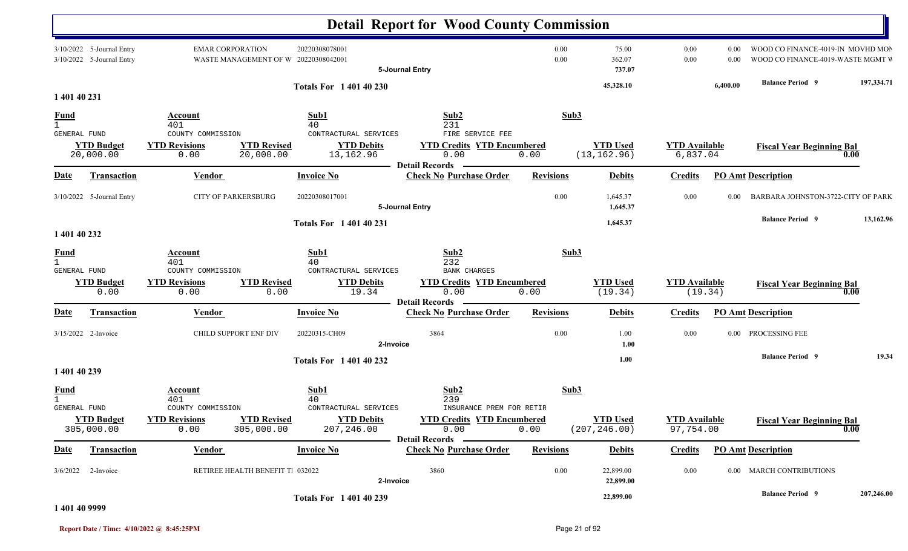# Detail Report for Wood County Commission

| Date | Transaction | Vendor | Invoice No | Check No | Purchase Order | Revisions | Debits | Credits | PO Amt | Description |
|---|---|---|---|---|---|---|---|---|---|---|
| 3/10/2022 | 5-Journal Entry | EMAR CORPORATION | 20220308078001 | | | 0.00 | 75.00 | 0.00 | 0.00 | WOOD CO FINANCE-4019-IN MOVHD MON |
| 3/10/2022 | 5-Journal Entry | WASTE MANAGEMENT OF W | 20220308042001 | | | 0.00 | 362.07 | 0.00 | 0.00 | WOOD CO FINANCE-4019-WASTE MGMT W |
| | | | 5-Journal Entry | | | | 737.07 | | | |

**Totals For 1 401 40 230** — 45,328.10 — 6,400.00 — **Balance Period 9** 197,334.71

## 1 401 40 231

| Fund | Account | Sub1 | Sub2 | Sub3 |
|---|---|---|---|---|
| 1 GENERAL FUND | 401 COUNTY COMMISSION | 40 CONTRACTUAL SERVICES | 231 FIRE SERVICE FEE | |

| YTD Budget | YTD Revisions | YTD Revised | YTD Debits | YTD Credits | YTD Encumbered | YTD Used | YTD Available | Fiscal Year Beginning Bal |
|---|---|---|---|---|---|---|---|---|
| 20,000.00 | 0.00 | 20,000.00 | 13,162.96 | 0.00 | 0.00 | (13,162.96) | 6,837.04 | 0.00 |

**Detail Records**

| Date | Transaction | Vendor | Invoice No | Check No | Purchase Order | Revisions | Debits | Credits | PO Amt | Description |
|---|---|---|---|---|---|---|---|---|---|---|
| 3/10/2022 | 5-Journal Entry | CITY OF PARKERSBURG | 20220308017001 | | | 0.00 | 1,645.37 | 0.00 | 0.00 | BARBARA JOHNSTON-3722-CITY OF PARK |
| | | | 5-Journal Entry | | | | 1,645.37 | | | |

**Totals For 1 401 40 231** — 1,645.37 — **Balance Period 9** 13,162.96

## 1 401 40 232

| Fund | Account | Sub1 | Sub2 | Sub3 |
|---|---|---|---|---|
| 1 GENERAL FUND | 401 COUNTY COMMISSION | 40 CONTRACTUAL SERVICES | 232 BANK CHARGES | |

| YTD Budget | YTD Revisions | YTD Revised | YTD Debits | YTD Credits | YTD Encumbered | YTD Used | YTD Available | Fiscal Year Beginning Bal |
|---|---|---|---|---|---|---|---|---|
| 0.00 | 0.00 | 0.00 | 19.34 | 0.00 | 0.00 | (19.34) | (19.34) | 0.00 |

**Detail Records**

| Date | Transaction | Vendor | Invoice No | Check No | Purchase Order | Revisions | Debits | Credits | PO Amt | Description |
|---|---|---|---|---|---|---|---|---|---|---|
| 3/15/2022 | 2-Invoice | CHILD SUPPORT ENF DIV | 20220315-CH09 | 3864 | | 0.00 | 1.00 | 0.00 | 0.00 | PROCESSING FEE |
| | | | 2-Invoice | | | | 1.00 | | | |

**Totals For 1 401 40 232** — 1.00 — **Balance Period 9** 19.34

## 1 401 40 239

| Fund | Account | Sub1 | Sub2 | Sub3 |
|---|---|---|---|---|
| 1 GENERAL FUND | 401 COUNTY COMMISSION | 40 CONTRACTUAL SERVICES | 239 INSURANCE PREM FOR RETIR | |

| YTD Budget | YTD Revisions | YTD Revised | YTD Debits | YTD Credits | YTD Encumbered | YTD Used | YTD Available | Fiscal Year Beginning Bal |
|---|---|---|---|---|---|---|---|---|
| 305,000.00 | 0.00 | 305,000.00 | 207,246.00 | 0.00 | 0.00 | (207,246.00) | 97,754.00 | 0.00 |

**Detail Records**

| Date | Transaction | Vendor | Invoice No | Check No | Purchase Order | Revisions | Debits | Credits | PO Amt | Description |
|---|---|---|---|---|---|---|---|---|---|---|
| 3/6/2022 | 2-Invoice | RETIREE HEALTH BENEFIT T | 032022 | 3860 | | 0.00 | 22,899.00 | 0.00 | 0.00 | MARCH CONTRIBUTIONS |
| | | | 2-Invoice | | | | 22,899.00 | | | |

**Totals For 1 401 40 239** — 22,899.00 — **Balance Period 9** 207,246.00

## 1 401 40 9999

Report Date / Time: 4/10/2022 @ 8:45:25PM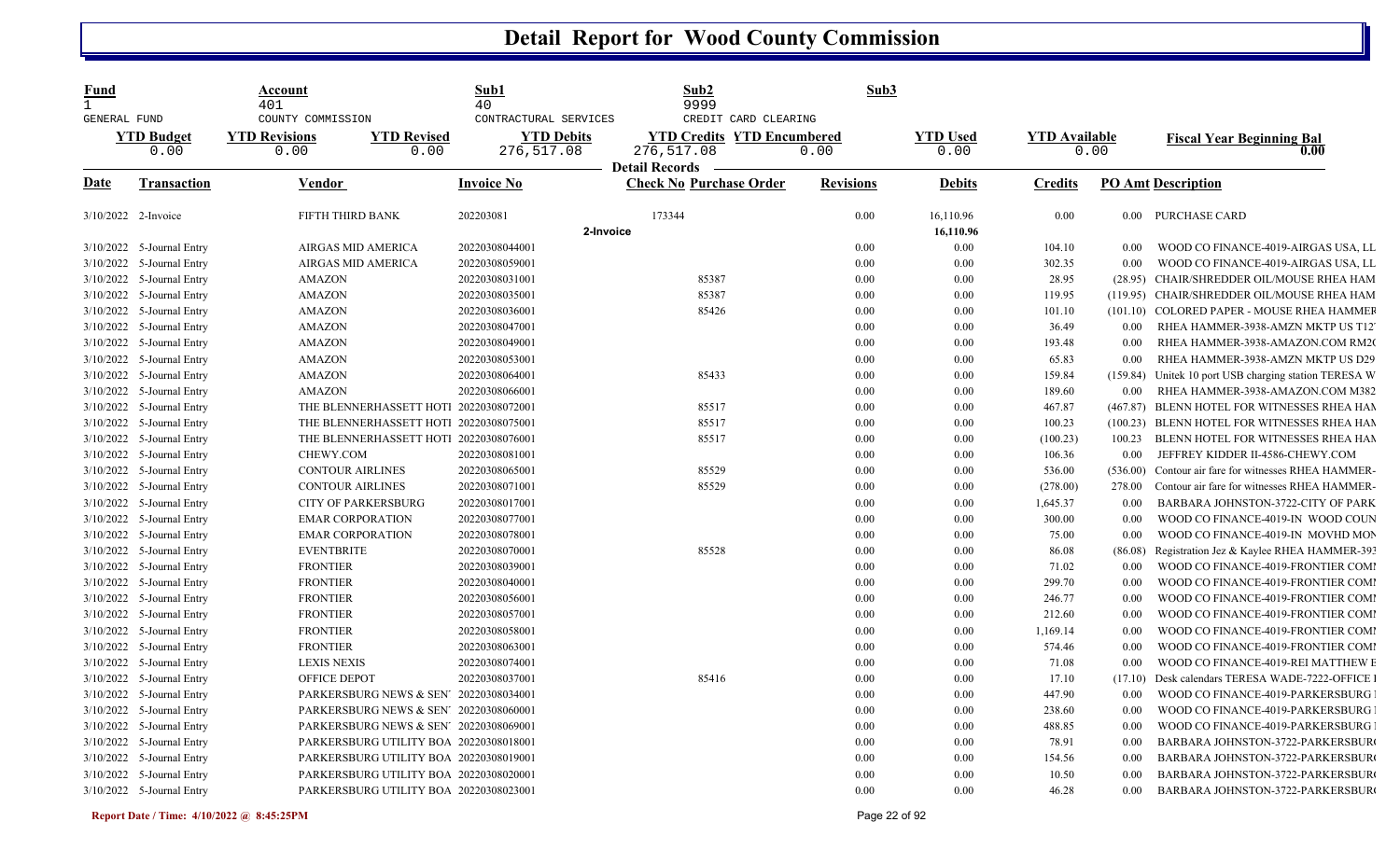# Detail Report for Wood County Commission

| Fund | Account | Sub1 | Sub2 | Sub3 |
|---|---|---|---|---|
| 1 | 401 | 40 | 9999 | |
| GENERAL FUND | COUNTY COMMISSION | CONTRACTUAL SERVICES | CREDIT CARD CLEARING | |

| YTD Budget | YTD Revisions | YTD Revised | YTD Debits | YTD Credits | YTD Encumbered | YTD Used | YTD Available | Fiscal Year Beginning Bal |
|---|---|---|---|---|---|---|---|---|
| 0.00 | 0.00 | 0.00 | 276,517.08 | 276,517.08 | 0.00 | 0.00 | 0.00 | 0.00 |

**Detail Records**

| Date | Transaction | Vendor | Invoice No | Check No | Purchase Order | Revisions | Debits | Credits | PO Amt | Description |
|---|---|---|---|---|---|---|---|---|---|---|
| 3/10/2022 | 2-Invoice | FIFTH THIRD BANK | 202203081 | 173344 | | 0.00 | 16,110.96 | 0.00 | 0.00 | PURCHASE CARD |
| | | | 2-Invoice | | | | 16,110.96 | | | |
| 3/10/2022 | 5-Journal Entry | AIRGAS MID AMERICA | 20220308044001 | | | 0.00 | 0.00 | 104.10 | 0.00 | WOOD CO FINANCE-4019-AIRGAS USA, LL |
| 3/10/2022 | 5-Journal Entry | AIRGAS MID AMERICA | 20220308059001 | | | 0.00 | 0.00 | 302.35 | 0.00 | WOOD CO FINANCE-4019-AIRGAS USA, LL |
| 3/10/2022 | 5-Journal Entry | AMAZON | 20220308031001 | | 85387 | 0.00 | 0.00 | 28.95 | (28.95) | CHAIR/SHREDDER OIL/MOUSE RHEA HAM |
| 3/10/2022 | 5-Journal Entry | AMAZON | 20220308035001 | | 85387 | 0.00 | 0.00 | 119.95 | (119.95) | CHAIR/SHREDDER OIL/MOUSE RHEA HAM |
| 3/10/2022 | 5-Journal Entry | AMAZON | 20220308036001 | | 85426 | 0.00 | 0.00 | 101.10 | (101.10) | COLORED PAPER - MOUSE RHEA HAMMER |
| 3/10/2022 | 5-Journal Entry | AMAZON | 20220308047001 | | | 0.00 | 0.00 | 36.49 | 0.00 | RHEA HAMMER-3938-AMZN MKTP US T12 |
| 3/10/2022 | 5-Journal Entry | AMAZON | 20220308049001 | | | 0.00 | 0.00 | 193.48 | 0.00 | RHEA HAMMER-3938-AMAZON.COM RM2 |
| 3/10/2022 | 5-Journal Entry | AMAZON | 20220308053001 | | | 0.00 | 0.00 | 65.83 | 0.00 | RHEA HAMMER-3938-AMZN MKTP US D29 |
| 3/10/2022 | 5-Journal Entry | AMAZON | 20220308064001 | | 85433 | 0.00 | 0.00 | 159.84 | (159.84) | Unitek 10 port USB charging station TERESA W |
| 3/10/2022 | 5-Journal Entry | AMAZON | 20220308066001 | | | 0.00 | 0.00 | 189.60 | 0.00 | RHEA HAMMER-3938-AMAZON.COM M382 |
| 3/10/2022 | 5-Journal Entry | THE BLENNERHASSETT HOTI | 20220308072001 | | 85517 | 0.00 | 0.00 | 467.87 | (467.87) | BLENN HOTEL FOR WITNESSES RHEA HAM |
| 3/10/2022 | 5-Journal Entry | THE BLENNERHASSETT HOTI | 20220308075001 | | 85517 | 0.00 | 0.00 | 100.23 | (100.23) | BLENN HOTEL FOR WITNESSES RHEA HAM |
| 3/10/2022 | 5-Journal Entry | THE BLENNERHASSETT HOTI | 20220308076001 | | 85517 | 0.00 | 0.00 | (100.23) | 100.23 | BLENN HOTEL FOR WITNESSES RHEA HAM |
| 3/10/2022 | 5-Journal Entry | CHEWY.COM | 20220308081001 | | | 0.00 | 0.00 | 106.36 | 0.00 | JEFFREY KIDDER II-4586-CHEWY.COM |
| 3/10/2022 | 5-Journal Entry | CONTOUR AIRLINES | 20220308065001 | | 85529 | 0.00 | 0.00 | 536.00 | (536.00) | Contour air fare for witnesses RHEA HAMMER- |
| 3/10/2022 | 5-Journal Entry | CONTOUR AIRLINES | 20220308071001 | | 85529 | 0.00 | 0.00 | (278.00) | 278.00 | Contour air fare for witnesses RHEA HAMMER- |
| 3/10/2022 | 5-Journal Entry | CITY OF PARKERSBURG | 20220308017001 | | | 0.00 | 0.00 | 1,645.37 | 0.00 | BARBARA JOHNSTON-3722-CITY OF PARK |
| 3/10/2022 | 5-Journal Entry | EMAR CORPORATION | 20220308077001 | | | 0.00 | 0.00 | 300.00 | 0.00 | WOOD CO FINANCE-4019-IN WOOD COUN |
| 3/10/2022 | 5-Journal Entry | EMAR CORPORATION | 20220308078001 | | | 0.00 | 0.00 | 75.00 | 0.00 | WOOD CO FINANCE-4019-IN MOVHD MON |
| 3/10/2022 | 5-Journal Entry | EVENTBRITE | 20220308070001 | | 85528 | 0.00 | 0.00 | 86.08 | (86.08) | Registration Jez & Kaylee RHEA HAMMER-393 |
| 3/10/2022 | 5-Journal Entry | FRONTIER | 20220308039001 | | | 0.00 | 0.00 | 71.02 | 0.00 | WOOD CO FINANCE-4019-FRONTIER COM |
| 3/10/2022 | 5-Journal Entry | FRONTIER | 20220308040001 | | | 0.00 | 0.00 | 299.70 | 0.00 | WOOD CO FINANCE-4019-FRONTIER COM |
| 3/10/2022 | 5-Journal Entry | FRONTIER | 20220308056001 | | | 0.00 | 0.00 | 246.77 | 0.00 | WOOD CO FINANCE-4019-FRONTIER COM |
| 3/10/2022 | 5-Journal Entry | FRONTIER | 20220308057001 | | | 0.00 | 0.00 | 212.60 | 0.00 | WOOD CO FINANCE-4019-FRONTIER COM |
| 3/10/2022 | 5-Journal Entry | FRONTIER | 20220308058001 | | | 0.00 | 0.00 | 1,169.14 | 0.00 | WOOD CO FINANCE-4019-FRONTIER COM |
| 3/10/2022 | 5-Journal Entry | FRONTIER | 20220308063001 | | | 0.00 | 0.00 | 574.46 | 0.00 | WOOD CO FINANCE-4019-FRONTIER COM |
| 3/10/2022 | 5-Journal Entry | LEXIS NEXIS | 20220308074001 | | | 0.00 | 0.00 | 71.08 | 0.00 | WOOD CO FINANCE-4019-REI MATTHEW E |
| 3/10/2022 | 5-Journal Entry | OFFICE DEPOT | 20220308037001 | | 85416 | 0.00 | 0.00 | 17.10 | (17.10) | Desk calendars TERESA WADE-7222-OFFICE |
| 3/10/2022 | 5-Journal Entry | PARKERSBURG NEWS & SEN | 20220308034001 | | | 0.00 | 0.00 | 447.90 | 0.00 | WOOD CO FINANCE-4019-PARKERSBURG |
| 3/10/2022 | 5-Journal Entry | PARKERSBURG NEWS & SEN | 20220308060001 | | | 0.00 | 0.00 | 238.60 | 0.00 | WOOD CO FINANCE-4019-PARKERSBURG |
| 3/10/2022 | 5-Journal Entry | PARKERSBURG NEWS & SEN | 20220308069001 | | | 0.00 | 0.00 | 488.85 | 0.00 | WOOD CO FINANCE-4019-PARKERSBURG |
| 3/10/2022 | 5-Journal Entry | PARKERSBURG UTILITY BOA | 20220308018001 | | | 0.00 | 0.00 | 78.91 | 0.00 | BARBARA JOHNSTON-3722-PARKERSBUR |
| 3/10/2022 | 5-Journal Entry | PARKERSBURG UTILITY BOA | 20220308019001 | | | 0.00 | 0.00 | 154.56 | 0.00 | BARBARA JOHNSTON-3722-PARKERSBUR |
| 3/10/2022 | 5-Journal Entry | PARKERSBURG UTILITY BOA | 20220308020001 | | | 0.00 | 0.00 | 10.50 | 0.00 | BARBARA JOHNSTON-3722-PARKERSBUR |
| 3/10/2022 | 5-Journal Entry | PARKERSBURG UTILITY BOA | 20220308023001 | | | 0.00 | 0.00 | 46.28 | 0.00 | BARBARA JOHNSTON-3722-PARKERSBUR |

Report Date / Time: 4/10/2022 @ 8:45:25PM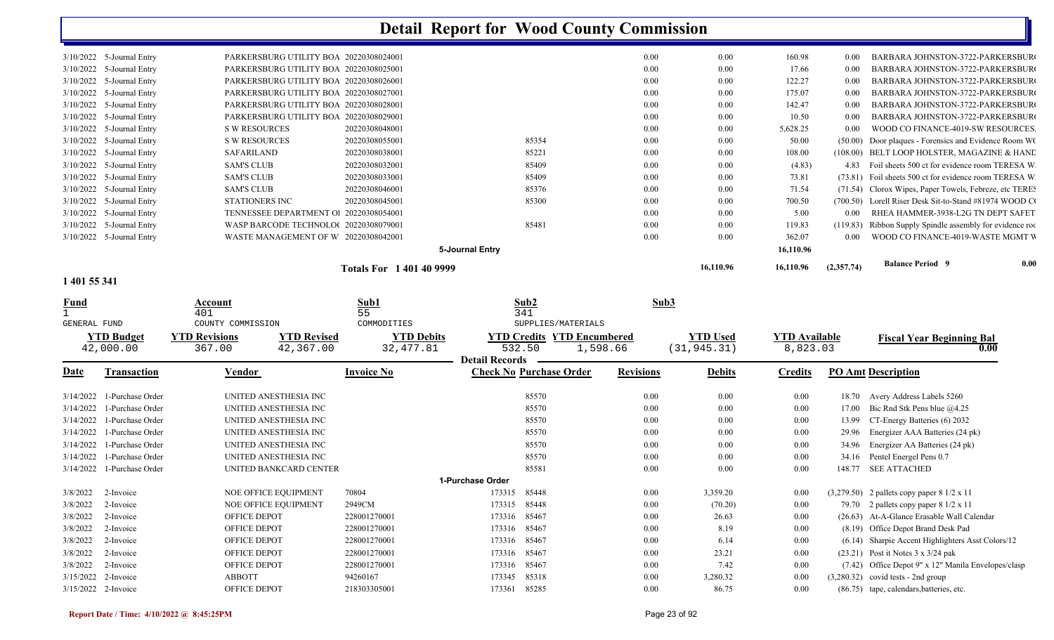# Detail Report for Wood County Commission

| Date | Transaction | Vendor | Invoice No | Check No | Purchase Order | Revisions | Debits | Credits | PO Amt | Description |
|---|---|---|---|---|---|---|---|---|---|---|
| 3/10/2022 | 5-Journal Entry | PARKERSBURG UTILITY BOA | 20220308024001 | | | 0.00 | 0.00 | 160.98 | 0.00 | BARBARA JOHNSTON-3722-PARKERSBUR( |
| 3/10/2022 | 5-Journal Entry | PARKERSBURG UTILITY BOA | 20220308025001 | | | 0.00 | 0.00 | 17.66 | 0.00 | BARBARA JOHNSTON-3722-PARKERSBUR( |
| 3/10/2022 | 5-Journal Entry | PARKERSBURG UTILITY BOA | 20220308026001 | | | 0.00 | 0.00 | 122.27 | 0.00 | BARBARA JOHNSTON-3722-PARKERSBUR( |
| 3/10/2022 | 5-Journal Entry | PARKERSBURG UTILITY BOA | 20220308027001 | | | 0.00 | 0.00 | 175.07 | 0.00 | BARBARA JOHNSTON-3722-PARKERSBUR( |
| 3/10/2022 | 5-Journal Entry | PARKERSBURG UTILITY BOA | 20220308028001 | | | 0.00 | 0.00 | 142.47 | 0.00 | BARBARA JOHNSTON-3722-PARKERSBUR( |
| 3/10/2022 | 5-Journal Entry | PARKERSBURG UTILITY BOA | 20220308029001 | | | 0.00 | 0.00 | 10.50 | 0.00 | BARBARA JOHNSTON-3722-PARKERSBUR( |
| 3/10/2022 | 5-Journal Entry | S W RESOURCES | 20220308048001 | | | 0.00 | 0.00 | 5,628.25 | 0.00 | WOOD CO FINANCE-4019-SW RESOURCES, |
| 3/10/2022 | 5-Journal Entry | S W RESOURCES | 20220308055001 | | 85354 | 0.00 | 0.00 | 50.00 | (50.00) | Door plaques - Forensics and Evidence Room WC |
| 3/10/2022 | 5-Journal Entry | SAFARILAND | 20220308038001 | | 85221 | 0.00 | 0.00 | 108.00 | (108.00) | BELT LOOP HOLSTER, MAGAZINE & HANE |
| 3/10/2022 | 5-Journal Entry | SAM'S CLUB | 20220308032001 | | 85409 | 0.00 | 0.00 | (4.83) | 4.83 | Foil sheets 500 ct for evidence room TERESA W. |
| 3/10/2022 | 5-Journal Entry | SAM'S CLUB | 20220308033001 | | 85409 | 0.00 | 0.00 | 73.81 | (73.81) | Foil sheets 500 ct for evidence room TERESA W. |
| 3/10/2022 | 5-Journal Entry | SAM'S CLUB | 20220308046001 | | 85376 | 0.00 | 0.00 | 71.54 | (71.54) | Clorox Wipes, Paper Towels, Febreze, etc TERES |
| 3/10/2022 | 5-Journal Entry | STATIONERS INC | 20220308045001 | | 85300 | 0.00 | 0.00 | 700.50 | (700.50) | Lorell Riser Desk Sit-to-Stand #81974 WOOD C( |
| 3/10/2022 | 5-Journal Entry | TENNESSEE DEPARTMENT OI | 20220308054001 | | | 0.00 | 0.00 | 5.00 | 0.00 | RHEA HAMMER-3938-L2G TN DEPT SAFET |
| 3/10/2022 | 5-Journal Entry | WASP BARCODE TECHNOLO( | 20220308079001 | | 85481 | 0.00 | 0.00 | 119.83 | (119.83) | Ribbon Supply Spindle assembly for evidence roc |
| 3/10/2022 | 5-Journal Entry | WASTE MANAGEMENT OF W | 20220308042001 | | | 0.00 | 0.00 | 362.07 | 0.00 | WOOD CO FINANCE-4019-WASTE MGMT W |
| | | | **5-Journal Entry** | | | | | 16,110.96 | | |
| | | | **Totals For 1 401 40 9999** | | | | 16,110.96 | 16,110.96 | (2,357.74) | **Balance Period 9** 0.00 |

**1 401 55 341**

| Fund | Account | | Sub1 | Sub2 | | Sub3 | | |
|---|---|---|---|---|---|---|---|---|
| 1 GENERAL FUND | 401 COUNTY COMMISSION | | 55 COMMODITIES | 341 SUPPLIES/MATERIALS | | | | |
| YTD Budget | YTD Revisions | YTD Revised | YTD Debits | YTD Credits | YTD Encumbered | YTD Used | YTD Available | Fiscal Year Beginning Bal |
| 42,000.00 | 367.00 | 42,367.00 | 32,477.81 | 532.50 | 1,598.66 | (31,945.31) | 8,823.03 | 0.00 |

**Detail Records**

| Date | Transaction | Vendor | Invoice No | Check No | Purchase Order | Revisions | Debits | Credits | PO Amt | Description |
|---|---|---|---|---|---|---|---|---|---|---|
| 3/14/2022 | 1-Purchase Order | UNITED ANESTHESIA INC | | | 85570 | 0.00 | 0.00 | 0.00 | 18.70 | Avery Address Labels 5260 |
| 3/14/2022 | 1-Purchase Order | UNITED ANESTHESIA INC | | | 85570 | 0.00 | 0.00 | 0.00 | 17.00 | Bic Rnd Stk Pens blue @4.25 |
| 3/14/2022 | 1-Purchase Order | UNITED ANESTHESIA INC | | | 85570 | 0.00 | 0.00 | 0.00 | 13.99 | CT-Energy Batteries (6) 2032 |
| 3/14/2022 | 1-Purchase Order | UNITED ANESTHESIA INC | | | 85570 | 0.00 | 0.00 | 0.00 | 29.96 | Energizer AAA Batteries (24 pk) |
| 3/14/2022 | 1-Purchase Order | UNITED ANESTHESIA INC | | | 85570 | 0.00 | 0.00 | 0.00 | 34.96 | Energizer AA Batteries (24 pk) |
| 3/14/2022 | 1-Purchase Order | UNITED ANESTHESIA INC | | | 85570 | 0.00 | 0.00 | 0.00 | 34.16 | Pentel Energel Pens 0.7 |
| 3/14/2022 | 1-Purchase Order | UNITED BANKCARD CENTER | | | 85581 | 0.00 | 0.00 | 0.00 | 148.77 | SEE ATTACHED |
| | | | **1-Purchase Order** | | | | | | | |
| 3/8/2022 | 2-Invoice | NOE OFFICE EQUIPMENT | 70804 | 173315 | 85448 | 0.00 | 3,359.20 | 0.00 | (3,279.50) | 2 pallets copy paper 8 1/2 x 11 |
| 3/8/2022 | 2-Invoice | NOE OFFICE EQUIPMENT | 2949CM | 173315 | 85448 | 0.00 | (70.20) | 0.00 | 79.70 | 2 pallets copy paper 8 1/2 x 11 |
| 3/8/2022 | 2-Invoice | OFFICE DEPOT | 228001270001 | 173316 | 85467 | 0.00 | 26.63 | 0.00 | (26.63) | At-A-Glance Erasable Wall Calendar |
| 3/8/2022 | 2-Invoice | OFFICE DEPOT | 228001270001 | 173316 | 85467 | 0.00 | 8.19 | 0.00 | (8.19) | Office Depot Brand Desk Pad |
| 3/8/2022 | 2-Invoice | OFFICE DEPOT | 228001270001 | 173316 | 85467 | 0.00 | 6.14 | 0.00 | (6.14) | Sharpie Accent Highlighters Asst Colors/12 |
| 3/8/2022 | 2-Invoice | OFFICE DEPOT | 228001270001 | 173316 | 85467 | 0.00 | 23.21 | 0.00 | (23.21) | Post it Notes 3 x 3/24 pak |
| 3/8/2022 | 2-Invoice | OFFICE DEPOT | 228001270001 | 173316 | 85467 | 0.00 | 7.42 | 0.00 | (7.42) | Office Depot 9" x 12" Manila Envelopes/clasp |
| 3/15/2022 | 2-Invoice | ABBOTT | 94260167 | 173345 | 85318 | 0.00 | 3,280.32 | 0.00 | (3,280.32) | covid tests - 2nd group |
| 3/15/2022 | 2-Invoice | OFFICE DEPOT | 218303305001 | 173361 | 85285 | 0.00 | 86.75 | 0.00 | (86.75) | tape, calendars,batteries, etc. |

Report Date / Time: 4/10/2022 @ 8:45:25PM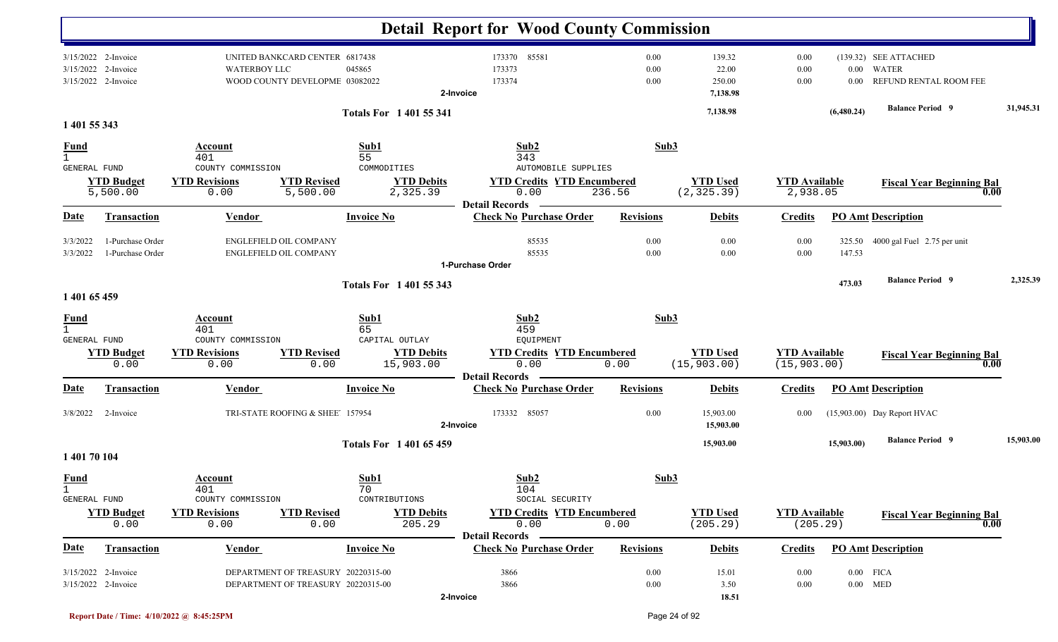# Detail Report for Wood County Commission

| Date | Transaction | Vendor | Invoice No | Check No | Purchase Order | Revisions | Debits | Credits | PO Amt | Description |
|---|---|---|---|---|---|---|---|---|---|---|
| 3/15/2022 | 2-Invoice | UNITED BANKCARD CENTER | 6817438 | 173370 | 85581 | 0.00 | 139.32 | 0.00 | (139.32) | SEE ATTACHED |
| 3/15/2022 | 2-Invoice | WATERBOY LLC | 045865 | 173373 | | 0.00 | 22.00 | 0.00 | 0.00 | WATER |
| 3/15/2022 | 2-Invoice | WOOD COUNTY DEVELOPME | 03082022 | 173374 | | 0.00 | 250.00 | 0.00 | 0.00 | REFUND RENTAL ROOM FEE |
| | | | 2-Invoice | | | | 7,138.98 | | | |

**Totals For 1 401 55 341** — 7,138.98 — (6,480.24) — **Balance Period 9** 31,945.31

## 1 401 55 343

| Fund | Account | Sub1 | Sub2 | Sub3 |
|---|---|---|---|---|
| 1 | 401 | 55 | 343 | |
| GENERAL FUND | COUNTY COMMISSION | COMMODITIES | AUTOMOBILE SUPPLIES | |

| YTD Budget | YTD Revisions | YTD Revised | YTD Debits | YTD Credits | YTD Encumbered | YTD Used | YTD Available | Fiscal Year Beginning Bal |
|---|---|---|---|---|---|---|---|---|
| 5,500.00 | 0.00 | 5,500.00 | 2,325.39 | 0.00 | 236.56 | (2,325.39) | 2,938.05 | 0.00 |

**Detail Records**

| Date | Transaction | Vendor | Invoice No | Check No | Purchase Order | Revisions | Debits | Credits | PO Amt | Description |
|---|---|---|---|---|---|---|---|---|---|---|
| 3/3/2022 | 1-Purchase Order | ENGLEFIELD OIL COMPANY | | | 85535 | 0.00 | 0.00 | 0.00 | 325.50 | 4000 gal Fuel 2.75 per unit |
| 3/3/2022 | 1-Purchase Order | ENGLEFIELD OIL COMPANY | | | 85535 | 0.00 | 0.00 | 0.00 | 147.53 | |
| | | | 1-Purchase Order | | | | | | | |

**Totals For 1 401 55 343** — 473.03 — **Balance Period 9** 2,325.39

## 1 401 65 459

| Fund | Account | Sub1 | Sub2 | Sub3 |
|---|---|---|---|---|
| 1 | 401 | 65 | 459 | |
| GENERAL FUND | COUNTY COMMISSION | CAPITAL OUTLAY | EQUIPMENT | |

| YTD Budget | YTD Revisions | YTD Revised | YTD Debits | YTD Credits | YTD Encumbered | YTD Used | YTD Available | Fiscal Year Beginning Bal |
|---|---|---|---|---|---|---|---|---|
| 0.00 | 0.00 | 0.00 | 15,903.00 | 0.00 | 0.00 | (15,903.00) | (15,903.00) | 0.00 |

**Detail Records**

| Date | Transaction | Vendor | Invoice No | Check No | Purchase Order | Revisions | Debits | Credits | PO Amt | Description |
|---|---|---|---|---|---|---|---|---|---|---|
| 3/8/2022 | 2-Invoice | TRI-STATE ROOFING & SHEE | 157954 | 173332 | 85057 | 0.00 | 15,903.00 | 0.00 | (15,903.00) | Day Report HVAC |
| | | | 2-Invoice | | | | 15,903.00 | | | |

**Totals For 1 401 65 459** — 15,903.00 — 15,903.00) — **Balance Period 9** 15,903.00

## 1 401 70 104

| Fund | Account | Sub1 | Sub2 | Sub3 |
|---|---|---|---|---|
| 1 | 401 | 70 | 104 | |
| GENERAL FUND | COUNTY COMMISSION | CONTRIBUTIONS | SOCIAL SECURITY | |

| YTD Budget | YTD Revisions | YTD Revised | YTD Debits | YTD Credits | YTD Encumbered | YTD Used | YTD Available | Fiscal Year Beginning Bal |
|---|---|---|---|---|---|---|---|---|
| 0.00 | 0.00 | 0.00 | 205.29 | 0.00 | 0.00 | (205.29) | (205.29) | 0.00 |

**Detail Records**

| Date | Transaction | Vendor | Invoice No | Check No | Purchase Order | Revisions | Debits | Credits | PO Amt | Description |
|---|---|---|---|---|---|---|---|---|---|---|
| 3/15/2022 | 2-Invoice | DEPARTMENT OF TREASURY | 20220315-00 | 3866 | | 0.00 | 15.01 | 0.00 | 0.00 | FICA |
| 3/15/2022 | 2-Invoice | DEPARTMENT OF TREASURY | 20220315-00 | 3866 | | 0.00 | 3.50 | 0.00 | 0.00 | MED |
| | | | 2-Invoice | | | | 18.51 | | | |

Report Date / Time: 4/10/2022 @ 8:45:25PM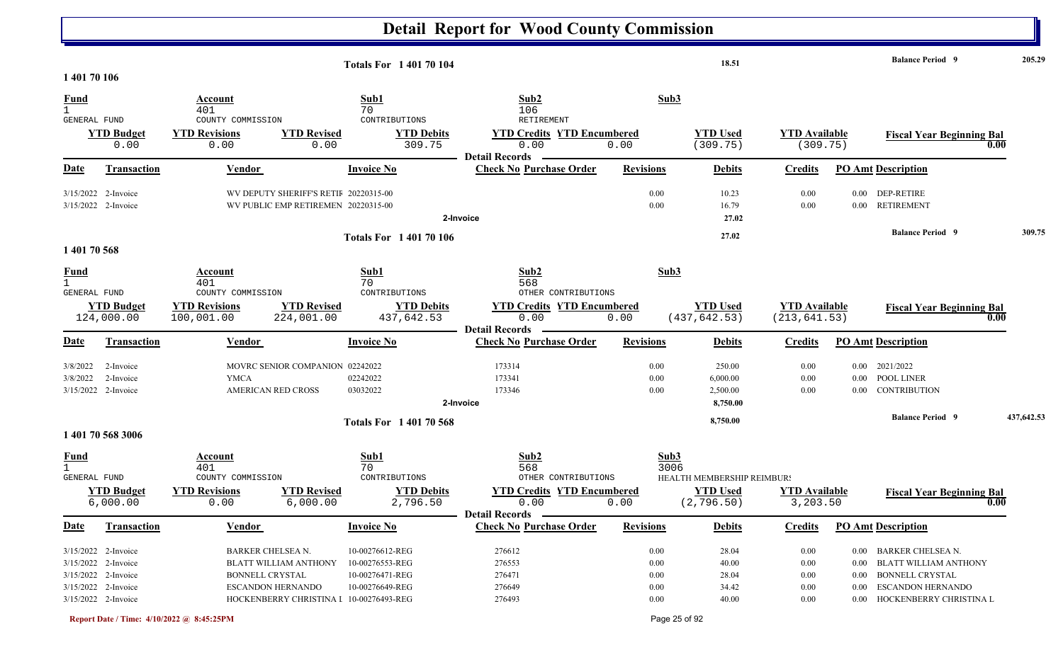# Detail Report for Wood County Commission

**Totals For 1 401 70 104** — 18.51 — **Balance Period 9** — 205.29

## 1 401 70 106

| Fund | Account | Sub1 | Sub2 | Sub3 |
|---|---|---|---|---|
| 1 GENERAL FUND | 401 COUNTY COMMISSION | 70 CONTRIBUTIONS | 106 RETIREMENT | |

| YTD Budget | YTD Revisions | YTD Revised | YTD Debits | YTD Credits | YTD Encumbered | YTD Used | YTD Available | Fiscal Year Beginning Bal |
|---|---|---|---|---|---|---|---|---|
| 0.00 | 0.00 | 0.00 | 309.75 | 0.00 | 0.00 | (309.75) | (309.75) | 0.00 |

**Detail Records**

| Date | Transaction | Vendor | Invoice No | Check No | Purchase Order | Revisions | Debits | Credits | PO Amt | Description |
|---|---|---|---|---|---|---|---|---|---|---|
| 3/15/2022 | 2-Invoice | WV DEPUTY SHERIFF'S RETIF | 20220315-00 | | | 0.00 | 10.23 | 0.00 | 0.00 | DEP-RETIRE |
| 3/15/2022 | 2-Invoice | WV PUBLIC EMP RETIREMEN | 20220315-00 | | | 0.00 | 16.79 | 0.00 | 0.00 | RETIREMENT |
| | | | 2-Invoice | | | | 27.02 | | | |

**Totals For 1 401 70 106** — 27.02 — **Balance Period 9** — 309.75

## 1 401 70 568

| Fund | Account | Sub1 | Sub2 | Sub3 |
|---|---|---|---|---|
| 1 GENERAL FUND | 401 COUNTY COMMISSION | 70 CONTRIBUTIONS | 568 OTHER CONTRIBUTIONS | |

| YTD Budget | YTD Revisions | YTD Revised | YTD Debits | YTD Credits | YTD Encumbered | YTD Used | YTD Available | Fiscal Year Beginning Bal |
|---|---|---|---|---|---|---|---|---|
| 124,000.00 | 100,001.00 | 224,001.00 | 437,642.53 | 0.00 | 0.00 | (437,642.53) | (213,641.53) | 0.00 |

**Detail Records**

| Date | Transaction | Vendor | Invoice No | Check No | Purchase Order | Revisions | Debits | Credits | PO Amt | Description |
|---|---|---|---|---|---|---|---|---|---|---|
| 3/8/2022 | 2-Invoice | MOVRC SENIOR COMPANION | 02242022 | 173314 | | 0.00 | 250.00 | 0.00 | 0.00 | 2021/2022 |
| 3/8/2022 | 2-Invoice | YMCA | 02242022 | 173341 | | 0.00 | 6,000.00 | 0.00 | 0.00 | POOL LINER |
| 3/15/2022 | 2-Invoice | AMERICAN RED CROSS | 03032022 | 173346 | | 0.00 | 2,500.00 | 0.00 | 0.00 | CONTRIBUTION |
| | | | 2-Invoice | | | | 8,750.00 | | | |

**Totals For 1 401 70 568** — 8,750.00 — **Balance Period 9** — 437,642.53

## 1 401 70 568 3006

| Fund | Account | Sub1 | Sub2 | Sub3 |
|---|---|---|---|---|
| 1 GENERAL FUND | 401 COUNTY COMMISSION | 70 CONTRIBUTIONS | 568 OTHER CONTRIBUTIONS | 3006 HEALTH MEMBERSHIP REIMBURS |

| YTD Budget | YTD Revisions | YTD Revised | YTD Debits | YTD Credits | YTD Encumbered | YTD Used | YTD Available | Fiscal Year Beginning Bal |
|---|---|---|---|---|---|---|---|---|
| 6,000.00 | 0.00 | 6,000.00 | 2,796.50 | 0.00 | 0.00 | (2,796.50) | 3,203.50 | 0.00 |

**Detail Records**

| Date | Transaction | Vendor | Invoice No | Check No | Purchase Order | Revisions | Debits | Credits | PO Amt | Description |
|---|---|---|---|---|---|---|---|---|---|---|
| 3/15/2022 | 2-Invoice | BARKER CHELSEA N. | 10-00276612-REG | 276612 | | 0.00 | 28.04 | 0.00 | 0.00 | BARKER CHELSEA N. |
| 3/15/2022 | 2-Invoice | BLATT WILLIAM ANTHONY | 10-00276553-REG | 276553 | | 0.00 | 40.00 | 0.00 | 0.00 | BLATT WILLIAM ANTHONY |
| 3/15/2022 | 2-Invoice | BONNELL CRYSTAL | 10-00276471-REG | 276471 | | 0.00 | 28.04 | 0.00 | 0.00 | BONNELL CRYSTAL |
| 3/15/2022 | 2-Invoice | ESCANDON HERNANDO | 10-00276649-REG | 276649 | | 0.00 | 34.42 | 0.00 | 0.00 | ESCANDON HERNANDO |
| 3/15/2022 | 2-Invoice | HOCKENBERRY CHRISTINA L | 10-00276493-REG | 276493 | | 0.00 | 40.00 | 0.00 | 0.00 | HOCKENBERRY CHRISTINA L |

Report Date / Time: 4/10/2022 @ 8:45:25PM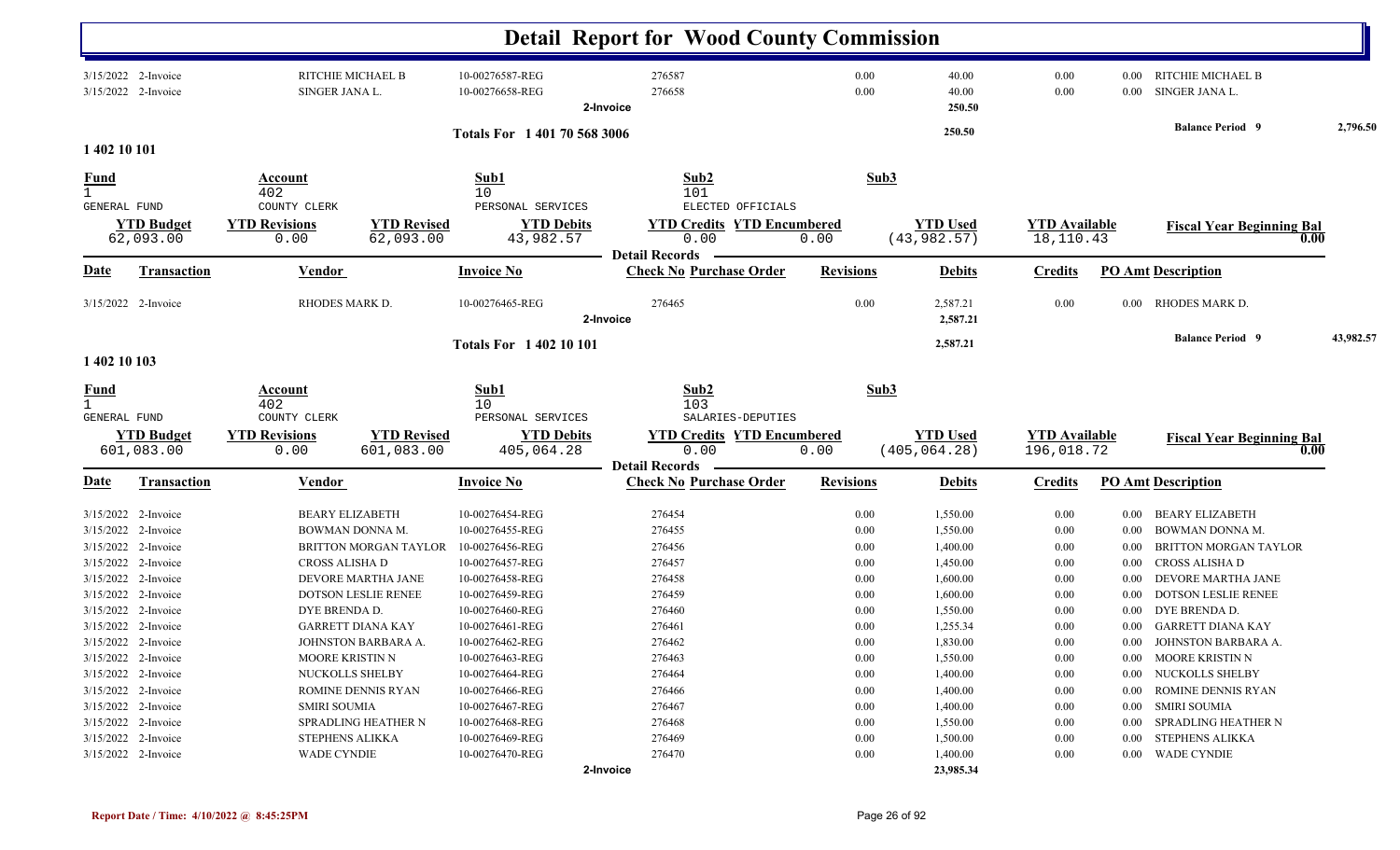# Detail Report for Wood County Commission

| Date | Transaction | Vendor | Invoice No | Check No | Purchase Order | Revisions | Debits | Credits | PO Amt | Description |
|---|---|---|---|---|---|---|---|---|---|---|
| 3/15/2022 | 2-Invoice | RITCHIE MICHAEL B | 10-00276587-REG | 276587 | | 0.00 | 40.00 | 0.00 | 0.00 | RITCHIE MICHAEL B |
| 3/15/2022 | 2-Invoice | SINGER JANA L. | 10-00276658-REG | 276658 | | 0.00 | 40.00 | 0.00 | 0.00 | SINGER JANA L. |
| | | | | 2-Invoice | | | 250.50 | | | |

**Totals For 1 401 70 568 3006** — 250.50 — **Balance Period 9** 2,796.50

## 1 402 10 101

| Fund | Account | Sub1 | Sub2 | Sub3 |
|---|---|---|---|---|
| 1 | 402 | 10 | 101 | |
| GENERAL FUND | COUNTY CLERK | PERSONAL SERVICES | ELECTED OFFICIALS | |

| YTD Budget | YTD Revisions | YTD Revised | YTD Debits | YTD Credits | YTD Encumbered | YTD Used | YTD Available | Fiscal Year Beginning Bal |
|---|---|---|---|---|---|---|---|---|
| 62,093.00 | 0.00 | 62,093.00 | 43,982.57 | 0.00 | 0.00 | (43,982.57) | 18,110.43 | 0.00 |

**Detail Records**

| Date | Transaction | Vendor | Invoice No | Check No | Purchase Order | Revisions | Debits | Credits | PO Amt | Description |
|---|---|---|---|---|---|---|---|---|---|---|
| 3/15/2022 | 2-Invoice | RHODES MARK D. | 10-00276465-REG | 276465 | | 0.00 | 2,587.21 | 0.00 | 0.00 | RHODES MARK D. |
| | | | | 2-Invoice | | | 2,587.21 | | | |

**Totals For 1 402 10 101** — 2,587.21 — **Balance Period 9** 43,982.57

## 1 402 10 103

| Fund | Account | Sub1 | Sub2 | Sub3 |
|---|---|---|---|---|
| 1 | 402 | 10 | 103 | |
| GENERAL FUND | COUNTY CLERK | PERSONAL SERVICES | SALARIES-DEPUTIES | |

| YTD Budget | YTD Revisions | YTD Revised | YTD Debits | YTD Credits | YTD Encumbered | YTD Used | YTD Available | Fiscal Year Beginning Bal |
|---|---|---|---|---|---|---|---|---|
| 601,083.00 | 0.00 | 601,083.00 | 405,064.28 | 0.00 | 0.00 | (405,064.28) | 196,018.72 | 0.00 |

**Detail Records**

| Date | Transaction | Vendor | Invoice No | Check No | Purchase Order | Revisions | Debits | Credits | PO Amt | Description |
|---|---|---|---|---|---|---|---|---|---|---|
| 3/15/2022 | 2-Invoice | BEARY ELIZABETH | 10-00276454-REG | 276454 | | 0.00 | 1,550.00 | 0.00 | 0.00 | BEARY ELIZABETH |
| 3/15/2022 | 2-Invoice | BOWMAN DONNA M. | 10-00276455-REG | 276455 | | 0.00 | 1,550.00 | 0.00 | 0.00 | BOWMAN DONNA M. |
| 3/15/2022 | 2-Invoice | BRITTON MORGAN TAYLOR | 10-00276456-REG | 276456 | | 0.00 | 1,400.00 | 0.00 | 0.00 | BRITTON MORGAN TAYLOR |
| 3/15/2022 | 2-Invoice | CROSS ALISHA D | 10-00276457-REG | 276457 | | 0.00 | 1,450.00 | 0.00 | 0.00 | CROSS ALISHA D |
| 3/15/2022 | 2-Invoice | DEVORE MARTHA JANE | 10-00276458-REG | 276458 | | 0.00 | 1,600.00 | 0.00 | 0.00 | DEVORE MARTHA JANE |
| 3/15/2022 | 2-Invoice | DOTSON LESLIE RENEE | 10-00276459-REG | 276459 | | 0.00 | 1,600.00 | 0.00 | 0.00 | DOTSON LESLIE RENEE |
| 3/15/2022 | 2-Invoice | DYE BRENDA D. | 10-00276460-REG | 276460 | | 0.00 | 1,550.00 | 0.00 | 0.00 | DYE BRENDA D. |
| 3/15/2022 | 2-Invoice | GARRETT DIANA KAY | 10-00276461-REG | 276461 | | 0.00 | 1,255.34 | 0.00 | 0.00 | GARRETT DIANA KAY |
| 3/15/2022 | 2-Invoice | JOHNSTON BARBARA A. | 10-00276462-REG | 276462 | | 0.00 | 1,830.00 | 0.00 | 0.00 | JOHNSTON BARBARA A. |
| 3/15/2022 | 2-Invoice | MOORE KRISTIN N | 10-00276463-REG | 276463 | | 0.00 | 1,550.00 | 0.00 | 0.00 | MOORE KRISTIN N |
| 3/15/2022 | 2-Invoice | NUCKOLLS SHELBY | 10-00276464-REG | 276464 | | 0.00 | 1,400.00 | 0.00 | 0.00 | NUCKOLLS SHELBY |
| 3/15/2022 | 2-Invoice | ROMINE DENNIS RYAN | 10-00276466-REG | 276466 | | 0.00 | 1,400.00 | 0.00 | 0.00 | ROMINE DENNIS RYAN |
| 3/15/2022 | 2-Invoice | SMIRI SOUMIA | 10-00276467-REG | 276467 | | 0.00 | 1,400.00 | 0.00 | 0.00 | SMIRI SOUMIA |
| 3/15/2022 | 2-Invoice | SPRADLING HEATHER N | 10-00276468-REG | 276468 | | 0.00 | 1,550.00 | 0.00 | 0.00 | SPRADLING HEATHER N |
| 3/15/2022 | 2-Invoice | STEPHENS ALIKKA | 10-00276469-REG | 276469 | | 0.00 | 1,500.00 | 0.00 | 0.00 | STEPHENS ALIKKA |
| 3/15/2022 | 2-Invoice | WADE CYNDIE | 10-00276470-REG | 276470 | | 0.00 | 1,400.00 | 0.00 | 0.00 | WADE CYNDIE |
| | | | | 2-Invoice | | | 23,985.34 | | | |

Report Date / Time: 4/10/2022 @ 8:45:25PM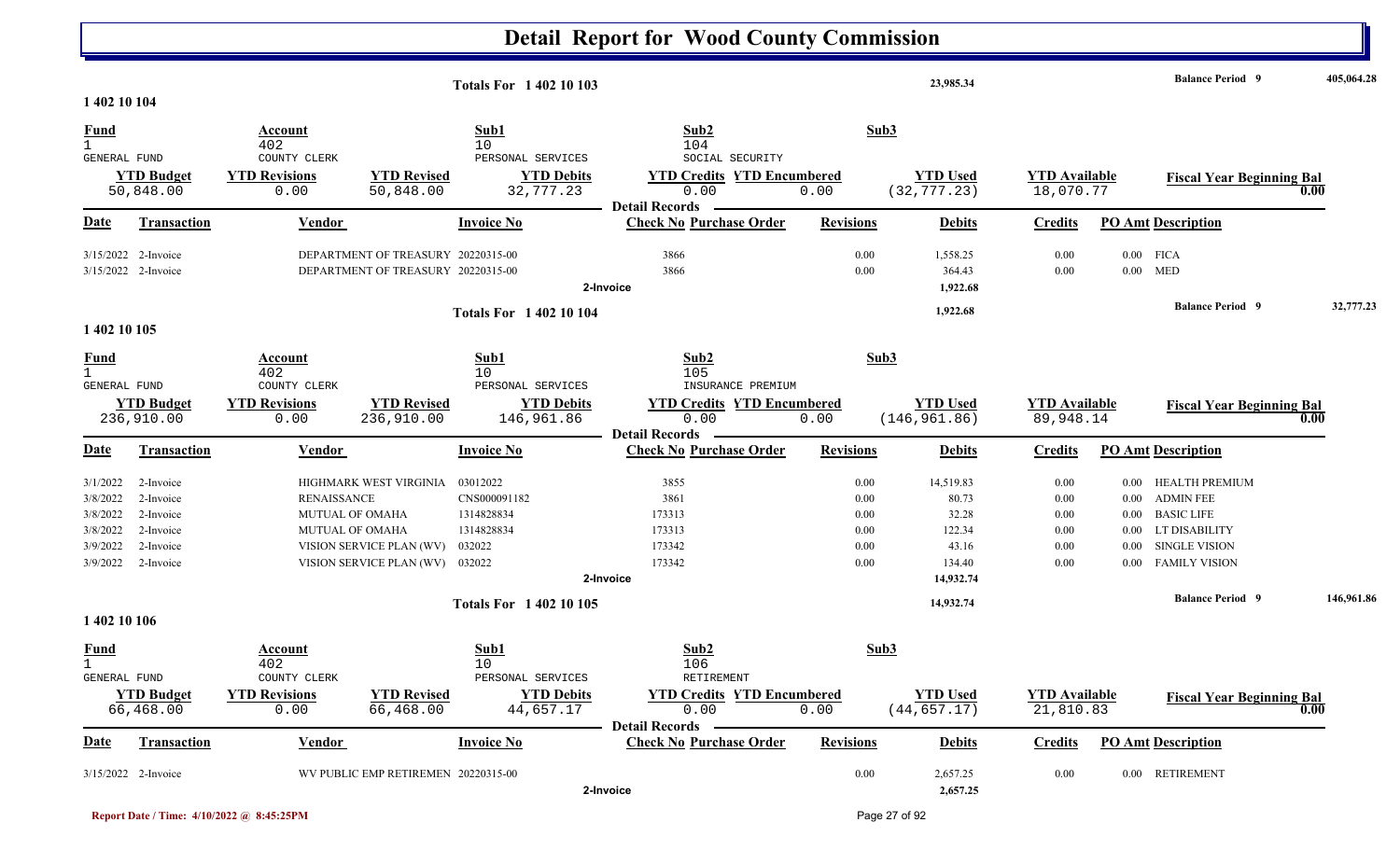# Detail Report for Wood County Commission

**Totals For 1 402 10 103** — 23,985.34 — **Balance Period 9** — 405,064.28

## 1 402 10 104

| Fund | Account | Sub1 | Sub2 | Sub3 |
|---|---|---|---|---|
| 1 | 402 | 10 | 104 | |
| GENERAL FUND | COUNTY CLERK | PERSONAL SERVICES | SOCIAL SECURITY | |

| YTD Budget | YTD Revisions | YTD Revised | YTD Debits | YTD Credits | YTD Encumbered | YTD Used | YTD Available | Fiscal Year Beginning Bal |
|---|---|---|---|---|---|---|---|---|
| 50,848.00 | 0.00 | 50,848.00 | 32,777.23 | 0.00 | 0.00 | (32,777.23) | 18,070.77 | 0.00 |

**Detail Records**

| Date | Transaction | Vendor | Invoice No | Check No | Purchase Order | Revisions | Debits | Credits | PO Amt | Description |
|---|---|---|---|---|---|---|---|---|---|---|
| 3/15/2022 | 2-Invoice | DEPARTMENT OF TREASURY | 20220315-00 | 3866 | | 0.00 | 1,558.25 | 0.00 | 0.00 | FICA |
| 3/15/2022 | 2-Invoice | DEPARTMENT OF TREASURY | 20220315-00 | 3866 | | 0.00 | 364.43 | 0.00 | 0.00 | MED |
| | | | | **2-Invoice** | | | 1,922.68 | | | |

**Totals For 1 402 10 104** — 1,922.68 — **Balance Period 9** — 32,777.23

## 1 402 10 105

| Fund | Account | Sub1 | Sub2 | Sub3 |
|---|---|---|---|---|
| 1 | 402 | 10 | 105 | |
| GENERAL FUND | COUNTY CLERK | PERSONAL SERVICES | INSURANCE PREMIUM | |

| YTD Budget | YTD Revisions | YTD Revised | YTD Debits | YTD Credits | YTD Encumbered | YTD Used | YTD Available | Fiscal Year Beginning Bal |
|---|---|---|---|---|---|---|---|---|
| 236,910.00 | 0.00 | 236,910.00 | 146,961.86 | 0.00 | 0.00 | (146,961.86) | 89,948.14 | 0.00 |

**Detail Records**

| Date | Transaction | Vendor | Invoice No | Check No | Purchase Order | Revisions | Debits | Credits | PO Amt | Description |
|---|---|---|---|---|---|---|---|---|---|---|
| 3/1/2022 | 2-Invoice | HIGHMARK WEST VIRGINIA | 03012022 | 3855 | | 0.00 | 14,519.83 | 0.00 | 0.00 | HEALTH PREMIUM |
| 3/8/2022 | 2-Invoice | RENAISSANCE | CNS000091182 | 3861 | | 0.00 | 80.73 | 0.00 | 0.00 | ADMIN FEE |
| 3/8/2022 | 2-Invoice | MUTUAL OF OMAHA | 1314828834 | 173313 | | 0.00 | 32.28 | 0.00 | 0.00 | BASIC LIFE |
| 3/8/2022 | 2-Invoice | MUTUAL OF OMAHA | 1314828834 | 173313 | | 0.00 | 122.34 | 0.00 | 0.00 | LT DISABILITY |
| 3/9/2022 | 2-Invoice | VISION SERVICE PLAN (WV) | 032022 | 173342 | | 0.00 | 43.16 | 0.00 | 0.00 | SINGLE VISION |
| 3/9/2022 | 2-Invoice | VISION SERVICE PLAN (WV) | 032022 | 173342 | | 0.00 | 134.40 | 0.00 | 0.00 | FAMILY VISION |
| | | | | **2-Invoice** | | | 14,932.74 | | | |

**Totals For 1 402 10 105** — 14,932.74 — **Balance Period 9** — 146,961.86

## 1 402 10 106

| Fund | Account | Sub1 | Sub2 | Sub3 |
|---|---|---|---|---|
| 1 | 402 | 10 | 106 | |
| GENERAL FUND | COUNTY CLERK | PERSONAL SERVICES | RETIREMENT | |

| YTD Budget | YTD Revisions | YTD Revised | YTD Debits | YTD Credits | YTD Encumbered | YTD Used | YTD Available | Fiscal Year Beginning Bal |
|---|---|---|---|---|---|---|---|---|
| 66,468.00 | 0.00 | 66,468.00 | 44,657.17 | 0.00 | 0.00 | (44,657.17) | 21,810.83 | 0.00 |

**Detail Records**

| Date | Transaction | Vendor | Invoice No | Check No | Purchase Order | Revisions | Debits | Credits | PO Amt | Description |
|---|---|---|---|---|---|---|---|---|---|---|
| 3/15/2022 | 2-Invoice | WV PUBLIC EMP RETIREMEN | 20220315-00 | | | 0.00 | 2,657.25 | 0.00 | 0.00 | RETIREMENT |
| | | | | **2-Invoice** | | | 2,657.25 | | | |

Report Date / Time: 4/10/2022 @ 8:45:25PM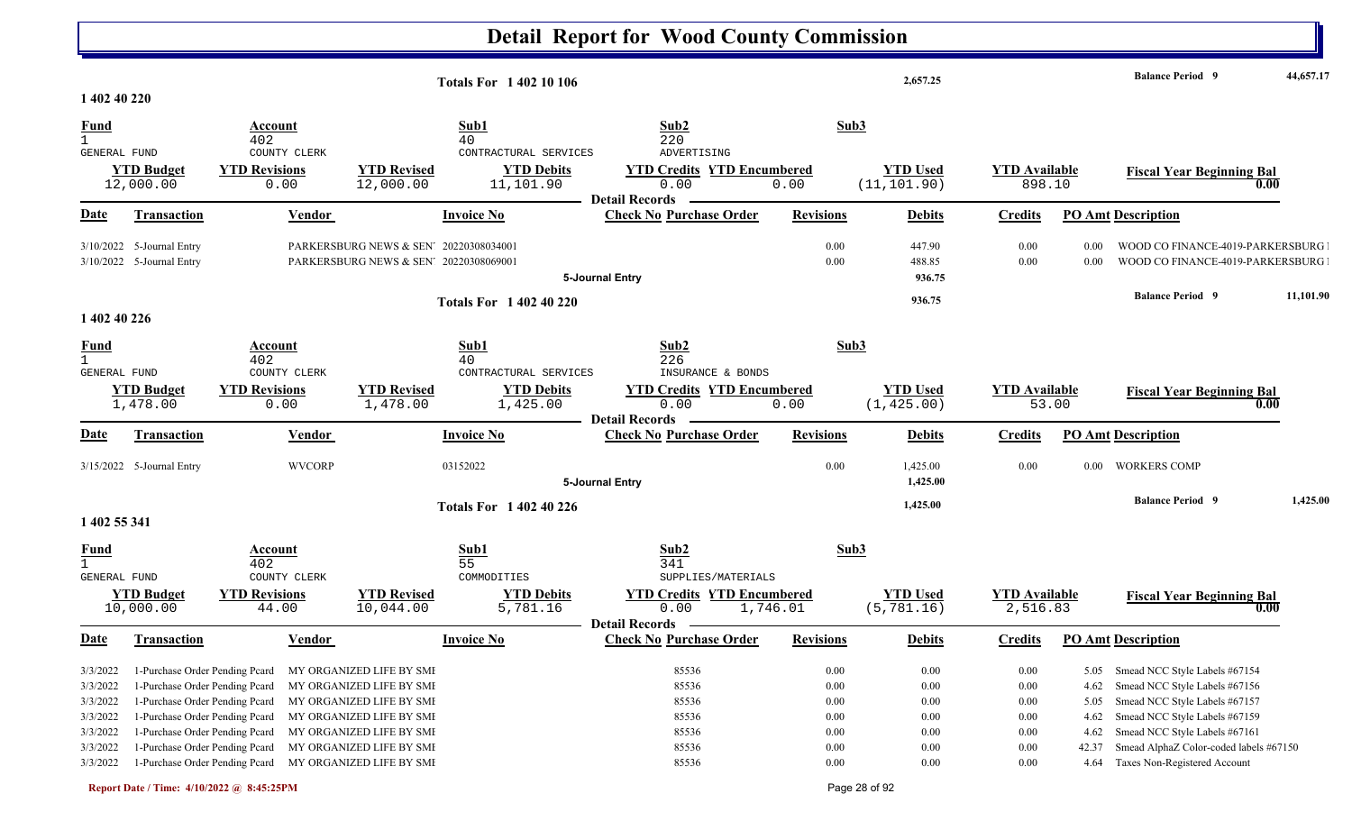# Detail Report for Wood County Commission

**Totals For 1 402 10 106** — 2,657.25 — Balance Period 9: 44,657.17

## 1 402 40 220

| Fund | Account | Sub1 | Sub2 | Sub3 |
|---|---|---|---|---|
| 1 | 402 | 40 | 220 | |
| GENERAL FUND | COUNTY CLERK | CONTRACTUAL SERVICES | ADVERTISING | |

| YTD Budget | YTD Revisions | YTD Revised | YTD Debits | YTD Credits | YTD Encumbered | YTD Used | YTD Available | Fiscal Year Beginning Bal |
|---|---|---|---|---|---|---|---|---|
| 12,000.00 | 0.00 | 12,000.00 | 11,101.90 | 0.00 | 0.00 | (11,101.90) | 898.10 | 0.00 |

**Detail Records**

| Date | Transaction | Vendor | Invoice No | Check No | Purchase Order | Revisions | Debits | Credits | PO Amt | Description |
|---|---|---|---|---|---|---|---|---|---|---|
| 3/10/2022 | 5-Journal Entry | PARKERSBURG NEWS & SEN | 20220308034001 | | | 0.00 | 447.90 | 0.00 | 0.00 | WOOD CO FINANCE-4019-PARKERSBURG |
| 3/10/2022 | 5-Journal Entry | PARKERSBURG NEWS & SEN | 20220308069001 | | | 0.00 | 488.85 | 0.00 | 0.00 | WOOD CO FINANCE-4019-PARKERSBURG |
| | | | 5-Journal Entry | | | | 936.75 | | | |

**Totals For 1 402 40 220** — 936.75 — Balance Period 9: 11,101.90

## 1 402 40 226

| Fund | Account | Sub1 | Sub2 | Sub3 |
|---|---|---|---|---|
| 1 | 402 | 40 | 226 | |
| GENERAL FUND | COUNTY CLERK | CONTRACTUAL SERVICES | INSURANCE & BONDS | |

| YTD Budget | YTD Revisions | YTD Revised | YTD Debits | YTD Credits | YTD Encumbered | YTD Used | YTD Available | Fiscal Year Beginning Bal |
|---|---|---|---|---|---|---|---|---|
| 1,478.00 | 0.00 | 1,478.00 | 1,425.00 | 0.00 | 0.00 | (1,425.00) | 53.00 | 0.00 |

**Detail Records**

| Date | Transaction | Vendor | Invoice No | Check No | Purchase Order | Revisions | Debits | Credits | PO Amt | Description |
|---|---|---|---|---|---|---|---|---|---|---|
| 3/15/2022 | 5-Journal Entry | WVCORP | 03152022 | | | 0.00 | 1,425.00 | 0.00 | 0.00 | WORKERS COMP |
| | | | 5-Journal Entry | | | | 1,425.00 | | | |

**Totals For 1 402 40 226** — 1,425.00 — Balance Period 9: 1,425.00

## 1 402 55 341

| Fund | Account | Sub1 | Sub2 | Sub3 |
|---|---|---|---|---|
| 1 | 402 | 55 | 341 | |
| GENERAL FUND | COUNTY CLERK | COMMODITIES | SUPPLIES/MATERIALS | |

| YTD Budget | YTD Revisions | YTD Revised | YTD Debits | YTD Credits | YTD Encumbered | YTD Used | YTD Available | Fiscal Year Beginning Bal |
|---|---|---|---|---|---|---|---|---|
| 10,000.00 | 44.00 | 10,044.00 | 5,781.16 | 0.00 | 1,746.01 | (5,781.16) | 2,516.83 | 0.00 |

**Detail Records**

| Date | Transaction | Vendor | Invoice No | Check No | Purchase Order | Revisions | Debits | Credits | PO Amt | Description |
|---|---|---|---|---|---|---|---|---|---|---|
| 3/3/2022 | 1-Purchase Order Pending Pcard | MY ORGANIZED LIFE BY SMI | | | 85536 | 0.00 | 0.00 | 0.00 | 5.05 | Smead NCC Style Labels #67154 |
| 3/3/2022 | 1-Purchase Order Pending Pcard | MY ORGANIZED LIFE BY SMI | | | 85536 | 0.00 | 0.00 | 0.00 | 4.62 | Smead NCC Style Labels #67156 |
| 3/3/2022 | 1-Purchase Order Pending Pcard | MY ORGANIZED LIFE BY SMI | | | 85536 | 0.00 | 0.00 | 0.00 | 5.05 | Smead NCC Style Labels #67157 |
| 3/3/2022 | 1-Purchase Order Pending Pcard | MY ORGANIZED LIFE BY SMI | | | 85536 | 0.00 | 0.00 | 0.00 | 4.62 | Smead NCC Style Labels #67159 |
| 3/3/2022 | 1-Purchase Order Pending Pcard | MY ORGANIZED LIFE BY SMI | | | 85536 | 0.00 | 0.00 | 0.00 | 4.62 | Smead NCC Style Labels #67161 |
| 3/3/2022 | 1-Purchase Order Pending Pcard | MY ORGANIZED LIFE BY SMI | | | 85536 | 0.00 | 0.00 | 0.00 | 42.37 | Smead AlphaZ Color-coded labels #67150 |
| 3/3/2022 | 1-Purchase Order Pending Pcard | MY ORGANIZED LIFE BY SMI | | | 85536 | 0.00 | 0.00 | 0.00 | 4.64 | Taxes Non-Registered Account |

Report Date / Time: 4/10/2022 @ 8:45:25PM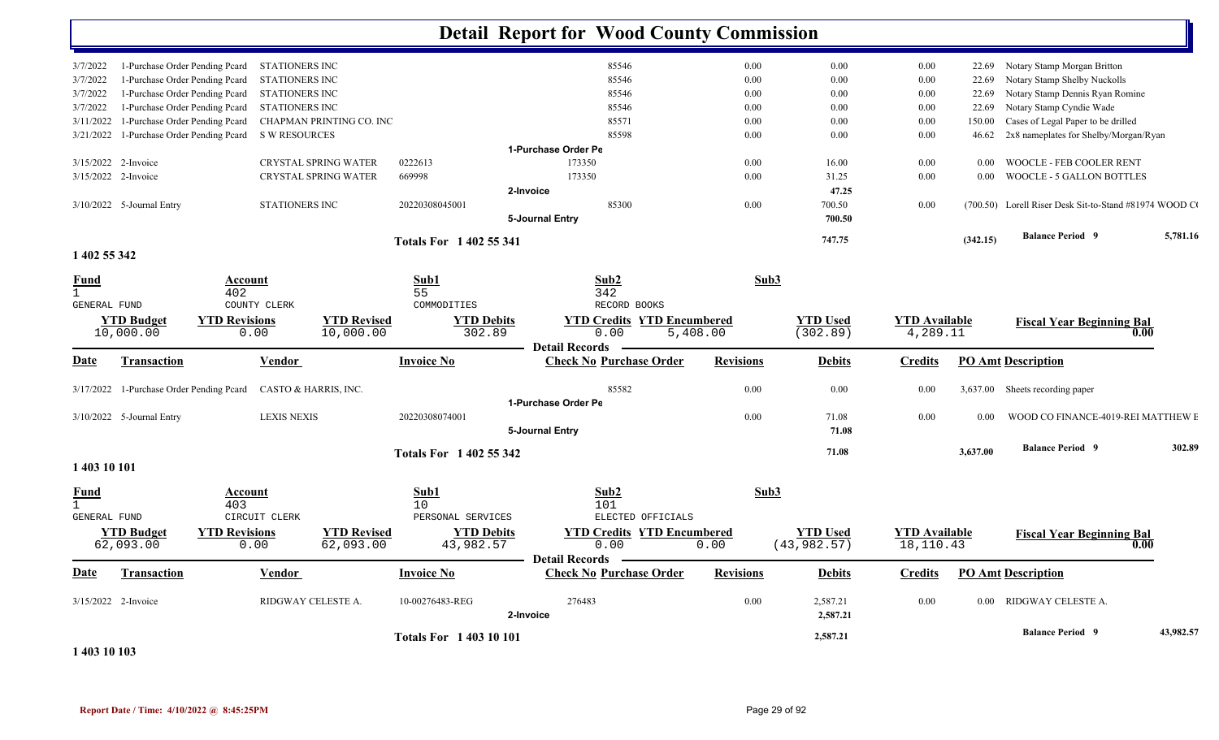# Detail Report for Wood County Commission

| Date | Transaction | Vendor | Invoice No | Check No Purchase Order | Revisions | Debits | Credits | PO Amt | Description |
|---|---|---|---|---|---|---|---|---|---|
| 3/7/2022 | 1-Purchase Order Pending Pcard | STATIONERS INC | | 85546 | 0.00 | 0.00 | 0.00 | 22.69 | Notary Stamp Morgan Britton |
| 3/7/2022 | 1-Purchase Order Pending Pcard | STATIONERS INC | | 85546 | 0.00 | 0.00 | 0.00 | 22.69 | Notary Stamp Shelby Nuckolls |
| 3/7/2022 | 1-Purchase Order Pending Pcard | STATIONERS INC | | 85546 | 0.00 | 0.00 | 0.00 | 22.69 | Notary Stamp Dennis Ryan Romine |
| 3/7/2022 | 1-Purchase Order Pending Pcard | STATIONERS INC | | 85546 | 0.00 | 0.00 | 0.00 | 22.69 | Notary Stamp Cyndie Wade |
| 3/11/2022 | 1-Purchase Order Pending Pcard | CHAPMAN PRINTING CO. INC | | 85571 | 0.00 | 0.00 | 0.00 | 150.00 | Cases of Legal Paper to be drilled |
| 3/21/2022 | 1-Purchase Order Pending Pcard | S W RESOURCES | | 85598 | 0.00 | 0.00 | 0.00 | 46.62 | 2x8 nameplates for Shelby/Morgan/Ryan |
| | | | | 1-Purchase Order Pe | | | | | |
| 3/15/2022 | 2-Invoice | CRYSTAL SPRING WATER | 0222613 | 173350 | 0.00 | 16.00 | 0.00 | 0.00 | WOOCLE - FEB COOLER RENT |
| 3/15/2022 | 2-Invoice | CRYSTAL SPRING WATER | 669998 | 173350 | 0.00 | 31.25 | 0.00 | 0.00 | WOOCLE - 5 GALLON BOTTLES |
| | | | | 2-Invoice | | 47.25 | | | |
| 3/10/2022 | 5-Journal Entry | STATIONERS INC | 20220308045001 | 85300 | 0.00 | 700.50 | 0.00 | (700.50) | Lorell Riser Desk Sit-to-Stand #81974 WOOD C( |
| | | | | 5-Journal Entry | | 700.50 | | | |
| | | | Totals For 1 402 55 341 | | | 747.75 | | (342.15) | Balance Period 9 — 5,781.16 |

## 1 402 55 342

| Fund | Account | Sub1 | Sub2 | Sub3 |
|---|---|---|---|---|
| 1 | 402 | 55 | 342 | |
| GENERAL FUND | COUNTY CLERK | COMMODITIES | RECORD BOOKS | |

| YTD Budget | YTD Revisions | YTD Revised | YTD Debits | YTD Credits | YTD Encumbered | YTD Used | YTD Available | Fiscal Year Beginning Bal |
|---|---|---|---|---|---|---|---|---|
| 10,000.00 | 0.00 | 10,000.00 | 302.89 | 0.00 | 5,408.00 | (302.89) | 4,289.11 | 0.00 |

| Date | Transaction | Vendor | Invoice No | Check No Purchase Order | Revisions | Debits | Credits | PO Amt | Description |
|---|---|---|---|---|---|---|---|---|---|
| 3/17/2022 | 1-Purchase Order Pending Pcard | CASTO & HARRIS, INC. | | 85582 | 0.00 | 0.00 | 0.00 | 3,637.00 | Sheets recording paper |
| | | | | 1-Purchase Order Pe | | | | | |
| 3/10/2022 | 5-Journal Entry | LEXIS NEXIS | 20220308074001 | | 0.00 | 71.08 | 0.00 | 0.00 | WOOD CO FINANCE-4019-REI MATTHEW E |
| | | | | 5-Journal Entry | | 71.08 | | | |
| | | | Totals For 1 402 55 342 | | | 71.08 | | 3,637.00 | Balance Period 9 — 302.89 |

## 1 403 10 101

| Fund | Account | Sub1 | Sub2 | Sub3 |
|---|---|---|---|---|
| 1 | 403 | 10 | 101 | |
| GENERAL FUND | CIRCUIT CLERK | PERSONAL SERVICES | ELECTED OFFICIALS | |

| YTD Budget | YTD Revisions | YTD Revised | YTD Debits | YTD Credits | YTD Encumbered | YTD Used | YTD Available | Fiscal Year Beginning Bal |
|---|---|---|---|---|---|---|---|---|
| 62,093.00 | 0.00 | 62,093.00 | 43,982.57 | 0.00 | 0.00 | (43,982.57) | 18,110.43 | 0.00 |

| Date | Transaction | Vendor | Invoice No | Check No Purchase Order | Revisions | Debits | Credits | PO Amt | Description |
|---|---|---|---|---|---|---|---|---|---|
| 3/15/2022 | 2-Invoice | RIDGWAY CELESTE A. | 10-00276483-REG | 276483 | 0.00 | 2,587.21 | 0.00 | 0.00 | RIDGWAY CELESTE A. |
| | | | | 2-Invoice | | 2,587.21 | | | |
| | | | Totals For 1 403 10 101 | | | 2,587.21 | | | Balance Period 9 — 43,982.57 |

## 1 403 10 103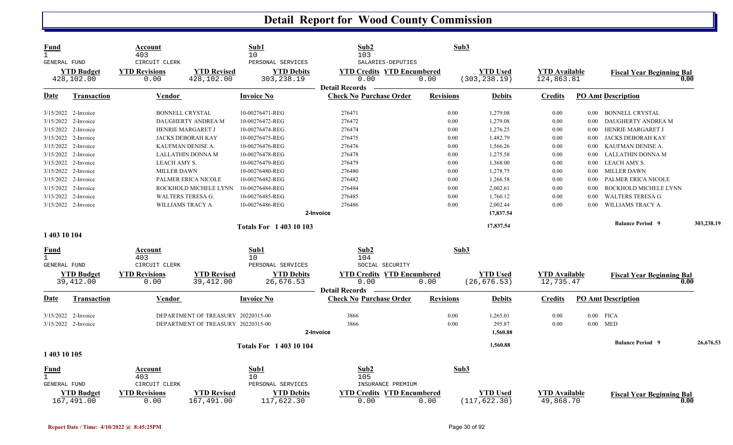# Detail Report for Wood County Commission

| Fund | Account | Sub1 | Sub2 | Sub3 |
|---|---|---|---|---|
| 1 | 403 | 10 | 103 | |
| GENERAL FUND | CIRCUIT CLERK | PERSONAL SERVICES | SALARIES-DEPUTIES | |

| YTD Budget | YTD Revisions | YTD Revised | YTD Debits | YTD Credits | YTD Encumbered | YTD Used | YTD Available | Fiscal Year Beginning Bal |
|---|---|---|---|---|---|---|---|---|
| 428,102.00 | 0.00 | 428,102.00 | 303,238.19 | 0.00 | 0.00 | (303,238.19) | 124,863.81 | 0.00 |

**Detail Records**

| Date | Transaction | Vendor | Invoice No | Check No | Purchase Order | Revisions | Debits | Credits | PO Amt | Description |
|---|---|---|---|---|---|---|---|---|---|---|
| 3/15/2022 | 2-Invoice | BONNELL CRYSTAL | 10-00276471-REG | 276471 | | 0.00 | 1,279.08 | 0.00 | 0.00 | BONNELL CRYSTAL |
| 3/15/2022 | 2-Invoice | DAUGHERTY ANDREA M | 10-00276472-REG | 276472 | | 0.00 | 1,279.08 | 0.00 | 0.00 | DAUGHERTY ANDREA M |
| 3/15/2022 | 2-Invoice | HENRIE MARGARET J | 10-00276474-REG | 276474 | | 0.00 | 1,276.25 | 0.00 | 0.00 | HENRIE MARGARET J |
| 3/15/2022 | 2-Invoice | JACKS DEBORAH KAY | 10-00276475-REG | 276475 | | 0.00 | 1,482.79 | 0.00 | 0.00 | JACKS DEBORAH KAY |
| 3/15/2022 | 2-Invoice | KAUFMAN DENISE A. | 10-00276476-REG | 276476 | | 0.00 | 1,566.26 | 0.00 | 0.00 | KAUFMAN DENISE A. |
| 3/15/2022 | 2-Invoice | LALLATHIN DONNA M | 10-00276478-REG | 276478 | | 0.00 | 1,275.58 | 0.00 | 0.00 | LALLATHIN DONNA M |
| 3/15/2022 | 2-Invoice | LEACH AMY S. | 10-00276479-REG | 276479 | | 0.00 | 1,368.00 | 0.00 | 0.00 | LEACH AMY S. |
| 3/15/2022 | 2-Invoice | MILLER DAWN | 10-00276480-REG | 276480 | | 0.00 | 1,278.75 | 0.00 | 0.00 | MILLER DAWN |
| 3/15/2022 | 2-Invoice | PALMER ERICA NICOLE | 10-00276482-REG | 276482 | | 0.00 | 1,266.58 | 0.00 | 0.00 | PALMER ERICA NICOLE |
| 3/15/2022 | 2-Invoice | ROCKHOLD MICHELE LYNN | 10-00276484-REG | 276484 | | 0.00 | 2,002.61 | 0.00 | 0.00 | ROCKHOLD MICHELE LYNN |
| 3/15/2022 | 2-Invoice | WALTERS TERESA G. | 10-00276485-REG | 276485 | | 0.00 | 1,760.12 | 0.00 | 0.00 | WALTERS TERESA G. |
| 3/15/2022 | 2-Invoice | WILLIAMS TRACY A. | 10-00276486-REG | 276486 | | 0.00 | 2,002.44 | 0.00 | 0.00 | WILLIAMS TRACY A. |
| | | | 2-Invoice | | | | 17,837.54 | | | |

**Totals For 1 403 10 103** — 17,837.54 — Balance Period 9: 303,238.19

## 1 403 10 104

| Fund | Account | Sub1 | Sub2 | Sub3 |
|---|---|---|---|---|
| 1 | 403 | 10 | 104 | |
| GENERAL FUND | CIRCUIT CLERK | PERSONAL SERVICES | SOCIAL SECURITY | |

| YTD Budget | YTD Revisions | YTD Revised | YTD Debits | YTD Credits | YTD Encumbered | YTD Used | YTD Available | Fiscal Year Beginning Bal |
|---|---|---|---|---|---|---|---|---|
| 39,412.00 | 0.00 | 39,412.00 | 26,676.53 | 0.00 | 0.00 | (26,676.53) | 12,735.47 | 0.00 |

**Detail Records**

| Date | Transaction | Vendor | Invoice No | Check No | Purchase Order | Revisions | Debits | Credits | PO Amt | Description |
|---|---|---|---|---|---|---|---|---|---|---|
| 3/15/2022 | 2-Invoice | DEPARTMENT OF TREASURY | 20220315-00 | 3866 | | 0.00 | 1,265.01 | 0.00 | 0.00 | FICA |
| 3/15/2022 | 2-Invoice | DEPARTMENT OF TREASURY | 20220315-00 | 3866 | | 0.00 | 295.87 | 0.00 | 0.00 | MED |
| | | | 2-Invoice | | | | 1,560.88 | | | |

**Totals For 1 403 10 104** — 1,560.88 — Balance Period 9: 26,676.53

## 1 403 10 105

| Fund | Account | Sub1 | Sub2 | Sub3 |
|---|---|---|---|---|
| 1 | 403 | 10 | 105 | |
| GENERAL FUND | CIRCUIT CLERK | PERSONAL SERVICES | INSURANCE PREMIUM | |

| YTD Budget | YTD Revisions | YTD Revised | YTD Debits | YTD Credits | YTD Encumbered | YTD Used | YTD Available | Fiscal Year Beginning Bal |
|---|---|---|---|---|---|---|---|---|
| 167,491.00 | 0.00 | 167,491.00 | 117,622.30 | 0.00 | 0.00 | (117,622.30) | 49,868.70 | 0.00 |

Report Date / Time: 4/10/2022 @ 8:45:25PM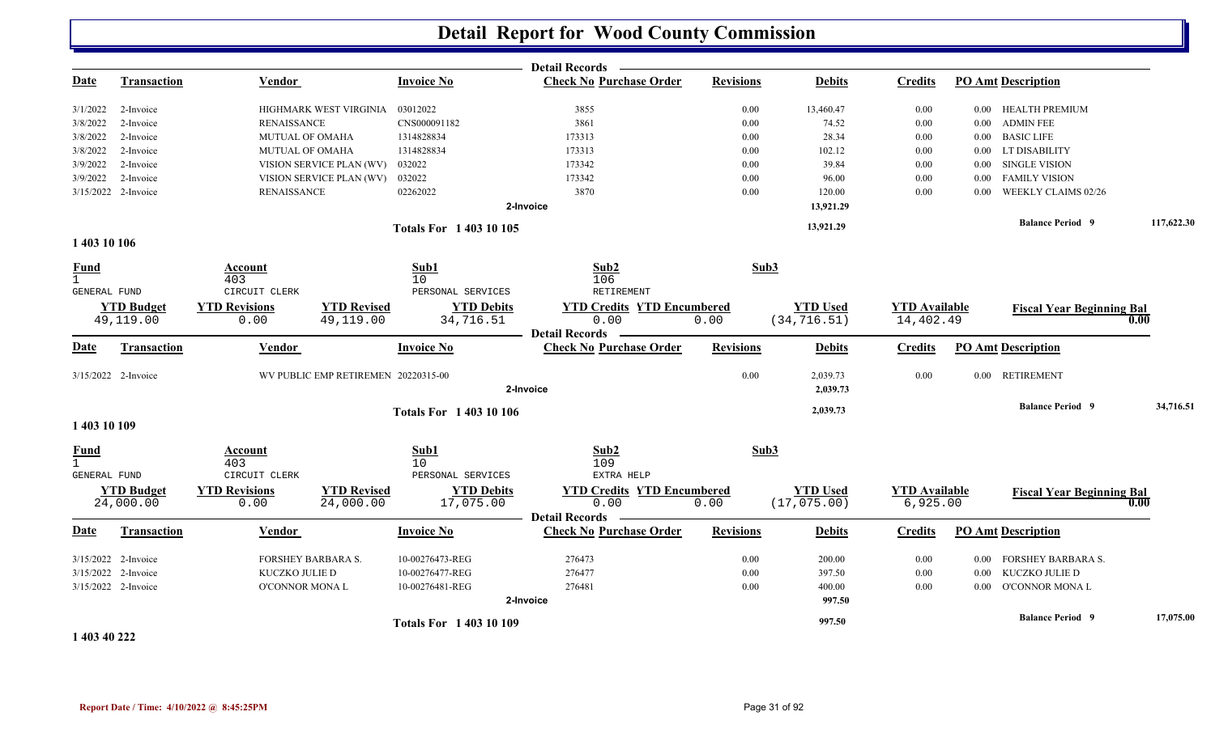# Detail Report for Wood County Commission

**Detail Records**

| Date | Transaction | Vendor | Invoice No | Check No | Purchase Order | Revisions | Debits | Credits | PO Amt | Description |
|---|---|---|---|---|---|---|---|---|---|---|
| 3/1/2022 | 2-Invoice | HIGHMARK WEST VIRGINIA | 03012022 | 3855 | | 0.00 | 13,460.47 | 0.00 | 0.00 | HEALTH PREMIUM |
| 3/8/2022 | 2-Invoice | RENAISSANCE | CNS000091182 | 3861 | | 0.00 | 74.52 | 0.00 | 0.00 | ADMIN FEE |
| 3/8/2022 | 2-Invoice | MUTUAL OF OMAHA | 1314828834 | 173313 | | 0.00 | 28.34 | 0.00 | 0.00 | BASIC LIFE |
| 3/8/2022 | 2-Invoice | MUTUAL OF OMAHA | 1314828834 | 173313 | | 0.00 | 102.12 | 0.00 | 0.00 | LT DISABILITY |
| 3/9/2022 | 2-Invoice | VISION SERVICE PLAN (WV) | 032022 | 173342 | | 0.00 | 39.84 | 0.00 | 0.00 | SINGLE VISION |
| 3/9/2022 | 2-Invoice | VISION SERVICE PLAN (WV) | 032022 | 173342 | | 0.00 | 96.00 | 0.00 | 0.00 | FAMILY VISION |
| 3/15/2022 | 2-Invoice | RENAISSANCE | 02262022 | 3870 | | 0.00 | 120.00 | 0.00 | 0.00 | WEEKLY CLAIMS 02/26 |
| | | | | 2-Invoice | | | 13,921.29 | | | |

**Totals For 1 403 10 105** — 13,921.29 — Balance Period 9: 117,622.30

## 1 403 10 106

| Fund | Account | Sub1 | Sub2 | Sub3 |
|---|---|---|---|---|
| 1 GENERAL FUND | 403 CIRCUIT CLERK | 10 PERSONAL SERVICES | 106 RETIREMENT | |

| YTD Budget | YTD Revisions | YTD Revised | YTD Debits | YTD Credits | YTD Encumbered | YTD Used | YTD Available | Fiscal Year Beginning Bal |
|---|---|---|---|---|---|---|---|---|
| 49,119.00 | 0.00 | 49,119.00 | 34,716.51 | 0.00 | 0.00 | (34,716.51) | 14,402.49 | 0.00 |

**Detail Records**

| Date | Transaction | Vendor | Invoice No | Check No | Purchase Order | Revisions | Debits | Credits | PO Amt | Description |
|---|---|---|---|---|---|---|---|---|---|---|
| 3/15/2022 | 2-Invoice | WV PUBLIC EMP RETIREMEN | 20220315-00 | | | 0.00 | 2,039.73 | 0.00 | 0.00 | RETIREMENT |
| | | | | 2-Invoice | | | 2,039.73 | | | |

**Totals For 1 403 10 106** — 2,039.73 — Balance Period 9: 34,716.51

## 1 403 10 109

| Fund | Account | Sub1 | Sub2 | Sub3 |
|---|---|---|---|---|
| 1 GENERAL FUND | 403 CIRCUIT CLERK | 10 PERSONAL SERVICES | 109 EXTRA HELP | |

| YTD Budget | YTD Revisions | YTD Revised | YTD Debits | YTD Credits | YTD Encumbered | YTD Used | YTD Available | Fiscal Year Beginning Bal |
|---|---|---|---|---|---|---|---|---|
| 24,000.00 | 0.00 | 24,000.00 | 17,075.00 | 0.00 | 0.00 | (17,075.00) | 6,925.00 | 0.00 |

**Detail Records**

| Date | Transaction | Vendor | Invoice No | Check No | Purchase Order | Revisions | Debits | Credits | PO Amt | Description |
|---|---|---|---|---|---|---|---|---|---|---|
| 3/15/2022 | 2-Invoice | FORSHEY BARBARA S. | 10-00276473-REG | 276473 | | 0.00 | 200.00 | 0.00 | 0.00 | FORSHEY BARBARA S. |
| 3/15/2022 | 2-Invoice | KUCZKO JULIE D | 10-00276477-REG | 276477 | | 0.00 | 397.50 | 0.00 | 0.00 | KUCZKO JULIE D |
| 3/15/2022 | 2-Invoice | O'CONNOR MONA L | 10-00276481-REG | 276481 | | 0.00 | 400.00 | 0.00 | 0.00 | O'CONNOR MONA L |
| | | | | 2-Invoice | | | 997.50 | | | |

**Totals For 1 403 10 109** — 997.50 — Balance Period 9: 17,075.00

## 1 403 40 222

Report Date / Time: 4/10/2022 @ 8:45:25PM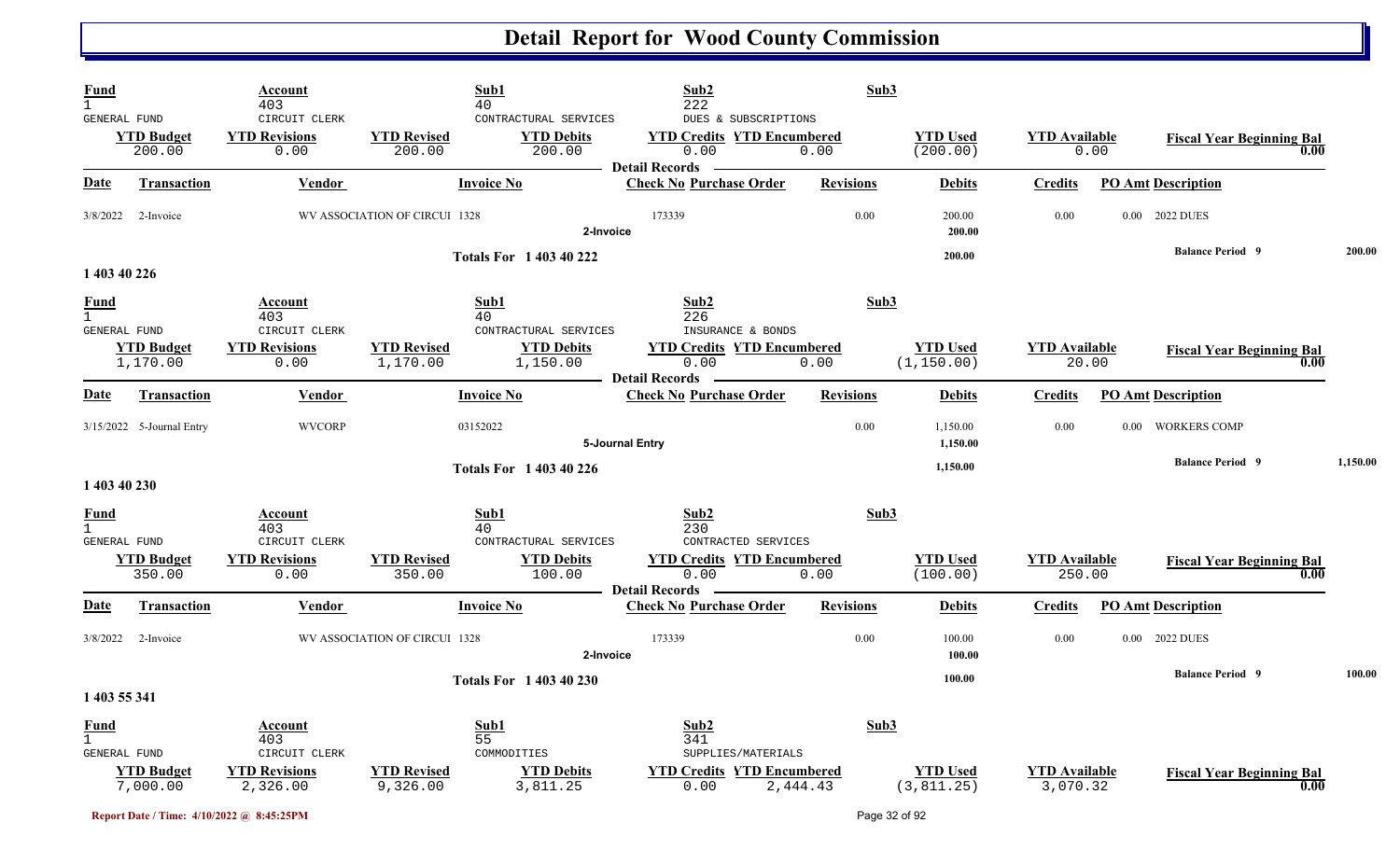# Detail Report for Wood County Commission

| Fund | Account | | Sub1 | Sub2 | | Sub3 | | |
|---|---|---|---|---|---|---|---|---|
| 1 | 403 | | 40 | 222 | | | | |
| GENERAL FUND | CIRCUIT CLERK | | CONTRACTURAL SERVICES | DUES & SUBSCRIPTIONS | | | | |
| **YTD Budget** | **YTD Revisions** | **YTD Revised** | **YTD Debits** | **YTD Credits** | **YTD Encumbered** | **YTD Used** | **YTD Available** | **Fiscal Year Beginning Bal** |
| 200.00 | 0.00 | 200.00 | 200.00 | 0.00 | 0.00 | (200.00) | 0.00 | 0.00 |

**Detail Records**

| Date | Transaction | Vendor | Invoice No | Check No | Purchase Order | Revisions | Debits | Credits | PO Amt | Description |
|---|---|---|---|---|---|---|---|---|---|---|
| 3/8/2022 | 2-Invoice | WV ASSOCIATION OF CIRCUI | 1328 | 173339 | | 0.00 | 200.00 | 0.00 | 0.00 | 2022 DUES |
| | | | 2-Invoice | | | | 200.00 | | | |
| | | | **Totals For 1 403 40 222** | | | | 200.00 | | | **Balance Period 9** 200.00 |

**1 403 40 226**

| Fund | Account | | Sub1 | Sub2 | | Sub3 | | |
|---|---|---|---|---|---|---|---|---|
| 1 | 403 | | 40 | 226 | | | | |
| GENERAL FUND | CIRCUIT CLERK | | CONTRACTURAL SERVICES | INSURANCE & BONDS | | | | |
| **YTD Budget** | **YTD Revisions** | **YTD Revised** | **YTD Debits** | **YTD Credits** | **YTD Encumbered** | **YTD Used** | **YTD Available** | **Fiscal Year Beginning Bal** |
| 1,170.00 | 0.00 | 1,170.00 | 1,150.00 | 0.00 | 0.00 | (1,150.00) | 20.00 | 0.00 |

**Detail Records**

| Date | Transaction | Vendor | Invoice No | Check No | Purchase Order | Revisions | Debits | Credits | PO Amt | Description |
|---|---|---|---|---|---|---|---|---|---|---|
| 3/15/2022 | 5-Journal Entry | WVCORP | 03152022 | | | 0.00 | 1,150.00 | 0.00 | 0.00 | WORKERS COMP |
| | | | 5-Journal Entry | | | | 1,150.00 | | | |
| | | | **Totals For 1 403 40 226** | | | | 1,150.00 | | | **Balance Period 9** 1,150.00 |

**1 403 40 230**

| Fund | Account | | Sub1 | Sub2 | | Sub3 | | |
|---|---|---|---|---|---|---|---|---|
| 1 | 403 | | 40 | 230 | | | | |
| GENERAL FUND | CIRCUIT CLERK | | CONTRACTURAL SERVICES | CONTRACTED SERVICES | | | | |
| **YTD Budget** | **YTD Revisions** | **YTD Revised** | **YTD Debits** | **YTD Credits** | **YTD Encumbered** | **YTD Used** | **YTD Available** | **Fiscal Year Beginning Bal** |
| 350.00 | 0.00 | 350.00 | 100.00 | 0.00 | 0.00 | (100.00) | 250.00 | 0.00 |

**Detail Records**

| Date | Transaction | Vendor | Invoice No | Check No | Purchase Order | Revisions | Debits | Credits | PO Amt | Description |
|---|---|---|---|---|---|---|---|---|---|---|
| 3/8/2022 | 2-Invoice | WV ASSOCIATION OF CIRCUI | 1328 | 173339 | | 0.00 | 100.00 | 0.00 | 0.00 | 2022 DUES |
| | | | 2-Invoice | | | | 100.00 | | | |
| | | | **Totals For 1 403 40 230** | | | | 100.00 | | | **Balance Period 9** 100.00 |

**1 403 55 341**

| Fund | Account | | Sub1 | Sub2 | | Sub3 | | |
|---|---|---|---|---|---|---|---|---|
| 1 | 403 | | 55 | 341 | | | | |
| GENERAL FUND | CIRCUIT CLERK | | COMMODITIES | SUPPLIES/MATERIALS | | | | |
| **YTD Budget** | **YTD Revisions** | **YTD Revised** | **YTD Debits** | **YTD Credits** | **YTD Encumbered** | **YTD Used** | **YTD Available** | **Fiscal Year Beginning Bal** |
| 7,000.00 | 2,326.00 | 9,326.00 | 3,811.25 | 0.00 | 2,444.43 | (3,811.25) | 3,070.32 | 0.00 |

Report Date / Time: 4/10/2022 @ 8:45:25PM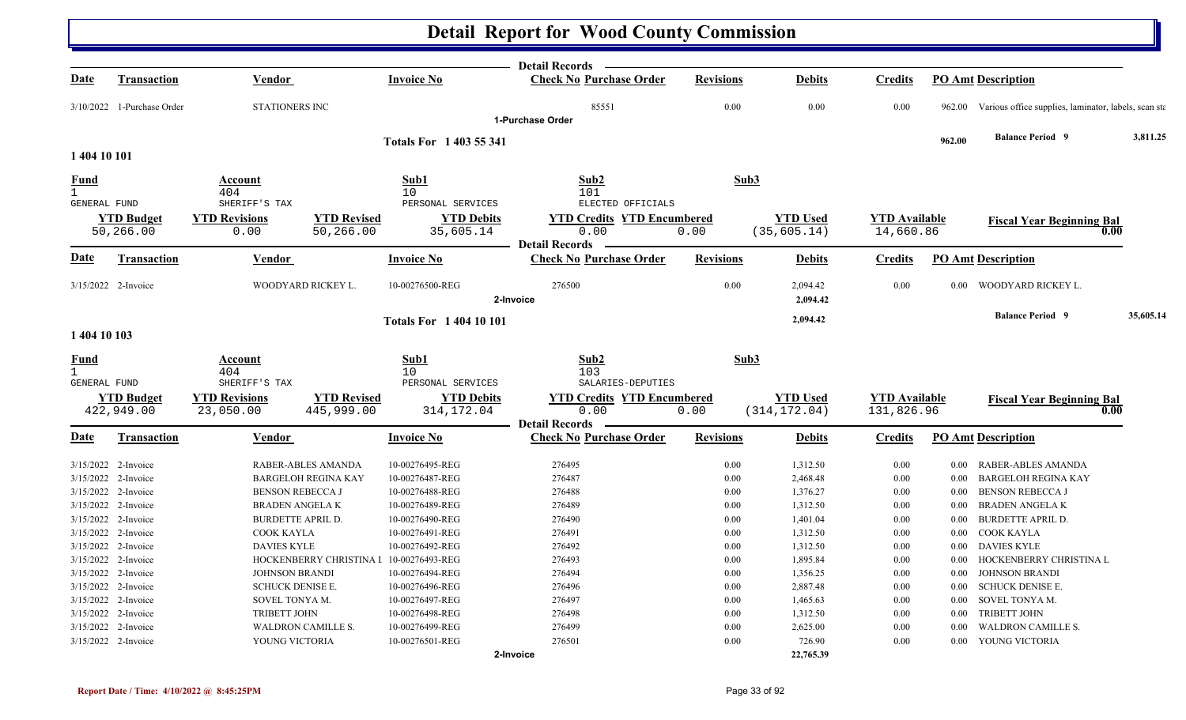# Detail Report for Wood County Commission

**Detail Records**

| Date | Transaction | Vendor | Invoice No | Check No | Purchase Order | Revisions | Debits | Credits | PO Amt | Description |
|---|---|---|---|---|---|---|---|---|---|---|
| 3/10/2022 | 1-Purchase Order | STATIONERS INC | | | 85551 | 0.00 | 0.00 | 0.00 | 962.00 | Various office supplies, laminator, labels, scan sta |

**1-Purchase Order**

**Totals For 1 403 55 341** — 962.00 — **Balance Period 9** 3,811.25

## 1 404 10 101

| Fund | Account | Sub1 | Sub2 | Sub3 |
|---|---|---|---|---|
| 1 GENERAL FUND | 404 SHERIFF'S TAX | 10 PERSONAL SERVICES | 101 ELECTED OFFICIALS | |

| YTD Budget | YTD Revisions | YTD Revised | YTD Debits | YTD Credits | YTD Encumbered | YTD Used | YTD Available | Fiscal Year Beginning Bal |
|---|---|---|---|---|---|---|---|---|
| 50,266.00 | 0.00 | 50,266.00 | 35,605.14 | 0.00 | 0.00 | (35,605.14) | 14,660.86 | 0.00 |

**Detail Records**

| Date | Transaction | Vendor | Invoice No | Check No | Purchase Order | Revisions | Debits | Credits | PO Amt | Description |
|---|---|---|---|---|---|---|---|---|---|---|
| 3/15/2022 | 2-Invoice | WOODYARD RICKEY L. | 10-00276500-REG | 276500 | | 0.00 | 2,094.42 | 0.00 | 0.00 | WOODYARD RICKEY L. |
| | **2-Invoice** | | | | | | 2,094.42 | | | |

**Totals For 1 404 10 101** — 2,094.42 — **Balance Period 9** 35,605.14

## 1 404 10 103

| Fund | Account | Sub1 | Sub2 | Sub3 |
|---|---|---|---|---|
| 1 GENERAL FUND | 404 SHERIFF'S TAX | 10 PERSONAL SERVICES | 103 SALARIES-DEPUTIES | |

| YTD Budget | YTD Revisions | YTD Revised | YTD Debits | YTD Credits | YTD Encumbered | YTD Used | YTD Available | Fiscal Year Beginning Bal |
|---|---|---|---|---|---|---|---|---|
| 422,949.00 | 23,050.00 | 445,999.00 | 314,172.04 | 0.00 | 0.00 | (314,172.04) | 131,826.96 | 0.00 |

**Detail Records**

| Date | Transaction | Vendor | Invoice No | Check No | Purchase Order | Revisions | Debits | Credits | PO Amt | Description |
|---|---|---|---|---|---|---|---|---|---|---|
| 3/15/2022 | 2-Invoice | RABER-ABLES AMANDA | 10-00276495-REG | 276495 | | 0.00 | 1,312.50 | 0.00 | 0.00 | RABER-ABLES AMANDA |
| 3/15/2022 | 2-Invoice | BARGELOH REGINA KAY | 10-00276487-REG | 276487 | | 0.00 | 2,468.48 | 0.00 | 0.00 | BARGELOH REGINA KAY |
| 3/15/2022 | 2-Invoice | BENSON REBECCA J | 10-00276488-REG | 276488 | | 0.00 | 1,376.27 | 0.00 | 0.00 | BENSON REBECCA J |
| 3/15/2022 | 2-Invoice | BRADEN ANGELA K | 10-00276489-REG | 276489 | | 0.00 | 1,312.50 | 0.00 | 0.00 | BRADEN ANGELA K |
| 3/15/2022 | 2-Invoice | BURDETTE APRIL D. | 10-00276490-REG | 276490 | | 0.00 | 1,401.04 | 0.00 | 0.00 | BURDETTE APRIL D. |
| 3/15/2022 | 2-Invoice | COOK KAYLA | 10-00276491-REG | 276491 | | 0.00 | 1,312.50 | 0.00 | 0.00 | COOK KAYLA |
| 3/15/2022 | 2-Invoice | DAVIES KYLE | 10-00276492-REG | 276492 | | 0.00 | 1,312.50 | 0.00 | 0.00 | DAVIES KYLE |
| 3/15/2022 | 2-Invoice | HOCKENBERRY CHRISTINA L | 10-00276493-REG | 276493 | | 0.00 | 1,895.84 | 0.00 | 0.00 | HOCKENBERRY CHRISTINA L |
| 3/15/2022 | 2-Invoice | JOHNSON BRANDI | 10-00276494-REG | 276494 | | 0.00 | 1,356.25 | 0.00 | 0.00 | JOHNSON BRANDI |
| 3/15/2022 | 2-Invoice | SCHUCK DENISE E. | 10-00276496-REG | 276496 | | 0.00 | 2,887.48 | 0.00 | 0.00 | SCHUCK DENISE E. |
| 3/15/2022 | 2-Invoice | SOVEL TONYA M. | 10-00276497-REG | 276497 | | 0.00 | 1,465.63 | 0.00 | 0.00 | SOVEL TONYA M. |
| 3/15/2022 | 2-Invoice | TRIBETT JOHN | 10-00276498-REG | 276498 | | 0.00 | 1,312.50 | 0.00 | 0.00 | TRIBETT JOHN |
| 3/15/2022 | 2-Invoice | WALDRON CAMILLE S. | 10-00276499-REG | 276499 | | 0.00 | 2,625.00 | 0.00 | 0.00 | WALDRON CAMILLE S. |
| 3/15/2022 | 2-Invoice | YOUNG VICTORIA | 10-00276501-REG | 276501 | | 0.00 | 726.90 | 0.00 | 0.00 | YOUNG VICTORIA |
| | **2-Invoice** | | | | | | 22,765.39 | | | |

Report Date / Time: 4/10/2022 @ 8:45:25PM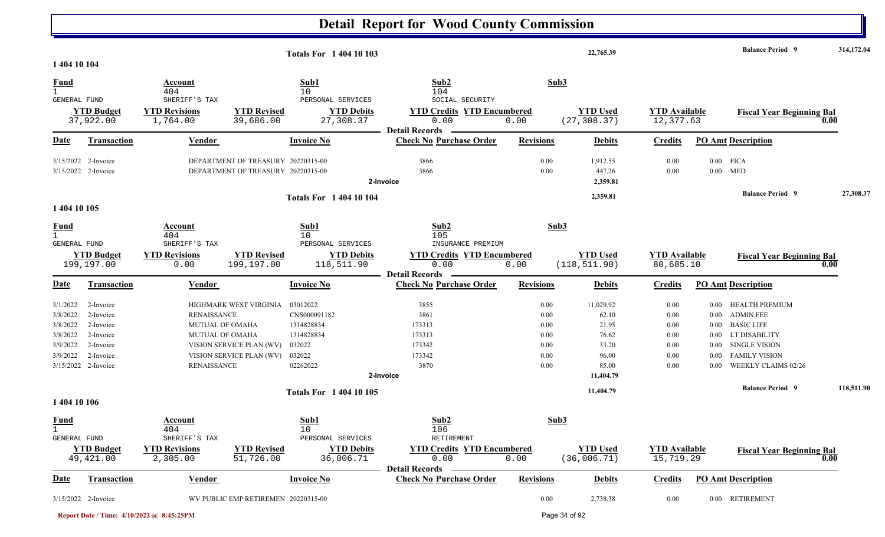# Detail Report for Wood County Commission

**Totals For 1 404 10 103** — 22,765.39 — **Balance Period 9** — 314,172.04

## 1 404 10 104

| Fund | Account | Sub1 | Sub2 | Sub3 |
|---|---|---|---|---|
| 1 | 404 | 10 | 104 | |
| GENERAL FUND | SHERIFF'S TAX | PERSONAL SERVICES | SOCIAL SECURITY | |

| YTD Budget | YTD Revisions | YTD Revised | YTD Debits | YTD Credits | YTD Encumbered | YTD Used | YTD Available | Fiscal Year Beginning Bal |
|---|---|---|---|---|---|---|---|---|
| 37,922.00 | 1,764.00 | 39,686.00 | 27,308.37 | 0.00 | 0.00 | (27,308.37) | 12,377.63 | 0.00 |

**Detail Records**

| Date | Transaction | Vendor | Invoice No | Check No | Purchase Order | Revisions | Debits | Credits | PO Amt | Description |
|---|---|---|---|---|---|---|---|---|---|---|
| 3/15/2022 | 2-Invoice | DEPARTMENT OF TREASURY | 20220315-00 | 3866 | | 0.00 | 1,912.55 | 0.00 | 0.00 | FICA |
| 3/15/2022 | 2-Invoice | DEPARTMENT OF TREASURY | 20220315-00 | 3866 | | 0.00 | 447.26 | 0.00 | 0.00 | MED |
| | | | 2-Invoice | | | | 2,359.81 | | | |

**Totals For 1 404 10 104** — 2,359.81 — **Balance Period 9** — 27,308.37

## 1 404 10 105

| Fund | Account | Sub1 | Sub2 | Sub3 |
|---|---|---|---|---|
| 1 | 404 | 10 | 105 | |
| GENERAL FUND | SHERIFF'S TAX | PERSONAL SERVICES | INSURANCE PREMIUM | |

| YTD Budget | YTD Revisions | YTD Revised | YTD Debits | YTD Credits | YTD Encumbered | YTD Used | YTD Available | Fiscal Year Beginning Bal |
|---|---|---|---|---|---|---|---|---|
| 199,197.00 | 0.00 | 199,197.00 | 118,511.90 | 0.00 | 0.00 | (118,511.90) | 80,685.10 | 0.00 |

**Detail Records**

| Date | Transaction | Vendor | Invoice No | Check No | Purchase Order | Revisions | Debits | Credits | PO Amt | Description |
|---|---|---|---|---|---|---|---|---|---|---|
| 3/1/2022 | 2-Invoice | HIGHMARK WEST VIRGINIA | 03012022 | 3855 | | 0.00 | 11,029.92 | 0.00 | 0.00 | HEALTH PREMIUM |
| 3/8/2022 | 2-Invoice | RENAISSANCE | CNS000091182 | 3861 | | 0.00 | 62.10 | 0.00 | 0.00 | ADMIN FEE |
| 3/8/2022 | 2-Invoice | MUTUAL OF OMAHA | 1314828834 | 173313 | | 0.00 | 21.95 | 0.00 | 0.00 | BASIC LIFE |
| 3/8/2022 | 2-Invoice | MUTUAL OF OMAHA | 1314828834 | 173313 | | 0.00 | 76.62 | 0.00 | 0.00 | LT DISABILITY |
| 3/9/2022 | 2-Invoice | VISION SERVICE PLAN (WV) | 032022 | 173342 | | 0.00 | 33.20 | 0.00 | 0.00 | SINGLE VISION |
| 3/9/2022 | 2-Invoice | VISION SERVICE PLAN (WV) | 032022 | 173342 | | 0.00 | 96.00 | 0.00 | 0.00 | FAMILY VISION |
| 3/15/2022 | 2-Invoice | RENAISSANCE | 02262022 | 3870 | | 0.00 | 85.00 | 0.00 | 0.00 | WEEKLY CLAIMS 02/26 |
| | | | 2-Invoice | | | | 11,404.79 | | | |

**Totals For 1 404 10 105** — 11,404.79 — **Balance Period 9** — 118,511.90

## 1 404 10 106

| Fund | Account | Sub1 | Sub2 | Sub3 |
|---|---|---|---|---|
| 1 | 404 | 10 | 106 | |
| GENERAL FUND | SHERIFF'S TAX | PERSONAL SERVICES | RETIREMENT | |

| YTD Budget | YTD Revisions | YTD Revised | YTD Debits | YTD Credits | YTD Encumbered | YTD Used | YTD Available | Fiscal Year Beginning Bal |
|---|---|---|---|---|---|---|---|---|
| 49,421.00 | 2,305.00 | 51,726.00 | 36,006.71 | 0.00 | 0.00 | (36,006.71) | 15,719.29 | 0.00 |

**Detail Records**

| Date | Transaction | Vendor | Invoice No | Check No | Purchase Order | Revisions | Debits | Credits | PO Amt | Description |
|---|---|---|---|---|---|---|---|---|---|---|
| 3/15/2022 | 2-Invoice | WV PUBLIC EMP RETIREMEN | 20220315-00 | | | 0.00 | 2,738.38 | 0.00 | 0.00 | RETIREMENT |

Report Date / Time: 4/10/2022 @ 8:45:25PM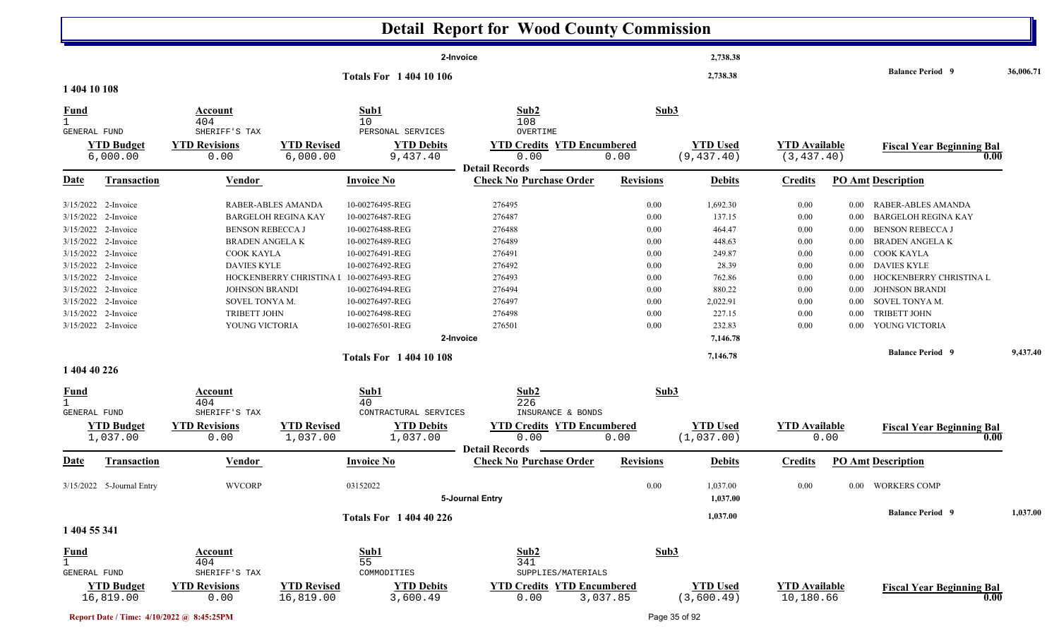# Detail Report for Wood County Commission

| | | |
|---|---|---|
| 2-Invoice | 2,738.38 | |
| **Totals For 1 404 10 106** | 2,738.38 | **Balance Period 9** 36,006.71 |

## 1 404 10 108

| Fund | Account | Sub1 | Sub2 | Sub3 |
|---|---|---|---|---|
| 1 GENERAL FUND | 404 SHERIFF'S TAX | 10 PERSONAL SERVICES | 108 OVERTIME | |

| YTD Budget | YTD Revisions | YTD Revised | YTD Debits | YTD Credits | YTD Encumbered | YTD Used | YTD Available | Fiscal Year Beginning Bal |
|---|---|---|---|---|---|---|---|---|
| 6,000.00 | 0.00 | 6,000.00 | 9,437.40 | 0.00 | 0.00 | (9,437.40) | (3,437.40) | 0.00 |

**Detail Records**

| Date | Transaction | Vendor | Invoice No | Check No | Purchase Order | Revisions | Debits | Credits | PO Amt | Description |
|---|---|---|---|---|---|---|---|---|---|---|
| 3/15/2022 | 2-Invoice | RABER-ABLES AMANDA | 10-00276495-REG | 276495 | | 0.00 | 1,692.30 | 0.00 | 0.00 | RABER-ABLES AMANDA |
| 3/15/2022 | 2-Invoice | BARGELOH REGINA KAY | 10-00276487-REG | 276487 | | 0.00 | 137.15 | 0.00 | 0.00 | BARGELOH REGINA KAY |
| 3/15/2022 | 2-Invoice | BENSON REBECCA J | 10-00276488-REG | 276488 | | 0.00 | 464.47 | 0.00 | 0.00 | BENSON REBECCA J |
| 3/15/2022 | 2-Invoice | BRADEN ANGELA K | 10-00276489-REG | 276489 | | 0.00 | 448.63 | 0.00 | 0.00 | BRADEN ANGELA K |
| 3/15/2022 | 2-Invoice | COOK KAYLA | 10-00276491-REG | 276491 | | 0.00 | 249.87 | 0.00 | 0.00 | COOK KAYLA |
| 3/15/2022 | 2-Invoice | DAVIES KYLE | 10-00276492-REG | 276492 | | 0.00 | 28.39 | 0.00 | 0.00 | DAVIES KYLE |
| 3/15/2022 | 2-Invoice | HOCKENBERRY CHRISTINA L | 10-00276493-REG | 276493 | | 0.00 | 762.86 | 0.00 | 0.00 | HOCKENBERRY CHRISTINA L |
| 3/15/2022 | 2-Invoice | JOHNSON BRANDI | 10-00276494-REG | 276494 | | 0.00 | 880.22 | 0.00 | 0.00 | JOHNSON BRANDI |
| 3/15/2022 | 2-Invoice | SOVEL TONYA M. | 10-00276497-REG | 276497 | | 0.00 | 2,022.91 | 0.00 | 0.00 | SOVEL TONYA M. |
| 3/15/2022 | 2-Invoice | TRIBETT JOHN | 10-00276498-REG | 276498 | | 0.00 | 227.15 | 0.00 | 0.00 | TRIBETT JOHN |
| 3/15/2022 | 2-Invoice | YOUNG VICTORIA | 10-00276501-REG | 276501 | | 0.00 | 232.83 | 0.00 | 0.00 | YOUNG VICTORIA |
| | | | | 2-Invoice | | | 7,146.78 | | | |
| | | | **Totals For 1 404 10 108** | | | | 7,146.78 | | | **Balance Period 9** 9,437.40 |

## 1 404 40 226

| Fund | Account | Sub1 | Sub2 | Sub3 |
|---|---|---|---|---|
| 1 GENERAL FUND | 404 SHERIFF'S TAX | 40 CONTRACTURAL SERVICES | 226 INSURANCE & BONDS | |

| YTD Budget | YTD Revisions | YTD Revised | YTD Debits | YTD Credits | YTD Encumbered | YTD Used | YTD Available | Fiscal Year Beginning Bal |
|---|---|---|---|---|---|---|---|---|
| 1,037.00 | 0.00 | 1,037.00 | 1,037.00 | 0.00 | 0.00 | (1,037.00) | 0.00 | 0.00 |

**Detail Records**

| Date | Transaction | Vendor | Invoice No | Check No | Purchase Order | Revisions | Debits | Credits | PO Amt | Description |
|---|---|---|---|---|---|---|---|---|---|---|
| 3/15/2022 | 5-Journal Entry | WVCORP | 03152022 | | | 0.00 | 1,037.00 | 0.00 | 0.00 | WORKERS COMP |
| | | | | 5-Journal Entry | | | 1,037.00 | | | |
| | | | **Totals For 1 404 40 226** | | | | 1,037.00 | | | **Balance Period 9** 1,037.00 |

## 1 404 55 341

| Fund | Account | Sub1 | Sub2 | Sub3 |
|---|---|---|---|---|
| 1 GENERAL FUND | 404 SHERIFF'S TAX | 55 COMMODITIES | 341 SUPPLIES/MATERIALS | |

| YTD Budget | YTD Revisions | YTD Revised | YTD Debits | YTD Credits | YTD Encumbered | YTD Used | YTD Available | Fiscal Year Beginning Bal |
|---|---|---|---|---|---|---|---|---|
| 16,819.00 | 0.00 | 16,819.00 | 3,600.49 | 0.00 | 3,037.85 | (3,600.49) | 10,180.66 | 0.00 |

Report Date / Time: 4/10/2022 @ 8:45:25PM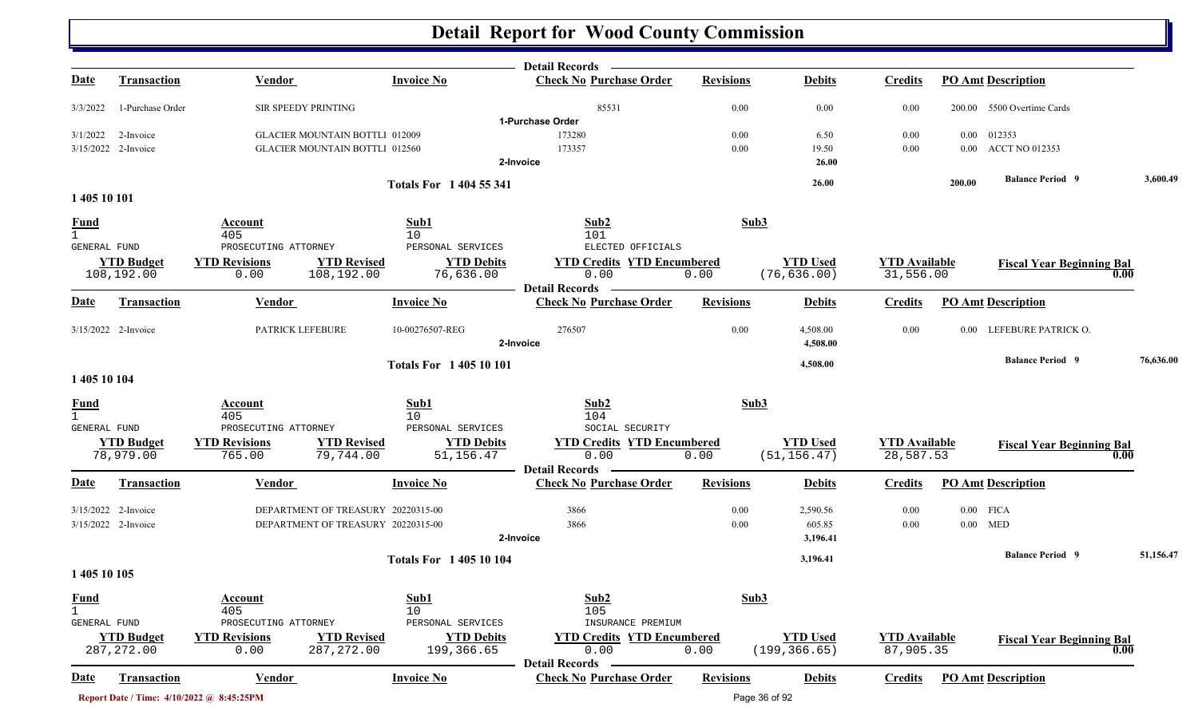# Detail Report for Wood County Commission

**Detail Records**

| Date | Transaction | Vendor | Invoice No | Check No | Purchase Order | Revisions | Debits | Credits | PO Amt | Description |
|---|---|---|---|---|---|---|---|---|---|---|
| 3/3/2022 | 1-Purchase Order | SIR SPEEDY PRINTING | | | 85531 | 0.00 | 0.00 | 0.00 | 200.00 | 5500 Overtime Cards |
| | | | | 1-Purchase Order | | | | | | |
| 3/1/2022 | 2-Invoice | GLACIER MOUNTAIN BOTTLI | 012009 | 173280 | | 0.00 | 6.50 | 0.00 | 0.00 | 012353 |
| 3/15/2022 | 2-Invoice | GLACIER MOUNTAIN BOTTLI | 012560 | 173357 | | 0.00 | 19.50 | 0.00 | 0.00 | ACCT NO 012353 |
| | | | | 2-Invoice | | | 26.00 | | | |

**Totals For 1 404 55 341** — Debits: 26.00 — PO Amt: 200.00 — Balance Period 9: 3,600.49

## 1 405 10 101

| Fund | Account | Sub1 | Sub2 | Sub3 |
|---|---|---|---|---|
| 1 | 405 | 10 | 101 | |
| GENERAL FUND | PROSECUTING ATTORNEY | PERSONAL SERVICES | ELECTED OFFICIALS | |

| YTD Budget | YTD Revisions | YTD Revised | YTD Debits | YTD Credits | YTD Encumbered | YTD Used | YTD Available | Fiscal Year Beginning Bal |
|---|---|---|---|---|---|---|---|---|
| 108,192.00 | 0.00 | 108,192.00 | 76,636.00 | 0.00 | 0.00 | (76,636.00) | 31,556.00 | 0.00 |

**Detail Records**

| Date | Transaction | Vendor | Invoice No | Check No | Purchase Order | Revisions | Debits | Credits | PO Amt | Description |
|---|---|---|---|---|---|---|---|---|---|---|
| 3/15/2022 | 2-Invoice | PATRICK LEFEBURE | 10-00276507-REG | 276507 | | 0.00 | 4,508.00 | 0.00 | 0.00 | LEFEBURE PATRICK O. |
| | | | | 2-Invoice | | | 4,508.00 | | | |

**Totals For 1 405 10 101** — Debits: 4,508.00 — Balance Period 9: 76,636.00

## 1 405 10 104

| Fund | Account | Sub1 | Sub2 | Sub3 |
|---|---|---|---|---|
| 1 | 405 | 10 | 104 | |
| GENERAL FUND | PROSECUTING ATTORNEY | PERSONAL SERVICES | SOCIAL SECURITY | |

| YTD Budget | YTD Revisions | YTD Revised | YTD Debits | YTD Credits | YTD Encumbered | YTD Used | YTD Available | Fiscal Year Beginning Bal |
|---|---|---|---|---|---|---|---|---|
| 78,979.00 | 765.00 | 79,744.00 | 51,156.47 | 0.00 | 0.00 | (51,156.47) | 28,587.53 | 0.00 |

**Detail Records**

| Date | Transaction | Vendor | Invoice No | Check No | Purchase Order | Revisions | Debits | Credits | PO Amt | Description |
|---|---|---|---|---|---|---|---|---|---|---|
| 3/15/2022 | 2-Invoice | DEPARTMENT OF TREASURY | 20220315-00 | 3866 | | 0.00 | 2,590.56 | 0.00 | 0.00 | FICA |
| 3/15/2022 | 2-Invoice | DEPARTMENT OF TREASURY | 20220315-00 | 3866 | | 0.00 | 605.85 | 0.00 | 0.00 | MED |
| | | | | 2-Invoice | | | 3,196.41 | | | |

**Totals For 1 405 10 104** — Debits: 3,196.41 — Balance Period 9: 51,156.47

## 1 405 10 105

| Fund | Account | Sub1 | Sub2 | Sub3 |
|---|---|---|---|---|
| 1 | 405 | 10 | 105 | |
| GENERAL FUND | PROSECUTING ATTORNEY | PERSONAL SERVICES | INSURANCE PREMIUM | |

| YTD Budget | YTD Revisions | YTD Revised | YTD Debits | YTD Credits | YTD Encumbered | YTD Used | YTD Available | Fiscal Year Beginning Bal |
|---|---|---|---|---|---|---|---|---|
| 287,272.00 | 0.00 | 287,272.00 | 199,366.65 | 0.00 | 0.00 | (199,366.65) | 87,905.35 | 0.00 |

**Detail Records**

| Date | Transaction | Vendor | Invoice No | Check No | Purchase Order | Revisions | Debits | Credits | PO Amt | Description |
|---|---|---|---|---|---|---|---|---|---|---|

Report Date / Time: 4/10/2022 @ 8:45:25PM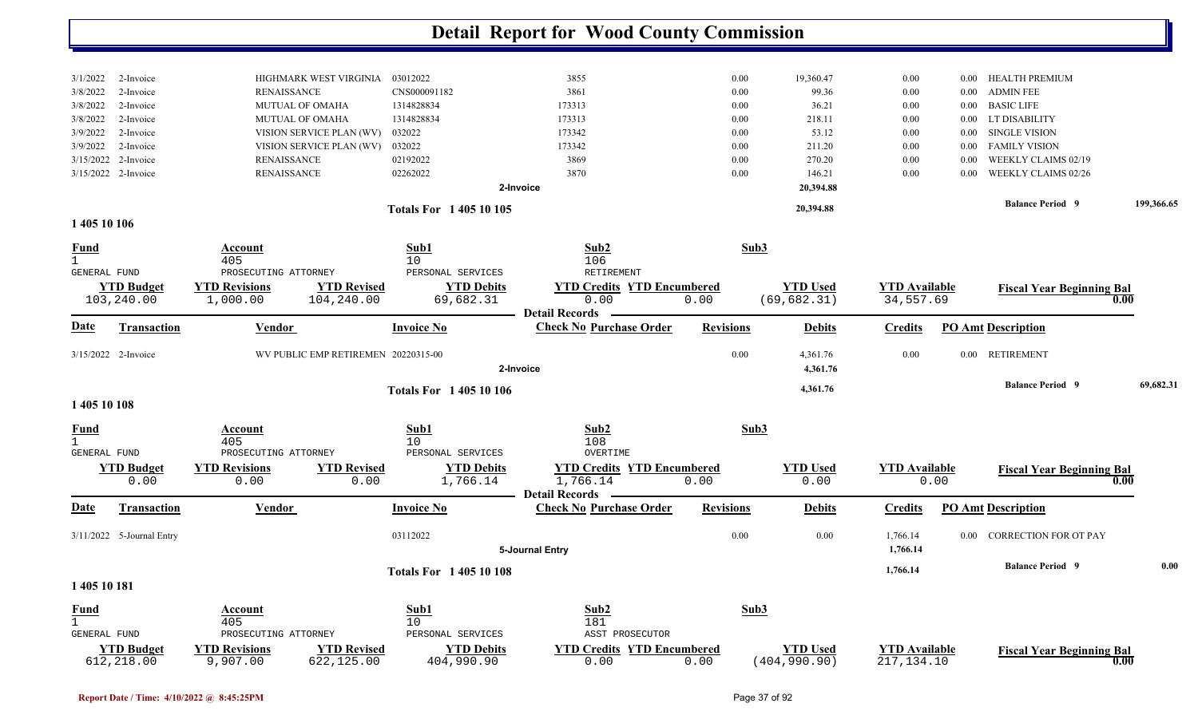# Detail Report for Wood County Commission

| Date | Transaction | Vendor | Invoice No | Check No | Revisions | Debits | Credits | PO Amt | Description |
|---|---|---|---|---|---|---|---|---|---|
| 3/1/2022 | 2-Invoice | HIGHMARK WEST VIRGINIA | 03012022 | 3855 | 0.00 | 19,360.47 | 0.00 | 0.00 | HEALTH PREMIUM |
| 3/8/2022 | 2-Invoice | RENAISSANCE | CNS000091182 | 3861 | 0.00 | 99.36 | 0.00 | 0.00 | ADMIN FEE |
| 3/8/2022 | 2-Invoice | MUTUAL OF OMAHA | 1314828834 | 173313 | 0.00 | 36.21 | 0.00 | 0.00 | BASIC LIFE |
| 3/8/2022 | 2-Invoice | MUTUAL OF OMAHA | 1314828834 | 173313 | 0.00 | 218.11 | 0.00 | 0.00 | LT DISABILITY |
| 3/9/2022 | 2-Invoice | VISION SERVICE PLAN (WV) | 032022 | 173342 | 0.00 | 53.12 | 0.00 | 0.00 | SINGLE VISION |
| 3/9/2022 | 2-Invoice | VISION SERVICE PLAN (WV) | 032022 | 173342 | 0.00 | 211.20 | 0.00 | 0.00 | FAMILY VISION |
| 3/15/2022 | 2-Invoice | RENAISSANCE | 02192022 | 3869 | 0.00 | 270.20 | 0.00 | 0.00 | WEEKLY CLAIMS 02/19 |
| 3/15/2022 | 2-Invoice | RENAISSANCE | 02262022 | 3870 | 0.00 | 146.21 | 0.00 | 0.00 | WEEKLY CLAIMS 02/26 |
| | | | | 2-Invoice | | 20,394.88 | | | |

**Totals For 1 405 10 105** — 20,394.88 — **Balance Period 9** 199,366.65

## 1 405 10 106

| Fund | Account | Sub1 | Sub2 | Sub3 |
|---|---|---|---|---|
| 1 GENERAL FUND | 405 PROSECUTING ATTORNEY | 10 PERSONAL SERVICES | 106 RETIREMENT | |

| YTD Budget | YTD Revisions | YTD Revised | YTD Debits | YTD Credits | YTD Encumbered | YTD Used | YTD Available | Fiscal Year Beginning Bal |
|---|---|---|---|---|---|---|---|---|
| 103,240.00 | 1,000.00 | 104,240.00 | 69,682.31 | 0.00 | 0.00 | (69,682.31) | 34,557.69 | 0.00 |

**Detail Records**

| Date | Transaction | Vendor | Invoice No | Check No Purchase Order | Revisions | Debits | Credits | PO Amt | Description |
|---|---|---|---|---|---|---|---|---|---|
| 3/15/2022 | 2-Invoice | WV PUBLIC EMP RETIREMEN | 20220315-00 | | 0.00 | 4,361.76 | 0.00 | 0.00 | RETIREMENT |
| | | | | 2-Invoice | | 4,361.76 | | | |

**Totals For 1 405 10 106** — 4,361.76 — **Balance Period 9** 69,682.31

## 1 405 10 108

| Fund | Account | Sub1 | Sub2 | Sub3 |
|---|---|---|---|---|
| 1 GENERAL FUND | 405 PROSECUTING ATTORNEY | 10 PERSONAL SERVICES | 108 OVERTIME | |

| YTD Budget | YTD Revisions | YTD Revised | YTD Debits | YTD Credits | YTD Encumbered | YTD Used | YTD Available | Fiscal Year Beginning Bal |
|---|---|---|---|---|---|---|---|---|
| 0.00 | 0.00 | 0.00 | 1,766.14 | 1,766.14 | 0.00 | 0.00 | 0.00 | 0.00 |

**Detail Records**

| Date | Transaction | Vendor | Invoice No | Check No Purchase Order | Revisions | Debits | Credits | PO Amt | Description |
|---|---|---|---|---|---|---|---|---|---|
| 3/11/2022 | 5-Journal Entry | | 03112022 | | 0.00 | 0.00 | 1,766.14 | 0.00 | CORRECTION FOR OT PAY |
| | | | | 5-Journal Entry | | | 1,766.14 | | |

**Totals For 1 405 10 108** — 1,766.14 — **Balance Period 9** 0.00

## 1 405 10 181

| Fund | Account | Sub1 | Sub2 | Sub3 |
|---|---|---|---|---|
| 1 GENERAL FUND | 405 PROSECUTING ATTORNEY | 10 PERSONAL SERVICES | 181 ASST PROSECUTOR | |

| YTD Budget | YTD Revisions | YTD Revised | YTD Debits | YTD Credits | YTD Encumbered | YTD Used | YTD Available | Fiscal Year Beginning Bal |
|---|---|---|---|---|---|---|---|---|
| 612,218.00 | 9,907.00 | 622,125.00 | 404,990.90 | 0.00 | 0.00 | (404,990.90) | 217,134.10 | 0.00 |

Report Date / Time: 4/10/2022 @ 8:45:25PM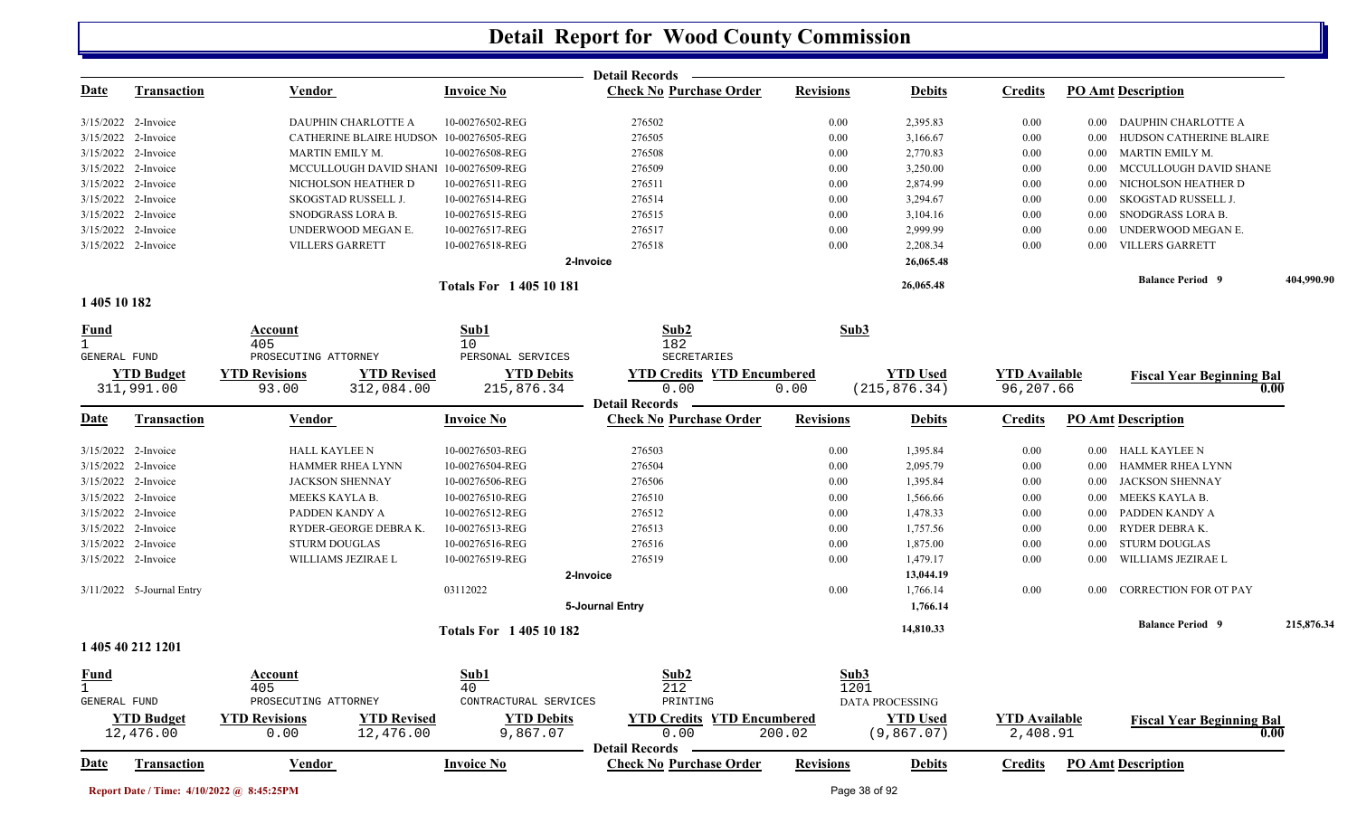# Detail Report for Wood County Commission

**Detail Records**

| Date | Transaction | Vendor | Invoice No | Check No | Purchase Order | Revisions | Debits | Credits | PO Amt | Description |
|---|---|---|---|---|---|---|---|---|---|---|
| 3/15/2022 | 2-Invoice | DAUPHIN CHARLOTTE A | 10-00276502-REG | 276502 | | 0.00 | 2,395.83 | 0.00 | 0.00 | DAUPHIN CHARLOTTE A |
| 3/15/2022 | 2-Invoice | CATHERINE BLAIRE HUDSON | 10-00276505-REG | 276505 | | 0.00 | 3,166.67 | 0.00 | 0.00 | HUDSON CATHERINE BLAIRE |
| 3/15/2022 | 2-Invoice | MARTIN EMILY M. | 10-00276508-REG | 276508 | | 0.00 | 2,770.83 | 0.00 | 0.00 | MARTIN EMILY M. |
| 3/15/2022 | 2-Invoice | MCCULLOUGH DAVID SHANE | 10-00276509-REG | 276509 | | 0.00 | 3,250.00 | 0.00 | 0.00 | MCCULLOUGH DAVID SHANE |
| 3/15/2022 | 2-Invoice | NICHOLSON HEATHER D | 10-00276511-REG | 276511 | | 0.00 | 2,874.99 | 0.00 | 0.00 | NICHOLSON HEATHER D |
| 3/15/2022 | 2-Invoice | SKOGSTAD RUSSELL J. | 10-00276514-REG | 276514 | | 0.00 | 3,294.67 | 0.00 | 0.00 | SKOGSTAD RUSSELL J. |
| 3/15/2022 | 2-Invoice | SNODGRASS LORA B. | 10-00276515-REG | 276515 | | 0.00 | 3,104.16 | 0.00 | 0.00 | SNODGRASS LORA B. |
| 3/15/2022 | 2-Invoice | UNDERWOOD MEGAN E. | 10-00276517-REG | 276517 | | 0.00 | 2,999.99 | 0.00 | 0.00 | UNDERWOOD MEGAN E. |
| 3/15/2022 | 2-Invoice | VILLERS GARRETT | 10-00276518-REG | 276518 | | 0.00 | 2,208.34 | 0.00 | 0.00 | VILLERS GARRETT |
| | | | | **2-Invoice** | | | **26,065.48** | | | |
| | | | **Totals For 1 405 10 181** | | | | **26,065.48** | | | **Balance Period 9** 404,990.90 |

## 1 405 10 182

| Fund | Account | Sub1 | Sub2 | Sub3 |
|---|---|---|---|---|
| 1 GENERAL FUND | 405 PROSECUTING ATTORNEY | 10 PERSONAL SERVICES | 182 SECRETARIES | |

| YTD Budget | YTD Revisions | YTD Revised | YTD Debits | YTD Credits | YTD Encumbered | YTD Used | YTD Available | Fiscal Year Beginning Bal |
|---|---|---|---|---|---|---|---|---|
| 311,991.00 | 93.00 | 312,084.00 | 215,876.34 | 0.00 | 0.00 | (215,876.34) | 96,207.66 | 0.00 |

**Detail Records**

| Date | Transaction | Vendor | Invoice No | Check No | Purchase Order | Revisions | Debits | Credits | PO Amt | Description |
|---|---|---|---|---|---|---|---|---|---|---|
| 3/15/2022 | 2-Invoice | HALL KAYLEE N | 10-00276503-REG | 276503 | | 0.00 | 1,395.84 | 0.00 | 0.00 | HALL KAYLEE N |
| 3/15/2022 | 2-Invoice | HAMMER RHEA LYNN | 10-00276504-REG | 276504 | | 0.00 | 2,095.79 | 0.00 | 0.00 | HAMMER RHEA LYNN |
| 3/15/2022 | 2-Invoice | JACKSON SHENNAY | 10-00276506-REG | 276506 | | 0.00 | 1,395.84 | 0.00 | 0.00 | JACKSON SHENNAY |
| 3/15/2022 | 2-Invoice | MEEKS KAYLA B. | 10-00276510-REG | 276510 | | 0.00 | 1,566.66 | 0.00 | 0.00 | MEEKS KAYLA B. |
| 3/15/2022 | 2-Invoice | PADDEN KANDY A | 10-00276512-REG | 276512 | | 0.00 | 1,478.33 | 0.00 | 0.00 | PADDEN KANDY A |
| 3/15/2022 | 2-Invoice | RYDER-GEORGE DEBRA K. | 10-00276513-REG | 276513 | | 0.00 | 1,757.56 | 0.00 | 0.00 | RYDER DEBRA K. |
| 3/15/2022 | 2-Invoice | STURM DOUGLAS | 10-00276516-REG | 276516 | | 0.00 | 1,875.00 | 0.00 | 0.00 | STURM DOUGLAS |
| 3/15/2022 | 2-Invoice | WILLIAMS JEZIRAE L | 10-00276519-REG | 276519 | | 0.00 | 1,479.17 | 0.00 | 0.00 | WILLIAMS JEZIRAE L |
| | | | | **2-Invoice** | | | **13,044.19** | | | |
| 3/11/2022 | 5-Journal Entry | | 03112022 | | | 0.00 | 1,766.14 | 0.00 | 0.00 | CORRECTION FOR OT PAY |
| | | | | **5-Journal Entry** | | | **1,766.14** | | | |
| | | | **Totals For 1 405 10 182** | | | | **14,810.33** | | | **Balance Period 9** 215,876.34 |

## 1 405 40 212 1201

| Fund | Account | Sub1 | Sub2 | Sub3 |
|---|---|---|---|---|
| 1 GENERAL FUND | 405 PROSECUTING ATTORNEY | 40 CONTRACTURAL SERVICES | 212 PRINTING | 1201 DATA PROCESSING |

| YTD Budget | YTD Revisions | YTD Revised | YTD Debits | YTD Credits | YTD Encumbered | YTD Used | YTD Available | Fiscal Year Beginning Bal |
|---|---|---|---|---|---|---|---|---|
| 12,476.00 | 0.00 | 12,476.00 | 9,867.07 | 0.00 | 200.02 | (9,867.07) | 2,408.91 | 0.00 |

**Detail Records**

| Date | Transaction | Vendor | Invoice No | Check No | Purchase Order | Revisions | Debits | Credits | PO Amt | Description |
|---|---|---|---|---|---|---|---|---|---|---|

Report Date / Time: 4/10/2022 @ 8:45:25PM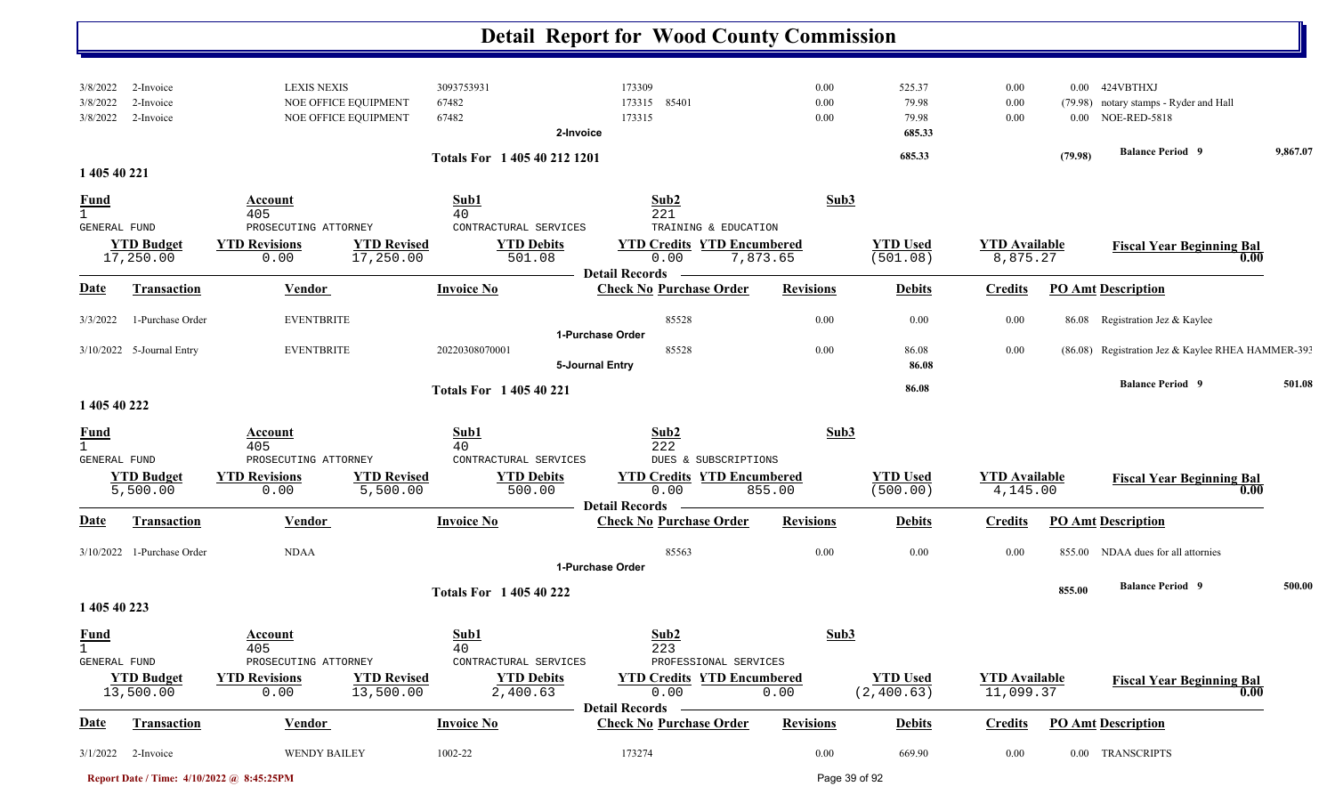# Detail Report for Wood County Commission

| Date | Transaction | Vendor | Invoice No | Check No | Purchase Order | Revisions | Debits | Credits | PO Amt | Description |
|---|---|---|---|---|---|---|---|---|---|---|
| 3/8/2022 | 2-Invoice | LEXIS NEXIS | 3093753931 | 173309 | | 0.00 | 525.37 | 0.00 | 0.00 | 424VBTHXJ |
| 3/8/2022 | 2-Invoice | NOE OFFICE EQUIPMENT | 67482 | 173315 | 85401 | 0.00 | 79.98 | 0.00 | (79.98) | notary stamps - Ryder and Hall |
| 3/8/2022 | 2-Invoice | NOE OFFICE EQUIPMENT | 67482 | 173315 | | 0.00 | 79.98 | 0.00 | 0.00 | NOE-RED-5818 |
| | | | | 2-Invoice | | | 685.33 | | | |

**Totals For 1 405 40 212 1201** — 685.33 — (79.98) — **Balance Period 9** 9,867.07

## 1 405 40 221

| Fund | Account | Sub1 | Sub2 | Sub3 |
|---|---|---|---|---|
| 1 | 405 | 40 | 221 | |
| GENERAL FUND | PROSECUTING ATTORNEY | CONTRACTURAL SERVICES | TRAINING & EDUCATION | |

| YTD Budget | YTD Revisions | YTD Revised | YTD Debits | YTD Credits | YTD Encumbered | YTD Used | YTD Available | Fiscal Year Beginning Bal |
|---|---|---|---|---|---|---|---|---|
| 17,250.00 | 0.00 | 17,250.00 | 501.08 | 0.00 | 7,873.65 | (501.08) | 8,875.27 | 0.00 |

**Detail Records**

| Date | Transaction | Vendor | Invoice No | Check No | Purchase Order | Revisions | Debits | Credits | PO Amt | Description |
|---|---|---|---|---|---|---|---|---|---|---|
| 3/3/2022 | 1-Purchase Order | EVENTBRITE | | | 85528 | 0.00 | 0.00 | 0.00 | 86.08 | Registration Jez & Kaylee |
| | | | | 1-Purchase Order | | | | | | |
| 3/10/2022 | 5-Journal Entry | EVENTBRITE | 20220308070001 | | 85528 | 0.00 | 86.08 | 0.00 | (86.08) | Registration Jez & Kaylee RHEA HAMMER-393 |
| | | | | 5-Journal Entry | | | 86.08 | | | |

**Totals For 1 405 40 221** — 86.08 — **Balance Period 9** 501.08

## 1 405 40 222

| Fund | Account | Sub1 | Sub2 | Sub3 |
|---|---|---|---|---|
| 1 | 405 | 40 | 222 | |
| GENERAL FUND | PROSECUTING ATTORNEY | CONTRACTURAL SERVICES | DUES & SUBSCRIPTIONS | |

| YTD Budget | YTD Revisions | YTD Revised | YTD Debits | YTD Credits | YTD Encumbered | YTD Used | YTD Available | Fiscal Year Beginning Bal |
|---|---|---|---|---|---|---|---|---|
| 5,500.00 | 0.00 | 5,500.00 | 500.00 | 0.00 | 855.00 | (500.00) | 4,145.00 | 0.00 |

**Detail Records**

| Date | Transaction | Vendor | Invoice No | Check No | Purchase Order | Revisions | Debits | Credits | PO Amt | Description |
|---|---|---|---|---|---|---|---|---|---|---|
| 3/10/2022 | 1-Purchase Order | NDAA | | | 85563 | 0.00 | 0.00 | 0.00 | 855.00 | NDAA dues for all attornies |
| | | | | 1-Purchase Order | | | | | | |

**Totals For 1 405 40 222** — 855.00 — **Balance Period 9** 500.00

## 1 405 40 223

| Fund | Account | Sub1 | Sub2 | Sub3 |
|---|---|---|---|---|
| 1 | 405 | 40 | 223 | |
| GENERAL FUND | PROSECUTING ATTORNEY | CONTRACTURAL SERVICES | PROFESSIONAL SERVICES | |

| YTD Budget | YTD Revisions | YTD Revised | YTD Debits | YTD Credits | YTD Encumbered | YTD Used | YTD Available | Fiscal Year Beginning Bal |
|---|---|---|---|---|---|---|---|---|
| 13,500.00 | 0.00 | 13,500.00 | 2,400.63 | 0.00 | 0.00 | (2,400.63) | 11,099.37 | 0.00 |

**Detail Records**

| Date | Transaction | Vendor | Invoice No | Check No | Purchase Order | Revisions | Debits | Credits | PO Amt | Description |
|---|---|---|---|---|---|---|---|---|---|---|
| 3/1/2022 | 2-Invoice | WENDY BAILEY | 1002-22 | 173274 | | 0.00 | 669.90 | 0.00 | 0.00 | TRANSCRIPTS |

Report Date / Time: 4/10/2022 @ 8:45:25PM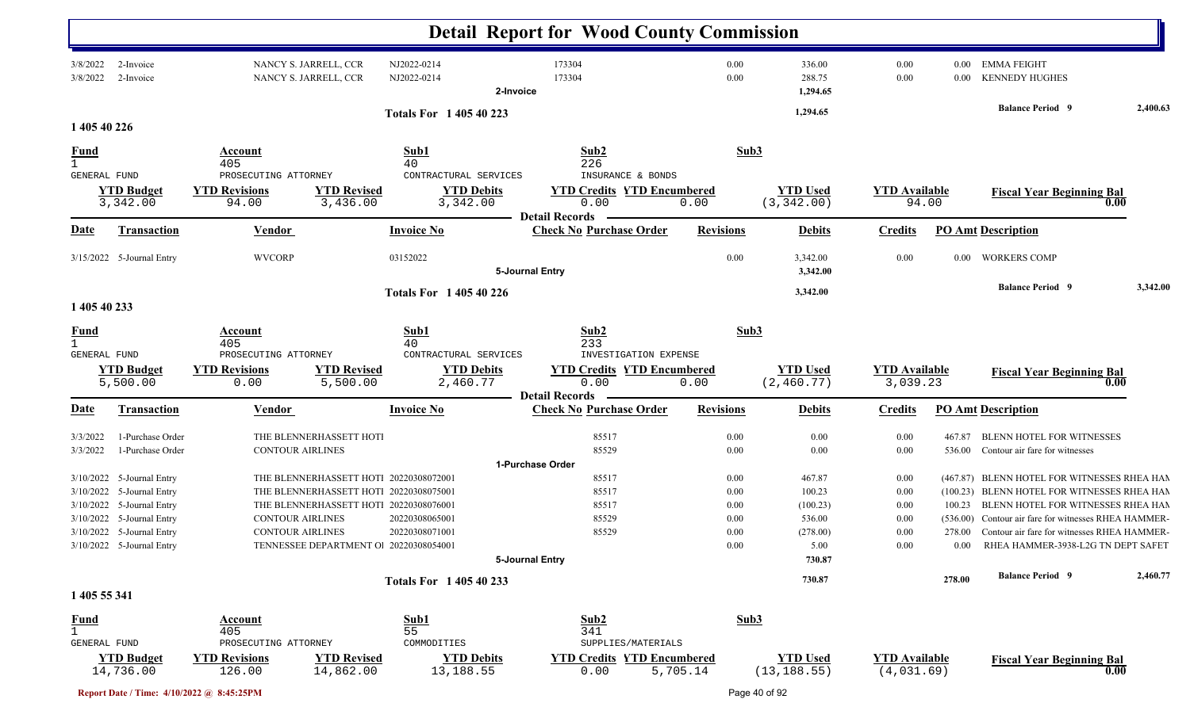# Detail Report for Wood County Commission

| Date | Transaction | Vendor | Invoice No | Check No | Purchase Order | Revisions | Debits | Credits | PO Amt | Description |
|---|---|---|---|---|---|---|---|---|---|---|
| 3/8/2022 | 2-Invoice | NANCY S. JARRELL, CCR | NJ2022-0214 | 173304 | | 0.00 | 336.00 | 0.00 | 0.00 | EMMA FEIGHT |
| 3/8/2022 | 2-Invoice | NANCY S. JARRELL, CCR | NJ2022-0214 | 173304 | | 0.00 | 288.75 | 0.00 | 0.00 | KENNEDY HUGHES |
| | | | 2-Invoice | | | | 1,294.65 | | | |

**Totals For 1 405 40 223** — 1,294.65 — Balance Period 9: 2,400.63

## 1 405 40 226

| Fund | Account | Sub1 | Sub2 | Sub3 |
|---|---|---|---|---|
| 1 | 405 | 40 | 226 | |
| GENERAL FUND | PROSECUTING ATTORNEY | CONTRACTURAL SERVICES | INSURANCE & BONDS | |

| YTD Budget | YTD Revisions | YTD Revised | YTD Debits | YTD Credits | YTD Encumbered | YTD Used | YTD Available | Fiscal Year Beginning Bal |
|---|---|---|---|---|---|---|---|---|
| 3,342.00 | 94.00 | 3,436.00 | 3,342.00 | 0.00 | 0.00 | (3,342.00) | 94.00 | 0.00 |

**Detail Records**

| Date | Transaction | Vendor | Invoice No | Check No | Purchase Order | Revisions | Debits | Credits | PO Amt | Description |
|---|---|---|---|---|---|---|---|---|---|---|
| 3/15/2022 | 5-Journal Entry | WVCORP | 03152022 | | | 0.00 | 3,342.00 | 0.00 | 0.00 | WORKERS COMP |
| | | | 5-Journal Entry | | | | 3,342.00 | | | |

**Totals For 1 405 40 226** — 3,342.00 — Balance Period 9: 3,342.00

## 1 405 40 233

| Fund | Account | Sub1 | Sub2 | Sub3 |
|---|---|---|---|---|
| 1 | 405 | 40 | 233 | |
| GENERAL FUND | PROSECUTING ATTORNEY | CONTRACTURAL SERVICES | INVESTIGATION EXPENSE | |

| YTD Budget | YTD Revisions | YTD Revised | YTD Debits | YTD Credits | YTD Encumbered | YTD Used | YTD Available | Fiscal Year Beginning Bal |
|---|---|---|---|---|---|---|---|---|
| 5,500.00 | 0.00 | 5,500.00 | 2,460.77 | 0.00 | 0.00 | (2,460.77) | 3,039.23 | 0.00 |

**Detail Records**

| Date | Transaction | Vendor | Invoice No | Check No | Purchase Order | Revisions | Debits | Credits | PO Amt | Description |
|---|---|---|---|---|---|---|---|---|---|---|
| 3/3/2022 | 1-Purchase Order | THE BLENNERHASSETT HOTI | | | 85517 | 0.00 | 0.00 | 0.00 | 467.87 | BLENN HOTEL FOR WITNESSES |
| 3/3/2022 | 1-Purchase Order | CONTOUR AIRLINES | | | 85529 | 0.00 | 0.00 | 0.00 | 536.00 | Contour air fare for witnesses |
| | | | 1-Purchase Order | | | | | | | |
| 3/10/2022 | 5-Journal Entry | THE BLENNERHASSETT HOTI | 20220308072001 | | 85517 | 0.00 | 467.87 | 0.00 | (467.87) | BLENN HOTEL FOR WITNESSES RHEA HAM |
| 3/10/2022 | 5-Journal Entry | THE BLENNERHASSETT HOTI | 20220308075001 | | 85517 | 0.00 | 100.23 | 0.00 | (100.23) | BLENN HOTEL FOR WITNESSES RHEA HAM |
| 3/10/2022 | 5-Journal Entry | THE BLENNERHASSETT HOTI | 20220308076001 | | 85517 | 0.00 | (100.23) | 0.00 | 100.23 | BLENN HOTEL FOR WITNESSES RHEA HAM |
| 3/10/2022 | 5-Journal Entry | CONTOUR AIRLINES | 20220308065001 | | 85529 | 0.00 | 536.00 | 0.00 | (536.00) | Contour air fare for witnesses RHEA HAMMER- |
| 3/10/2022 | 5-Journal Entry | CONTOUR AIRLINES | 20220308071001 | | 85529 | 0.00 | (278.00) | 0.00 | 278.00 | Contour air fare for witnesses RHEA HAMMER- |
| 3/10/2022 | 5-Journal Entry | TENNESSEE DEPARTMENT OI | 20220308054001 | | | 0.00 | 5.00 | 0.00 | 0.00 | RHEA HAMMER-3938-L2G TN DEPT SAFET |
| | | | 5-Journal Entry | | | | 730.87 | | | |

**Totals For 1 405 40 233** — 730.87 — 278.00 — Balance Period 9: 2,460.77

## 1 405 55 341

| Fund | Account | Sub1 | Sub2 | Sub3 |
|---|---|---|---|---|
| 1 | 405 | 55 | 341 | |
| GENERAL FUND | PROSECUTING ATTORNEY | COMMODITIES | SUPPLIES/MATERIALS | |

| YTD Budget | YTD Revisions | YTD Revised | YTD Debits | YTD Credits | YTD Encumbered | YTD Used | YTD Available | Fiscal Year Beginning Bal |
|---|---|---|---|---|---|---|---|---|
| 14,736.00 | 126.00 | 14,862.00 | 13,188.55 | 0.00 | 5,705.14 | (13,188.55) | (4,031.69) | 0.00 |

Report Date / Time: 4/10/2022 @ 8:45:25PM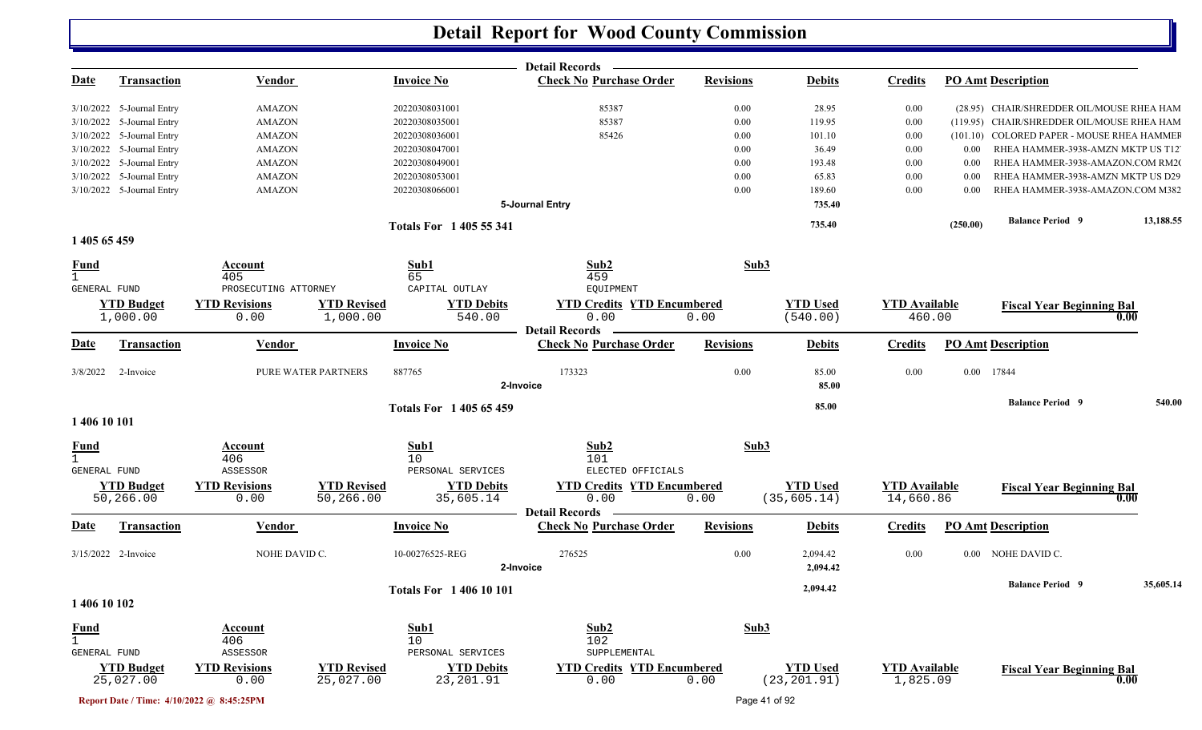# Detail Report for Wood County Commission

**Detail Records**

| Date | Transaction | Vendor | Invoice No | Check No | Purchase Order | Revisions | Debits | Credits | PO Amt | Description |
|---|---|---|---|---|---|---|---|---|---|---|
| 3/10/2022 | 5-Journal Entry | AMAZON | 20220308031001 | | 85387 | 0.00 | 28.95 | 0.00 | (28.95) | CHAIR/SHREDDER OIL/MOUSE RHEA HAM |
| 3/10/2022 | 5-Journal Entry | AMAZON | 20220308035001 | | 85387 | 0.00 | 119.95 | 0.00 | (119.95) | CHAIR/SHREDDER OIL/MOUSE RHEA HAM |
| 3/10/2022 | 5-Journal Entry | AMAZON | 20220308036001 | | 85426 | 0.00 | 101.10 | 0.00 | (101.10) | COLORED PAPER - MOUSE RHEA HAMMER |
| 3/10/2022 | 5-Journal Entry | AMAZON | 20220308047001 | | | 0.00 | 36.49 | 0.00 | 0.00 | RHEA HAMMER-3938-AMZN MKTP US T12 |
| 3/10/2022 | 5-Journal Entry | AMAZON | 20220308049001 | | | 0.00 | 193.48 | 0.00 | 0.00 | RHEA HAMMER-3938-AMAZON.COM RM2( |
| 3/10/2022 | 5-Journal Entry | AMAZON | 20220308053001 | | | 0.00 | 65.83 | 0.00 | 0.00 | RHEA HAMMER-3938-AMZN MKTP US D29 |
| 3/10/2022 | 5-Journal Entry | AMAZON | 20220308066001 | | | 0.00 | 189.60 | 0.00 | 0.00 | RHEA HAMMER-3938-AMAZON.COM M382 |
| | | | | 5-Journal Entry | | | 735.40 | | | |
| | | | Totals For 1 405 55 341 | | | | 735.40 | | (250.00) | Balance Period 9 — 13,188.55 |

## 1 405 65 459

| Fund | Account | Sub1 | Sub2 | Sub3 |
|---|---|---|---|---|
| 1 GENERAL FUND | 405 PROSECUTING ATTORNEY | 65 CAPITAL OUTLAY | 459 EQUIPMENT | |

| YTD Budget | YTD Revisions | YTD Revised | YTD Debits | YTD Credits | YTD Encumbered | YTD Used | YTD Available | Fiscal Year Beginning Bal |
|---|---|---|---|---|---|---|---|---|
| 1,000.00 | 0.00 | 1,000.00 | 540.00 | 0.00 | 0.00 | (540.00) | 460.00 | 0.00 |

**Detail Records**

| Date | Transaction | Vendor | Invoice No | Check No | Purchase Order | Revisions | Debits | Credits | PO Amt | Description |
|---|---|---|---|---|---|---|---|---|---|---|
| 3/8/2022 | 2-Invoice | PURE WATER PARTNERS | 887765 | 173323 | | 0.00 | 85.00 | 0.00 | 0.00 | 17844 |
| | | | | 2-Invoice | | | 85.00 | | | |
| | | | Totals For 1 405 65 459 | | | | 85.00 | | | Balance Period 9 — 540.00 |

## 1 406 10 101

| Fund | Account | Sub1 | Sub2 | Sub3 |
|---|---|---|---|---|
| 1 GENERAL FUND | 406 ASSESSOR | 10 PERSONAL SERVICES | 101 ELECTED OFFICIALS | |

| YTD Budget | YTD Revisions | YTD Revised | YTD Debits | YTD Credits | YTD Encumbered | YTD Used | YTD Available | Fiscal Year Beginning Bal |
|---|---|---|---|---|---|---|---|---|
| 50,266.00 | 0.00 | 50,266.00 | 35,605.14 | 0.00 | 0.00 | (35,605.14) | 14,660.86 | 0.00 |

**Detail Records**

| Date | Transaction | Vendor | Invoice No | Check No | Purchase Order | Revisions | Debits | Credits | PO Amt | Description |
|---|---|---|---|---|---|---|---|---|---|---|
| 3/15/2022 | 2-Invoice | NOHE DAVID C. | 10-00276525-REG | 276525 | | 0.00 | 2,094.42 | 0.00 | 0.00 | NOHE DAVID C. |
| | | | | 2-Invoice | | | 2,094.42 | | | |
| | | | Totals For 1 406 10 101 | | | | 2,094.42 | | | Balance Period 9 — 35,605.14 |

## 1 406 10 102

| Fund | Account | Sub1 | Sub2 | Sub3 |
|---|---|---|---|---|
| 1 GENERAL FUND | 406 ASSESSOR | 10 PERSONAL SERVICES | 102 SUPPLEMENTAL | |

| YTD Budget | YTD Revisions | YTD Revised | YTD Debits | YTD Credits | YTD Encumbered | YTD Used | YTD Available | Fiscal Year Beginning Bal |
|---|---|---|---|---|---|---|---|---|
| 25,027.00 | 0.00 | 25,027.00 | 23,201.91 | 0.00 | 0.00 | (23,201.91) | 1,825.09 | 0.00 |

Report Date / Time: 4/10/2022 @ 8:45:25PM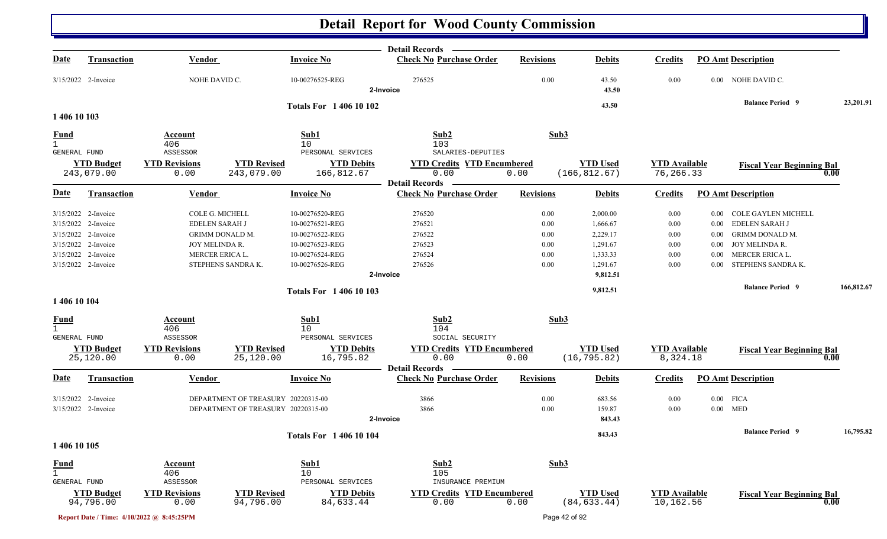# Detail Report for Wood County Commission

| Date | Transaction | Vendor | Invoice No | Check No | Purchase Order | Revisions | Debits | Credits | PO Amt | Description |
|---|---|---|---|---|---|---|---|---|---|---|
| 3/15/2022 | 2-Invoice | NOHE DAVID C. | 10-00276525-REG | 276525 | | 0.00 | 43.50 | 0.00 | 0.00 | NOHE DAVID C. |
| | | | | 2-Invoice | | | 43.50 | | | |

**Totals For 1 406 10 102** — 43.50 — **Balance Period 9** 23,201.91

## 1 406 10 103

| Fund | Account | Sub1 | Sub2 | Sub3 |
|---|---|---|---|---|
| 1 GENERAL FUND | 406 ASSESSOR | 10 PERSONAL SERVICES | 103 SALARIES-DEPUTIES | |

| YTD Budget | YTD Revisions | YTD Revised | YTD Debits | YTD Credits | YTD Encumbered | YTD Used | YTD Available | Fiscal Year Beginning Bal |
|---|---|---|---|---|---|---|---|---|
| 243,079.00 | 0.00 | 243,079.00 | 166,812.67 | 0.00 | 0.00 | (166,812.67) | 76,266.33 | 0.00 |

| Date | Transaction | Vendor | Invoice No | Check No | Purchase Order | Revisions | Debits | Credits | PO Amt | Description |
|---|---|---|---|---|---|---|---|---|---|---|
| 3/15/2022 | 2-Invoice | COLE G. MICHELL | 10-00276520-REG | 276520 | | 0.00 | 2,000.00 | 0.00 | 0.00 | COLE GAYLEN MICHELL |
| 3/15/2022 | 2-Invoice | EDELEN SARAH J | 10-00276521-REG | 276521 | | 0.00 | 1,666.67 | 0.00 | 0.00 | EDELEN SARAH J |
| 3/15/2022 | 2-Invoice | GRIMM DONALD M. | 10-00276522-REG | 276522 | | 0.00 | 2,229.17 | 0.00 | 0.00 | GRIMM DONALD M. |
| 3/15/2022 | 2-Invoice | JOY MELINDA R. | 10-00276523-REG | 276523 | | 0.00 | 1,291.67 | 0.00 | 0.00 | JOY MELINDA R. |
| 3/15/2022 | 2-Invoice | MERCER ERICA L. | 10-00276524-REG | 276524 | | 0.00 | 1,333.33 | 0.00 | 0.00 | MERCER ERICA L. |
| 3/15/2022 | 2-Invoice | STEPHENS SANDRA K. | 10-00276526-REG | 276526 | | 0.00 | 1,291.67 | 0.00 | 0.00 | STEPHENS SANDRA K. |
| | | | | 2-Invoice | | | 9,812.51 | | | |

**Totals For 1 406 10 103** — 9,812.51 — **Balance Period 9** 166,812.67

## 1 406 10 104

| Fund | Account | Sub1 | Sub2 | Sub3 |
|---|---|---|---|---|
| 1 GENERAL FUND | 406 ASSESSOR | 10 PERSONAL SERVICES | 104 SOCIAL SECURITY | |

| YTD Budget | YTD Revisions | YTD Revised | YTD Debits | YTD Credits | YTD Encumbered | YTD Used | YTD Available | Fiscal Year Beginning Bal |
|---|---|---|---|---|---|---|---|---|
| 25,120.00 | 0.00 | 25,120.00 | 16,795.82 | 0.00 | 0.00 | (16,795.82) | 8,324.18 | 0.00 |

| Date | Transaction | Vendor | Invoice No | Check No | Purchase Order | Revisions | Debits | Credits | PO Amt | Description |
|---|---|---|---|---|---|---|---|---|---|---|
| 3/15/2022 | 2-Invoice | DEPARTMENT OF TREASURY | 20220315-00 | 3866 | | 0.00 | 683.56 | 0.00 | 0.00 | FICA |
| 3/15/2022 | 2-Invoice | DEPARTMENT OF TREASURY | 20220315-00 | 3866 | | 0.00 | 159.87 | 0.00 | 0.00 | MED |
| | | | | 2-Invoice | | | 843.43 | | | |

**Totals For 1 406 10 104** — 843.43 — **Balance Period 9** 16,795.82

## 1 406 10 105

| Fund | Account | Sub1 | Sub2 | Sub3 |
|---|---|---|---|---|
| 1 GENERAL FUND | 406 ASSESSOR | 10 PERSONAL SERVICES | 105 INSURANCE PREMIUM | |

| YTD Budget | YTD Revisions | YTD Revised | YTD Debits | YTD Credits | YTD Encumbered | YTD Used | YTD Available | Fiscal Year Beginning Bal |
|---|---|---|---|---|---|---|---|---|
| 94,796.00 | 0.00 | 94,796.00 | 84,633.44 | 0.00 | 0.00 | (84,633.44) | 10,162.56 | 0.00 |

Report Date / Time: 4/10/2022 @ 8:45:25PM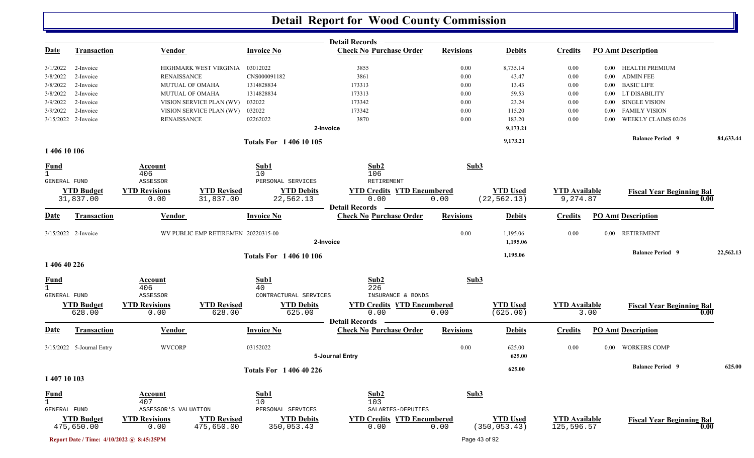# Detail Report for Wood County Commission

**Detail Records**

| Date | Transaction | Vendor | Invoice No | Check No | Purchase Order | Revisions | Debits | Credits | PO Amt | Description |
|---|---|---|---|---|---|---|---|---|---|---|
| 3/1/2022 | 2-Invoice | HIGHMARK WEST VIRGINIA | 03012022 | 3855 | | 0.00 | 8,735.14 | 0.00 | 0.00 | HEALTH PREMIUM |
| 3/8/2022 | 2-Invoice | RENAISSANCE | CNS000091182 | 3861 | | 0.00 | 43.47 | 0.00 | 0.00 | ADMIN FEE |
| 3/8/2022 | 2-Invoice | MUTUAL OF OMAHA | 1314828834 | 173313 | | 0.00 | 13.43 | 0.00 | 0.00 | BASIC LIFE |
| 3/8/2022 | 2-Invoice | MUTUAL OF OMAHA | 1314828834 | 173313 | | 0.00 | 59.53 | 0.00 | 0.00 | LT DISABILITY |
| 3/9/2022 | 2-Invoice | VISION SERVICE PLAN (WV) | 032022 | 173342 | | 0.00 | 23.24 | 0.00 | 0.00 | SINGLE VISION |
| 3/9/2022 | 2-Invoice | VISION SERVICE PLAN (WV) | 032022 | 173342 | | 0.00 | 115.20 | 0.00 | 0.00 | FAMILY VISION |
| 3/15/2022 | 2-Invoice | RENAISSANCE | 02262022 | 3870 | | 0.00 | 183.20 | 0.00 | 0.00 | WEEKLY CLAIMS 02/26 |
| | | | | 2-Invoice | | | 9,173.21 | | | |

**Totals For 1 406 10 105** — 9,173.21 — **Balance Period 9** — 84,633.44

## 1 406 10 106

| Fund | Account | Sub1 | Sub2 | Sub3 |
|---|---|---|---|---|
| 1 | 406 | 10 | 106 | |
| GENERAL FUND | ASSESSOR | PERSONAL SERVICES | RETIREMENT | |

| YTD Budget | YTD Revisions | YTD Revised | YTD Debits | YTD Credits | YTD Encumbered | YTD Used | YTD Available | Fiscal Year Beginning Bal |
|---|---|---|---|---|---|---|---|---|
| 31,837.00 | 0.00 | 31,837.00 | 22,562.13 | 0.00 | 0.00 | (22,562.13) | 9,274.87 | 0.00 |

**Detail Records**

| Date | Transaction | Vendor | Invoice No | Check No | Purchase Order | Revisions | Debits | Credits | PO Amt | Description |
|---|---|---|---|---|---|---|---|---|---|---|
| 3/15/2022 | 2-Invoice | WV PUBLIC EMP RETIREMEN | 20220315-00 | | | 0.00 | 1,195.06 | 0.00 | 0.00 | RETIREMENT |
| | | | | 2-Invoice | | | 1,195.06 | | | |

**Totals For 1 406 10 106** — 1,195.06 — **Balance Period 9** — 22,562.13

## 1 406 40 226

| Fund | Account | Sub1 | Sub2 | Sub3 |
|---|---|---|---|---|
| 1 | 406 | 40 | 226 | |
| GENERAL FUND | ASSESSOR | CONTRACTURAL SERVICES | INSURANCE & BONDS | |

| YTD Budget | YTD Revisions | YTD Revised | YTD Debits | YTD Credits | YTD Encumbered | YTD Used | YTD Available | Fiscal Year Beginning Bal |
|---|---|---|---|---|---|---|---|---|
| 628.00 | 0.00 | 628.00 | 625.00 | 0.00 | 0.00 | (625.00) | 3.00 | 0.00 |

**Detail Records**

| Date | Transaction | Vendor | Invoice No | Check No | Purchase Order | Revisions | Debits | Credits | PO Amt | Description |
|---|---|---|---|---|---|---|---|---|---|---|
| 3/15/2022 | 5-Journal Entry | WVCORP | 03152022 | | | 0.00 | 625.00 | 0.00 | 0.00 | WORKERS COMP |
| | | | | 5-Journal Entry | | | 625.00 | | | |

**Totals For 1 406 40 226** — 625.00 — **Balance Period 9** — 625.00

## 1 407 10 103

| Fund | Account | Sub1 | Sub2 | Sub3 |
|---|---|---|---|---|
| 1 | 407 | 10 | 103 | |
| GENERAL FUND | ASSESSOR'S VALUATION | PERSONAL SERVICES | SALARIES-DEPUTIES | |

| YTD Budget | YTD Revisions | YTD Revised | YTD Debits | YTD Credits | YTD Encumbered | YTD Used | YTD Available | Fiscal Year Beginning Bal |
|---|---|---|---|---|---|---|---|---|
| 475,650.00 | 0.00 | 475,650.00 | 350,053.43 | 0.00 | 0.00 | (350,053.43) | 125,596.57 | 0.00 |

Report Date / Time: 4/10/2022 @ 8:45:25PM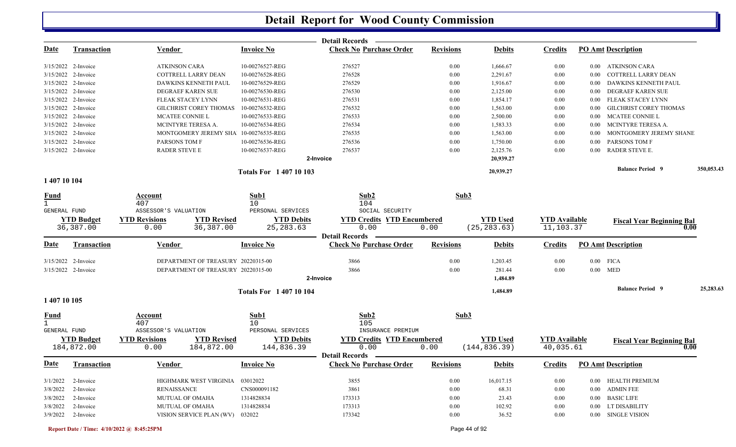# Detail Report for Wood County Commission

**Detail Records**

| Date | Transaction | Vendor | Invoice No | Check No | Purchase Order | Revisions | Debits | Credits | PO Amt | Description |
|---|---|---|---|---|---|---|---|---|---|---|
| 3/15/2022 | 2-Invoice | ATKINSON CARA | 10-00276527-REG | 276527 | | 0.00 | 1,666.67 | 0.00 | 0.00 | ATKINSON CARA |
| 3/15/2022 | 2-Invoice | COTTRELL LARRY DEAN | 10-00276528-REG | 276528 | | 0.00 | 2,291.67 | 0.00 | 0.00 | COTTRELL LARRY DEAN |
| 3/15/2022 | 2-Invoice | DAWKINS KENNETH PAUL | 10-00276529-REG | 276529 | | 0.00 | 1,916.67 | 0.00 | 0.00 | DAWKINS KENNETH PAUL |
| 3/15/2022 | 2-Invoice | DEGRAEF KAREN SUE | 10-00276530-REG | 276530 | | 0.00 | 2,125.00 | 0.00 | 0.00 | DEGRAEF KAREN SUE |
| 3/15/2022 | 2-Invoice | FLEAK STACEY LYNN | 10-00276531-REG | 276531 | | 0.00 | 1,854.17 | 0.00 | 0.00 | FLEAK STACEY LYNN |
| 3/15/2022 | 2-Invoice | GILCHRIST COREY THOMAS | 10-00276532-REG | 276532 | | 0.00 | 1,563.00 | 0.00 | 0.00 | GILCHRIST COREY THOMAS |
| 3/15/2022 | 2-Invoice | MCATEE CONNIE L | 10-00276533-REG | 276533 | | 0.00 | 2,500.00 | 0.00 | 0.00 | MCATEE CONNIE L |
| 3/15/2022 | 2-Invoice | MCINTYRE TERESA A. | 10-00276534-REG | 276534 | | 0.00 | 1,583.33 | 0.00 | 0.00 | MCINTYRE TERESA A. |
| 3/15/2022 | 2-Invoice | MONTGOMERY JEREMY SHA | 10-00276535-REG | 276535 | | 0.00 | 1,563.00 | 0.00 | 0.00 | MONTGOMERY JEREMY SHANE |
| 3/15/2022 | 2-Invoice | PARSONS TOM F | 10-00276536-REG | 276536 | | 0.00 | 1,750.00 | 0.00 | 0.00 | PARSONS TOM F |
| 3/15/2022 | 2-Invoice | RADER STEVE E | 10-00276537-REG | 276537 | | 0.00 | 2,125.76 | 0.00 | 0.00 | RADER STEVE E. |
| | | | | 2-Invoice | | | 20,939.27 | | | |

**Totals For 1 407 10 103** — 20,939.27 — **Balance Period 9** 350,053.43

## 1 407 10 104

| Fund | Account | Sub1 | Sub2 | Sub3 |
|---|---|---|---|---|
| 1 | 407 | 10 | 104 | |
| GENERAL FUND | ASSESSOR'S VALUATION | PERSONAL SERVICES | SOCIAL SECURITY | |

| YTD Budget | YTD Revisions | YTD Revised | YTD Debits | YTD Credits | YTD Encumbered | YTD Used | YTD Available | Fiscal Year Beginning Bal |
|---|---|---|---|---|---|---|---|---|
| 36,387.00 | 0.00 | 36,387.00 | 25,283.63 | 0.00 | 0.00 | (25,283.63) | 11,103.37 | 0.00 |

**Detail Records**

| Date | Transaction | Vendor | Invoice No | Check No | Purchase Order | Revisions | Debits | Credits | PO Amt | Description |
|---|---|---|---|---|---|---|---|---|---|---|
| 3/15/2022 | 2-Invoice | DEPARTMENT OF TREASURY | 20220315-00 | 3866 | | 0.00 | 1,203.45 | 0.00 | 0.00 | FICA |
| 3/15/2022 | 2-Invoice | DEPARTMENT OF TREASURY | 20220315-00 | 3866 | | 0.00 | 281.44 | 0.00 | 0.00 | MED |
| | | | | 2-Invoice | | | 1,484.89 | | | |

**Totals For 1 407 10 104** — 1,484.89 — **Balance Period 9** 25,283.63

## 1 407 10 105

| Fund | Account | Sub1 | Sub2 | Sub3 |
|---|---|---|---|---|
| 1 | 407 | 10 | 105 | |
| GENERAL FUND | ASSESSOR'S VALUATION | PERSONAL SERVICES | INSURANCE PREMIUM | |

| YTD Budget | YTD Revisions | YTD Revised | YTD Debits | YTD Credits | YTD Encumbered | YTD Used | YTD Available | Fiscal Year Beginning Bal |
|---|---|---|---|---|---|---|---|---|
| 184,872.00 | 0.00 | 184,872.00 | 144,836.39 | 0.00 | 0.00 | (144,836.39) | 40,035.61 | 0.00 |

**Detail Records**

| Date | Transaction | Vendor | Invoice No | Check No | Purchase Order | Revisions | Debits | Credits | PO Amt | Description |
|---|---|---|---|---|---|---|---|---|---|---|
| 3/1/2022 | 2-Invoice | HIGHMARK WEST VIRGINIA | 03012022 | 3855 | | 0.00 | 16,017.15 | 0.00 | 0.00 | HEALTH PREMIUM |
| 3/8/2022 | 2-Invoice | RENAISSANCE | CNS000091182 | 3861 | | 0.00 | 68.31 | 0.00 | 0.00 | ADMIN FEE |
| 3/8/2022 | 2-Invoice | MUTUAL OF OMAHA | 1314828834 | 173313 | | 0.00 | 23.43 | 0.00 | 0.00 | BASIC LIFE |
| 3/8/2022 | 2-Invoice | MUTUAL OF OMAHA | 1314828834 | 173313 | | 0.00 | 102.92 | 0.00 | 0.00 | LT DISABILITY |
| 3/9/2022 | 2-Invoice | VISION SERVICE PLAN (WV) | 032022 | 173342 | | 0.00 | 36.52 | 0.00 | 0.00 | SINGLE VISION |

Report Date / Time: 4/10/2022 @ 8:45:25PM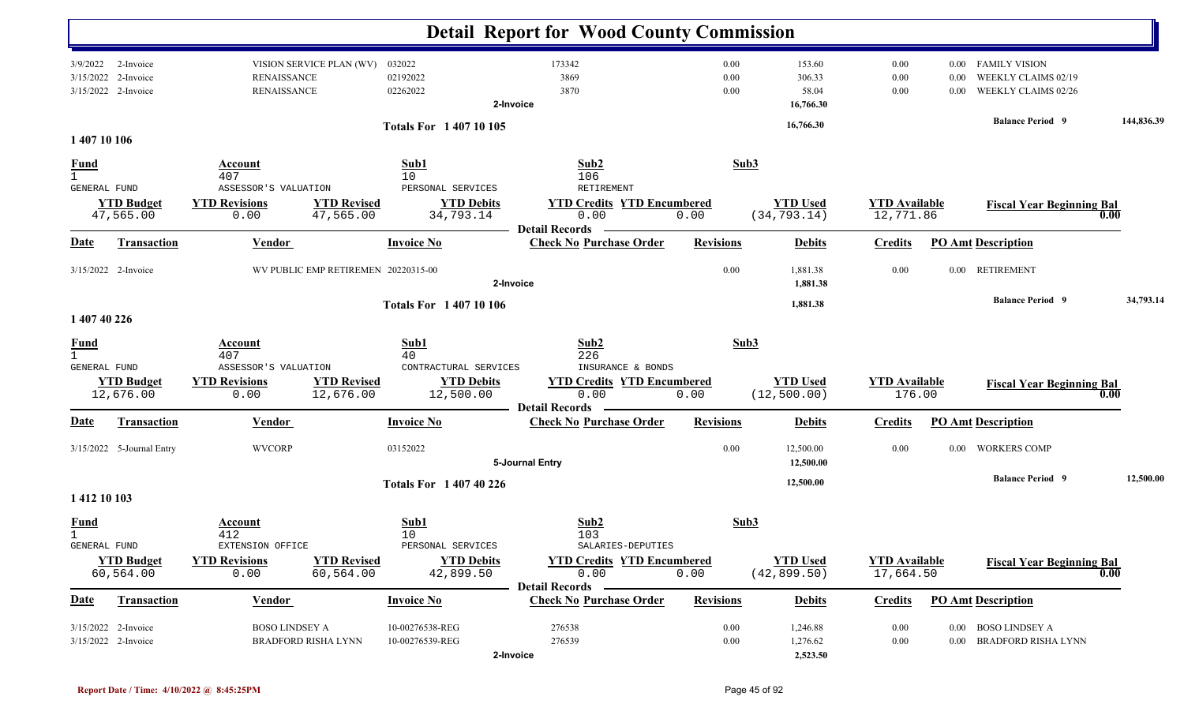# Detail Report for Wood County Commission

| Date | Transaction | Vendor | Invoice No | Check No | Revisions | Debits | Credits | PO Amt | Description |
|---|---|---|---|---|---|---|---|---|---|
| 3/9/2022 | 2-Invoice | VISION SERVICE PLAN (WV) | 032022 | 173342 | 0.00 | 153.60 | 0.00 | 0.00 | FAMILY VISION |
| 3/15/2022 | 2-Invoice | RENAISSANCE | 02192022 | 3869 | 0.00 | 306.33 | 0.00 | 0.00 | WEEKLY CLAIMS 02/19 |
| 3/15/2022 | 2-Invoice | RENAISSANCE | 02262022 | 3870 | 0.00 | 58.04 | 0.00 | 0.00 | WEEKLY CLAIMS 02/26 |
| | | | | **2-Invoice** | | **16,766.30** | | | |

**Totals For 1 407 10 105** — **16,766.30** — **Balance Period 9** — **144,836.39**

## 1 407 10 106

| Fund | Account | Sub1 | Sub2 | Sub3 |
|---|---|---|---|---|
| 1 | 407 | 10 | 106 | |
| GENERAL FUND | ASSESSOR'S VALUATION | PERSONAL SERVICES | RETIREMENT | |

| YTD Budget | YTD Revisions | YTD Revised | YTD Debits | YTD Credits | YTD Encumbered | YTD Used | YTD Available | Fiscal Year Beginning Bal |
|---|---|---|---|---|---|---|---|---|
| 47,565.00 | 0.00 | 47,565.00 | 34,793.14 | 0.00 | 0.00 | (34,793.14) | 12,771.86 | 0.00 |

**Detail Records**

| Date | Transaction | Vendor | Invoice No | Check No | Purchase Order | Revisions | Debits | Credits | PO Amt | Description |
|---|---|---|---|---|---|---|---|---|---|---|
| 3/15/2022 | 2-Invoice | WV PUBLIC EMP RETIREMEN | 20220315-00 | | | 0.00 | 1,881.38 | 0.00 | 0.00 | RETIREMENT |
| | | | **2-Invoice** | | | | **1,881.38** | | | |

**Totals For 1 407 10 106** — **1,881.38** — **Balance Period 9** — **34,793.14**

## 1 407 40 226

| Fund | Account | Sub1 | Sub2 | Sub3 |
|---|---|---|---|---|
| 1 | 407 | 40 | 226 | |
| GENERAL FUND | ASSESSOR'S VALUATION | CONTRACTURAL SERVICES | INSURANCE & BONDS | |

| YTD Budget | YTD Revisions | YTD Revised | YTD Debits | YTD Credits | YTD Encumbered | YTD Used | YTD Available | Fiscal Year Beginning Bal |
|---|---|---|---|---|---|---|---|---|
| 12,676.00 | 0.00 | 12,676.00 | 12,500.00 | 0.00 | 0.00 | (12,500.00) | 176.00 | 0.00 |

**Detail Records**

| Date | Transaction | Vendor | Invoice No | Check No | Purchase Order | Revisions | Debits | Credits | PO Amt | Description |
|---|---|---|---|---|---|---|---|---|---|---|
| 3/15/2022 | 5-Journal Entry | WVCORP | 03152022 | | | 0.00 | 12,500.00 | 0.00 | 0.00 | WORKERS COMP |
| | | | **5-Journal Entry** | | | | **12,500.00** | | | |

**Totals For 1 407 40 226** — **12,500.00** — **Balance Period 9** — **12,500.00**

## 1 412 10 103

| Fund | Account | Sub1 | Sub2 | Sub3 |
|---|---|---|---|---|
| 1 | 412 | 10 | 103 | |
| GENERAL FUND | EXTENSION OFFICE | PERSONAL SERVICES | SALARIES-DEPUTIES | |

| YTD Budget | YTD Revisions | YTD Revised | YTD Debits | YTD Credits | YTD Encumbered | YTD Used | YTD Available | Fiscal Year Beginning Bal |
|---|---|---|---|---|---|---|---|---|
| 60,564.00 | 0.00 | 60,564.00 | 42,899.50 | 0.00 | 0.00 | (42,899.50) | 17,664.50 | 0.00 |

**Detail Records**

| Date | Transaction | Vendor | Invoice No | Check No | Purchase Order | Revisions | Debits | Credits | PO Amt | Description |
|---|---|---|---|---|---|---|---|---|---|---|
| 3/15/2022 | 2-Invoice | BOSO LINDSEY A | 10-00276538-REG | 276538 | | 0.00 | 1,246.88 | 0.00 | 0.00 | BOSO LINDSEY A |
| 3/15/2022 | 2-Invoice | BRADFORD RISHA LYNN | 10-00276539-REG | 276539 | | 0.00 | 1,276.62 | 0.00 | 0.00 | BRADFORD RISHA LYNN |
| | | | **2-Invoice** | | | | **2,523.50** | | | |

Report Date / Time: 4/10/2022 @ 8:45:25PM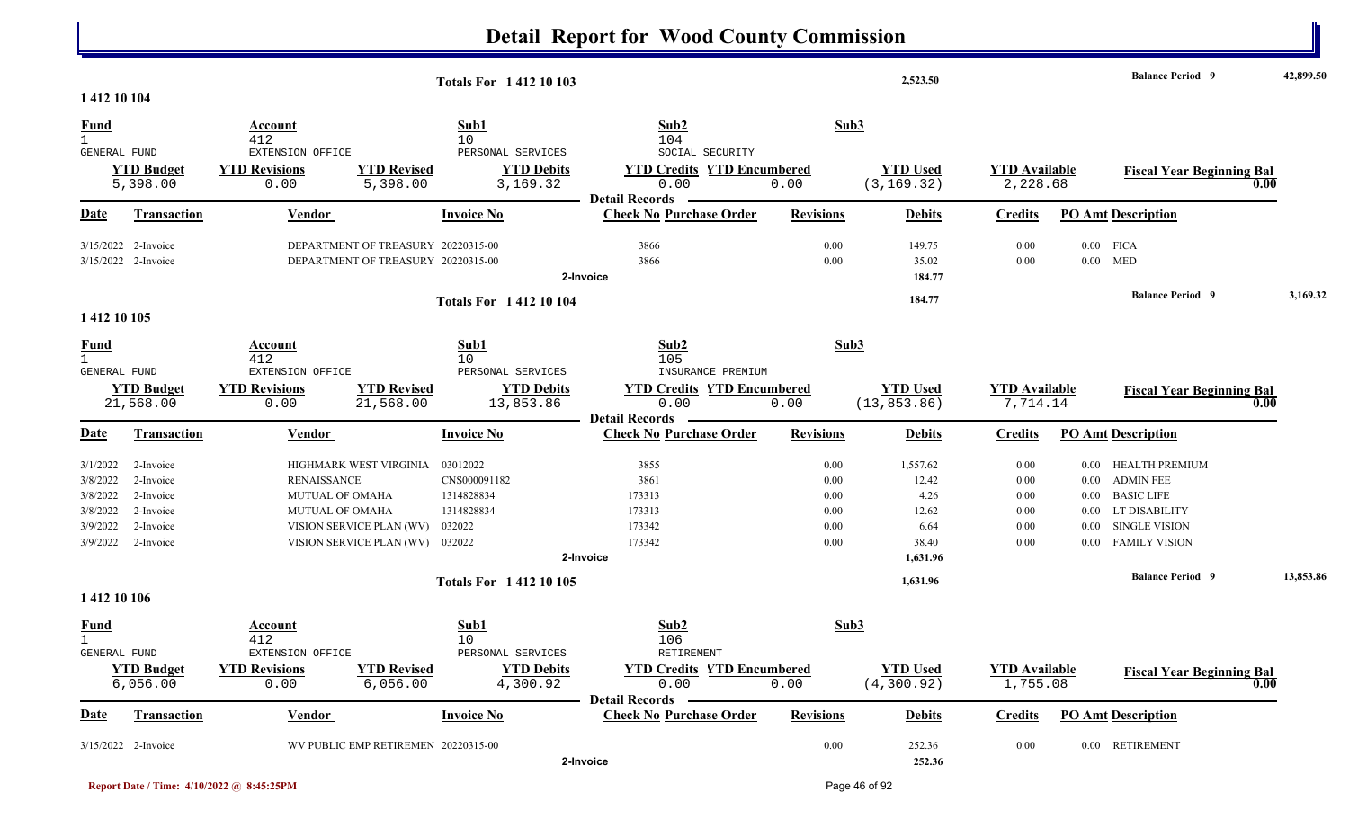# Detail Report for Wood County Commission

**Totals For 1 412 10 103** — **2,523.50** — **Balance Period 9** — **42,899.50**

## 1 412 10 104

| Fund | Account | Sub1 | Sub2 | Sub3 |
|---|---|---|---|---|
| 1 | 412 | 10 | 104 | |
| GENERAL FUND | EXTENSION OFFICE | PERSONAL SERVICES | SOCIAL SECURITY | |

| YTD Budget | YTD Revisions | YTD Revised | YTD Debits | YTD Credits | YTD Encumbered | YTD Used | YTD Available | Fiscal Year Beginning Bal |
|---|---|---|---|---|---|---|---|---|
| 5,398.00 | 0.00 | 5,398.00 | 3,169.32 | 0.00 | 0.00 | (3,169.32) | 2,228.68 | 0.00 |

**Detail Records**

| Date | Transaction | Vendor | Invoice No | Check No | Purchase Order | Revisions | Debits | Credits | PO Amt | Description |
|---|---|---|---|---|---|---|---|---|---|---|
| 3/15/2022 | 2-Invoice | DEPARTMENT OF TREASURY | 20220315-00 | 3866 | | 0.00 | 149.75 | 0.00 | 0.00 | FICA |
| 3/15/2022 | 2-Invoice | DEPARTMENT OF TREASURY | 20220315-00 | 3866 | | 0.00 | 35.02 | 0.00 | 0.00 | MED |
| | | | 2-Invoice | | | | 184.77 | | | |

**Totals For 1 412 10 104** — **184.77** — **Balance Period 9** — **3,169.32**

## 1 412 10 105

| Fund | Account | Sub1 | Sub2 | Sub3 |
|---|---|---|---|---|
| 1 | 412 | 10 | 105 | |
| GENERAL FUND | EXTENSION OFFICE | PERSONAL SERVICES | INSURANCE PREMIUM | |

| YTD Budget | YTD Revisions | YTD Revised | YTD Debits | YTD Credits | YTD Encumbered | YTD Used | YTD Available | Fiscal Year Beginning Bal |
|---|---|---|---|---|---|---|---|---|
| 21,568.00 | 0.00 | 21,568.00 | 13,853.86 | 0.00 | 0.00 | (13,853.86) | 7,714.14 | 0.00 |

**Detail Records**

| Date | Transaction | Vendor | Invoice No | Check No | Purchase Order | Revisions | Debits | Credits | PO Amt | Description |
|---|---|---|---|---|---|---|---|---|---|---|
| 3/1/2022 | 2-Invoice | HIGHMARK WEST VIRGINIA | 03012022 | 3855 | | 0.00 | 1,557.62 | 0.00 | 0.00 | HEALTH PREMIUM |
| 3/8/2022 | 2-Invoice | RENAISSANCE | CNS000091182 | 3861 | | 0.00 | 12.42 | 0.00 | 0.00 | ADMIN FEE |
| 3/8/2022 | 2-Invoice | MUTUAL OF OMAHA | 1314828834 | 173313 | | 0.00 | 4.26 | 0.00 | 0.00 | BASIC LIFE |
| 3/8/2022 | 2-Invoice | MUTUAL OF OMAHA | 1314828834 | 173313 | | 0.00 | 12.62 | 0.00 | 0.00 | LT DISABILITY |
| 3/9/2022 | 2-Invoice | VISION SERVICE PLAN (WV) | 032022 | 173342 | | 0.00 | 6.64 | 0.00 | 0.00 | SINGLE VISION |
| 3/9/2022 | 2-Invoice | VISION SERVICE PLAN (WV) | 032022 | 173342 | | 0.00 | 38.40 | 0.00 | 0.00 | FAMILY VISION |
| | | | 2-Invoice | | | | 1,631.96 | | | |

**Totals For 1 412 10 105** — **1,631.96** — **Balance Period 9** — **13,853.86**

## 1 412 10 106

| Fund | Account | Sub1 | Sub2 | Sub3 |
|---|---|---|---|---|
| 1 | 412 | 10 | 106 | |
| GENERAL FUND | EXTENSION OFFICE | PERSONAL SERVICES | RETIREMENT | |

| YTD Budget | YTD Revisions | YTD Revised | YTD Debits | YTD Credits | YTD Encumbered | YTD Used | YTD Available | Fiscal Year Beginning Bal |
|---|---|---|---|---|---|---|---|---|
| 6,056.00 | 0.00 | 6,056.00 | 4,300.92 | 0.00 | 0.00 | (4,300.92) | 1,755.08 | 0.00 |

**Detail Records**

| Date | Transaction | Vendor | Invoice No | Check No | Purchase Order | Revisions | Debits | Credits | PO Amt | Description |
|---|---|---|---|---|---|---|---|---|---|---|
| 3/15/2022 | 2-Invoice | WV PUBLIC EMP RETIREMEN | 20220315-00 | | | 0.00 | 252.36 | 0.00 | 0.00 | RETIREMENT |
| | | | 2-Invoice | | | | 252.36 | | | |

Report Date / Time: 4/10/2022 @ 8:45:25PM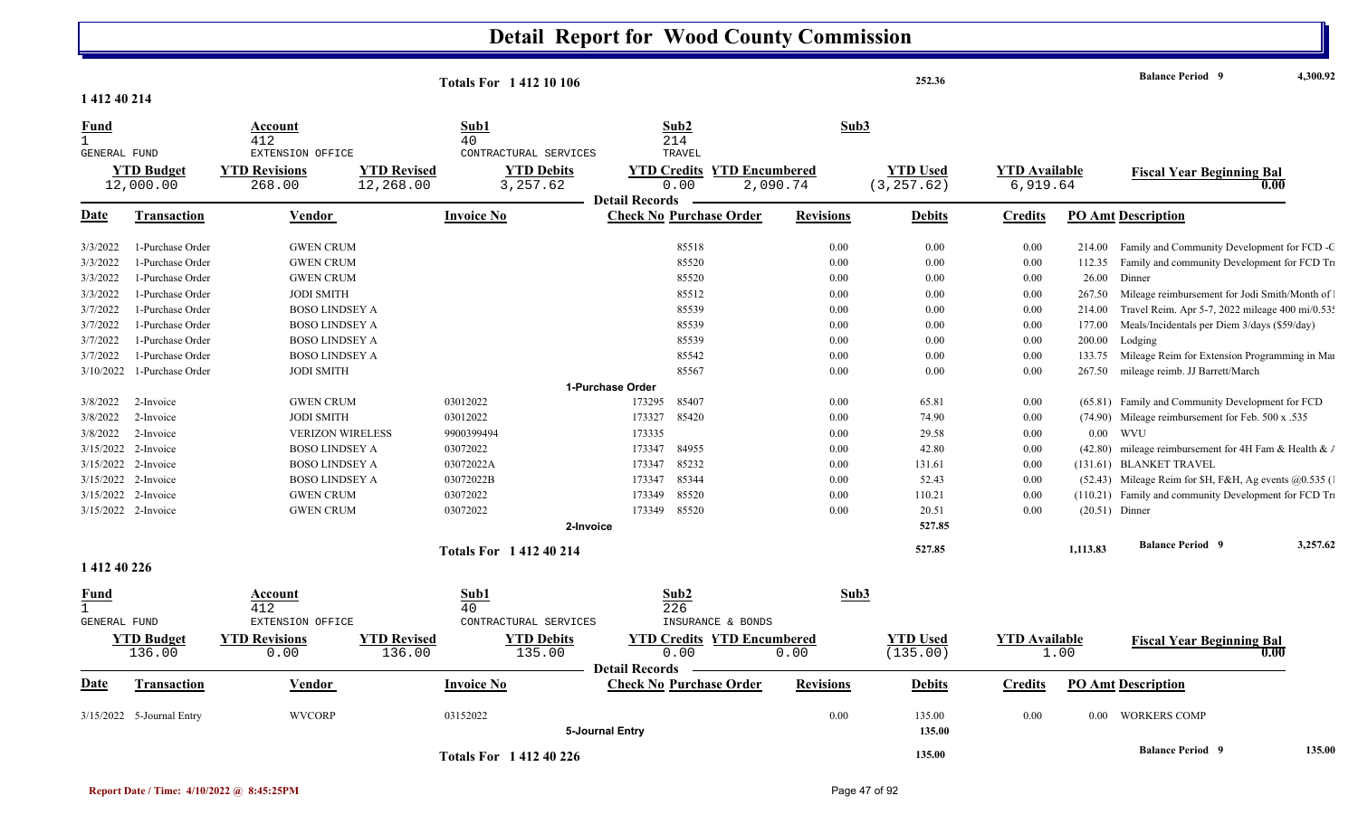# Detail Report for Wood County Commission

**Totals For 1 412 10 106** — 252.36 — **Balance Period 9** 4,300.92

## 1 412 40 214

| Fund | Account | Sub1 | Sub2 | Sub3 |
|---|---|---|---|---|
| 1 GENERAL FUND | 412 EXTENSION OFFICE | 40 CONTRACTURAL SERVICES | 214 TRAVEL | |

| YTD Budget | YTD Revisions | YTD Revised | YTD Debits | YTD Credits | YTD Encumbered | YTD Used | YTD Available | Fiscal Year Beginning Bal |
|---|---|---|---|---|---|---|---|---|
| 12,000.00 | 268.00 | 12,268.00 | 3,257.62 | 0.00 | 2,090.74 | (3,257.62) | 6,919.64 | 0.00 |

**Detail Records**

| Date | Transaction | Vendor | Invoice No | Check No | Purchase Order | Revisions | Debits | Credits | PO Amt | Description |
|---|---|---|---|---|---|---|---|---|---|---|
| 3/3/2022 | 1-Purchase Order | GWEN CRUM | | | 85518 | 0.00 | 0.00 | 0.00 | 214.00 | Family and Community Development for FCD -C |
| 3/3/2022 | 1-Purchase Order | GWEN CRUM | | | 85520 | 0.00 | 0.00 | 0.00 | 112.35 | Family and community Development for FCD Tr |
| 3/3/2022 | 1-Purchase Order | GWEN CRUM | | | 85520 | 0.00 | 0.00 | 0.00 | 26.00 | Dinner |
| 3/3/2022 | 1-Purchase Order | JODI SMITH | | | 85512 | 0.00 | 0.00 | 0.00 | 267.50 | Mileage reimbursement for Jodi Smith/Month of I |
| 3/7/2022 | 1-Purchase Order | BOSO LINDSEY A | | | 85539 | 0.00 | 0.00 | 0.00 | 214.00 | Travel Reim. Apr 5-7, 2022 mileage 400 mi/0.535 |
| 3/7/2022 | 1-Purchase Order | BOSO LINDSEY A | | | 85539 | 0.00 | 0.00 | 0.00 | 177.00 | Meals/Incidentals per Diem 3/days ($59/day) |
| 3/7/2022 | 1-Purchase Order | BOSO LINDSEY A | | | 85539 | 0.00 | 0.00 | 0.00 | 200.00 | Lodging |
| 3/7/2022 | 1-Purchase Order | BOSO LINDSEY A | | | 85542 | 0.00 | 0.00 | 0.00 | 133.75 | Mileage Reim for Extension Programming in Mar |
| 3/10/2022 | 1-Purchase Order | JODI SMITH | | | 85567 | 0.00 | 0.00 | 0.00 | 267.50 | mileage reimb. JJ Barrett/March |
| | **1-Purchase Order** | | | | | | | | | |
| 3/8/2022 | 2-Invoice | GWEN CRUM | 03012022 | 173295 | 85407 | 0.00 | 65.81 | 0.00 | (65.81) | Family and Community Development for FCD |
| 3/8/2022 | 2-Invoice | JODI SMITH | 03012022 | 173327 | 85420 | 0.00 | 74.90 | 0.00 | (74.90) | Mileage reimbursement for Feb. 500 x .535 |
| 3/8/2022 | 2-Invoice | VERIZON WIRELESS | 9900399494 | 173335 | | 0.00 | 29.58 | 0.00 | 0.00 | WVU |
| 3/15/2022 | 2-Invoice | BOSO LINDSEY A | 03072022 | 173347 | 84955 | 0.00 | 42.80 | 0.00 | (42.80) | mileage reimbursement for 4H Fam & Health & A |
| 3/15/2022 | 2-Invoice | BOSO LINDSEY A | 03072022A | 173347 | 85232 | 0.00 | 131.61 | 0.00 | (131.61) | BLANKET TRAVEL |
| 3/15/2022 | 2-Invoice | BOSO LINDSEY A | 03072022B | 173347 | 85344 | 0.00 | 52.43 | 0.00 | (52.43) | Mileage Reim for $H, F&H, Ag events (@0.535 (I |
| 3/15/2022 | 2-Invoice | GWEN CRUM | 03072022 | 173349 | 85520 | 0.00 | 110.21 | 0.00 | (110.21) | Family and community Development for FCD Tr |
| 3/15/2022 | 2-Invoice | GWEN CRUM | 03072022 | 173349 | 85520 | 0.00 | 20.51 | 0.00 | (20.51) | Dinner |
| | **2-Invoice** | | | | | | 527.85 | | | |

**Totals For 1 412 40 214** — 527.85 — 1,113.83 — **Balance Period 9** 3,257.62

## 1 412 40 226

| Fund | Account | Sub1 | Sub2 | Sub3 |
|---|---|---|---|---|
| 1 GENERAL FUND | 412 EXTENSION OFFICE | 40 CONTRACTURAL SERVICES | 226 INSURANCE & BONDS | |

| YTD Budget | YTD Revisions | YTD Revised | YTD Debits | YTD Credits | YTD Encumbered | YTD Used | YTD Available | Fiscal Year Beginning Bal |
|---|---|---|---|---|---|---|---|---|
| 136.00 | 0.00 | 136.00 | 135.00 | 0.00 | 0.00 | (135.00) | 1.00 | 0.00 |

**Detail Records**

| Date | Transaction | Vendor | Invoice No | Check No | Purchase Order | Revisions | Debits | Credits | PO Amt | Description |
|---|---|---|---|---|---|---|---|---|---|---|
| 3/15/2022 | 5-Journal Entry | WVCORP | 03152022 | | | 0.00 | 135.00 | 0.00 | 0.00 | WORKERS COMP |
| | **5-Journal Entry** | | | | | | 135.00 | | | |

**Totals For 1 412 40 226** — 135.00 — **Balance Period 9** 135.00

Report Date / Time: 4/10/2022 @ 8:45:25PM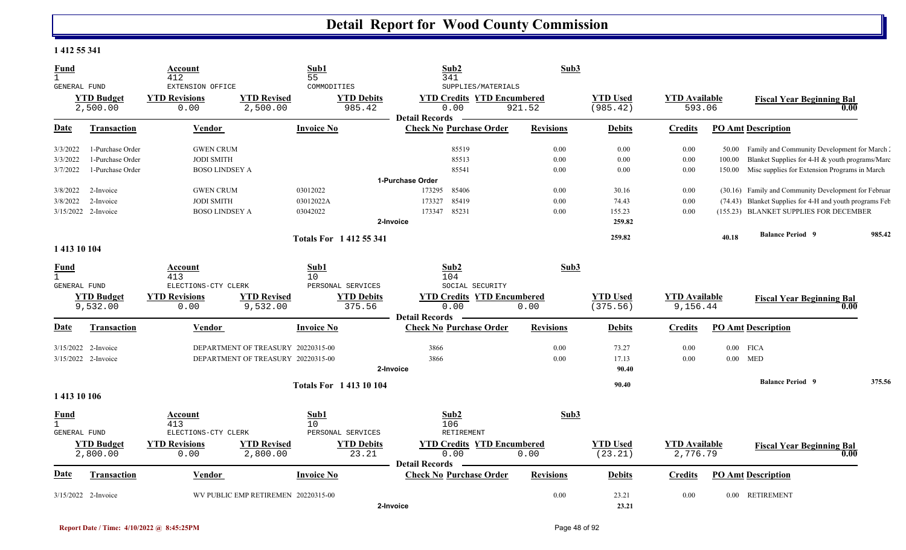# Detail Report for Wood County Commission

**1 412 55 341**

| Fund | Account | Sub1 | Sub2 | Sub3 |
|---|---|---|---|---|
| 1 | 412 | 55 | 341 | |
| GENERAL FUND | EXTENSION OFFICE | COMMODITIES | SUPPLIES/MATERIALS | |

| YTD Budget | YTD Revisions | YTD Revised | YTD Debits | YTD Credits | YTD Encumbered | YTD Used | YTD Available | Fiscal Year Beginning Bal |
|---|---|---|---|---|---|---|---|---|
| 2,500.00 | 0.00 | 2,500.00 | 985.42 | 0.00 | 921.52 | (985.42) | 593.06 | 0.00 |

**Detail Records**

| Date | Transaction | Vendor | Invoice No | Check No | Purchase Order | Revisions | Debits | Credits | PO Amt | Description |
|---|---|---|---|---|---|---|---|---|---|---|
| 3/3/2022 | 1-Purchase Order | GWEN CRUM | | | 85519 | 0.00 | 0.00 | 0.00 | 50.00 | Family and Community Development for March : |
| 3/3/2022 | 1-Purchase Order | JODI SMITH | | | 85513 | 0.00 | 0.00 | 0.00 | 100.00 | Blanket Supplies for 4-H & youth programs/Marc |
| 3/7/2022 | 1-Purchase Order | BOSO LINDSEY A | | | 85541 | 0.00 | 0.00 | 0.00 | 150.00 | Misc supplies for Extension Programs in March |
| | 1-Purchase Order | | | | | | | | | |
| 3/8/2022 | 2-Invoice | GWEN CRUM | 03012022 | 173295 | 85406 | 0.00 | 30.16 | 0.00 | (30.16) | Family and Community Development for Februar |
| 3/8/2022 | 2-Invoice | JODI SMITH | 03012022A | 173327 | 85419 | 0.00 | 74.43 | 0.00 | (74.43) | Blanket Supplies for 4-H and youth programs Feb |
| 3/15/2022 | 2-Invoice | BOSO LINDSEY A | 03042022 | 173347 | 85231 | 0.00 | 155.23 | 0.00 | (155.23) | BLANKET SUPPLIES FOR DECEMBER |
| | 2-Invoice | | | | | | 259.82 | | | |
| | Totals For 1 412 55 341 | | | | | | 259.82 | | 40.18 | Balance Period 9: 985.42 |

**1 413 10 104**

| Fund | Account | Sub1 | Sub2 | Sub3 |
|---|---|---|---|---|
| 1 | 413 | 10 | 104 | |
| GENERAL FUND | ELECTIONS-CTY CLERK | PERSONAL SERVICES | SOCIAL SECURITY | |

| YTD Budget | YTD Revisions | YTD Revised | YTD Debits | YTD Credits | YTD Encumbered | YTD Used | YTD Available | Fiscal Year Beginning Bal |
|---|---|---|---|---|---|---|---|---|
| 9,532.00 | 0.00 | 9,532.00 | 375.56 | 0.00 | 0.00 | (375.56) | 9,156.44 | 0.00 |

**Detail Records**

| Date | Transaction | Vendor | Invoice No | Check No | Purchase Order | Revisions | Debits | Credits | PO Amt | Description |
|---|---|---|---|---|---|---|---|---|---|---|
| 3/15/2022 | 2-Invoice | DEPARTMENT OF TREASURY | 20220315-00 | 3866 | | 0.00 | 73.27 | 0.00 | 0.00 | FICA |
| 3/15/2022 | 2-Invoice | DEPARTMENT OF TREASURY | 20220315-00 | 3866 | | 0.00 | 17.13 | 0.00 | 0.00 | MED |
| | 2-Invoice | | | | | | 90.40 | | | |
| | Totals For 1 413 10 104 | | | | | | 90.40 | | | Balance Period 9: 375.56 |

**1 413 10 106**

| Fund | Account | Sub1 | Sub2 | Sub3 |
|---|---|---|---|---|
| 1 | 413 | 10 | 106 | |
| GENERAL FUND | ELECTIONS-CTY CLERK | PERSONAL SERVICES | RETIREMENT | |

| YTD Budget | YTD Revisions | YTD Revised | YTD Debits | YTD Credits | YTD Encumbered | YTD Used | YTD Available | Fiscal Year Beginning Bal |
|---|---|---|---|---|---|---|---|---|
| 2,800.00 | 0.00 | 2,800.00 | 23.21 | 0.00 | 0.00 | (23.21) | 2,776.79 | 0.00 |

**Detail Records**

| Date | Transaction | Vendor | Invoice No | Check No | Purchase Order | Revisions | Debits | Credits | PO Amt | Description |
|---|---|---|---|---|---|---|---|---|---|---|
| 3/15/2022 | 2-Invoice | WV PUBLIC EMP RETIREMEN | 20220315-00 | | | 0.00 | 23.21 | 0.00 | 0.00 | RETIREMENT |
| | 2-Invoice | | | | | | 23.21 | | | |

Report Date / Time: 4/10/2022 @ 8:45:25PM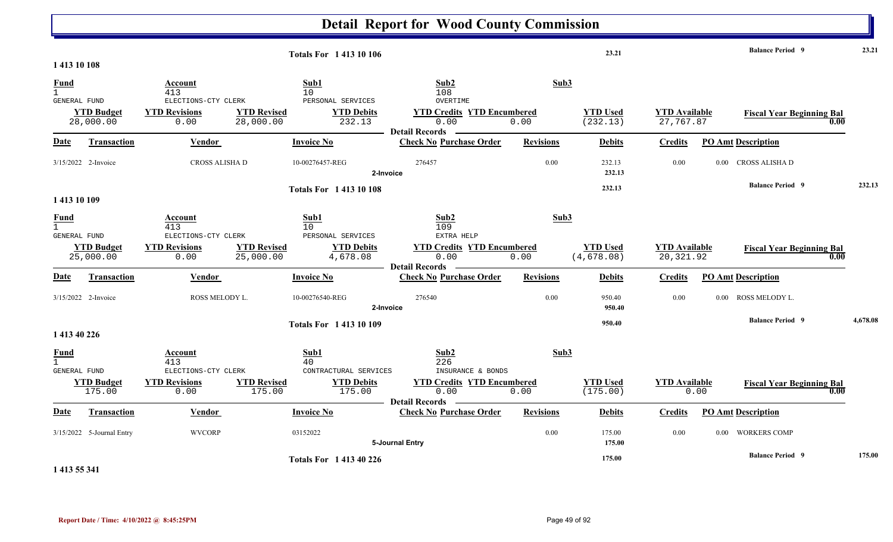# Detail Report for Wood County Commission

| | | | |
|---|---|---|---|
| **Totals For 1 413 10 106** | **23.21** | **Balance Period 9** | **23.21** |

## 1 413 10 108

| Fund | Account | Sub1 | Sub2 | Sub3 |
|---|---|---|---|---|
| 1 | 413 | 10 | 108 | |
| GENERAL FUND | ELECTIONS-CTY CLERK | PERSONAL SERVICES | OVERTIME | |

| YTD Budget | YTD Revisions | YTD Revised | YTD Debits | YTD Credits | YTD Encumbered | YTD Used | YTD Available | Fiscal Year Beginning Bal |
|---|---|---|---|---|---|---|---|---|
| 28,000.00 | 0.00 | 28,000.00 | 232.13 | 0.00 | 0.00 | (232.13) | 27,767.87 | 0.00 |

**Detail Records**

| Date | Transaction | Vendor | Invoice No | Check No | Purchase Order | Revisions | Debits | Credits | PO Amt | Description |
|---|---|---|---|---|---|---|---|---|---|---|
| 3/15/2022 | 2-Invoice | CROSS ALISHA D | 10-00276457-REG | 276457 | | 0.00 | 232.13 | 0.00 | 0.00 | CROSS ALISHA D |
| | | | | 2-Invoice | | | 232.13 | | | |

| | | | |
|---|---|---|---|
| **Totals For 1 413 10 108** | **232.13** | **Balance Period 9** | **232.13** |

## 1 413 10 109

| Fund | Account | Sub1 | Sub2 | Sub3 |
|---|---|---|---|---|
| 1 | 413 | 10 | 109 | |
| GENERAL FUND | ELECTIONS-CTY CLERK | PERSONAL SERVICES | EXTRA HELP | |

| YTD Budget | YTD Revisions | YTD Revised | YTD Debits | YTD Credits | YTD Encumbered | YTD Used | YTD Available | Fiscal Year Beginning Bal |
|---|---|---|---|---|---|---|---|---|
| 25,000.00 | 0.00 | 25,000.00 | 4,678.08 | 0.00 | 0.00 | (4,678.08) | 20,321.92 | 0.00 |

**Detail Records**

| Date | Transaction | Vendor | Invoice No | Check No | Purchase Order | Revisions | Debits | Credits | PO Amt | Description |
|---|---|---|---|---|---|---|---|---|---|---|
| 3/15/2022 | 2-Invoice | ROSS MELODY L. | 10-00276540-REG | 276540 | | 0.00 | 950.40 | 0.00 | 0.00 | ROSS MELODY L. |
| | | | | 2-Invoice | | | 950.40 | | | |

| | | | |
|---|---|---|---|
| **Totals For 1 413 10 109** | **950.40** | **Balance Period 9** | **4,678.08** |

## 1 413 40 226

| Fund | Account | Sub1 | Sub2 | Sub3 |
|---|---|---|---|---|
| 1 | 413 | 40 | 226 | |
| GENERAL FUND | ELECTIONS-CTY CLERK | CONTRACTURAL SERVICES | INSURANCE & BONDS | |

| YTD Budget | YTD Revisions | YTD Revised | YTD Debits | YTD Credits | YTD Encumbered | YTD Used | YTD Available | Fiscal Year Beginning Bal |
|---|---|---|---|---|---|---|---|---|
| 175.00 | 0.00 | 175.00 | 175.00 | 0.00 | 0.00 | (175.00) | 0.00 | 0.00 |

**Detail Records**

| Date | Transaction | Vendor | Invoice No | Check No | Purchase Order | Revisions | Debits | Credits | PO Amt | Description |
|---|---|---|---|---|---|---|---|---|---|---|
| 3/15/2022 | 5-Journal Entry | WVCORP | 03152022 | | | 0.00 | 175.00 | 0.00 | 0.00 | WORKERS COMP |
| | | | | 5-Journal Entry | | | 175.00 | | | |

| | | | |
|---|---|---|---|
| **Totals For 1 413 40 226** | **175.00** | **Balance Period 9** | **175.00** |

## 1 413 55 341

Report Date / Time: 4/10/2022 @ 8:45:25PM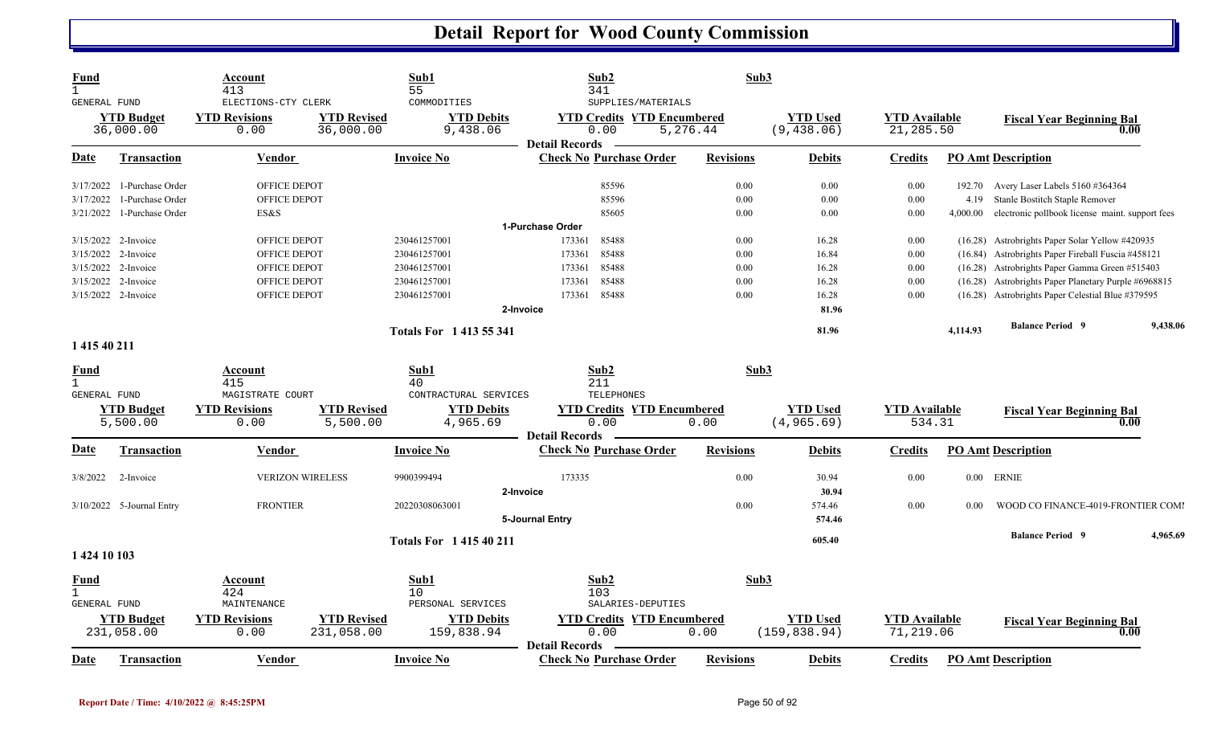# Detail Report for Wood County Commission

| Fund | Account | | Sub1 | Sub2 | | Sub3 | | |
|---|---|---|---|---|---|---|---|---|
| 1 GENERAL FUND | 413 ELECTIONS-CTY CLERK | | 55 COMMODITIES | 341 SUPPLIES/MATERIALS | | | | |
| **YTD Budget** | **YTD Revisions** | **YTD Revised** | **YTD Debits** | **YTD Credits** | **YTD Encumbered** | **YTD Used** | **YTD Available** | **Fiscal Year Beginning Bal** |
| 36,000.00 | 0.00 | 36,000.00 | 9,438.06 | 0.00 | 5,276.44 | (9,438.06) | 21,285.50 | 0.00 |

**Detail Records**

| Date | Transaction | Vendor | Invoice No | Check No | Purchase Order | Revisions | Debits | Credits | PO Amt | Description |
|---|---|---|---|---|---|---|---|---|---|---|
| 3/17/2022 | 1-Purchase Order | OFFICE DEPOT | | | 85596 | 0.00 | 0.00 | 0.00 | 192.70 | Avery Laser Labels 5160 #364364 |
| 3/17/2022 | 1-Purchase Order | OFFICE DEPOT | | | 85596 | 0.00 | 0.00 | 0.00 | 4.19 | Stanle Bostitch Staple Remover |
| 3/21/2022 | 1-Purchase Order | ES&S | | | 85605 | 0.00 | 0.00 | 0.00 | 4,000.00 | electronic pollbook license maint. support fees |
| | | | | **1-Purchase Order** | | | | | | |
| 3/15/2022 | 2-Invoice | OFFICE DEPOT | 230461257001 | 173361 | 85488 | 0.00 | 16.28 | 0.00 | (16.28) | Astrobrights Paper Solar Yellow #420935 |
| 3/15/2022 | 2-Invoice | OFFICE DEPOT | 230461257001 | 173361 | 85488 | 0.00 | 16.84 | 0.00 | (16.84) | Astrobrights Paper Fireball Fuscia #458121 |
| 3/15/2022 | 2-Invoice | OFFICE DEPOT | 230461257001 | 173361 | 85488 | 0.00 | 16.28 | 0.00 | (16.28) | Astrobrights Paper Gamma Green #515403 |
| 3/15/2022 | 2-Invoice | OFFICE DEPOT | 230461257001 | 173361 | 85488 | 0.00 | 16.28 | 0.00 | (16.28) | Astrobrights Paper Planetary Purple #6968815 |
| 3/15/2022 | 2-Invoice | OFFICE DEPOT | 230461257001 | 173361 | 85488 | 0.00 | 16.28 | 0.00 | (16.28) | Astrobrights Paper Celestial Blue #379595 |
| | | | | **2-Invoice** | | | 81.96 | | | |
| | | | **Totals For 1 413 55 341** | | | | 81.96 | | 4,114.93 | **Balance Period 9** 9,438.06 |

## 1 415 40 211

| Fund | Account | | Sub1 | Sub2 | | Sub3 | | |
|---|---|---|---|---|---|---|---|---|
| 1 GENERAL FUND | 415 MAGISTRATE COURT | | 40 CONTRACTURAL SERVICES | 211 TELEPHONES | | | | |
| **YTD Budget** | **YTD Revisions** | **YTD Revised** | **YTD Debits** | **YTD Credits** | **YTD Encumbered** | **YTD Used** | **YTD Available** | **Fiscal Year Beginning Bal** |
| 5,500.00 | 0.00 | 5,500.00 | 4,965.69 | 0.00 | 0.00 | (4,965.69) | 534.31 | 0.00 |

**Detail Records**

| Date | Transaction | Vendor | Invoice No | Check No | Purchase Order | Revisions | Debits | Credits | PO Amt | Description |
|---|---|---|---|---|---|---|---|---|---|---|
| 3/8/2022 | 2-Invoice | VERIZON WIRELESS | 9900399494 | 173335 | | 0.00 | 30.94 | 0.00 | 0.00 | ERNIE |
| | | | | **2-Invoice** | | | 30.94 | | | |
| 3/10/2022 | 5-Journal Entry | FRONTIER | 20220308063001 | | | 0.00 | 574.46 | 0.00 | 0.00 | WOOD CO FINANCE-4019-FRONTIER COMI |
| | | | | **5-Journal Entry** | | | 574.46 | | | |
| | | | **Totals For 1 415 40 211** | | | | 605.40 | | | **Balance Period 9** 4,965.69 |

## 1 424 10 103

| Fund | Account | | Sub1 | Sub2 | | Sub3 | | |
|---|---|---|---|---|---|---|---|---|
| 1 GENERAL FUND | 424 MAINTENANCE | | 10 PERSONAL SERVICES | 103 SALARIES-DEPUTIES | | | | |
| **YTD Budget** | **YTD Revisions** | **YTD Revised** | **YTD Debits** | **YTD Credits** | **YTD Encumbered** | **YTD Used** | **YTD Available** | **Fiscal Year Beginning Bal** |
| 231,058.00 | 0.00 | 231,058.00 | 159,838.94 | 0.00 | 0.00 | (159,838.94) | 71,219.06 | 0.00 |

**Detail Records**

| Date | Transaction | Vendor | Invoice No | Check No | Purchase Order | Revisions | Debits | Credits | PO Amt | Description |
|---|---|---|---|---|---|---|---|---|---|---|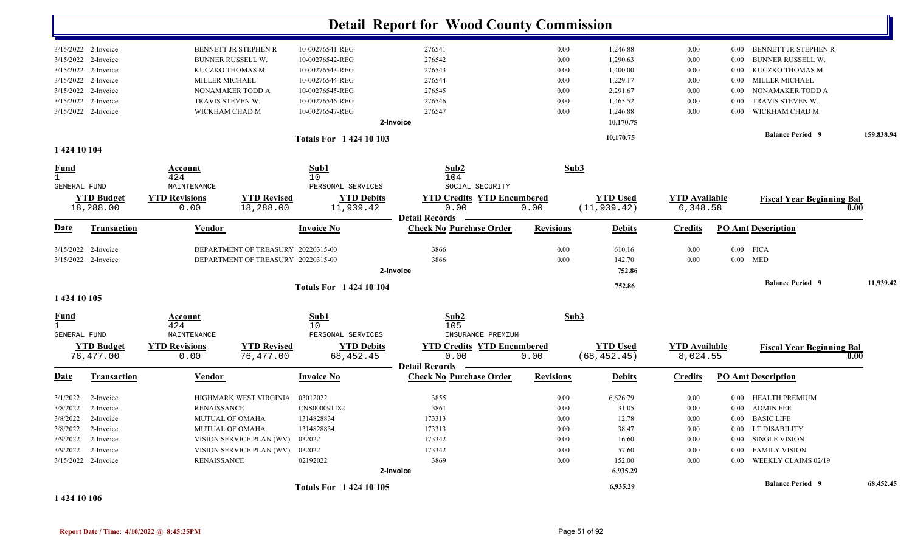# Detail Report for Wood County Commission

| Date | Transaction | Vendor | Invoice No | Check No | Purchase Order | Revisions | Debits | Credits | PO Amt | Description |
|---|---|---|---|---|---|---|---|---|---|---|
| 3/15/2022 | 2-Invoice | BENNETT JR STEPHEN R | 10-00276541-REG | 276541 | | 0.00 | 1,246.88 | 0.00 | 0.00 | BENNETT JR STEPHEN R |
| 3/15/2022 | 2-Invoice | BUNNER RUSSELL W. | 10-00276542-REG | 276542 | | 0.00 | 1,290.63 | 0.00 | 0.00 | BUNNER RUSSELL W. |
| 3/15/2022 | 2-Invoice | KUCZKO THOMAS M. | 10-00276543-REG | 276543 | | 0.00 | 1,400.00 | 0.00 | 0.00 | KUCZKO THOMAS M. |
| 3/15/2022 | 2-Invoice | MILLER MICHAEL | 10-00276544-REG | 276544 | | 0.00 | 1,229.17 | 0.00 | 0.00 | MILLER MICHAEL |
| 3/15/2022 | 2-Invoice | NONAMAKER TODD A | 10-00276545-REG | 276545 | | 0.00 | 2,291.67 | 0.00 | 0.00 | NONAMAKER TODD A |
| 3/15/2022 | 2-Invoice | TRAVIS STEVEN W. | 10-00276546-REG | 276546 | | 0.00 | 1,465.52 | 0.00 | 0.00 | TRAVIS STEVEN W. |
| 3/15/2022 | 2-Invoice | WICKHAM CHAD M | 10-00276547-REG | 276547 | | 0.00 | 1,246.88 | 0.00 | 0.00 | WICKHAM CHAD M |
| | | | | 2-Invoice | | | 10,170.75 | | | |

Totals For 1 424 10 103: 10,170.75 — Balance Period 9: 159,838.94

## 1 424 10 104

| Fund | Account | Sub1 | Sub2 | Sub3 |
|---|---|---|---|---|
| 1 | 424 | 10 | 104 | |
| GENERAL FUND | MAINTENANCE | PERSONAL SERVICES | SOCIAL SECURITY | |

| YTD Budget | YTD Revisions | YTD Revised | YTD Debits | YTD Credits | YTD Encumbered | YTD Used | YTD Available | Fiscal Year Beginning Bal |
|---|---|---|---|---|---|---|---|---|
| 18,288.00 | 0.00 | 18,288.00 | 11,939.42 | 0.00 | 0.00 | (11,939.42) | 6,348.58 | 0.00 |

Detail Records

| Date | Transaction | Vendor | Invoice No | Check No | Purchase Order | Revisions | Debits | Credits | PO Amt | Description |
|---|---|---|---|---|---|---|---|---|---|---|
| 3/15/2022 | 2-Invoice | DEPARTMENT OF TREASURY | 20220315-00 | 3866 | | 0.00 | 610.16 | 0.00 | 0.00 | FICA |
| 3/15/2022 | 2-Invoice | DEPARTMENT OF TREASURY | 20220315-00 | 3866 | | 0.00 | 142.70 | 0.00 | 0.00 | MED |
| | | | | 2-Invoice | | | 752.86 | | | |

Totals For 1 424 10 104: 752.86 — Balance Period 9: 11,939.42

## 1 424 10 105

| Fund | Account | Sub1 | Sub2 | Sub3 |
|---|---|---|---|---|
| 1 | 424 | 10 | 105 | |
| GENERAL FUND | MAINTENANCE | PERSONAL SERVICES | INSURANCE PREMIUM | |

| YTD Budget | YTD Revisions | YTD Revised | YTD Debits | YTD Credits | YTD Encumbered | YTD Used | YTD Available | Fiscal Year Beginning Bal |
|---|---|---|---|---|---|---|---|---|
| 76,477.00 | 0.00 | 76,477.00 | 68,452.45 | 0.00 | 0.00 | (68,452.45) | 8,024.55 | 0.00 |

Detail Records

| Date | Transaction | Vendor | Invoice No | Check No | Purchase Order | Revisions | Debits | Credits | PO Amt | Description |
|---|---|---|---|---|---|---|---|---|---|---|
| 3/1/2022 | 2-Invoice | HIGHMARK WEST VIRGINIA | 03012022 | 3855 | | 0.00 | 6,626.79 | 0.00 | 0.00 | HEALTH PREMIUM |
| 3/8/2022 | 2-Invoice | RENAISSANCE | CNS000091182 | 3861 | | 0.00 | 31.05 | 0.00 | 0.00 | ADMIN FEE |
| 3/8/2022 | 2-Invoice | MUTUAL OF OMAHA | 1314828834 | 173313 | | 0.00 | 12.78 | 0.00 | 0.00 | BASIC LIFE |
| 3/8/2022 | 2-Invoice | MUTUAL OF OMAHA | 1314828834 | 173313 | | 0.00 | 38.47 | 0.00 | 0.00 | LT DISABILITY |
| 3/9/2022 | 2-Invoice | VISION SERVICE PLAN (WV) | 032022 | 173342 | | 0.00 | 16.60 | 0.00 | 0.00 | SINGLE VISION |
| 3/9/2022 | 2-Invoice | VISION SERVICE PLAN (WV) | 032022 | 173342 | | 0.00 | 57.60 | 0.00 | 0.00 | FAMILY VISION |
| 3/15/2022 | 2-Invoice | RENAISSANCE | 02192022 | 3869 | | 0.00 | 152.00 | 0.00 | 0.00 | WEEKLY CLAIMS 02/19 |
| | | | | 2-Invoice | | | 6,935.29 | | | |

Totals For 1 424 10 105: 6,935.29 — Balance Period 9: 68,452.45

## 1 424 10 106

Report Date / Time: 4/10/2022 @ 8:45:25PM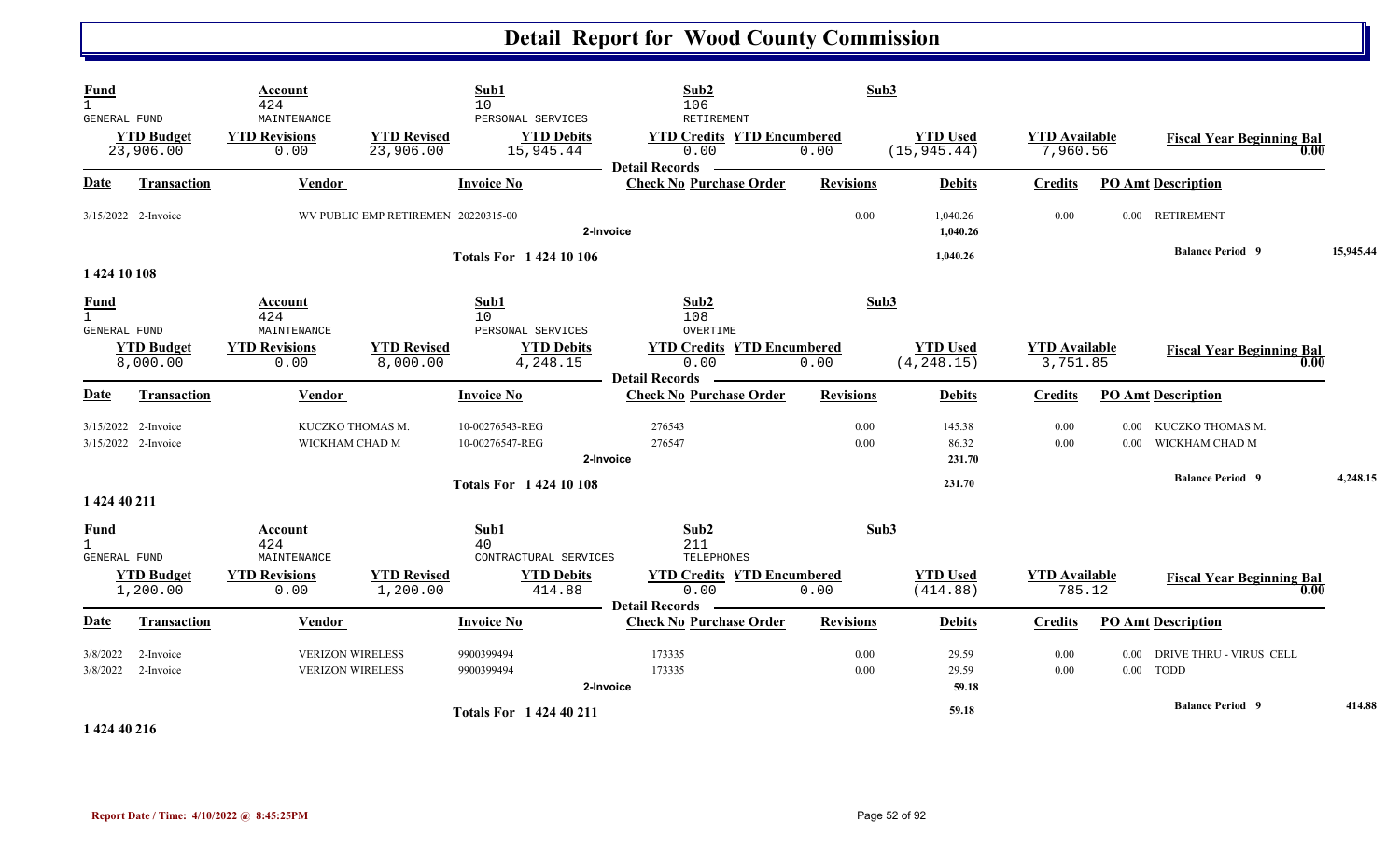# Detail Report for Wood County Commission

| Fund | Account | | Sub1 | Sub2 | | Sub3 | | | |
|---|---|---|---|---|---|---|---|---|---|
| 1 GENERAL FUND | 424 MAINTENANCE | | 10 PERSONAL SERVICES | 106 RETIREMENT | | | | | |
| **YTD Budget** | **YTD Revisions** | **YTD Revised** | **YTD Debits** | **YTD Credits** | **YTD Encumbered** | **YTD Used** | **YTD Available** | **Fiscal Year Beginning Bal** | |
| 23,906.00 | 0.00 | 23,906.00 | 15,945.44 | 0.00 | 0.00 | (15,945.44) | 7,960.56 | 0.00 | |

**Detail Records**

| Date | Transaction | Vendor | Invoice No | Check No | Purchase Order | Revisions | Debits | Credits | PO Amt | Description |
|---|---|---|---|---|---|---|---|---|---|---|
| 3/15/2022 | 2-Invoice | WV PUBLIC EMP RETIREMEN | 20220315-00 | | | 0.00 | 1,040.26 | 0.00 | 0.00 | RETIREMENT |
| | | | 2-Invoice | | | | 1,040.26 | | | |
| | | | Totals For 1 424 10 106 | | | | 1,040.26 | | | Balance Period 9 15,945.44 |

1 424 10 108

| Fund | Account | | Sub1 | Sub2 | | Sub3 | | | |
|---|---|---|---|---|---|---|---|---|---|
| 1 GENERAL FUND | 424 MAINTENANCE | | 10 PERSONAL SERVICES | 108 OVERTIME | | | | | |
| **YTD Budget** | **YTD Revisions** | **YTD Revised** | **YTD Debits** | **YTD Credits** | **YTD Encumbered** | **YTD Used** | **YTD Available** | **Fiscal Year Beginning Bal** | |
| 8,000.00 | 0.00 | 8,000.00 | 4,248.15 | 0.00 | 0.00 | (4,248.15) | 3,751.85 | 0.00 | |

**Detail Records**

| Date | Transaction | Vendor | Invoice No | Check No | Purchase Order | Revisions | Debits | Credits | PO Amt | Description |
|---|---|---|---|---|---|---|---|---|---|---|
| 3/15/2022 | 2-Invoice | KUCZKO THOMAS M. | 10-00276543-REG | 276543 | | 0.00 | 145.38 | 0.00 | 0.00 | KUCZKO THOMAS M. |
| 3/15/2022 | 2-Invoice | WICKHAM CHAD M | 10-00276547-REG | 276547 | | 0.00 | 86.32 | 0.00 | 0.00 | WICKHAM CHAD M |
| | | | 2-Invoice | | | | 231.70 | | | |
| | | | Totals For 1 424 10 108 | | | | 231.70 | | | Balance Period 9 4,248.15 |

1 424 40 211

| Fund | Account | | Sub1 | Sub2 | | Sub3 | | | |
|---|---|---|---|---|---|---|---|---|---|
| 1 GENERAL FUND | 424 MAINTENANCE | | 40 CONTRACTURAL SERVICES | 211 TELEPHONES | | | | | |
| **YTD Budget** | **YTD Revisions** | **YTD Revised** | **YTD Debits** | **YTD Credits** | **YTD Encumbered** | **YTD Used** | **YTD Available** | **Fiscal Year Beginning Bal** | |
| 1,200.00 | 0.00 | 1,200.00 | 414.88 | 0.00 | 0.00 | (414.88) | 785.12 | 0.00 | |

**Detail Records**

| Date | Transaction | Vendor | Invoice No | Check No | Purchase Order | Revisions | Debits | Credits | PO Amt | Description |
|---|---|---|---|---|---|---|---|---|---|---|
| 3/8/2022 | 2-Invoice | VERIZON WIRELESS | 9900399494 | 173335 | | 0.00 | 29.59 | 0.00 | 0.00 | DRIVE THRU - VIRUS CELL |
| 3/8/2022 | 2-Invoice | VERIZON WIRELESS | 9900399494 | 173335 | | 0.00 | 29.59 | 0.00 | 0.00 | TODD |
| | | | 2-Invoice | | | | 59.18 | | | |
| | | | Totals For 1 424 40 211 | | | | 59.18 | | | Balance Period 9 414.88 |

1 424 40 216

**Report Date / Time: 4/10/2022 @ 8:45:25PM**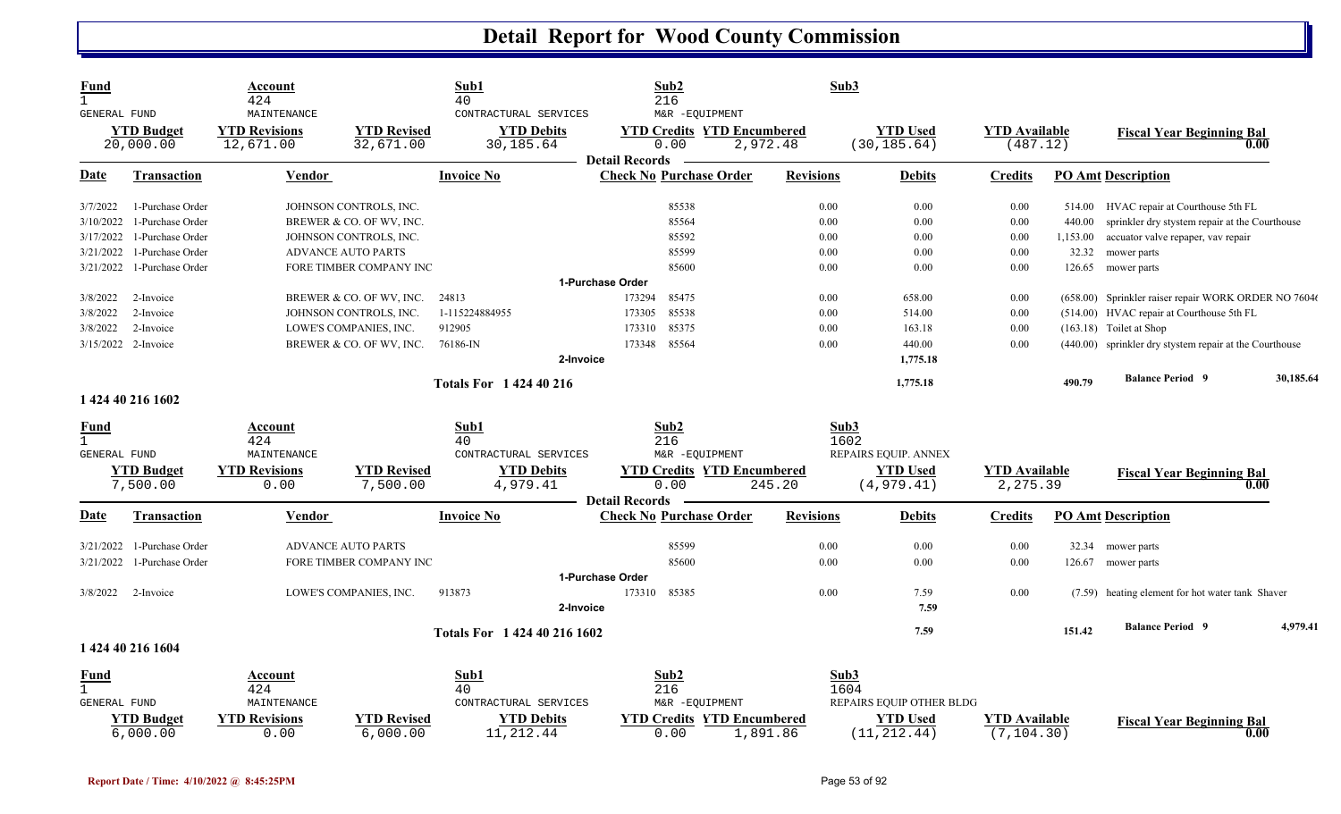# Detail Report for Wood County Commission

| Fund | Account | | Sub1 | Sub2 | | Sub3 | | |
|---|---|---|---|---|---|---|---|---|
| 1 | 424 | | 40 | 216 | | | | |
| GENERAL FUND | MAINTENANCE | | CONTRACTUAL SERVICES | M&R -EQUIPMENT | | | | |
| **YTD Budget** | **YTD Revisions** | **YTD Revised** | **YTD Debits** | **YTD Credits** | **YTD Encumbered** | **YTD Used** | **YTD Available** | **Fiscal Year Beginning Bal** |
| 20,000.00 | 12,671.00 | 32,671.00 | 30,185.64 | 0.00 | 2,972.48 | (30,185.64) | (487.12) | 0.00 |

**Detail Records**

| Date | Transaction | Vendor | Invoice No | Check No | Purchase Order | Revisions | Debits | Credits | PO Amt | Description |
|---|---|---|---|---|---|---|---|---|---|---|
| 3/7/2022 | 1-Purchase Order | JOHNSON CONTROLS, INC. | | | 85538 | 0.00 | 0.00 | 0.00 | 514.00 | HVAC repair at Courthouse 5th FL |
| 3/10/2022 | 1-Purchase Order | BREWER & CO. OF WV, INC. | | | 85564 | 0.00 | 0.00 | 0.00 | 440.00 | sprinkler dry stystem repair at the Courthouse |
| 3/17/2022 | 1-Purchase Order | JOHNSON CONTROLS, INC. | | | 85592 | 0.00 | 0.00 | 0.00 | 1,153.00 | accuator valve repaper, vav repair |
| 3/21/2022 | 1-Purchase Order | ADVANCE AUTO PARTS | | | 85599 | 0.00 | 0.00 | 0.00 | 32.32 | mower parts |
| 3/21/2022 | 1-Purchase Order | FORE TIMBER COMPANY INC | | | 85600 | 0.00 | 0.00 | 0.00 | 126.65 | mower parts |
| | | | | 1-Purchase Order | | | | | | |
| 3/8/2022 | 2-Invoice | BREWER & CO. OF WV, INC. | 24813 | 173294 | 85475 | 0.00 | 658.00 | 0.00 | (658.00) | Sprinkler raiser repair WORK ORDER NO 7604( |
| 3/8/2022 | 2-Invoice | JOHNSON CONTROLS, INC. | 1-115224884955 | 173305 | 85538 | 0.00 | 514.00 | 0.00 | (514.00) | HVAC repair at Courthouse 5th FL |
| 3/8/2022 | 2-Invoice | LOWE'S COMPANIES, INC. | 912905 | 173310 | 85375 | 0.00 | 163.18 | 0.00 | (163.18) | Toilet at Shop |
| 3/15/2022 | 2-Invoice | BREWER & CO. OF WV, INC. | 76186-IN | 173348 | 85564 | 0.00 | 440.00 | 0.00 | (440.00) | sprinkler dry stystem repair at the Courthouse |
| | | | | 2-Invoice | | | 1,775.18 | | | |
| | | | **Totals For 1 424 40 216** | | | | 1,775.18 | | 490.79 | **Balance Period 9** 30,185.64 |

**1 424 40 216 1602**

| Fund | Account | | Sub1 | Sub2 | | Sub3 | | |
|---|---|---|---|---|---|---|---|---|
| 1 | 424 | | 40 | 216 | | 1602 | | |
| GENERAL FUND | MAINTENANCE | | CONTRACTUAL SERVICES | M&R -EQUIPMENT | | REPAIRS EQUIP. ANNEX | | |
| **YTD Budget** | **YTD Revisions** | **YTD Revised** | **YTD Debits** | **YTD Credits** | **YTD Encumbered** | **YTD Used** | **YTD Available** | **Fiscal Year Beginning Bal** |
| 7,500.00 | 0.00 | 7,500.00 | 4,979.41 | 0.00 | 245.20 | (4,979.41) | 2,275.39 | 0.00 |

**Detail Records**

| Date | Transaction | Vendor | Invoice No | Check No | Purchase Order | Revisions | Debits | Credits | PO Amt | Description |
|---|---|---|---|---|---|---|---|---|---|---|
| 3/21/2022 | 1-Purchase Order | ADVANCE AUTO PARTS | | | 85599 | 0.00 | 0.00 | 0.00 | 32.34 | mower parts |
| 3/21/2022 | 1-Purchase Order | FORE TIMBER COMPANY INC | | | 85600 | 0.00 | 0.00 | 0.00 | 126.67 | mower parts |
| | | | | 1-Purchase Order | | | | | | |
| 3/8/2022 | 2-Invoice | LOWE'S COMPANIES, INC. | 913873 | 173310 | 85385 | 0.00 | 7.59 | 0.00 | (7.59) | heating element for hot water tank Shaver |
| | | | | 2-Invoice | | | 7.59 | | | |
| | | | **Totals For 1 424 40 216 1602** | | | | 7.59 | | 151.42 | **Balance Period 9** 4,979.41 |

**1 424 40 216 1604**

| Fund | Account | | Sub1 | Sub2 | | Sub3 | | |
|---|---|---|---|---|---|---|---|---|
| 1 | 424 | | 40 | 216 | | 1604 | | |
| GENERAL FUND | MAINTENANCE | | CONTRACTUAL SERVICES | M&R -EQUIPMENT | | REPAIRS EQUIP OTHER BLDG | | |
| **YTD Budget** | **YTD Revisions** | **YTD Revised** | **YTD Debits** | **YTD Credits** | **YTD Encumbered** | **YTD Used** | **YTD Available** | **Fiscal Year Beginning Bal** |
| 6,000.00 | 0.00 | 6,000.00 | 11,212.44 | 0.00 | 1,891.86 | (11,212.44) | (7,104.30) | 0.00 |

Report Date / Time: 4/10/2022 @ 8:45:25PM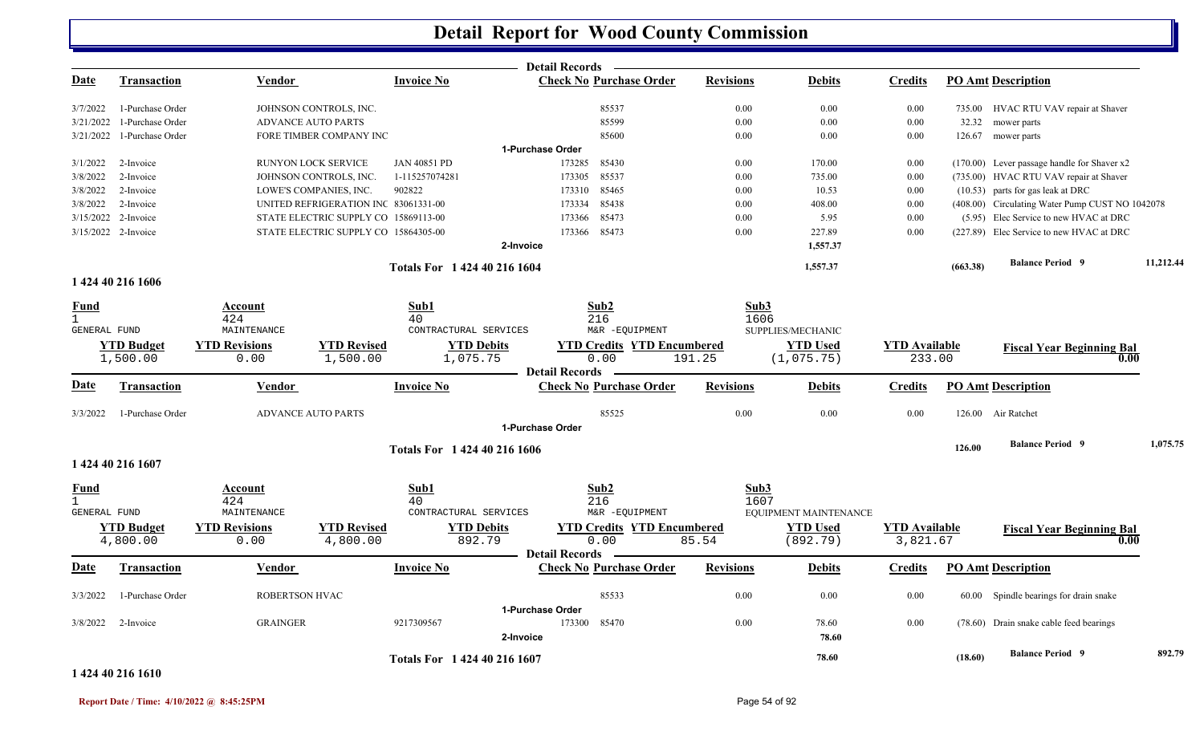# Detail Report for Wood County Commission

**Detail Records**

| Date | Transaction | Vendor | Invoice No | Check No | Purchase Order | Revisions | Debits | Credits | PO Amt | Description |
|---|---|---|---|---|---|---|---|---|---|---|
| 3/7/2022 | 1-Purchase Order | JOHNSON CONTROLS, INC. | | | 85537 | 0.00 | 0.00 | 0.00 | 735.00 | HVAC RTU VAV repair at Shaver |
| 3/21/2022 | 1-Purchase Order | ADVANCE AUTO PARTS | | | 85599 | 0.00 | 0.00 | 0.00 | 32.32 | mower parts |
| 3/21/2022 | 1-Purchase Order | FORE TIMBER COMPANY INC | | | 85600 | 0.00 | 0.00 | 0.00 | 126.67 | mower parts |
| | | | **1-Purchase Order** | | | | | | | |
| 3/1/2022 | 2-Invoice | RUNYON LOCK SERVICE | JAN 40851 PD | 173285 | 85430 | 0.00 | 170.00 | 0.00 | (170.00) | Lever passage handle for Shaver x2 |
| 3/8/2022 | 2-Invoice | JOHNSON CONTROLS, INC. | 1-115257074281 | 173305 | 85537 | 0.00 | 735.00 | 0.00 | (735.00) | HVAC RTU VAV repair at Shaver |
| 3/8/2022 | 2-Invoice | LOWE'S COMPANIES, INC. | 902822 | 173310 | 85465 | 0.00 | 10.53 | 0.00 | (10.53) | parts for gas leak at DRC |
| 3/8/2022 | 2-Invoice | UNITED REFRIGERATION INC | 83061331-00 | 173334 | 85438 | 0.00 | 408.00 | 0.00 | (408.00) | Circulating Water Pump CUST NO 1042078 |
| 3/15/2022 | 2-Invoice | STATE ELECTRIC SUPPLY CO | 15869113-00 | 173366 | 85473 | 0.00 | 5.95 | 0.00 | (5.95) | Elec Service to new HVAC at DRC |
| 3/15/2022 | 2-Invoice | STATE ELECTRIC SUPPLY CO | 15864305-00 | 173366 | 85473 | 0.00 | 227.89 | 0.00 | (227.89) | Elec Service to new HVAC at DRC |
| | | | **2-Invoice** | | | | 1,557.37 | | | |
| | | | **Totals For 1 424 40 216 1604** | | | | 1,557.37 | | (663.38) | **Balance Period 9** 11,212.44 |

## 1 424 40 216 1606

| Fund | Account | Sub1 | Sub2 | Sub3 |
|---|---|---|---|---|
| 1 GENERAL FUND | 424 MAINTENANCE | 40 CONTRACTUAL SERVICES | 216 M&R -EQUIPMENT | 1606 SUPPLIES/MECHANIC |

| YTD Budget | YTD Revisions | YTD Revised | YTD Debits | YTD Credits | YTD Encumbered | YTD Used | YTD Available | Fiscal Year Beginning Bal |
|---|---|---|---|---|---|---|---|---|
| 1,500.00 | 0.00 | 1,500.00 | 1,075.75 | 0.00 | 191.25 | (1,075.75) | 233.00 | 0.00 |

**Detail Records**

| Date | Transaction | Vendor | Invoice No | Check No | Purchase Order | Revisions | Debits | Credits | PO Amt | Description |
|---|---|---|---|---|---|---|---|---|---|---|
| 3/3/2022 | 1-Purchase Order | ADVANCE AUTO PARTS | | | 85525 | 0.00 | 0.00 | 0.00 | 126.00 | Air Ratchet |
| | | | **1-Purchase Order** | | | | | | | |
| | | | **Totals For 1 424 40 216 1606** | | | | | | 126.00 | **Balance Period 9** 1,075.75 |

## 1 424 40 216 1607

| Fund | Account | Sub1 | Sub2 | Sub3 |
|---|---|---|---|---|
| 1 GENERAL FUND | 424 MAINTENANCE | 40 CONTRACTUAL SERVICES | 216 M&R -EQUIPMENT | 1607 EQUIPMENT MAINTENANCE |

| YTD Budget | YTD Revisions | YTD Revised | YTD Debits | YTD Credits | YTD Encumbered | YTD Used | YTD Available | Fiscal Year Beginning Bal |
|---|---|---|---|---|---|---|---|---|
| 4,800.00 | 0.00 | 4,800.00 | 892.79 | 0.00 | 85.54 | (892.79) | 3,821.67 | 0.00 |

**Detail Records**

| Date | Transaction | Vendor | Invoice No | Check No | Purchase Order | Revisions | Debits | Credits | PO Amt | Description |
|---|---|---|---|---|---|---|---|---|---|---|
| 3/3/2022 | 1-Purchase Order | ROBERTSON HVAC | | | 85533 | 0.00 | 0.00 | 0.00 | 60.00 | Spindle bearings for drain snake |
| | | | **1-Purchase Order** | | | | | | | |
| 3/8/2022 | 2-Invoice | GRAINGER | 9217309567 | 173300 | 85470 | 0.00 | 78.60 | 0.00 | (78.60) | Drain snake cable feed bearings |
| | | | **2-Invoice** | | | | 78.60 | | | |
| | | | **Totals For 1 424 40 216 1607** | | | | 78.60 | | (18.60) | **Balance Period 9** 892.79 |

## 1 424 40 216 1610

Report Date / Time: 4/10/2022 @ 8:45:25PM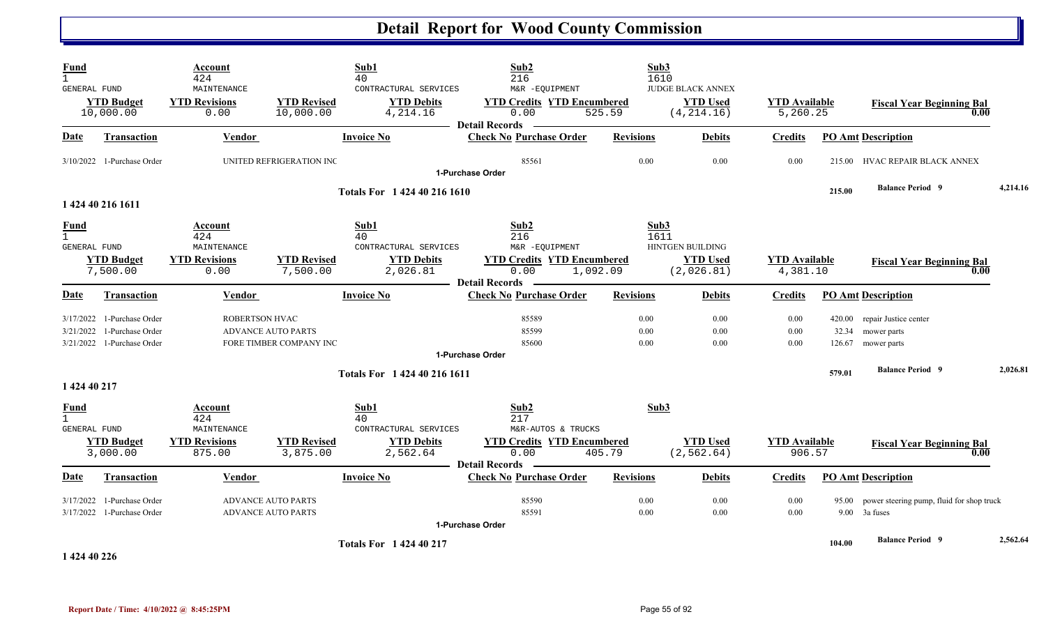# Detail Report for Wood County Commission

| Fund | Account | | Sub1 | Sub2 | | Sub3 | | |
|---|---|---|---|---|---|---|---|---|
| 1 GENERAL FUND | 424 MAINTENANCE | | 40 CONTRACTURAL SERVICES | 216 M&R -EQUIPMENT | | 1610 JUDGE BLACK ANNEX | | |
| **YTD Budget** | **YTD Revisions** | **YTD Revised** | **YTD Debits** | **YTD Credits** | **YTD Encumbered** | **YTD Used** | **YTD Available** | **Fiscal Year Beginning Bal** |
| 10,000.00 | 0.00 | 10,000.00 | 4,214.16 | 0.00 | 525.59 | (4,214.16) | 5,260.25 | 0.00 |

**Detail Records**

| Date | Transaction | Vendor | Invoice No | Check No | Purchase Order | Revisions | Debits | Credits | PO Amt | Description |
|---|---|---|---|---|---|---|---|---|---|---|
| 3/10/2022 | 1-Purchase Order | UNITED REFRIGERATION INC | | | 85561 | 0.00 | 0.00 | 0.00 | 215.00 | HVAC REPAIR BLACK ANNEX |

1-Purchase Order

**Totals For 1 424 40 216 1610** — 215.00 — **Balance Period 9** 4,214.16

## 1 424 40 216 1611

| Fund | Account | | Sub1 | Sub2 | | Sub3 | | |
|---|---|---|---|---|---|---|---|---|
| 1 GENERAL FUND | 424 MAINTENANCE | | 40 CONTRACTURAL SERVICES | 216 M&R -EQUIPMENT | | 1611 HINTGEN BUILDING | | |
| **YTD Budget** | **YTD Revisions** | **YTD Revised** | **YTD Debits** | **YTD Credits** | **YTD Encumbered** | **YTD Used** | **YTD Available** | **Fiscal Year Beginning Bal** |
| 7,500.00 | 0.00 | 7,500.00 | 2,026.81 | 0.00 | 1,092.09 | (2,026.81) | 4,381.10 | 0.00 |

**Detail Records**

| Date | Transaction | Vendor | Invoice No | Check No | Purchase Order | Revisions | Debits | Credits | PO Amt | Description |
|---|---|---|---|---|---|---|---|---|---|---|
| 3/17/2022 | 1-Purchase Order | ROBERTSON HVAC | | | 85589 | 0.00 | 0.00 | 0.00 | 420.00 | repair Justice center |
| 3/21/2022 | 1-Purchase Order | ADVANCE AUTO PARTS | | | 85599 | 0.00 | 0.00 | 0.00 | 32.34 | mower parts |
| 3/21/2022 | 1-Purchase Order | FORE TIMBER COMPANY INC | | | 85600 | 0.00 | 0.00 | 0.00 | 126.67 | mower parts |

1-Purchase Order

**Totals For 1 424 40 216 1611** — 579.01 — **Balance Period 9** 2,026.81

## 1 424 40 217

| Fund | Account | | Sub1 | Sub2 | | Sub3 | | |
|---|---|---|---|---|---|---|---|---|
| 1 GENERAL FUND | 424 MAINTENANCE | | 40 CONTRACTURAL SERVICES | 217 M&R-AUTOS & TRUCKS | | | | |
| **YTD Budget** | **YTD Revisions** | **YTD Revised** | **YTD Debits** | **YTD Credits** | **YTD Encumbered** | **YTD Used** | **YTD Available** | **Fiscal Year Beginning Bal** |
| 3,000.00 | 875.00 | 3,875.00 | 2,562.64 | 0.00 | 405.79 | (2,562.64) | 906.57 | 0.00 |

**Detail Records**

| Date | Transaction | Vendor | Invoice No | Check No | Purchase Order | Revisions | Debits | Credits | PO Amt | Description |
|---|---|---|---|---|---|---|---|---|---|---|
| 3/17/2022 | 1-Purchase Order | ADVANCE AUTO PARTS | | | 85590 | 0.00 | 0.00 | 0.00 | 95.00 | power steering pump, fluid for shop truck |
| 3/17/2022 | 1-Purchase Order | ADVANCE AUTO PARTS | | | 85591 | 0.00 | 0.00 | 0.00 | 9.00 | 3a fuses |

1-Purchase Order

**Totals For 1 424 40 217** — 104.00 — **Balance Period 9** 2,562.64

## 1 424 40 226

Report Date / Time: 4/10/2022 @ 8:45:25PM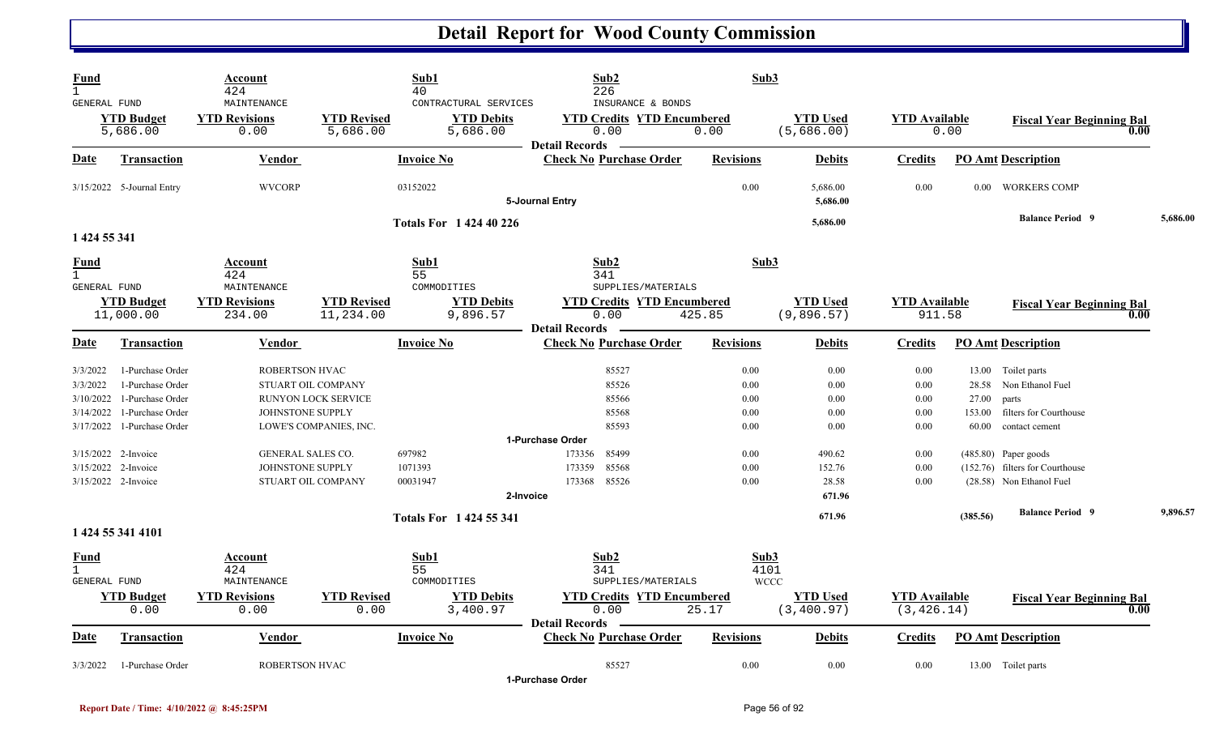# Detail Report for Wood County Commission

| Fund | Account | | Sub1 | Sub2 | | Sub3 | | |
|---|---|---|---|---|---|---|---|---|
| 1 | 424 | | 40 | 226 | | | | |
| GENERAL FUND | MAINTENANCE | | CONTRACTURAL SERVICES | INSURANCE & BONDS | | | | |
| **YTD Budget** | **YTD Revisions** | **YTD Revised** | **YTD Debits** | **YTD Credits** | **YTD Encumbered** | **YTD Used** | **YTD Available** | **Fiscal Year Beginning Bal** |
| 5,686.00 | 0.00 | 5,686.00 | 5,686.00 | 0.00 | 0.00 | (5,686.00) | 0.00 | 0.00 |

**Detail Records**

| Date | Transaction | Vendor | Invoice No | Check No | Purchase Order | Revisions | Debits | Credits | PO Amt | Description |
|---|---|---|---|---|---|---|---|---|---|---|
| 3/15/2022 | 5-Journal Entry | WVCORP | 03152022 | | | 0.00 | 5,686.00 | 0.00 | 0.00 | WORKERS COMP |
| | | | | 5-Journal Entry | | | 5,686.00 | | | |
| | | | Totals For 1 424 40 226 | | | | 5,686.00 | | | Balance Period 9 — 5,686.00 |

## 1 424 55 341

| Fund | Account | | Sub1 | Sub2 | | Sub3 | | |
|---|---|---|---|---|---|---|---|---|
| 1 | 424 | | 55 | 341 | | | | |
| GENERAL FUND | MAINTENANCE | | COMMODITIES | SUPPLIES/MATERIALS | | | | |
| **YTD Budget** | **YTD Revisions** | **YTD Revised** | **YTD Debits** | **YTD Credits** | **YTD Encumbered** | **YTD Used** | **YTD Available** | **Fiscal Year Beginning Bal** |
| 11,000.00 | 234.00 | 11,234.00 | 9,896.57 | 0.00 | 425.85 | (9,896.57) | 911.58 | 0.00 |

**Detail Records**

| Date | Transaction | Vendor | Invoice No | Check No | Purchase Order | Revisions | Debits | Credits | PO Amt | Description |
|---|---|---|---|---|---|---|---|---|---|---|
| 3/3/2022 | 1-Purchase Order | ROBERTSON HVAC | | | 85527 | 0.00 | 0.00 | 0.00 | 13.00 | Toilet parts |
| 3/3/2022 | 1-Purchase Order | STUART OIL COMPANY | | | 85526 | 0.00 | 0.00 | 0.00 | 28.58 | Non Ethanol Fuel |
| 3/10/2022 | 1-Purchase Order | RUNYON LOCK SERVICE | | | 85566 | 0.00 | 0.00 | 0.00 | 27.00 | parts |
| 3/14/2022 | 1-Purchase Order | JOHNSTONE SUPPLY | | | 85568 | 0.00 | 0.00 | 0.00 | 153.00 | filters for Courthouse |
| 3/17/2022 | 1-Purchase Order | LOWE'S COMPANIES, INC. | | | 85593 | 0.00 | 0.00 | 0.00 | 60.00 | contact cement |
| | | | | 1-Purchase Order | | | | | | |
| 3/15/2022 | 2-Invoice | GENERAL SALES CO. | 697982 | 173356 | 85499 | 0.00 | 490.62 | 0.00 | (485.80) | Paper goods |
| 3/15/2022 | 2-Invoice | JOHNSTONE SUPPLY | 1071393 | 173359 | 85568 | 0.00 | 152.76 | 0.00 | (152.76) | filters for Courthouse |
| 3/15/2022 | 2-Invoice | STUART OIL COMPANY | 00031947 | 173368 | 85526 | 0.00 | 28.58 | 0.00 | (28.58) | Non Ethanol Fuel |
| | | | | 2-Invoice | | | 671.96 | | | |
| | | | Totals For 1 424 55 341 | | | | 671.96 | | (385.56) | Balance Period 9 — 9,896.57 |

## 1 424 55 341 4101

| Fund | Account | | Sub1 | Sub2 | | Sub3 | | |
|---|---|---|---|---|---|---|---|---|
| 1 | 424 | | 55 | 341 | | 4101 | | |
| GENERAL FUND | MAINTENANCE | | COMMODITIES | SUPPLIES/MATERIALS | | WCCC | | |
| **YTD Budget** | **YTD Revisions** | **YTD Revised** | **YTD Debits** | **YTD Credits** | **YTD Encumbered** | **YTD Used** | **YTD Available** | **Fiscal Year Beginning Bal** |
| 0.00 | 0.00 | 0.00 | 3,400.97 | 0.00 | 25.17 | (3,400.97) | (3,426.14) | 0.00 |

**Detail Records**

| Date | Transaction | Vendor | Invoice No | Check No | Purchase Order | Revisions | Debits | Credits | PO Amt | Description |
|---|---|---|---|---|---|---|---|---|---|---|
| 3/3/2022 | 1-Purchase Order | ROBERTSON HVAC | | | 85527 | 0.00 | 0.00 | 0.00 | 13.00 | Toilet parts |
| | | | | 1-Purchase Order | | | | | | |

Report Date / Time: 4/10/2022 @ 8:45:25PM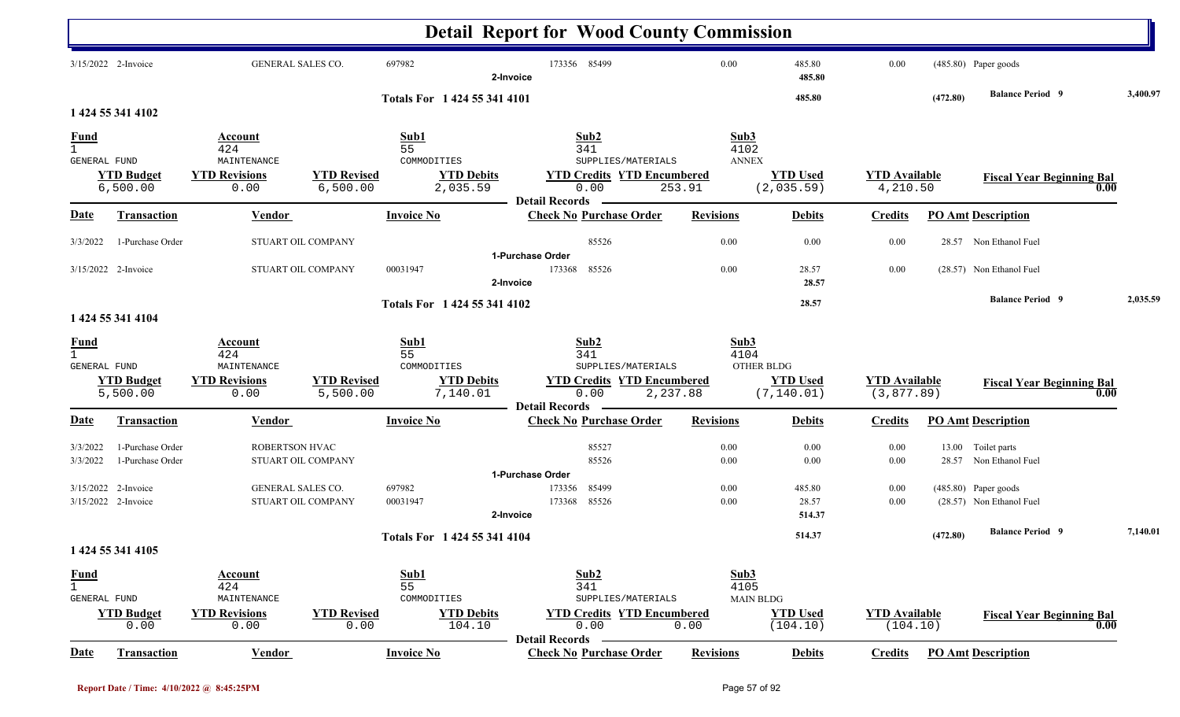# Detail Report for Wood County Commission

| Date | Transaction | Vendor | Invoice No | Check No | Purchase Order | Revisions | Debits | Credits | PO Amt | Description |
|---|---|---|---|---|---|---|---|---|---|---|
| 3/15/2022 | 2-Invoice | GENERAL SALES CO. | 697982 | 173356 | 85499 | 0.00 | 485.80 | 0.00 | (485.80) | Paper goods |
| | | | | 2-Invoice | | | 485.80 | | | |

**Totals For 1 424 55 341 4101** — 485.80 — (472.80) — **Balance Period 9** 3,400.97

## 1 424 55 341 4102

| Fund | Account | Sub1 | Sub2 | Sub3 |
|---|---|---|---|---|
| 1 | 424 | 55 | 341 | 4102 |
| GENERAL FUND | MAINTENANCE | COMMODITIES | SUPPLIES/MATERIALS | ANNEX |

| YTD Budget | YTD Revisions | YTD Revised | YTD Debits | YTD Credits | YTD Encumbered | YTD Used | YTD Available | Fiscal Year Beginning Bal |
|---|---|---|---|---|---|---|---|---|
| 6,500.00 | 0.00 | 6,500.00 | 2,035.59 | 0.00 | 253.91 | (2,035.59) | 4,210.50 | 0.00 |

**Detail Records**

| Date | Transaction | Vendor | Invoice No | Check No | Purchase Order | Revisions | Debits | Credits | PO Amt | Description |
|---|---|---|---|---|---|---|---|---|---|---|
| 3/3/2022 | 1-Purchase Order | STUART OIL COMPANY | | | 85526 | 0.00 | 0.00 | 0.00 | 28.57 | Non Ethanol Fuel |
| | | | | 1-Purchase Order | | | | | | |
| 3/15/2022 | 2-Invoice | STUART OIL COMPANY | 00031947 | 173368 | 85526 | 0.00 | 28.57 | 0.00 | (28.57) | Non Ethanol Fuel |
| | | | | 2-Invoice | | | 28.57 | | | |

**Totals For 1 424 55 341 4102** — 28.57 — **Balance Period 9** 2,035.59

## 1 424 55 341 4104

| Fund | Account | Sub1 | Sub2 | Sub3 |
|---|---|---|---|---|
| 1 | 424 | 55 | 341 | 4104 |
| GENERAL FUND | MAINTENANCE | COMMODITIES | SUPPLIES/MATERIALS | OTHER BLDG |

| YTD Budget | YTD Revisions | YTD Revised | YTD Debits | YTD Credits | YTD Encumbered | YTD Used | YTD Available | Fiscal Year Beginning Bal |
|---|---|---|---|---|---|---|---|---|
| 5,500.00 | 0.00 | 5,500.00 | 7,140.01 | 0.00 | 2,237.88 | (7,140.01) | (3,877.89) | 0.00 |

**Detail Records**

| Date | Transaction | Vendor | Invoice No | Check No | Purchase Order | Revisions | Debits | Credits | PO Amt | Description |
|---|---|---|---|---|---|---|---|---|---|---|
| 3/3/2022 | 1-Purchase Order | ROBERTSON HVAC | | | 85527 | 0.00 | 0.00 | 0.00 | 13.00 | Toilet parts |
| 3/3/2022 | 1-Purchase Order | STUART OIL COMPANY | | | 85526 | 0.00 | 0.00 | 0.00 | 28.57 | Non Ethanol Fuel |
| | | | | 1-Purchase Order | | | | | | |
| 3/15/2022 | 2-Invoice | GENERAL SALES CO. | 697982 | 173356 | 85499 | 0.00 | 485.80 | 0.00 | (485.80) | Paper goods |
| 3/15/2022 | 2-Invoice | STUART OIL COMPANY | 00031947 | 173368 | 85526 | 0.00 | 28.57 | 0.00 | (28.57) | Non Ethanol Fuel |
| | | | | 2-Invoice | | | 514.37 | | | |

**Totals For 1 424 55 341 4104** — 514.37 — (472.80) — **Balance Period 9** 7,140.01

## 1 424 55 341 4105

| Fund | Account | Sub1 | Sub2 | Sub3 |
|---|---|---|---|---|
| 1 | 424 | 55 | 341 | 4105 |
| GENERAL FUND | MAINTENANCE | COMMODITIES | SUPPLIES/MATERIALS | MAIN BLDG |

| YTD Budget | YTD Revisions | YTD Revised | YTD Debits | YTD Credits | YTD Encumbered | YTD Used | YTD Available | Fiscal Year Beginning Bal |
|---|---|---|---|---|---|---|---|---|
| 0.00 | 0.00 | 0.00 | 104.10 | 0.00 | 0.00 | (104.10) | (104.10) | 0.00 |

**Detail Records**

| Date | Transaction | Vendor | Invoice No | Check No | Purchase Order | Revisions | Debits | Credits | PO Amt | Description |
|---|---|---|---|---|---|---|---|---|---|---|

Report Date / Time: 4/10/2022 @ 8:45:25PM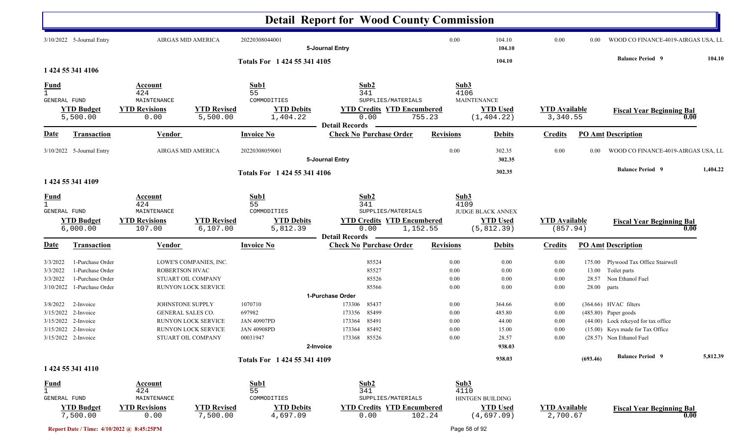# Detail Report for Wood County Commission

| Date | Transaction | Vendor | Invoice No | Check No | Purchase Order | Revisions | Debits | Credits | PO Amt | Description |
|---|---|---|---|---|---|---|---|---|---|---|
| 3/10/2022 | 5-Journal Entry | AIRGAS MID AMERICA | 20220308044001 | | | 0.00 | 104.10 | 0.00 | 0.00 | WOOD CO FINANCE-4019-AIRGAS USA, LL |
| | | | 5-Journal Entry | | | | 104.10 | | | |
| | | | Totals For 1 424 55 341 4105 | | | | 104.10 | | | Balance Period 9 104.10 |

## 1 424 55 341 4106

| Fund | Account | | Sub1 | Sub2 | | Sub3 | | |
|---|---|---|---|---|---|---|---|---|
| 1 | 424 | | 55 | 341 | | 4106 | | |
| GENERAL FUND | MAINTENANCE | | COMMODITIES | SUPPLIES/MATERIALS | | MAINTENANCE | | |
| **YTD Budget** | **YTD Revisions** | **YTD Revised** | **YTD Debits** | **YTD Credits** | **YTD Encumbered** | **YTD Used** | **YTD Available** | **Fiscal Year Beginning Bal** |
| 5,500.00 | 0.00 | 5,500.00 | 1,404.22 | 0.00 | 755.23 | (1,404.22) | 3,340.55 | 0.00 |

Detail Records

| Date | Transaction | Vendor | Invoice No | Check No | Purchase Order | Revisions | Debits | Credits | PO Amt | Description |
|---|---|---|---|---|---|---|---|---|---|---|
| 3/10/2022 | 5-Journal Entry | AIRGAS MID AMERICA | 20220308059001 | | | 0.00 | 302.35 | 0.00 | 0.00 | WOOD CO FINANCE-4019-AIRGAS USA, LL |
| | | | 5-Journal Entry | | | | 302.35 | | | |
| | | | Totals For 1 424 55 341 4106 | | | | 302.35 | | | Balance Period 9 1,404.22 |

## 1 424 55 341 4109

| Fund | Account | | Sub1 | Sub2 | | Sub3 | | |
|---|---|---|---|---|---|---|---|---|
| 1 | 424 | | 55 | 341 | | 4109 | | |
| GENERAL FUND | MAINTENANCE | | COMMODITIES | SUPPLIES/MATERIALS | | JUDGE BLACK ANNEX | | |
| **YTD Budget** | **YTD Revisions** | **YTD Revised** | **YTD Debits** | **YTD Credits** | **YTD Encumbered** | **YTD Used** | **YTD Available** | **Fiscal Year Beginning Bal** |
| 6,000.00 | 107.00 | 6,107.00 | 5,812.39 | 0.00 | 1,152.55 | (5,812.39) | (857.94) | 0.00 |

Detail Records

| Date | Transaction | Vendor | Invoice No | Check No | Purchase Order | Revisions | Debits | Credits | PO Amt | Description |
|---|---|---|---|---|---|---|---|---|---|---|
| 3/3/2022 | 1-Purchase Order | LOWE'S COMPANIES, INC. | | | 85524 | 0.00 | 0.00 | 0.00 | 175.00 | Plywood Tax Office Stairwell |
| 3/3/2022 | 1-Purchase Order | ROBERTSON HVAC | | | 85527 | 0.00 | 0.00 | 0.00 | 13.00 | Toilet parts |
| 3/3/2022 | 1-Purchase Order | STUART OIL COMPANY | | | 85526 | 0.00 | 0.00 | 0.00 | 28.57 | Non Ethanol Fuel |
| 3/10/2022 | 1-Purchase Order | RUNYON LOCK SERVICE | | | 85566 | 0.00 | 0.00 | 0.00 | 28.00 | parts |
| | | | 1-Purchase Order | | | | | | | |
| 3/8/2022 | 2-Invoice | JOHNSTONE SUPPLY | 1070710 | 173306 | 85437 | 0.00 | 364.66 | 0.00 | (364.66) | HVAC filters |
| 3/15/2022 | 2-Invoice | GENERAL SALES CO. | 697982 | 173356 | 85499 | 0.00 | 485.80 | 0.00 | (485.80) | Paper goods |
| 3/15/2022 | 2-Invoice | RUNYON LOCK SERVICE | JAN 40907PD | 173364 | 85491 | 0.00 | 44.00 | 0.00 | (44.00) | Lock rekeyed for tax office |
| 3/15/2022 | 2-Invoice | RUNYON LOCK SERVICE | JAN 40908PD | 173364 | 85492 | 0.00 | 15.00 | 0.00 | (15.00) | Keys made for Tax Office |
| 3/15/2022 | 2-Invoice | STUART OIL COMPANY | 00031947 | 173368 | 85526 | 0.00 | 28.57 | 0.00 | (28.57) | Non Ethanol Fuel |
| | | | 2-Invoice | | | | 938.03 | | | |
| | | | Totals For 1 424 55 341 4109 | | | | 938.03 | | (693.46) | Balance Period 9 5,812.39 |

## 1 424 55 341 4110

| Fund | Account | | Sub1 | Sub2 | | Sub3 | | |
|---|---|---|---|---|---|---|---|---|
| 1 | 424 | | 55 | 341 | | 4110 | | |
| GENERAL FUND | MAINTENANCE | | COMMODITIES | SUPPLIES/MATERIALS | | HINTGEN BUILDING | | |
| **YTD Budget** | **YTD Revisions** | **YTD Revised** | **YTD Debits** | **YTD Credits** | **YTD Encumbered** | **YTD Used** | **YTD Available** | **Fiscal Year Beginning Bal** |
| 7,500.00 | 0.00 | 7,500.00 | 4,697.09 | 0.00 | 102.24 | (4,697.09) | 2,700.67 | 0.00 |

Report Date / Time: 4/10/2022 @ 8:45:25PM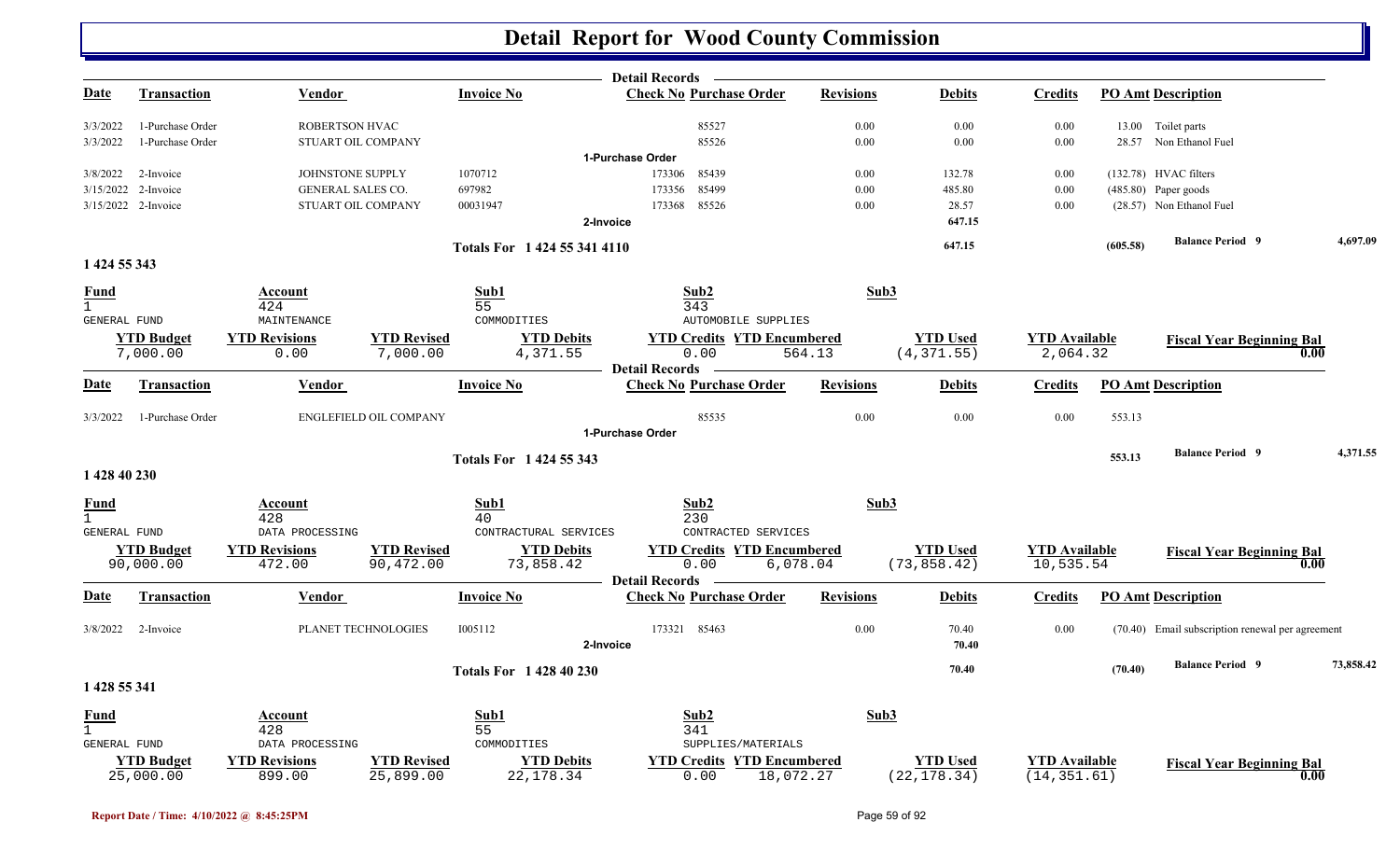# Detail Report for Wood County Commission

**Detail Records**

| Date | Transaction | Vendor | Invoice No | Check No | Purchase Order | Revisions | Debits | Credits | PO Amt | Description |
|---|---|---|---|---|---|---|---|---|---|---|
| 3/3/2022 | 1-Purchase Order | ROBERTSON HVAC | | | 85527 | 0.00 | 0.00 | 0.00 | 13.00 | Toilet parts |
| 3/3/2022 | 1-Purchase Order | STUART OIL COMPANY | | | 85526 | 0.00 | 0.00 | 0.00 | 28.57 | Non Ethanol Fuel |
| | | | | **1-Purchase Order** | | | | | | |
| 3/8/2022 | 2-Invoice | JOHNSTONE SUPPLY | 1070712 | 173306 | 85439 | 0.00 | 132.78 | 0.00 | (132.78) | HVAC filters |
| 3/15/2022 | 2-Invoice | GENERAL SALES CO. | 697982 | 173356 | 85499 | 0.00 | 485.80 | 0.00 | (485.80) | Paper goods |
| 3/15/2022 | 2-Invoice | STUART OIL COMPANY | 00031947 | 173368 | 85526 | 0.00 | 28.57 | 0.00 | (28.57) | Non Ethanol Fuel |
| | | | | **2-Invoice** | | | 647.15 | | | |

**Totals For 1 424 55 341 4110** — 647.15 — (605.58) — **Balance Period 9** 4,697.09

## 1 424 55 343

| Fund | Account | Sub1 | Sub2 | Sub3 |
|---|---|---|---|---|
| 1 GENERAL FUND | 424 MAINTENANCE | 55 COMMODITIES | 343 AUTOMOBILE SUPPLIES | |

| YTD Budget | YTD Revisions | YTD Revised | YTD Debits | YTD Credits | YTD Encumbered | YTD Used | YTD Available | Fiscal Year Beginning Bal |
|---|---|---|---|---|---|---|---|---|
| 7,000.00 | 0.00 | 7,000.00 | 4,371.55 | 0.00 | 564.13 | (4,371.55) | 2,064.32 | 0.00 |

**Detail Records**

| Date | Transaction | Vendor | Invoice No | Check No | Purchase Order | Revisions | Debits | Credits | PO Amt | Description |
|---|---|---|---|---|---|---|---|---|---|---|
| 3/3/2022 | 1-Purchase Order | ENGLEFIELD OIL COMPANY | | | 85535 | 0.00 | 0.00 | 0.00 | 553.13 | |
| | | | | **1-Purchase Order** | | | | | | |

**Totals For 1 424 55 343** — 553.13 — **Balance Period 9** 4,371.55

## 1 428 40 230

| Fund | Account | Sub1 | Sub2 | Sub3 |
|---|---|---|---|---|
| 1 GENERAL FUND | 428 DATA PROCESSING | 40 CONTRACTURAL SERVICES | 230 CONTRACTED SERVICES | |

| YTD Budget | YTD Revisions | YTD Revised | YTD Debits | YTD Credits | YTD Encumbered | YTD Used | YTD Available | Fiscal Year Beginning Bal |
|---|---|---|---|---|---|---|---|---|
| 90,000.00 | 472.00 | 90,472.00 | 73,858.42 | 0.00 | 6,078.04 | (73,858.42) | 10,535.54 | 0.00 |

**Detail Records**

| Date | Transaction | Vendor | Invoice No | Check No | Purchase Order | Revisions | Debits | Credits | PO Amt | Description |
|---|---|---|---|---|---|---|---|---|---|---|
| 3/8/2022 | 2-Invoice | PLANET TECHNOLOGIES | I005112 | 173321 | 85463 | 0.00 | 70.40 | 0.00 | (70.40) | Email subscription renewal per agreement |
| | | | | **2-Invoice** | | | 70.40 | | | |

**Totals For 1 428 40 230** — 70.40 — (70.40) — **Balance Period 9** 73,858.42

## 1 428 55 341

| Fund | Account | Sub1 | Sub2 | Sub3 |
|---|---|---|---|---|
| 1 GENERAL FUND | 428 DATA PROCESSING | 55 COMMODITIES | 341 SUPPLIES/MATERIALS | |

| YTD Budget | YTD Revisions | YTD Revised | YTD Debits | YTD Credits | YTD Encumbered | YTD Used | YTD Available | Fiscal Year Beginning Bal |
|---|---|---|---|---|---|---|---|---|
| 25,000.00 | 899.00 | 25,899.00 | 22,178.34 | 0.00 | 18,072.27 | (22,178.34) | (14,351.61) | 0.00 |

**Report Date / Time: 4/10/2022 @ 8:45:25PM**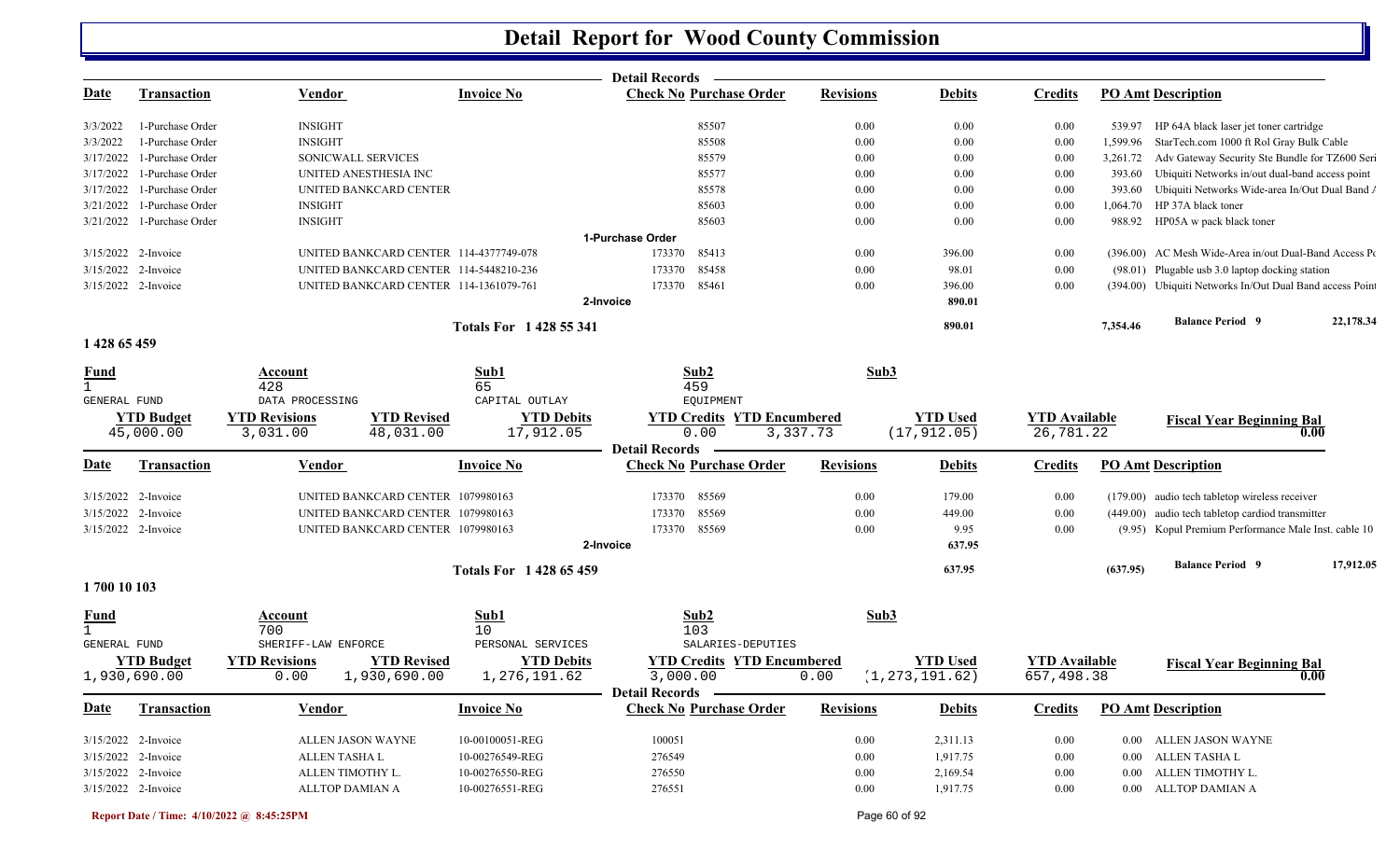# Detail Report for Wood County Commission

**Detail Records**

| Date | Transaction | Vendor | Invoice No | Check No | Purchase Order | Revisions | Debits | Credits | PO Amt | Description |
|---|---|---|---|---|---|---|---|---|---|---|
| 3/3/2022 | 1-Purchase Order | INSIGHT | | | 85507 | 0.00 | 0.00 | 0.00 | 539.97 | HP 64A black laser jet toner cartridge |
| 3/3/2022 | 1-Purchase Order | INSIGHT | | | 85508 | 0.00 | 0.00 | 0.00 | 1,599.96 | StarTech.com 1000 ft Rol Gray Bulk Cable |
| 3/17/2022 | 1-Purchase Order | SONICWALL SERVICES | | | 85579 | 0.00 | 0.00 | 0.00 | 3,261.72 | Adv Gateway Security Ste Bundle for TZ600 Seri |
| 3/17/2022 | 1-Purchase Order | UNITED ANESTHESIA INC | | | 85577 | 0.00 | 0.00 | 0.00 | 393.60 | Ubiquiti Networks in/out dual-band access point |
| 3/17/2022 | 1-Purchase Order | UNITED BANKCARD CENTER | | | 85578 | 0.00 | 0.00 | 0.00 | 393.60 | Ubiquiti Networks Wide-area In/Out Dual Band A |
| 3/21/2022 | 1-Purchase Order | INSIGHT | | | 85603 | 0.00 | 0.00 | 0.00 | 1,064.70 | HP 37A black toner |
| 3/21/2022 | 1-Purchase Order | INSIGHT | | | 85603 | 0.00 | 0.00 | 0.00 | 988.92 | HP05A w pack black toner |
| | | | | 1-Purchase Order | | | | | | |
| 3/15/2022 | 2-Invoice | UNITED BANKCARD CENTER | 114-4377749-078 | 173370 | 85413 | 0.00 | 396.00 | 0.00 | (396.00) | AC Mesh Wide-Area in/out Dual-Band Access Po |
| 3/15/2022 | 2-Invoice | UNITED BANKCARD CENTER | 114-5448210-236 | 173370 | 85458 | 0.00 | 98.01 | 0.00 | (98.01) | Plugable usb 3.0 laptop docking station |
| 3/15/2022 | 2-Invoice | UNITED BANKCARD CENTER | 114-1361079-761 | 173370 | 85461 | 0.00 | 396.00 | 0.00 | (394.00) | Ubiquiti Networks In/Out Dual Band access Point |
| | | | | 2-Invoice | | | 890.01 | | | |
| | | | Totals For 1 428 55 341 | | | | 890.01 | | 7,354.46 | Balance Period 9 — 22,178.34 |

## 1 428 65 459

| Fund | Account | Sub1 | Sub2 | Sub3 |
|---|---|---|---|---|
| 1 | 428 | 65 | 459 | |
| GENERAL FUND | DATA PROCESSING | CAPITAL OUTLAY | EQUIPMENT | |

| YTD Budget | YTD Revisions | YTD Revised | YTD Debits | YTD Credits | YTD Encumbered | YTD Used | YTD Available | Fiscal Year Beginning Bal |
|---|---|---|---|---|---|---|---|---|
| 45,000.00 | 3,031.00 | 48,031.00 | 17,912.05 | 0.00 | 3,337.73 | (17,912.05) | 26,781.22 | 0.00 |

**Detail Records**

| Date | Transaction | Vendor | Invoice No | Check No | Purchase Order | Revisions | Debits | Credits | PO Amt | Description |
|---|---|---|---|---|---|---|---|---|---|---|
| 3/15/2022 | 2-Invoice | UNITED BANKCARD CENTER | 1079980163 | 173370 | 85569 | 0.00 | 179.00 | 0.00 | (179.00) | audio tech tabletop wireless receiver |
| 3/15/2022 | 2-Invoice | UNITED BANKCARD CENTER | 1079980163 | 173370 | 85569 | 0.00 | 449.00 | 0.00 | (449.00) | audio tech tabletop cardiod transmitter |
| 3/15/2022 | 2-Invoice | UNITED BANKCARD CENTER | 1079980163 | 173370 | 85569 | 0.00 | 9.95 | 0.00 | (9.95) | Kopul Premium Performance Male Inst. cable 10 |
| | | | | 2-Invoice | | | 637.95 | | | |
| | | | Totals For 1 428 65 459 | | | | 637.95 | | (637.95) | Balance Period 9 — 17,912.05 |

## 1 700 10 103

| Fund | Account | Sub1 | Sub2 | Sub3 |
|---|---|---|---|---|
| 1 | 700 | 10 | 103 | |
| GENERAL FUND | SHERIFF-LAW ENFORCE | PERSONAL SERVICES | SALARIES-DEPUTIES | |

| YTD Budget | YTD Revisions | YTD Revised | YTD Debits | YTD Credits | YTD Encumbered | YTD Used | YTD Available | Fiscal Year Beginning Bal |
|---|---|---|---|---|---|---|---|---|
| 1,930,690.00 | 0.00 | 1,930,690.00 | 1,276,191.62 | 3,000.00 | 0.00 | (1,273,191.62) | 657,498.38 | 0.00 |

**Detail Records**

| Date | Transaction | Vendor | Invoice No | Check No | Purchase Order | Revisions | Debits | Credits | PO Amt | Description |
|---|---|---|---|---|---|---|---|---|---|---|
| 3/15/2022 | 2-Invoice | ALLEN JASON WAYNE | 10-00100051-REG | 100051 | | 0.00 | 2,311.13 | 0.00 | 0.00 | ALLEN JASON WAYNE |
| 3/15/2022 | 2-Invoice | ALLEN TASHA L | 10-00276549-REG | 276549 | | 0.00 | 1,917.75 | 0.00 | 0.00 | ALLEN TASHA L |
| 3/15/2022 | 2-Invoice | ALLEN TIMOTHY L. | 10-00276550-REG | 276550 | | 0.00 | 2,169.54 | 0.00 | 0.00 | ALLEN TIMOTHY L. |
| 3/15/2022 | 2-Invoice | ALLTOP DAMIAN A | 10-00276551-REG | 276551 | | 0.00 | 1,917.75 | 0.00 | 0.00 | ALLTOP DAMIAN A |

Report Date / Time: 4/10/2022 @ 8:45:25PM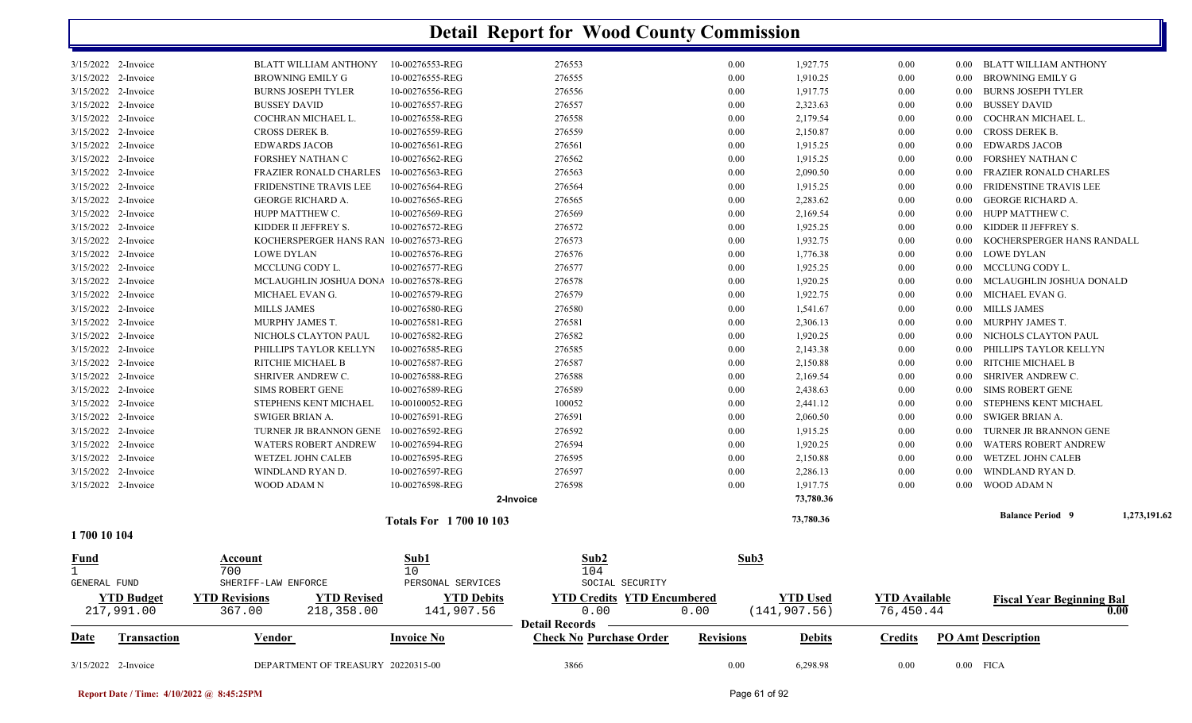# Detail Report for Wood County Commission

| Date | Transaction | Vendor | Invoice No | Check No | Purchase Order | Revisions | Debits | Credits | PO Amt | Description |
|---|---|---|---|---|---|---|---|---|---|---|
| 3/15/2022 | 2-Invoice | BLATT WILLIAM ANTHONY | 10-00276553-REG | 276553 | | 0.00 | 1,927.75 | 0.00 | 0.00 | BLATT WILLIAM ANTHONY |
| 3/15/2022 | 2-Invoice | BROWNING EMILY G | 10-00276555-REG | 276555 | | 0.00 | 1,910.25 | 0.00 | 0.00 | BROWNING EMILY G |
| 3/15/2022 | 2-Invoice | BURNS JOSEPH TYLER | 10-00276556-REG | 276556 | | 0.00 | 1,917.75 | 0.00 | 0.00 | BURNS JOSEPH TYLER |
| 3/15/2022 | 2-Invoice | BUSSEY DAVID | 10-00276557-REG | 276557 | | 0.00 | 2,323.63 | 0.00 | 0.00 | BUSSEY DAVID |
| 3/15/2022 | 2-Invoice | COCHRAN MICHAEL L. | 10-00276558-REG | 276558 | | 0.00 | 2,179.54 | 0.00 | 0.00 | COCHRAN MICHAEL L. |
| 3/15/2022 | 2-Invoice | CROSS DEREK B. | 10-00276559-REG | 276559 | | 0.00 | 2,150.87 | 0.00 | 0.00 | CROSS DEREK B. |
| 3/15/2022 | 2-Invoice | EDWARDS JACOB | 10-00276561-REG | 276561 | | 0.00 | 1,915.25 | 0.00 | 0.00 | EDWARDS JACOB |
| 3/15/2022 | 2-Invoice | FORSHEY NATHAN C | 10-00276562-REG | 276562 | | 0.00 | 1,915.25 | 0.00 | 0.00 | FORSHEY NATHAN C |
| 3/15/2022 | 2-Invoice | FRAZIER RONALD CHARLES | 10-00276563-REG | 276563 | | 0.00 | 2,090.50 | 0.00 | 0.00 | FRAZIER RONALD CHARLES |
| 3/15/2022 | 2-Invoice | FRIDENSTINE TRAVIS LEE | 10-00276564-REG | 276564 | | 0.00 | 1,915.25 | 0.00 | 0.00 | FRIDENSTINE TRAVIS LEE |
| 3/15/2022 | 2-Invoice | GEORGE RICHARD A. | 10-00276565-REG | 276565 | | 0.00 | 2,283.62 | 0.00 | 0.00 | GEORGE RICHARD A. |
| 3/15/2022 | 2-Invoice | HUPP MATTHEW C. | 10-00276569-REG | 276569 | | 0.00 | 2,169.54 | 0.00 | 0.00 | HUPP MATTHEW C. |
| 3/15/2022 | 2-Invoice | KIDDER II JEFFREY S. | 10-00276572-REG | 276572 | | 0.00 | 1,925.25 | 0.00 | 0.00 | KIDDER II JEFFREY S. |
| 3/15/2022 | 2-Invoice | KOCHERSPERGER HANS RAN | 10-00276573-REG | 276573 | | 0.00 | 1,932.75 | 0.00 | 0.00 | KOCHERSPERGER HANS RANDALL |
| 3/15/2022 | 2-Invoice | LOWE DYLAN | 10-00276576-REG | 276576 | | 0.00 | 1,776.38 | 0.00 | 0.00 | LOWE DYLAN |
| 3/15/2022 | 2-Invoice | MCCLUNG CODY L. | 10-00276577-REG | 276577 | | 0.00 | 1,925.25 | 0.00 | 0.00 | MCCLUNG CODY L. |
| 3/15/2022 | 2-Invoice | MCLAUGHLIN JOSHUA DONA | 10-00276578-REG | 276578 | | 0.00 | 1,920.25 | 0.00 | 0.00 | MCLAUGHLIN JOSHUA DONALD |
| 3/15/2022 | 2-Invoice | MICHAEL EVAN G. | 10-00276579-REG | 276579 | | 0.00 | 1,922.75 | 0.00 | 0.00 | MICHAEL EVAN G. |
| 3/15/2022 | 2-Invoice | MILLS JAMES | 10-00276580-REG | 276580 | | 0.00 | 1,541.67 | 0.00 | 0.00 | MILLS JAMES |
| 3/15/2022 | 2-Invoice | MURPHY JAMES T. | 10-00276581-REG | 276581 | | 0.00 | 2,306.13 | 0.00 | 0.00 | MURPHY JAMES T. |
| 3/15/2022 | 2-Invoice | NICHOLS CLAYTON PAUL | 10-00276582-REG | 276582 | | 0.00 | 1,920.25 | 0.00 | 0.00 | NICHOLS CLAYTON PAUL |
| 3/15/2022 | 2-Invoice | PHILLIPS TAYLOR KELLYN | 10-00276585-REG | 276585 | | 0.00 | 2,143.38 | 0.00 | 0.00 | PHILLIPS TAYLOR KELLYN |
| 3/15/2022 | 2-Invoice | RITCHIE MICHAEL B | 10-00276587-REG | 276587 | | 0.00 | 2,150.88 | 0.00 | 0.00 | RITCHIE MICHAEL B |
| 3/15/2022 | 2-Invoice | SHRIVER ANDREW C. | 10-00276588-REG | 276588 | | 0.00 | 2,169.54 | 0.00 | 0.00 | SHRIVER ANDREW C. |
| 3/15/2022 | 2-Invoice | SIMS ROBERT GENE | 10-00276589-REG | 276589 | | 0.00 | 2,438.63 | 0.00 | 0.00 | SIMS ROBERT GENE |
| 3/15/2022 | 2-Invoice | STEPHENS KENT MICHAEL | 10-00100052-REG | 100052 | | 0.00 | 2,441.12 | 0.00 | 0.00 | STEPHENS KENT MICHAEL |
| 3/15/2022 | 2-Invoice | SWIGER BRIAN A. | 10-00276591-REG | 276591 | | 0.00 | 2,060.50 | 0.00 | 0.00 | SWIGER BRIAN A. |
| 3/15/2022 | 2-Invoice | TURNER JR BRANNON GENE | 10-00276592-REG | 276592 | | 0.00 | 1,915.25 | 0.00 | 0.00 | TURNER JR BRANNON GENE |
| 3/15/2022 | 2-Invoice | WATERS ROBERT ANDREW | 10-00276594-REG | 276594 | | 0.00 | 1,920.25 | 0.00 | 0.00 | WATERS ROBERT ANDREW |
| 3/15/2022 | 2-Invoice | WETZEL JOHN CALEB | 10-00276595-REG | 276595 | | 0.00 | 2,150.88 | 0.00 | 0.00 | WETZEL JOHN CALEB |
| 3/15/2022 | 2-Invoice | WINDLAND RYAN D. | 10-00276597-REG | 276597 | | 0.00 | 2,286.13 | 0.00 | 0.00 | WINDLAND RYAN D. |
| 3/15/2022 | 2-Invoice | WOOD ADAM N | 10-00276598-REG | 276598 | | 0.00 | 1,917.75 | 0.00 | 0.00 | WOOD ADAM N |
| | | | 2-Invoice | | | | 73,780.36 | | | |
| | | | Totals For 1 700 10 103 | | | | 73,780.36 | | | Balance Period 9 1,273,191.62 |

**1 700 10 104**

| Fund | Account | Sub1 | Sub2 | Sub3 |
|---|---|---|---|---|
| 1 | 700 | 10 | 104 | |
| GENERAL FUND | SHERIFF-LAW ENFORCE | PERSONAL SERVICES | SOCIAL SECURITY | |

| YTD Budget | YTD Revisions | YTD Revised | YTD Debits | YTD Credits | YTD Encumbered | YTD Used | YTD Available | Fiscal Year Beginning Bal |
|---|---|---|---|---|---|---|---|---|
| 217,991.00 | 367.00 | 218,358.00 | 141,907.56 | 0.00 | 0.00 | (141,907.56) | 76,450.44 | 0.00 |

**Detail Records**

| Date | Transaction | Vendor | Invoice No | Check No | Purchase Order | Revisions | Debits | Credits | PO Amt | Description |
|---|---|---|---|---|---|---|---|---|---|---|
| 3/15/2022 | 2-Invoice | DEPARTMENT OF TREASURY | 20220315-00 | 3866 | | 0.00 | 6,298.98 | 0.00 | 0.00 | FICA |

Report Date / Time: 4/10/2022 @ 8:45:25PM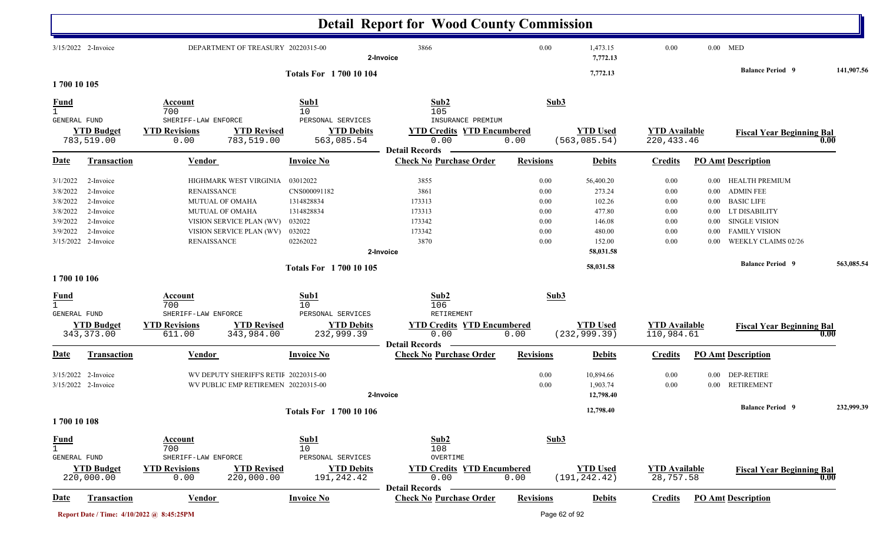# Detail Report for Wood County Commission

| Date | Transaction | Vendor | Invoice No | Check No | Purchase Order | Revisions | Debits | Credits | PO Amt | Description |
|---|---|---|---|---|---|---|---|---|---|---|
| 3/15/2022 | 2-Invoice | DEPARTMENT OF TREASURY | 20220315-00 | 3866 | | 0.00 | 1,473.15 | 0.00 | 0.00 | MED |
| | | | | 2-Invoice | | | 7,772.13 | | | |

**Totals For 1 700 10 104** 7,772.13 — **Balance Period 9** 141,907.56

## 1 700 10 105

| Fund | Account | Sub1 | Sub2 | Sub3 |
|---|---|---|---|---|
| 1 | 700 | 10 | 105 | |
| GENERAL FUND | SHERIFF-LAW ENFORCE | PERSONAL SERVICES | INSURANCE PREMIUM | |

| YTD Budget | YTD Revisions | YTD Revised | YTD Debits | YTD Credits | YTD Encumbered | YTD Used | YTD Available | Fiscal Year Beginning Bal |
|---|---|---|---|---|---|---|---|---|
| 783,519.00 | 0.00 | 783,519.00 | 563,085.54 | 0.00 | 0.00 | (563,085.54) | 220,433.46 | 0.00 |

**Detail Records**

| Date | Transaction | Vendor | Invoice No | Check No | Purchase Order | Revisions | Debits | Credits | PO Amt | Description |
|---|---|---|---|---|---|---|---|---|---|---|
| 3/1/2022 | 2-Invoice | HIGHMARK WEST VIRGINIA | 03012022 | 3855 | | 0.00 | 56,400.20 | 0.00 | 0.00 | HEALTH PREMIUM |
| 3/8/2022 | 2-Invoice | RENAISSANCE | CNS000091182 | 3861 | | 0.00 | 273.24 | 0.00 | 0.00 | ADMIN FEE |
| 3/8/2022 | 2-Invoice | MUTUAL OF OMAHA | 1314828834 | 173313 | | 0.00 | 102.26 | 0.00 | 0.00 | BASIC LIFE |
| 3/8/2022 | 2-Invoice | MUTUAL OF OMAHA | 1314828834 | 173313 | | 0.00 | 477.80 | 0.00 | 0.00 | LT DISABILITY |
| 3/9/2022 | 2-Invoice | VISION SERVICE PLAN (WV) | 032022 | 173342 | | 0.00 | 146.08 | 0.00 | 0.00 | SINGLE VISION |
| 3/9/2022 | 2-Invoice | VISION SERVICE PLAN (WV) | 032022 | 173342 | | 0.00 | 480.00 | 0.00 | 0.00 | FAMILY VISION |
| 3/15/2022 | 2-Invoice | RENAISSANCE | 02262022 | 3870 | | 0.00 | 152.00 | 0.00 | 0.00 | WEEKLY CLAIMS 02/26 |
| | | | | 2-Invoice | | | 58,031.58 | | | |

**Totals For 1 700 10 105** 58,031.58 — **Balance Period 9** 563,085.54

## 1 700 10 106

| Fund | Account | Sub1 | Sub2 | Sub3 |
|---|---|---|---|---|
| 1 | 700 | 10 | 106 | |
| GENERAL FUND | SHERIFF-LAW ENFORCE | PERSONAL SERVICES | RETIREMENT | |

| YTD Budget | YTD Revisions | YTD Revised | YTD Debits | YTD Credits | YTD Encumbered | YTD Used | YTD Available | Fiscal Year Beginning Bal |
|---|---|---|---|---|---|---|---|---|
| 343,373.00 | 611.00 | 343,984.00 | 232,999.39 | 0.00 | 0.00 | (232,999.39) | 110,984.61 | 0.00 |

**Detail Records**

| Date | Transaction | Vendor | Invoice No | Check No | Purchase Order | Revisions | Debits | Credits | PO Amt | Description |
|---|---|---|---|---|---|---|---|---|---|---|
| 3/15/2022 | 2-Invoice | WV DEPUTY SHERIFF'S RETIF | 20220315-00 | | | 0.00 | 10,894.66 | 0.00 | 0.00 | DEP-RETIRE |
| 3/15/2022 | 2-Invoice | WV PUBLIC EMP RETIREMEN | 20220315-00 | | | 0.00 | 1,903.74 | 0.00 | 0.00 | RETIREMENT |
| | | | | 2-Invoice | | | 12,798.40 | | | |

**Totals For 1 700 10 106** 12,798.40 — **Balance Period 9** 232,999.39

## 1 700 10 108

| Fund | Account | Sub1 | Sub2 | Sub3 |
|---|---|---|---|---|
| 1 | 700 | 10 | 108 | |
| GENERAL FUND | SHERIFF-LAW ENFORCE | PERSONAL SERVICES | OVERTIME | |

| YTD Budget | YTD Revisions | YTD Revised | YTD Debits | YTD Credits | YTD Encumbered | YTD Used | YTD Available | Fiscal Year Beginning Bal |
|---|---|---|---|---|---|---|---|---|
| 220,000.00 | 0.00 | 220,000.00 | 191,242.42 | 0.00 | 0.00 | (191,242.42) | 28,757.58 | 0.00 |

**Detail Records**

| Date | Transaction | Vendor | Invoice No | Check No | Purchase Order | Revisions | Debits | Credits | PO Amt | Description |
|---|---|---|---|---|---|---|---|---|---|---|

Report Date / Time: 4/10/2022 @ 8:45:25PM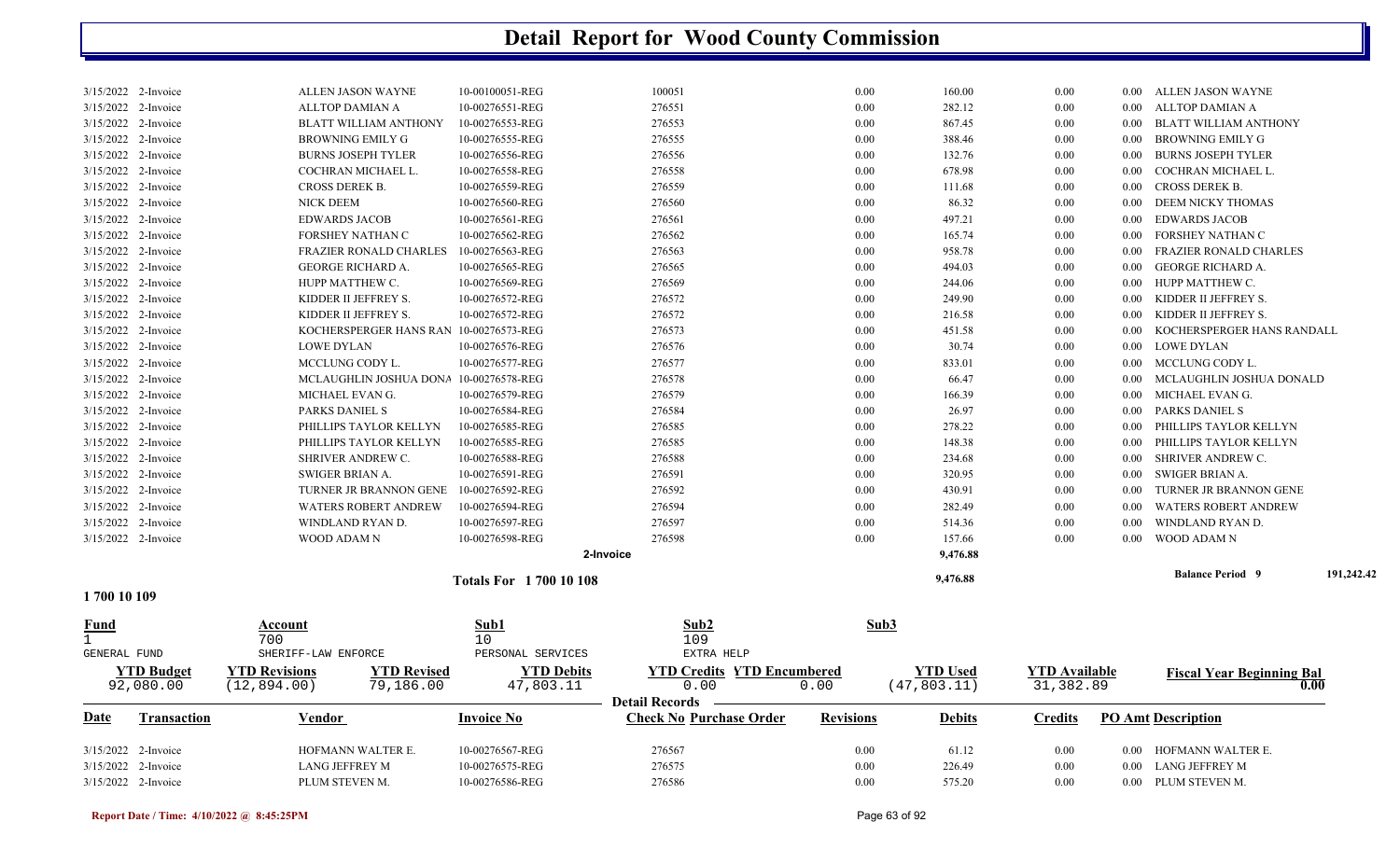# Detail Report for Wood County Commission

| Date | Transaction | Vendor | Invoice No | Check No | Purchase Order | Revisions | Debits | Credits | PO Amt | Description |
|---|---|---|---|---|---|---|---|---|---|---|
| 3/15/2022 | 2-Invoice | ALLEN JASON WAYNE | 10-00100051-REG | 100051 | | 0.00 | 160.00 | 0.00 | 0.00 | ALLEN JASON WAYNE |
| 3/15/2022 | 2-Invoice | ALLTOP DAMIAN A | 10-00276551-REG | 276551 | | 0.00 | 282.12 | 0.00 | 0.00 | ALLTOP DAMIAN A |
| 3/15/2022 | 2-Invoice | BLATT WILLIAM ANTHONY | 10-00276553-REG | 276553 | | 0.00 | 867.45 | 0.00 | 0.00 | BLATT WILLIAM ANTHONY |
| 3/15/2022 | 2-Invoice | BROWNING EMILY G | 10-00276555-REG | 276555 | | 0.00 | 388.46 | 0.00 | 0.00 | BROWNING EMILY G |
| 3/15/2022 | 2-Invoice | BURNS JOSEPH TYLER | 10-00276556-REG | 276556 | | 0.00 | 132.76 | 0.00 | 0.00 | BURNS JOSEPH TYLER |
| 3/15/2022 | 2-Invoice | COCHRAN MICHAEL L. | 10-00276558-REG | 276558 | | 0.00 | 678.98 | 0.00 | 0.00 | COCHRAN MICHAEL L. |
| 3/15/2022 | 2-Invoice | CROSS DEREK B. | 10-00276559-REG | 276559 | | 0.00 | 111.68 | 0.00 | 0.00 | CROSS DEREK B. |
| 3/15/2022 | 2-Invoice | NICK DEEM | 10-00276560-REG | 276560 | | 0.00 | 86.32 | 0.00 | 0.00 | DEEM NICKY THOMAS |
| 3/15/2022 | 2-Invoice | EDWARDS JACOB | 10-00276561-REG | 276561 | | 0.00 | 497.21 | 0.00 | 0.00 | EDWARDS JACOB |
| 3/15/2022 | 2-Invoice | FORSHEY NATHAN C | 10-00276562-REG | 276562 | | 0.00 | 165.74 | 0.00 | 0.00 | FORSHEY NATHAN C |
| 3/15/2022 | 2-Invoice | FRAZIER RONALD CHARLES | 10-00276563-REG | 276563 | | 0.00 | 958.78 | 0.00 | 0.00 | FRAZIER RONALD CHARLES |
| 3/15/2022 | 2-Invoice | GEORGE RICHARD A. | 10-00276565-REG | 276565 | | 0.00 | 494.03 | 0.00 | 0.00 | GEORGE RICHARD A. |
| 3/15/2022 | 2-Invoice | HUPP MATTHEW C. | 10-00276569-REG | 276569 | | 0.00 | 244.06 | 0.00 | 0.00 | HUPP MATTHEW C. |
| 3/15/2022 | 2-Invoice | KIDDER II JEFFREY S. | 10-00276572-REG | 276572 | | 0.00 | 249.90 | 0.00 | 0.00 | KIDDER II JEFFREY S. |
| 3/15/2022 | 2-Invoice | KIDDER II JEFFREY S. | 10-00276572-REG | 276572 | | 0.00 | 216.58 | 0.00 | 0.00 | KIDDER II JEFFREY S. |
| 3/15/2022 | 2-Invoice | KOCHERSPERGER HANS RAN | 10-00276573-REG | 276573 | | 0.00 | 451.58 | 0.00 | 0.00 | KOCHERSPERGER HANS RANDALL |
| 3/15/2022 | 2-Invoice | LOWE DYLAN | 10-00276576-REG | 276576 | | 0.00 | 30.74 | 0.00 | 0.00 | LOWE DYLAN |
| 3/15/2022 | 2-Invoice | MCCLUNG CODY L. | 10-00276577-REG | 276577 | | 0.00 | 833.01 | 0.00 | 0.00 | MCCLUNG CODY L. |
| 3/15/2022 | 2-Invoice | MCLAUGHLIN JOSHUA DONA | 10-00276578-REG | 276578 | | 0.00 | 66.47 | 0.00 | 0.00 | MCLAUGHLIN JOSHUA DONALD |
| 3/15/2022 | 2-Invoice | MICHAEL EVAN G. | 10-00276579-REG | 276579 | | 0.00 | 166.39 | 0.00 | 0.00 | MICHAEL EVAN G. |
| 3/15/2022 | 2-Invoice | PARKS DANIEL S | 10-00276584-REG | 276584 | | 0.00 | 26.97 | 0.00 | 0.00 | PARKS DANIEL S |
| 3/15/2022 | 2-Invoice | PHILLIPS TAYLOR KELLYN | 10-00276585-REG | 276585 | | 0.00 | 278.22 | 0.00 | 0.00 | PHILLIPS TAYLOR KELLYN |
| 3/15/2022 | 2-Invoice | PHILLIPS TAYLOR KELLYN | 10-00276585-REG | 276585 | | 0.00 | 148.38 | 0.00 | 0.00 | PHILLIPS TAYLOR KELLYN |
| 3/15/2022 | 2-Invoice | SHRIVER ANDREW C. | 10-00276588-REG | 276588 | | 0.00 | 234.68 | 0.00 | 0.00 | SHRIVER ANDREW C. |
| 3/15/2022 | 2-Invoice | SWIGER BRIAN A. | 10-00276591-REG | 276591 | | 0.00 | 320.95 | 0.00 | 0.00 | SWIGER BRIAN A. |
| 3/15/2022 | 2-Invoice | TURNER JR BRANNON GENE | 10-00276592-REG | 276592 | | 0.00 | 430.91 | 0.00 | 0.00 | TURNER JR BRANNON GENE |
| 3/15/2022 | 2-Invoice | WATERS ROBERT ANDREW | 10-00276594-REG | 276594 | | 0.00 | 282.49 | 0.00 | 0.00 | WATERS ROBERT ANDREW |
| 3/15/2022 | 2-Invoice | WINDLAND RYAN D. | 10-00276597-REG | 276597 | | 0.00 | 514.36 | 0.00 | 0.00 | WINDLAND RYAN D. |
| 3/15/2022 | 2-Invoice | WOOD ADAM N | 10-00276598-REG | 276598 | | 0.00 | 157.66 | 0.00 | 0.00 | WOOD ADAM N |
| | | | | 2-Invoice | | | 9,476.88 | | | |

**Totals For 1 700 10 108** — 9,476.88 — **Balance Period 9** 191,242.42

**1 700 10 109**

| Fund | Account | Sub1 | Sub2 | Sub3 |
|---|---|---|---|---|
| 1 | 700 | 10 | 109 | |
| GENERAL FUND | SHERIFF-LAW ENFORCE | PERSONAL SERVICES | EXTRA HELP | |

| YTD Budget | YTD Revisions | YTD Revised | YTD Debits | YTD Credits | YTD Encumbered | YTD Used | YTD Available | Fiscal Year Beginning Bal |
|---|---|---|---|---|---|---|---|---|
| 92,080.00 | (12,894.00) | 79,186.00 | 47,803.11 | 0.00 | 0.00 | (47,803.11) | 31,382.89 | 0.00 |

**Detail Records**

| Date | Transaction | Vendor | Invoice No | Check No | Purchase Order | Revisions | Debits | Credits | PO Amt | Description |
|---|---|---|---|---|---|---|---|---|---|---|
| 3/15/2022 | 2-Invoice | HOFMANN WALTER E. | 10-00276567-REG | 276567 | | 0.00 | 61.12 | 0.00 | 0.00 | HOFMANN WALTER E. |
| 3/15/2022 | 2-Invoice | LANG JEFFREY M | 10-00276575-REG | 276575 | | 0.00 | 226.49 | 0.00 | 0.00 | LANG JEFFREY M |
| 3/15/2022 | 2-Invoice | PLUM STEVEN M. | 10-00276586-REG | 276586 | | 0.00 | 575.20 | 0.00 | 0.00 | PLUM STEVEN M. |

Report Date / Time: 4/10/2022 @ 8:45:25PM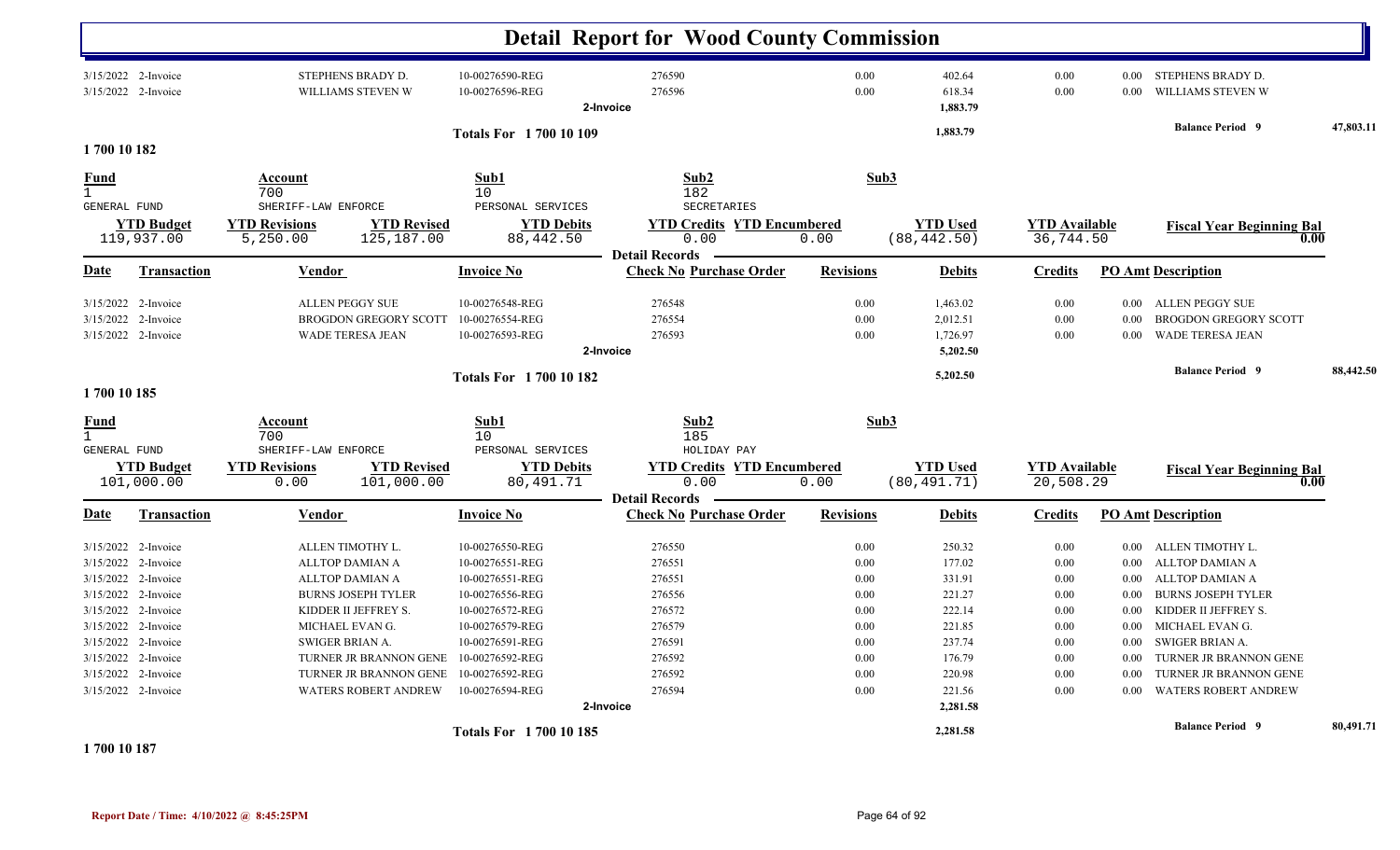# Detail Report for Wood County Commission

| Date | Transaction | Vendor | Invoice No | Check No Purchase Order | Revisions | Debits | Credits | PO Amt Description | |
|---|---|---|---|---|---|---|---|---|---|
| 3/15/2022 | 2-Invoice | STEPHENS BRADY D. | 10-00276590-REG | 276590 | 0.00 | 402.64 | 0.00 | 0.00 STEPHENS BRADY D. | |
| 3/15/2022 | 2-Invoice | WILLIAMS STEVEN W | 10-00276596-REG | 276596 | 0.00 | 618.34 | 0.00 | 0.00 WILLIAMS STEVEN W | |
| | | | | 2-Invoice | | 1,883.79 | | | |
| | | | Totals For 1 700 10 109 | | | 1,883.79 | | Balance Period 9 | 47,803.11 |

## 1 700 10 182

| Fund | Account | Sub1 | Sub2 | Sub3 |
|---|---|---|---|---|
| 1 | 700 | 10 | 182 | |
| GENERAL FUND | SHERIFF-LAW ENFORCE | PERSONAL SERVICES | SECRETARIES | |

| YTD Budget | YTD Revisions | YTD Revised | YTD Debits | YTD Credits | YTD Encumbered | YTD Used | YTD Available | Fiscal Year Beginning Bal |
|---|---|---|---|---|---|---|---|---|
| 119,937.00 | 5,250.00 | 125,187.00 | 88,442.50 | 0.00 | 0.00 | (88,442.50) | 36,744.50 | 0.00 |

Detail Records

| Date | Transaction | Vendor | Invoice No | Check No Purchase Order | Revisions | Debits | Credits | PO Amt Description | |
|---|---|---|---|---|---|---|---|---|---|
| 3/15/2022 | 2-Invoice | ALLEN PEGGY SUE | 10-00276548-REG | 276548 | 0.00 | 1,463.02 | 0.00 | 0.00 ALLEN PEGGY SUE | |
| 3/15/2022 | 2-Invoice | BROGDON GREGORY SCOTT | 10-00276554-REG | 276554 | 0.00 | 2,012.51 | 0.00 | 0.00 BROGDON GREGORY SCOTT | |
| 3/15/2022 | 2-Invoice | WADE TERESA JEAN | 10-00276593-REG | 276593 | 0.00 | 1,726.97 | 0.00 | 0.00 WADE TERESA JEAN | |
| | | | | 2-Invoice | | 5,202.50 | | | |
| | | | Totals For 1 700 10 182 | | | 5,202.50 | | Balance Period 9 | 88,442.50 |

## 1 700 10 185

| Fund | Account | Sub1 | Sub2 | Sub3 |
|---|---|---|---|---|
| 1 | 700 | 10 | 185 | |
| GENERAL FUND | SHERIFF-LAW ENFORCE | PERSONAL SERVICES | HOLIDAY PAY | |

| YTD Budget | YTD Revisions | YTD Revised | YTD Debits | YTD Credits | YTD Encumbered | YTD Used | YTD Available | Fiscal Year Beginning Bal |
|---|---|---|---|---|---|---|---|---|
| 101,000.00 | 0.00 | 101,000.00 | 80,491.71 | 0.00 | 0.00 | (80,491.71) | 20,508.29 | 0.00 |

Detail Records

| Date | Transaction | Vendor | Invoice No | Check No Purchase Order | Revisions | Debits | Credits | PO Amt Description | |
|---|---|---|---|---|---|---|---|---|---|
| 3/15/2022 | 2-Invoice | ALLEN TIMOTHY L. | 10-00276550-REG | 276550 | 0.00 | 250.32 | 0.00 | 0.00 ALLEN TIMOTHY L. | |
| 3/15/2022 | 2-Invoice | ALLTOP DAMIAN A | 10-00276551-REG | 276551 | 0.00 | 177.02 | 0.00 | 0.00 ALLTOP DAMIAN A | |
| 3/15/2022 | 2-Invoice | ALLTOP DAMIAN A | 10-00276551-REG | 276551 | 0.00 | 331.91 | 0.00 | 0.00 ALLTOP DAMIAN A | |
| 3/15/2022 | 2-Invoice | BURNS JOSEPH TYLER | 10-00276556-REG | 276556 | 0.00 | 221.27 | 0.00 | 0.00 BURNS JOSEPH TYLER | |
| 3/15/2022 | 2-Invoice | KIDDER II JEFFREY S. | 10-00276572-REG | 276572 | 0.00 | 222.14 | 0.00 | 0.00 KIDDER II JEFFREY S. | |
| 3/15/2022 | 2-Invoice | MICHAEL EVAN G. | 10-00276579-REG | 276579 | 0.00 | 221.85 | 0.00 | 0.00 MICHAEL EVAN G. | |
| 3/15/2022 | 2-Invoice | SWIGER BRIAN A. | 10-00276591-REG | 276591 | 0.00 | 237.74 | 0.00 | 0.00 SWIGER BRIAN A. | |
| 3/15/2022 | 2-Invoice | TURNER JR BRANNON GENE | 10-00276592-REG | 276592 | 0.00 | 176.79 | 0.00 | 0.00 TURNER JR BRANNON GENE | |
| 3/15/2022 | 2-Invoice | TURNER JR BRANNON GENE | 10-00276592-REG | 276592 | 0.00 | 220.98 | 0.00 | 0.00 TURNER JR BRANNON GENE | |
| 3/15/2022 | 2-Invoice | WATERS ROBERT ANDREW | 10-00276594-REG | 276594 | 0.00 | 221.56 | 0.00 | 0.00 WATERS ROBERT ANDREW | |
| | | | | 2-Invoice | | 2,281.58 | | | |
| | | | Totals For 1 700 10 185 | | | 2,281.58 | | Balance Period 9 | 80,491.71 |

## 1 700 10 187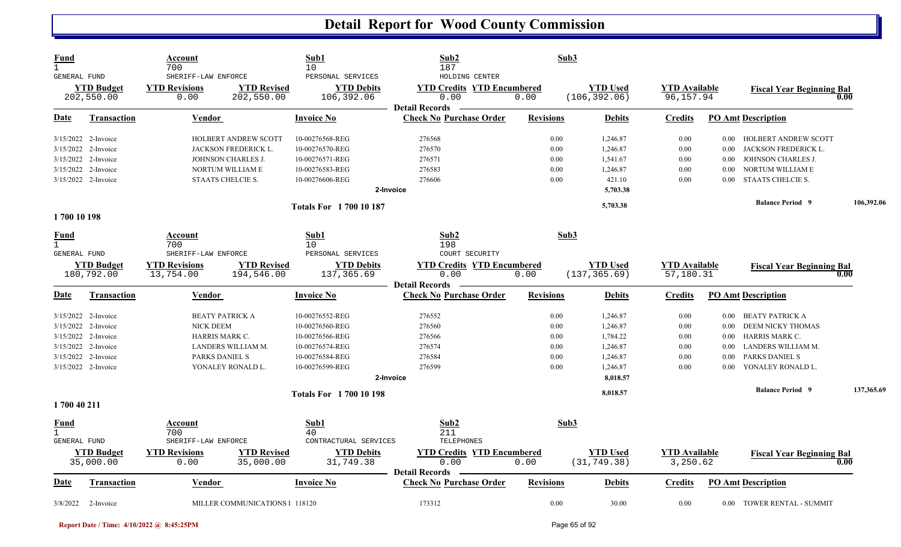# Detail Report for Wood County Commission

| Fund | Account | Sub1 | Sub2 | Sub3 |
|---|---|---|---|---|
| 1 | 700 | 10 | 187 | |
| GENERAL FUND | SHERIFF-LAW ENFORCE | PERSONAL SERVICES | HOLDING CENTER | |

| YTD Budget | YTD Revisions | YTD Revised | YTD Debits | YTD Credits | YTD Encumbered | YTD Used | YTD Available | Fiscal Year Beginning Bal |
|---|---|---|---|---|---|---|---|---|
| 202,550.00 | 0.00 | 202,550.00 | 106,392.06 | 0.00 | 0.00 | (106,392.06) | 96,157.94 | 0.00 |

**Detail Records**

| Date | Transaction | Vendor | Invoice No | Check No | Purchase Order | Revisions | Debits | Credits | PO Amt | Description |
|---|---|---|---|---|---|---|---|---|---|---|
| 3/15/2022 | 2-Invoice | HOLBERT ANDREW SCOTT | 10-00276568-REG | 276568 | | 0.00 | 1,246.87 | 0.00 | 0.00 | HOLBERT ANDREW SCOTT |
| 3/15/2022 | 2-Invoice | JACKSON FREDERICK L. | 10-00276570-REG | 276570 | | 0.00 | 1,246.87 | 0.00 | 0.00 | JACKSON FREDERICK L. |
| 3/15/2022 | 2-Invoice | JOHNSON CHARLES J. | 10-00276571-REG | 276571 | | 0.00 | 1,541.67 | 0.00 | 0.00 | JOHNSON CHARLES J. |
| 3/15/2022 | 2-Invoice | NORTUM WILLIAM E | 10-00276583-REG | 276583 | | 0.00 | 1,246.87 | 0.00 | 0.00 | NORTUM WILLIAM E |
| 3/15/2022 | 2-Invoice | STAATS CHELCIE S. | 10-00276606-REG | 276606 | | 0.00 | 421.10 | 0.00 | 0.00 | STAATS CHELCIE S. |
| | | | 2-Invoice | | | | 5,703.38 | | | |
| | | | Totals For 1 700 10 187 | | | | 5,703.38 | | | Balance Period 9 — 106,392.06 |

## 1 700 10 198

| Fund | Account | Sub1 | Sub2 | Sub3 |
|---|---|---|---|---|
| 1 | 700 | 10 | 198 | |
| GENERAL FUND | SHERIFF-LAW ENFORCE | PERSONAL SERVICES | COURT SECURITY | |

| YTD Budget | YTD Revisions | YTD Revised | YTD Debits | YTD Credits | YTD Encumbered | YTD Used | YTD Available | Fiscal Year Beginning Bal |
|---|---|---|---|---|---|---|---|---|
| 180,792.00 | 13,754.00 | 194,546.00 | 137,365.69 | 0.00 | 0.00 | (137,365.69) | 57,180.31 | 0.00 |

**Detail Records**

| Date | Transaction | Vendor | Invoice No | Check No | Purchase Order | Revisions | Debits | Credits | PO Amt | Description |
|---|---|---|---|---|---|---|---|---|---|---|
| 3/15/2022 | 2-Invoice | BEATY PATRICK A | 10-00276552-REG | 276552 | | 0.00 | 1,246.87 | 0.00 | 0.00 | BEATY PATRICK A |
| 3/15/2022 | 2-Invoice | NICK DEEM | 10-00276560-REG | 276560 | | 0.00 | 1,246.87 | 0.00 | 0.00 | DEEM NICKY THOMAS |
| 3/15/2022 | 2-Invoice | HARRIS MARK C. | 10-00276566-REG | 276566 | | 0.00 | 1,784.22 | 0.00 | 0.00 | HARRIS MARK C. |
| 3/15/2022 | 2-Invoice | LANDERS WILLIAM M. | 10-00276574-REG | 276574 | | 0.00 | 1,246.87 | 0.00 | 0.00 | LANDERS WILLIAM M. |
| 3/15/2022 | 2-Invoice | PARKS DANIEL S | 10-00276584-REG | 276584 | | 0.00 | 1,246.87 | 0.00 | 0.00 | PARKS DANIEL S |
| 3/15/2022 | 2-Invoice | YONALEY RONALD L. | 10-00276599-REG | 276599 | | 0.00 | 1,246.87 | 0.00 | 0.00 | YONALEY RONALD L. |
| | | | 2-Invoice | | | | 8,018.57 | | | |
| | | | Totals For 1 700 10 198 | | | | 8,018.57 | | | Balance Period 9 — 137,365.69 |

## 1 700 40 211

| Fund | Account | Sub1 | Sub2 | Sub3 |
|---|---|---|---|---|
| 1 | 700 | 40 | 211 | |
| GENERAL FUND | SHERIFF-LAW ENFORCE | CONTRACTURAL SERVICES | TELEPHONES | |

| YTD Budget | YTD Revisions | YTD Revised | YTD Debits | YTD Credits | YTD Encumbered | YTD Used | YTD Available | Fiscal Year Beginning Bal |
|---|---|---|---|---|---|---|---|---|
| 35,000.00 | 0.00 | 35,000.00 | 31,749.38 | 0.00 | 0.00 | (31,749.38) | 3,250.62 | 0.00 |

**Detail Records**

| Date | Transaction | Vendor | Invoice No | Check No | Purchase Order | Revisions | Debits | Credits | PO Amt | Description |
|---|---|---|---|---|---|---|---|---|---|---|
| 3/8/2022 | 2-Invoice | MILLER COMMUNICATIONS I | 118120 | 173312 | | 0.00 | 30.00 | 0.00 | 0.00 | TOWER RENTAL - SUMMIT |

Report Date / Time: 4/10/2022 @ 8:45:25PM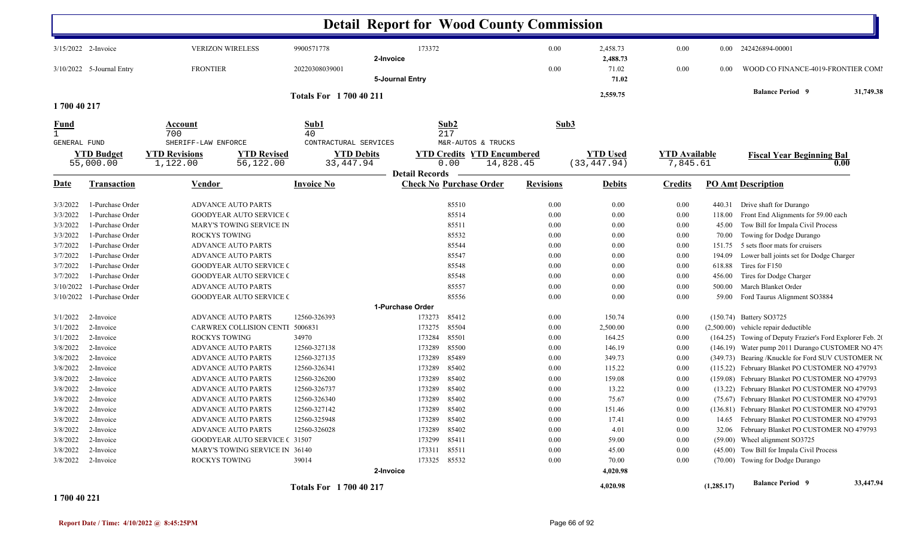# Detail Report for Wood County Commission

| Date | Transaction | Vendor | Invoice No | Check No | Purchase Order | Revisions | Debits | Credits | PO Amt | Description |
|---|---|---|---|---|---|---|---|---|---|---|
| 3/15/2022 | 2-Invoice | VERIZON WIRELESS | 9900571778 | 173372 | | 0.00 | 2,458.73 | 0.00 | 0.00 | 242426894-00001 |
| | | | | 2-Invoice | | | 2,488.73 | | | |
| 3/10/2022 | 5-Journal Entry | FRONTIER | 20220308039001 | | | 0.00 | 71.02 | 0.00 | 0.00 | WOOD CO FINANCE-4019-FRONTIER COMI |
| | | | | 5-Journal Entry | | | 71.02 | | | |
| | | | Totals For 1 700 40 211 | | | | 2,559.75 | | | Balance Period 9 31,749.38 |

## 1 700 40 217

| Fund | Account | Sub1 | Sub2 | Sub3 |
|---|---|---|---|---|
| 1 | 700 | 40 | 217 | |
| GENERAL FUND | SHERIFF-LAW ENFORCE | CONTRACTURAL SERVICES | M&R-AUTOS & TRUCKS | |

| YTD Budget | YTD Revisions | YTD Revised | YTD Debits | YTD Credits | YTD Encumbered | YTD Used | YTD Available | Fiscal Year Beginning Bal |
|---|---|---|---|---|---|---|---|---|
| 55,000.00 | 1,122.00 | 56,122.00 | 33,447.94 | 0.00 | 14,828.45 | (33,447.94) | 7,845.61 | 0.00 |

Detail Records

| Date | Transaction | Vendor | Invoice No | Check No | Purchase Order | Revisions | Debits | Credits | PO Amt | Description |
|---|---|---|---|---|---|---|---|---|---|---|
| 3/3/2022 | 1-Purchase Order | ADVANCE AUTO PARTS | | | 85510 | 0.00 | 0.00 | 0.00 | 440.31 | Drive shaft for Durango |
| 3/3/2022 | 1-Purchase Order | GOODYEAR AUTO SERVICE ( | | | 85514 | 0.00 | 0.00 | 0.00 | 118.00 | Front End Alignments for 59.00 each |
| 3/3/2022 | 1-Purchase Order | MARY'S TOWING SERVICE IN | | | 85511 | 0.00 | 0.00 | 0.00 | 45.00 | Tow Bill for Impala Civil Process |
| 3/3/2022 | 1-Purchase Order | ROCKYS TOWING | | | 85532 | 0.00 | 0.00 | 0.00 | 70.00 | Towing for Dodge Durango |
| 3/7/2022 | 1-Purchase Order | ADVANCE AUTO PARTS | | | 85544 | 0.00 | 0.00 | 0.00 | 151.75 | 5 sets floor mats for cruisers |
| 3/7/2022 | 1-Purchase Order | ADVANCE AUTO PARTS | | | 85547 | 0.00 | 0.00 | 0.00 | 194.09 | Lower ball joints set for Dodge Charger |
| 3/7/2022 | 1-Purchase Order | GOODYEAR AUTO SERVICE ( | | | 85548 | 0.00 | 0.00 | 0.00 | 618.88 | Tires for F150 |
| 3/7/2022 | 1-Purchase Order | GOODYEAR AUTO SERVICE ( | | | 85548 | 0.00 | 0.00 | 0.00 | 456.00 | Tires for Dodge Charger |
| 3/10/2022 | 1-Purchase Order | ADVANCE AUTO PARTS | | | 85557 | 0.00 | 0.00 | 0.00 | 500.00 | March Blanket Order |
| 3/10/2022 | 1-Purchase Order | GOODYEAR AUTO SERVICE ( | | | 85556 | 0.00 | 0.00 | 0.00 | 59.00 | Ford Taurus Alignment SO3884 |
| | | | | 1-Purchase Order | | | | | | |
| 3/1/2022 | 2-Invoice | ADVANCE AUTO PARTS | 12560-326393 | 173273 | 85412 | 0.00 | 150.74 | 0.00 | (150.74) | Battery SO3725 |
| 3/1/2022 | 2-Invoice | CARWREX COLLISION CENTI | 5006831 | 173275 | 85504 | 0.00 | 2,500.00 | 0.00 | (2,500.00) | vehicle repair deductible |
| 3/1/2022 | 2-Invoice | ROCKYS TOWING | 34970 | 173284 | 85501 | 0.00 | 164.25 | 0.00 | (164.25) | Towing of Deputy Frazier's Ford Explorer Feb. 2( |
| 3/8/2022 | 2-Invoice | ADVANCE AUTO PARTS | 12560-327138 | 173289 | 85500 | 0.00 | 146.19 | 0.00 | (146.19) | Water pump 2011 Durango CUSTOMER NO 479 |
| 3/8/2022 | 2-Invoice | ADVANCE AUTO PARTS | 12560-327135 | 173289 | 85489 | 0.00 | 349.73 | 0.00 | (349.73) | Bearing /Knuckle for Ford SUV CUSTOMER NO |
| 3/8/2022 | 2-Invoice | ADVANCE AUTO PARTS | 12560-326341 | 173289 | 85402 | 0.00 | 115.22 | 0.00 | (115.22) | February Blanket PO CUSTOMER NO 479793 |
| 3/8/2022 | 2-Invoice | ADVANCE AUTO PARTS | 12560-326200 | 173289 | 85402 | 0.00 | 159.08 | 0.00 | (159.08) | February Blanket PO CUSTOMER NO 479793 |
| 3/8/2022 | 2-Invoice | ADVANCE AUTO PARTS | 12560-326737 | 173289 | 85402 | 0.00 | 13.22 | 0.00 | (13.22) | February Blanket PO CUSTOMER NO 479793 |
| 3/8/2022 | 2-Invoice | ADVANCE AUTO PARTS | 12560-326340 | 173289 | 85402 | 0.00 | 75.67 | 0.00 | (75.67) | February Blanket PO CUSTOMER NO 479793 |
| 3/8/2022 | 2-Invoice | ADVANCE AUTO PARTS | 12560-327142 | 173289 | 85402 | 0.00 | 151.46 | 0.00 | (136.81) | February Blanket PO CUSTOMER NO 479793 |
| 3/8/2022 | 2-Invoice | ADVANCE AUTO PARTS | 12560-325948 | 173289 | 85402 | 0.00 | 17.41 | 0.00 | 14.65 | February Blanket PO CUSTOMER NO 479793 |
| 3/8/2022 | 2-Invoice | ADVANCE AUTO PARTS | 12560-326028 | 173289 | 85402 | 0.00 | 4.01 | 0.00 | 32.06 | February Blanket PO CUSTOMER NO 479793 |
| 3/8/2022 | 2-Invoice | GOODYEAR AUTO SERVICE ( | 31507 | 173299 | 85411 | 0.00 | 59.00 | 0.00 | (59.00) | Wheel alignment SO3725 |
| 3/8/2022 | 2-Invoice | MARY'S TOWING SERVICE IN | 36140 | 173311 | 85511 | 0.00 | 45.00 | 0.00 | (45.00) | Tow Bill for Impala Civil Process |
| 3/8/2022 | 2-Invoice | ROCKYS TOWING | 39014 | 173325 | 85532 | 0.00 | 70.00 | 0.00 | (70.00) | Towing for Dodge Durango |
| | | | | 2-Invoice | | | 4,020.98 | | | |
| | | | Totals For 1 700 40 217 | | | | 4,020.98 | | (1,285.17) | Balance Period 9 33,447.94 |

## 1 700 40 221

Report Date / Time: 4/10/2022 @ 8:45:25PM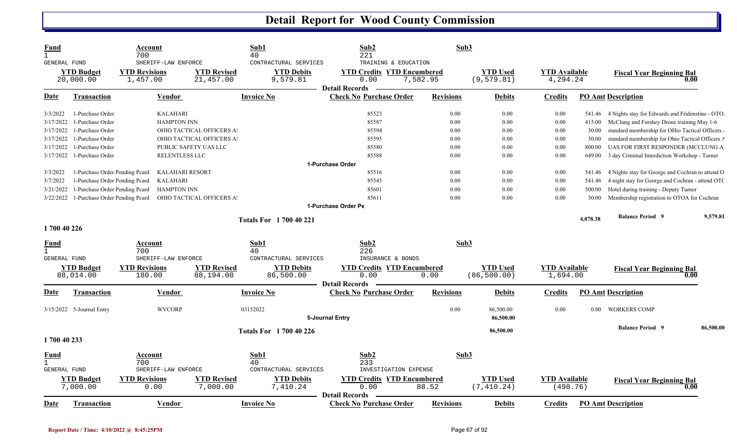# Detail Report for Wood County Commission

| Fund | Account | Sub1 | Sub2 | Sub3 |
|---|---|---|---|---|
| 1 | 700 | 40 | 221 | |
| GENERAL FUND | SHERIFF-LAW ENFORCE | CONTRACTURAL SERVICES | TRAINING & EDUCATION | |

| YTD Budget | YTD Revisions | YTD Revised | YTD Debits | YTD Credits | YTD Encumbered | YTD Used | YTD Available | Fiscal Year Beginning Bal |
|---|---|---|---|---|---|---|---|---|
| 20,000.00 | 1,457.00 | 21,457.00 | 9,579.81 | 0.00 | 7,582.95 | (9,579.81) | 4,294.24 | 0.00 |

**Detail Records**

| Date | Transaction | Vendor | Invoice No | Check No | Purchase Order | Revisions | Debits | Credits | PO Amt | Description |
|---|---|---|---|---|---|---|---|---|---|---|
| 3/3/2022 | 1-Purchase Order | KALAHARI | | | 85523 | 0.00 | 0.00 | 0.00 | 541.46 | 4 Nights stay for Edwards and Fridenstine - OTO. |
| 3/17/2022 | 1-Purchase Order | HAMPTON INN | | | 85587 | 0.00 | 0.00 | 0.00 | 415.00 | McClung and Forshey Drone training May 1-6 |
| 3/17/2022 | 1-Purchase Order | OHIO TACTICAL OFFICERS A! | | | 85594 | 0.00 | 0.00 | 0.00 | 30.00 | standard membership for OHio Tactical Officers . |
| 3/17/2022 | 1-Purchase Order | OHIO TACTICAL OFFICERS A! | | | 85595 | 0.00 | 0.00 | 0.00 | 30.00 | standard membership for Ohio Tactical Officers A |
| 3/17/2022 | 1-Purchase Order | PUBLIC SAFETY UAS LLC | | | 85580 | 0.00 | 0.00 | 0.00 | 800.00 | UAS FOR FIRST RESPONDER (MCCLUNG A |
| 3/17/2022 | 1-Purchase Order | RELENTLESS LLC | | | 85588 | 0.00 | 0.00 | 0.00 | 649.00 | 3 day Criminal Interdiction Workshop - Turner |
| | | | | 1-Purchase Order | | | | | | |
| 3/3/2022 | 1-Purchase Order Pending Pcard | KALAHARI RESORT | | | 85516 | 0.00 | 0.00 | 0.00 | 541.46 | 4 Nights stay for George and Cochran to attend O |
| 3/7/2022 | 1-Purchase Order Pending Pcard | KALAHARI | | | 85545 | 0.00 | 0.00 | 0.00 | 541.46 | 4 night stay for George and Cochran - attend OTC |
| 3/21/2022 | 1-Purchase Order Pending Pcard | HAMPTON INN | | | 85601 | 0.00 | 0.00 | 0.00 | 500.00 | Hotel during training - Deputy Turner |
| 3/22/2022 | 1-Purchase Order Pending Pcard | OHIO TACTICAL OFFICERS A! | | | 85611 | 0.00 | 0.00 | 0.00 | 30.00 | Membership registration to OTOA for Cochran |
| | | | | 1-Purchase Order Pe | | | | | | |

**Totals For 1 700 40 221** — 4,078.38 — Balance Period 9: 9,579.81

## 1 700 40 226

| Fund | Account | Sub1 | Sub2 | Sub3 |
|---|---|---|---|---|
| 1 | 700 | 40 | 226 | |
| GENERAL FUND | SHERIFF-LAW ENFORCE | CONTRACTURAL SERVICES | INSURANCE & BONDS | |

| YTD Budget | YTD Revisions | YTD Revised | YTD Debits | YTD Credits | YTD Encumbered | YTD Used | YTD Available | Fiscal Year Beginning Bal |
|---|---|---|---|---|---|---|---|---|
| 88,014.00 | 180.00 | 88,194.00 | 86,500.00 | 0.00 | 0.00 | (86,500.00) | 1,694.00 | 0.00 |

**Detail Records**

| Date | Transaction | Vendor | Invoice No | Check No | Purchase Order | Revisions | Debits | Credits | PO Amt | Description |
|---|---|---|---|---|---|---|---|---|---|---|
| 3/15/2022 | 5-Journal Entry | WVCORP | 03152022 | | | 0.00 | 86,500.00 | 0.00 | 0.00 | WORKERS COMP |
| | | | | 5-Journal Entry | | | 86,500.00 | | | |

**Totals For 1 700 40 226** — 86,500.00 — Balance Period 9: 86,500.00

## 1 700 40 233

| Fund | Account | Sub1 | Sub2 | Sub3 |
|---|---|---|---|---|
| 1 | 700 | 40 | 233 | |
| GENERAL FUND | SHERIFF-LAW ENFORCE | CONTRACTURAL SERVICES | INVESTIGATION EXPENSE | |

| YTD Budget | YTD Revisions | YTD Revised | YTD Debits | YTD Credits | YTD Encumbered | YTD Used | YTD Available | Fiscal Year Beginning Bal |
|---|---|---|---|---|---|---|---|---|
| 7,000.00 | 0.00 | 7,000.00 | 7,410.24 | 0.00 | 88.52 | (7,410.24) | (498.76) | 0.00 |

**Detail Records**

| Date | Transaction | Vendor | Invoice No | Check No | Purchase Order | Revisions | Debits | Credits | PO Amt | Description |
|---|---|---|---|---|---|---|---|---|---|---|

Report Date / Time: 4/10/2022 @ 8:45:25PM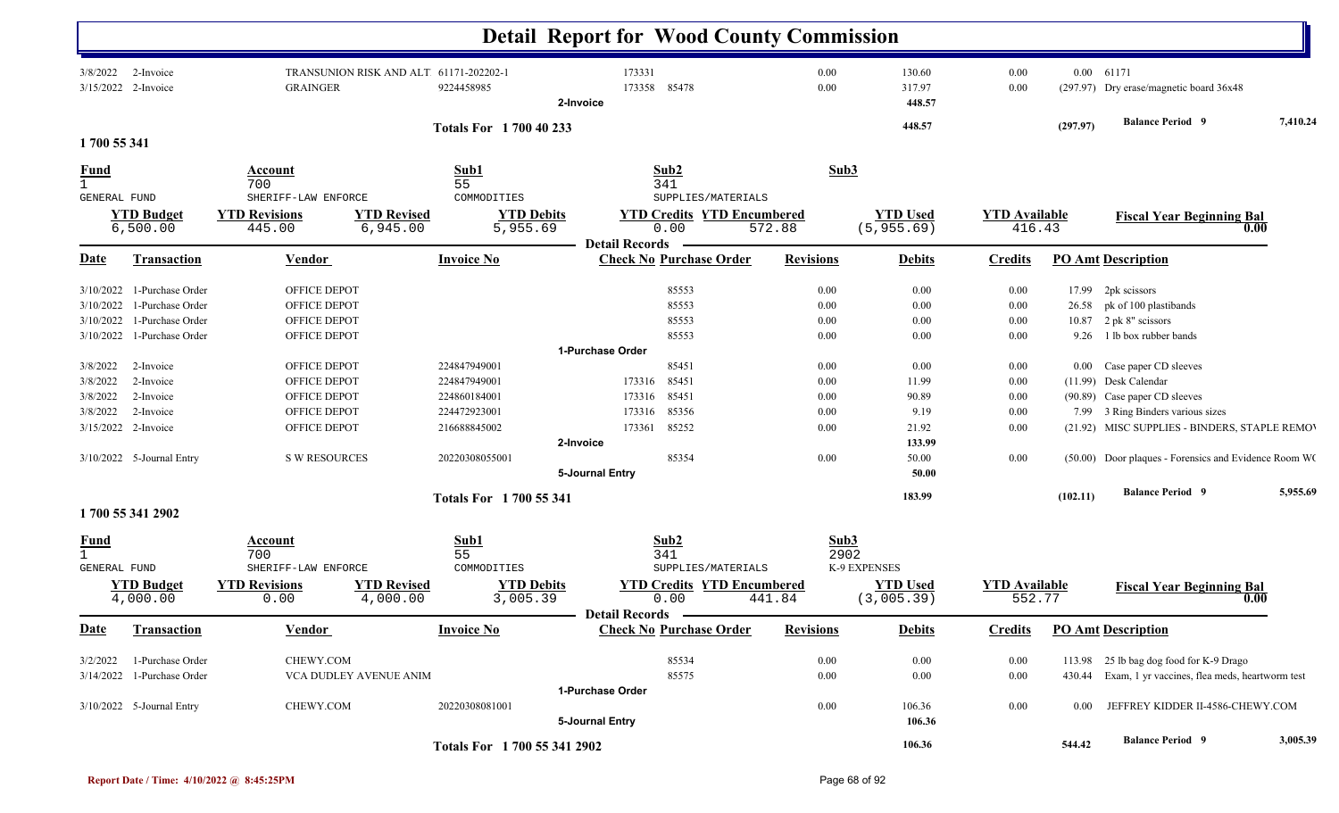# Detail Report for Wood County Commission

| Date | Transaction | Vendor | Invoice No | Check No | Purchase Order | Revisions | Debits | Credits | PO Amt | Description |
|---|---|---|---|---|---|---|---|---|---|---|
| 3/8/2022 | 2-Invoice | TRANSUNION RISK AND ALT | 61171-202202-1 | 173331 | | 0.00 | 130.60 | 0.00 | 0.00 | 61171 |
| 3/15/2022 | 2-Invoice | GRAINGER | 9224458985 | 173358 | 85478 | 0.00 | 317.97 | 0.00 | (297.97) | Dry erase/magnetic board 36x48 |
| | | | | 2-Invoice | | | 448.57 | | | |
| | | | Totals For 1 700 40 233 | | | | 448.57 | | (297.97) | Balance Period 9 — 7,410.24 |

## 1 700 55 341

| Fund | Account | Sub1 | Sub2 | Sub3 |
|---|---|---|---|---|
| 1 | 700 | 55 | 341 | |
| GENERAL FUND | SHERIFF-LAW ENFORCE | COMMODITIES | SUPPLIES/MATERIALS | |

| YTD Budget | YTD Revisions | YTD Revised | YTD Debits | YTD Credits | YTD Encumbered | YTD Used | YTD Available | Fiscal Year Beginning Bal |
|---|---|---|---|---|---|---|---|---|
| 6,500.00 | 445.00 | 6,945.00 | 5,955.69 | 0.00 | 572.88 | (5,955.69) | 416.43 | 0.00 |

**Detail Records**

| Date | Transaction | Vendor | Invoice No | Check No | Purchase Order | Revisions | Debits | Credits | PO Amt | Description |
|---|---|---|---|---|---|---|---|---|---|---|
| 3/10/2022 | 1-Purchase Order | OFFICE DEPOT | | | 85553 | 0.00 | 0.00 | 0.00 | 17.99 | 2pk scissors |
| 3/10/2022 | 1-Purchase Order | OFFICE DEPOT | | | 85553 | 0.00 | 0.00 | 0.00 | 26.58 | pk of 100 plastibands |
| 3/10/2022 | 1-Purchase Order | OFFICE DEPOT | | | 85553 | 0.00 | 0.00 | 0.00 | 10.87 | 2 pk 8" scissors |
| 3/10/2022 | 1-Purchase Order | OFFICE DEPOT | | | 85553 | 0.00 | 0.00 | 0.00 | 9.26 | 1 lb box rubber bands |
| | | | | 1-Purchase Order | | | | | | |
| 3/8/2022 | 2-Invoice | OFFICE DEPOT | 224847949001 | | 85451 | 0.00 | 0.00 | 0.00 | 0.00 | Case paper CD sleeves |
| 3/8/2022 | 2-Invoice | OFFICE DEPOT | 224847949001 | 173316 | 85451 | 0.00 | 11.99 | 0.00 | (11.99) | Desk Calendar |
| 3/8/2022 | 2-Invoice | OFFICE DEPOT | 224860184001 | 173316 | 85451 | 0.00 | 90.89 | 0.00 | (90.89) | Case paper CD sleeves |
| 3/8/2022 | 2-Invoice | OFFICE DEPOT | 224472923001 | 173316 | 85356 | 0.00 | 9.19 | 0.00 | 7.99 | 3 Ring Binders various sizes |
| 3/15/2022 | 2-Invoice | OFFICE DEPOT | 216688845002 | 173361 | 85252 | 0.00 | 21.92 | 0.00 | (21.92) | MISC SUPPLIES - BINDERS, STAPLE REMOV |
| | | | | 2-Invoice | | | 133.99 | | | |
| 3/10/2022 | 5-Journal Entry | S W RESOURCES | 20220308055001 | | 85354 | 0.00 | 50.00 | 0.00 | (50.00) | Door plaques - Forensics and Evidence Room WC |
| | | | | 5-Journal Entry | | | 50.00 | | | |
| | | | Totals For 1 700 55 341 | | | | 183.99 | | (102.11) | Balance Period 9 — 5,955.69 |

## 1 700 55 341 2902

| Fund | Account | Sub1 | Sub2 | Sub3 |
|---|---|---|---|---|
| 1 | 700 | 55 | 341 | 2902 |
| GENERAL FUND | SHERIFF-LAW ENFORCE | COMMODITIES | SUPPLIES/MATERIALS | K-9 EXPENSES |

| YTD Budget | YTD Revisions | YTD Revised | YTD Debits | YTD Credits | YTD Encumbered | YTD Used | YTD Available | Fiscal Year Beginning Bal |
|---|---|---|---|---|---|---|---|---|
| 4,000.00 | 0.00 | 4,000.00 | 3,005.39 | 0.00 | 441.84 | (3,005.39) | 552.77 | 0.00 |

**Detail Records**

| Date | Transaction | Vendor | Invoice No | Check No | Purchase Order | Revisions | Debits | Credits | PO Amt | Description |
|---|---|---|---|---|---|---|---|---|---|---|
| 3/2/2022 | 1-Purchase Order | CHEWY.COM | | | 85534 | 0.00 | 0.00 | 0.00 | 113.98 | 25 lb bag dog food for K-9 Drago |
| 3/14/2022 | 1-Purchase Order | VCA DUDLEY AVENUE ANIM | | | 85575 | 0.00 | 0.00 | 0.00 | 430.44 | Exam, 1 yr vaccines, flea meds, heartworm test |
| | | | | 1-Purchase Order | | | | | | |
| 3/10/2022 | 5-Journal Entry | CHEWY.COM | 20220308081001 | | | 0.00 | 106.36 | 0.00 | 0.00 | JEFFREY KIDDER II-4586-CHEWY.COM |
| | | | | 5-Journal Entry | | | 106.36 | | | |
| | | | Totals For 1 700 55 341 2902 | | | | 106.36 | | 544.42 | Balance Period 9 — 3,005.39 |

Report Date / Time: 4/10/2022 @ 8:45:25PM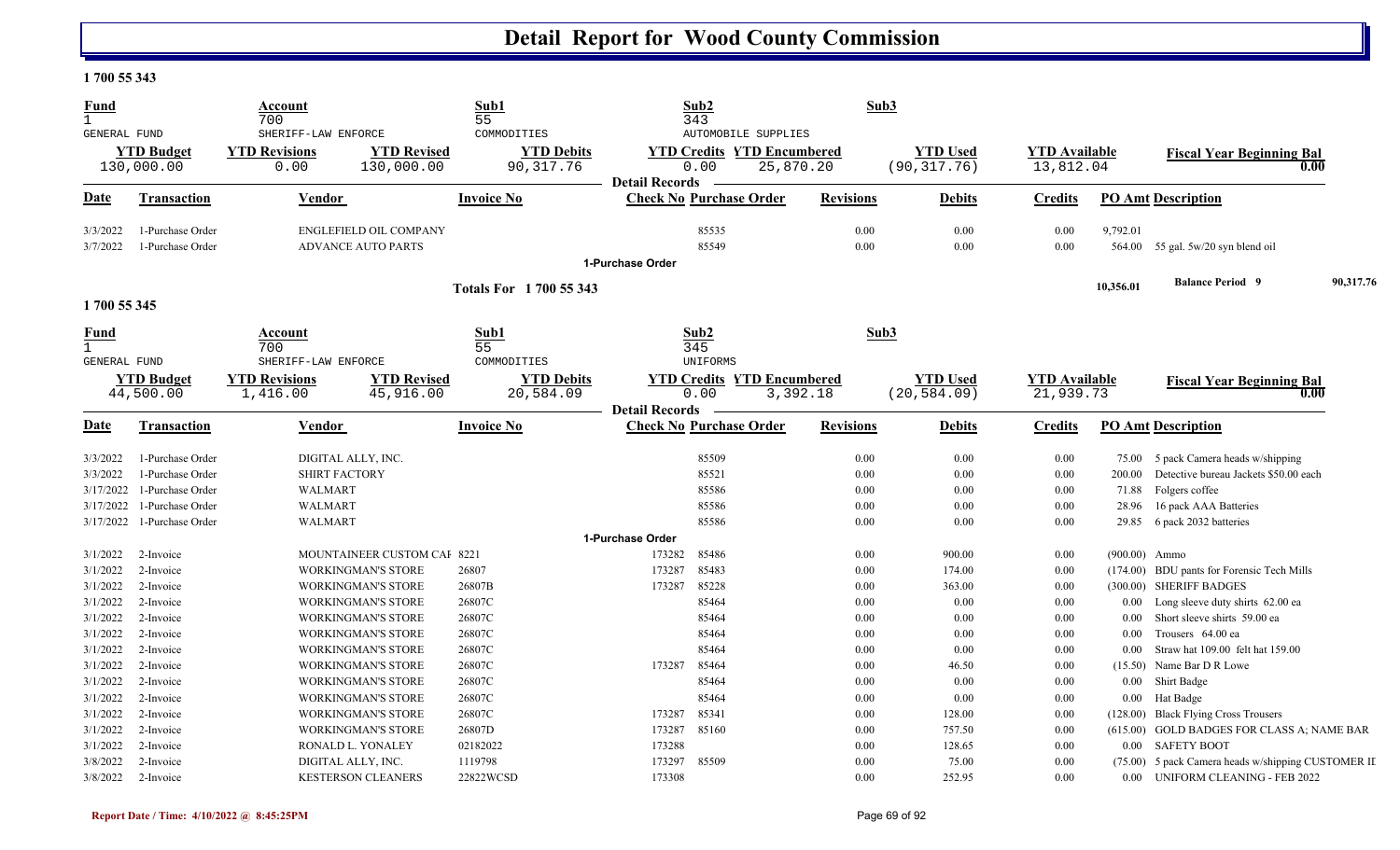# Detail Report for Wood County Commission

## 1 700 55 343

| Fund | Account | Sub1 | Sub2 | Sub3 |
|---|---|---|---|---|
| 1 | 700 | 55 | 343 | |
| GENERAL FUND | SHERIFF-LAW ENFORCE | COMMODITIES | AUTOMOBILE SUPPLIES | |

| YTD Budget | YTD Revisions | YTD Revised | YTD Debits | YTD Credits | YTD Encumbered | YTD Used | YTD Available | Fiscal Year Beginning Bal |
|---|---|---|---|---|---|---|---|---|
| 130,000.00 | 0.00 | 130,000.00 | 90,317.76 | 0.00 | 25,870.20 | (90,317.76) | 13,812.04 | 0.00 |

**Detail Records**

| Date | Transaction | Vendor | Invoice No | Check No | Purchase Order | Revisions | Debits | Credits | PO Amt | Description |
|---|---|---|---|---|---|---|---|---|---|---|
| 3/3/2022 | 1-Purchase Order | ENGLEFIELD OIL COMPANY | | | 85535 | 0.00 | 0.00 | 0.00 | 9,792.01 | |
| 3/7/2022 | 1-Purchase Order | ADVANCE AUTO PARTS | | | 85549 | 0.00 | 0.00 | 0.00 | 564.00 | 55 gal. 5w/20 syn blend oil |

1-Purchase Order

**Totals For 1 700 55 343** — 10,356.01 — Balance Period 9 — 90,317.76

## 1 700 55 345

| Fund | Account | Sub1 | Sub2 | Sub3 |
|---|---|---|---|---|
| 1 | 700 | 55 | 345 | |
| GENERAL FUND | SHERIFF-LAW ENFORCE | COMMODITIES | UNIFORMS | |

| YTD Budget | YTD Revisions | YTD Revised | YTD Debits | YTD Credits | YTD Encumbered | YTD Used | YTD Available | Fiscal Year Beginning Bal |
|---|---|---|---|---|---|---|---|---|
| 44,500.00 | 1,416.00 | 45,916.00 | 20,584.09 | 0.00 | 3,392.18 | (20,584.09) | 21,939.73 | 0.00 |

**Detail Records**

| Date | Transaction | Vendor | Invoice No | Check No | Purchase Order | Revisions | Debits | Credits | PO Amt | Description |
|---|---|---|---|---|---|---|---|---|---|---|
| 3/3/2022 | 1-Purchase Order | DIGITAL ALLY, INC. | | | 85509 | 0.00 | 0.00 | 0.00 | 75.00 | 5 pack Camera heads w/shipping |
| 3/3/2022 | 1-Purchase Order | SHIRT FACTORY | | | 85521 | 0.00 | 0.00 | 0.00 | 200.00 | Detective bureau Jackets $50.00 each |
| 3/17/2022 | 1-Purchase Order | WALMART | | | 85586 | 0.00 | 0.00 | 0.00 | 71.88 | Folgers coffee |
| 3/17/2022 | 1-Purchase Order | WALMART | | | 85586 | 0.00 | 0.00 | 0.00 | 28.96 | 16 pack AAA Batteries |
| 3/17/2022 | 1-Purchase Order | WALMART | | | 85586 | 0.00 | 0.00 | 0.00 | 29.85 | 6 pack 2032 batteries |
| | | | | 1-Purchase Order | | | | | | |
| 3/1/2022 | 2-Invoice | MOUNTAINEER CUSTOM CAF | 8221 | 173282 | 85486 | 0.00 | 900.00 | 0.00 | (900.00) | Ammo |
| 3/1/2022 | 2-Invoice | WORKINGMAN'S STORE | 26807 | 173287 | 85483 | 0.00 | 174.00 | 0.00 | (174.00) | BDU pants for Forensic Tech Mills |
| 3/1/2022 | 2-Invoice | WORKINGMAN'S STORE | 26807B | 173287 | 85228 | 0.00 | 363.00 | 0.00 | (300.00) | SHERIFF BADGES |
| 3/1/2022 | 2-Invoice | WORKINGMAN'S STORE | 26807C | | 85464 | 0.00 | 0.00 | 0.00 | 0.00 | Long sleeve duty shirts 62.00 ea |
| 3/1/2022 | 2-Invoice | WORKINGMAN'S STORE | 26807C | | 85464 | 0.00 | 0.00 | 0.00 | 0.00 | Short sleeve shirts 59.00 ea |
| 3/1/2022 | 2-Invoice | WORKINGMAN'S STORE | 26807C | | 85464 | 0.00 | 0.00 | 0.00 | 0.00 | Trousers 64.00 ea |
| 3/1/2022 | 2-Invoice | WORKINGMAN'S STORE | 26807C | | 85464 | 0.00 | 0.00 | 0.00 | 0.00 | Straw hat 109.00 felt hat 159.00 |
| 3/1/2022 | 2-Invoice | WORKINGMAN'S STORE | 26807C | 173287 | 85464 | 0.00 | 46.50 | 0.00 | (15.50) | Name Bar D R Lowe |
| 3/1/2022 | 2-Invoice | WORKINGMAN'S STORE | 26807C | | 85464 | 0.00 | 0.00 | 0.00 | 0.00 | Shirt Badge |
| 3/1/2022 | 2-Invoice | WORKINGMAN'S STORE | 26807C | | 85464 | 0.00 | 0.00 | 0.00 | 0.00 | Hat Badge |
| 3/1/2022 | 2-Invoice | WORKINGMAN'S STORE | 26807C | 173287 | 85341 | 0.00 | 128.00 | 0.00 | (128.00) | Black Flying Cross Trousers |
| 3/1/2022 | 2-Invoice | WORKINGMAN'S STORE | 26807D | 173287 | 85160 | 0.00 | 757.50 | 0.00 | (615.00) | GOLD BADGES FOR CLASS A; NAME BAR |
| 3/1/2022 | 2-Invoice | RONALD L. YONALEY | 02182022 | 173288 | | 0.00 | 128.65 | 0.00 | 0.00 | SAFETY BOOT |
| 3/8/2022 | 2-Invoice | DIGITAL ALLY, INC. | 1119798 | 173297 | 85509 | 0.00 | 75.00 | 0.00 | (75.00) | 5 pack Camera heads w/shipping CUSTOMER II |
| 3/8/2022 | 2-Invoice | KESTERSON CLEANERS | 22822WCSD | 173308 | | 0.00 | 252.95 | 0.00 | 0.00 | UNIFORM CLEANING - FEB 2022 |

Report Date / Time: 4/10/2022 @ 8:45:25PM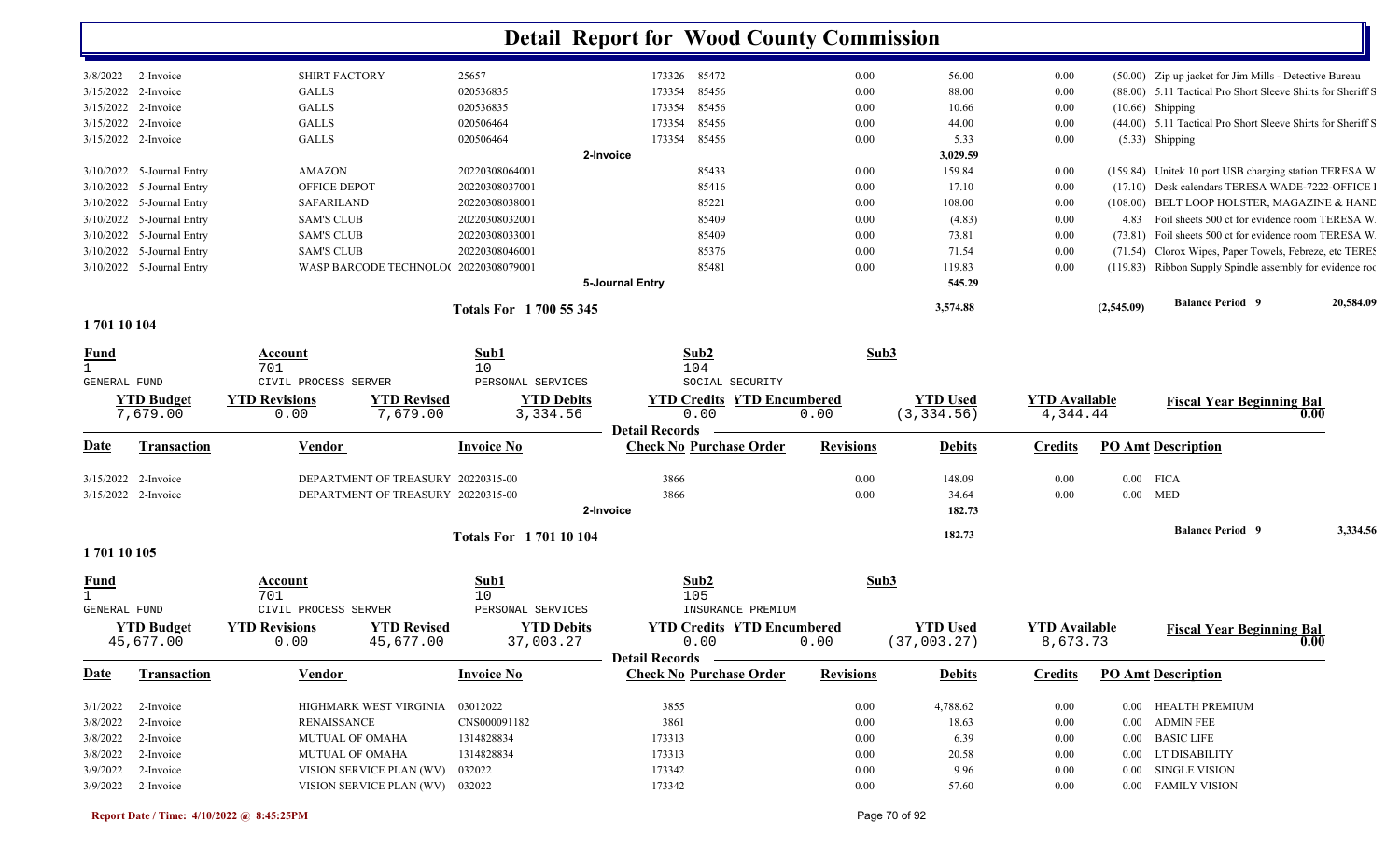# Detail Report for Wood County Commission

| Date | Transaction | Vendor | Invoice No | Check No | Purchase Order | Revisions | Debits | Credits | PO Amt | Description |
|---|---|---|---|---|---|---|---|---|---|---|
| 3/8/2022 | 2-Invoice | SHIRT FACTORY | 25657 | 173326 | 85472 | 0.00 | 56.00 | 0.00 | (50.00) | Zip up jacket for Jim Mills - Detective Bureau |
| 3/15/2022 | 2-Invoice | GALLS | 020536835 | 173354 | 85456 | 0.00 | 88.00 | 0.00 | (88.00) | 5.11 Tactical Pro Short Sleeve Shirts for Sheriff S |
| 3/15/2022 | 2-Invoice | GALLS | 020536835 | 173354 | 85456 | 0.00 | 10.66 | 0.00 | (10.66) | Shipping |
| 3/15/2022 | 2-Invoice | GALLS | 020506464 | 173354 | 85456 | 0.00 | 44.00 | 0.00 | (44.00) | 5.11 Tactical Pro Short Sleeve Shirts for Sheriff S |
| 3/15/2022 | 2-Invoice | GALLS | 020506464 | 173354 | 85456 | 0.00 | 5.33 | 0.00 | (5.33) | Shipping |
| | | | **2-Invoice** | | | | **3,029.59** | | | |
| 3/10/2022 | 5-Journal Entry | AMAZON | 20220308064001 | | 85433 | 0.00 | 159.84 | 0.00 | (159.84) | Unitek 10 port USB charging station TERESA W |
| 3/10/2022 | 5-Journal Entry | OFFICE DEPOT | 20220308037001 | | 85416 | 0.00 | 17.10 | 0.00 | (17.10) | Desk calendars TERESA WADE-7222-OFFICE I |
| 3/10/2022 | 5-Journal Entry | SAFARILAND | 20220308038001 | | 85221 | 0.00 | 108.00 | 0.00 | (108.00) | BELT LOOP HOLSTER, MAGAZINE & HANE |
| 3/10/2022 | 5-Journal Entry | SAM'S CLUB | 20220308032001 | | 85409 | 0.00 | (4.83) | 0.00 | 4.83 | Foil sheets 500 ct for evidence room TERESA W. |
| 3/10/2022 | 5-Journal Entry | SAM'S CLUB | 20220308033001 | | 85409 | 0.00 | 73.81 | 0.00 | (73.81) | Foil sheets 500 ct for evidence room TERESA W. |
| 3/10/2022 | 5-Journal Entry | SAM'S CLUB | 20220308046001 | | 85376 | 0.00 | 71.54 | 0.00 | (71.54) | Clorox Wipes, Paper Towels, Febreze, etc TERES |
| 3/10/2022 | 5-Journal Entry | WASP BARCODE TECHNOLO( | 20220308079001 | | 85481 | 0.00 | 119.83 | 0.00 | (119.83) | Ribbon Supply Spindle assembly for evidence roc |
| | | | **5-Journal Entry** | | | | **545.29** | | | |
| | | | **Totals For 1 700 55 345** | | | | **3,574.88** | | (2,545.09) | **Balance Period 9** 20,584.09 |

## 1 701 10 104

| Fund | Account | Sub1 | Sub2 | Sub3 |
|---|---|---|---|---|
| 1 | 701 | 10 | 104 | |
| GENERAL FUND | CIVIL PROCESS SERVER | PERSONAL SERVICES | SOCIAL SECURITY | |

| YTD Budget | YTD Revisions | YTD Revised | YTD Debits | YTD Credits | YTD Encumbered | YTD Used | YTD Available | Fiscal Year Beginning Bal |
|---|---|---|---|---|---|---|---|---|
| 7,679.00 | 0.00 | 7,679.00 | 3,334.56 | 0.00 | 0.00 | (3,334.56) | 4,344.44 | 0.00 |

**Detail Records**

| Date | Transaction | Vendor | Invoice No | Check No | Purchase Order | Revisions | Debits | Credits | PO Amt | Description |
|---|---|---|---|---|---|---|---|---|---|---|
| 3/15/2022 | 2-Invoice | DEPARTMENT OF TREASURY | 20220315-00 | 3866 | | 0.00 | 148.09 | 0.00 | 0.00 | FICA |
| 3/15/2022 | 2-Invoice | DEPARTMENT OF TREASURY | 20220315-00 | 3866 | | 0.00 | 34.64 | 0.00 | 0.00 | MED |
| | | | **2-Invoice** | | | | **182.73** | | | |
| | | | **Totals For 1 701 10 104** | | | | **182.73** | | | **Balance Period 9** 3,334.56 |

## 1 701 10 105

| Fund | Account | Sub1 | Sub2 | Sub3 |
|---|---|---|---|---|
| 1 | 701 | 10 | 105 | |
| GENERAL FUND | CIVIL PROCESS SERVER | PERSONAL SERVICES | INSURANCE PREMIUM | |

| YTD Budget | YTD Revisions | YTD Revised | YTD Debits | YTD Credits | YTD Encumbered | YTD Used | YTD Available | Fiscal Year Beginning Bal |
|---|---|---|---|---|---|---|---|---|
| 45,677.00 | 0.00 | 45,677.00 | 37,003.27 | 0.00 | 0.00 | (37,003.27) | 8,673.73 | 0.00 |

**Detail Records**

| Date | Transaction | Vendor | Invoice No | Check No | Purchase Order | Revisions | Debits | Credits | PO Amt | Description |
|---|---|---|---|---|---|---|---|---|---|---|
| 3/1/2022 | 2-Invoice | HIGHMARK WEST VIRGINIA | 03012022 | 3855 | | 0.00 | 4,788.62 | 0.00 | 0.00 | HEALTH PREMIUM |
| 3/8/2022 | 2-Invoice | RENAISSANCE | CNS000091182 | 3861 | | 0.00 | 18.63 | 0.00 | 0.00 | ADMIN FEE |
| 3/8/2022 | 2-Invoice | MUTUAL OF OMAHA | 1314828834 | 173313 | | 0.00 | 6.39 | 0.00 | 0.00 | BASIC LIFE |
| 3/8/2022 | 2-Invoice | MUTUAL OF OMAHA | 1314828834 | 173313 | | 0.00 | 20.58 | 0.00 | 0.00 | LT DISABILITY |
| 3/9/2022 | 2-Invoice | VISION SERVICE PLAN (WV) | 032022 | 173342 | | 0.00 | 9.96 | 0.00 | 0.00 | SINGLE VISION |
| 3/9/2022 | 2-Invoice | VISION SERVICE PLAN (WV) | 032022 | 173342 | | 0.00 | 57.60 | 0.00 | 0.00 | FAMILY VISION |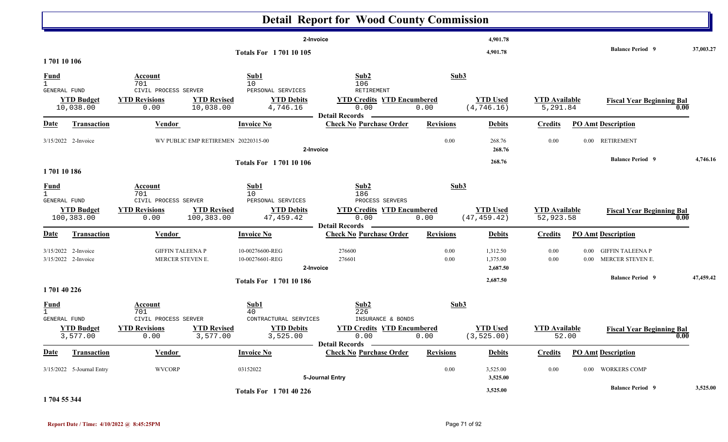# Detail Report for Wood County Commission

| | | |
|---|---|---|
| 2-Invoice | 4,901.78 | |
| **Totals For 1 701 10 105** | 4,901.78 | **Balance Period 9** 37,003.27 |

## 1 701 10 106

| Fund | Account | Sub1 | Sub2 | Sub3 |
|---|---|---|---|---|
| 1 | 701 | 10 | 106 | |
| GENERAL FUND | CIVIL PROCESS SERVER | PERSONAL SERVICES | RETIREMENT | |

| YTD Budget | YTD Revisions | YTD Revised | YTD Debits | YTD Credits | YTD Encumbered | YTD Used | YTD Available | Fiscal Year Beginning Bal |
|---|---|---|---|---|---|---|---|---|
| 10,038.00 | 0.00 | 10,038.00 | 4,746.16 | 0.00 | 0.00 | (4,746.16) | 5,291.84 | 0.00 |

**Detail Records**

| Date | Transaction | Vendor | Invoice No | Check No | Purchase Order | Revisions | Debits | Credits | PO Amt | Description |
|---|---|---|---|---|---|---|---|---|---|---|
| 3/15/2022 | 2-Invoice | WV PUBLIC EMP RETIREMEN | 20220315-00 | | | 0.00 | 268.76 | 0.00 | 0.00 | RETIREMENT |
| | | | 2-Invoice | | | | 268.76 | | | |
| | | | **Totals For 1 701 10 106** | | | | 268.76 | | | **Balance Period 9** 4,746.16 |

## 1 701 10 186

| Fund | Account | Sub1 | Sub2 | Sub3 |
|---|---|---|---|---|
| 1 | 701 | 10 | 186 | |
| GENERAL FUND | CIVIL PROCESS SERVER | PERSONAL SERVICES | PROCESS SERVERS | |

| YTD Budget | YTD Revisions | YTD Revised | YTD Debits | YTD Credits | YTD Encumbered | YTD Used | YTD Available | Fiscal Year Beginning Bal |
|---|---|---|---|---|---|---|---|---|
| 100,383.00 | 0.00 | 100,383.00 | 47,459.42 | 0.00 | 0.00 | (47,459.42) | 52,923.58 | 0.00 |

**Detail Records**

| Date | Transaction | Vendor | Invoice No | Check No | Purchase Order | Revisions | Debits | Credits | PO Amt | Description |
|---|---|---|---|---|---|---|---|---|---|---|
| 3/15/2022 | 2-Invoice | GIFFIN TALEENA P | 10-00276600-REG | 276600 | | 0.00 | 1,312.50 | 0.00 | 0.00 | GIFFIN TALEENA P |
| 3/15/2022 | 2-Invoice | MERCER STEVEN E. | 10-00276601-REG | 276601 | | 0.00 | 1,375.00 | 0.00 | 0.00 | MERCER STEVEN E. |
| | | | 2-Invoice | | | | 2,687.50 | | | |
| | | | **Totals For 1 701 10 186** | | | | 2,687.50 | | | **Balance Period 9** 47,459.42 |

## 1 701 40 226

| Fund | Account | Sub1 | Sub2 | Sub3 |
|---|---|---|---|---|
| 1 | 701 | 40 | 226 | |
| GENERAL FUND | CIVIL PROCESS SERVER | CONTRACTURAL SERVICES | INSURANCE & BONDS | |

| YTD Budget | YTD Revisions | YTD Revised | YTD Debits | YTD Credits | YTD Encumbered | YTD Used | YTD Available | Fiscal Year Beginning Bal |
|---|---|---|---|---|---|---|---|---|
| 3,577.00 | 0.00 | 3,577.00 | 3,525.00 | 0.00 | 0.00 | (3,525.00) | 52.00 | 0.00 |

**Detail Records**

| Date | Transaction | Vendor | Invoice No | Check No | Purchase Order | Revisions | Debits | Credits | PO Amt | Description |
|---|---|---|---|---|---|---|---|---|---|---|
| 3/15/2022 | 5-Journal Entry | WVCORP | 03152022 | | | 0.00 | 3,525.00 | 0.00 | 0.00 | WORKERS COMP |
| | | | 5-Journal Entry | | | | 3,525.00 | | | |
| | | | **Totals For 1 701 40 226** | | | | 3,525.00 | | | **Balance Period 9** 3,525.00 |

## 1 704 55 344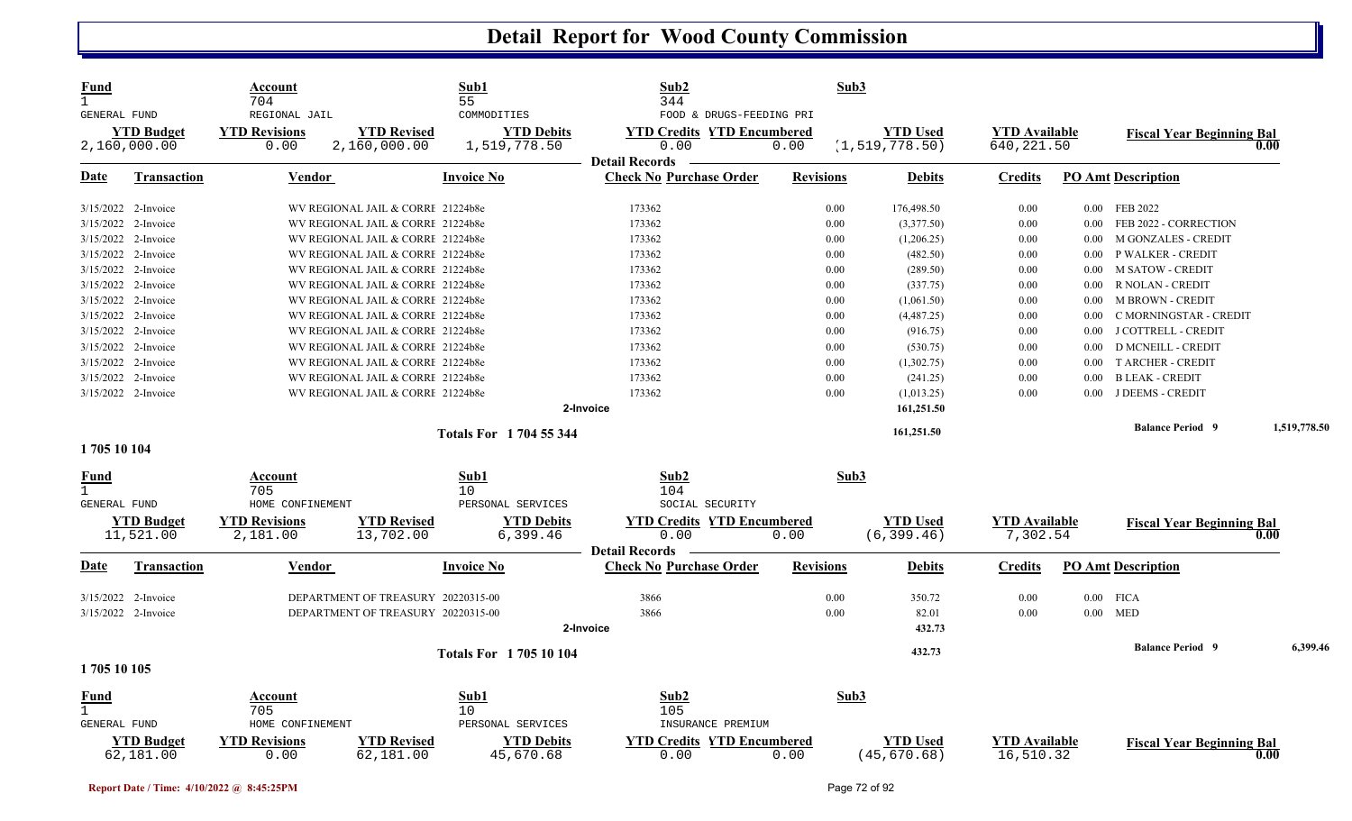# Detail Report for Wood County Commission

| Fund | Account | | Sub1 | Sub2 | | Sub3 | | |
|---|---|---|---|---|---|---|---|---|
| 1 | 704 | | 55 | 344 | | | | |
| GENERAL FUND | REGIONAL JAIL | | COMMODITIES | FOOD & DRUGS-FEEDING PRI | | | | |
| **YTD Budget** | **YTD Revisions** | **YTD Revised** | **YTD Debits** | **YTD Credits** | **YTD Encumbered** | **YTD Used** | **YTD Available** | **Fiscal Year Beginning Bal** |
| 2,160,000.00 | 0.00 | 2,160,000.00 | 1,519,778.50 | 0.00 | 0.00 | (1,519,778.50) | 640,221.50 | 0.00 |

**Detail Records**

| Date | Transaction | Vendor | Invoice No | Check No | Purchase Order | Revisions | Debits | Credits | PO Amt | Description |
|---|---|---|---|---|---|---|---|---|---|---|
| 3/15/2022 | 2-Invoice | WV REGIONAL JAIL & CORRE | 21224b8e | 173362 | | 0.00 | 176,498.50 | 0.00 | 0.00 | FEB 2022 |
| 3/15/2022 | 2-Invoice | WV REGIONAL JAIL & CORRE | 21224b8e | 173362 | | 0.00 | (3,377.50) | 0.00 | 0.00 | FEB 2022 - CORRECTION |
| 3/15/2022 | 2-Invoice | WV REGIONAL JAIL & CORRE | 21224b8e | 173362 | | 0.00 | (1,206.25) | 0.00 | 0.00 | M GONZALES - CREDIT |
| 3/15/2022 | 2-Invoice | WV REGIONAL JAIL & CORRE | 21224b8e | 173362 | | 0.00 | (482.50) | 0.00 | 0.00 | P WALKER - CREDIT |
| 3/15/2022 | 2-Invoice | WV REGIONAL JAIL & CORRE | 21224b8e | 173362 | | 0.00 | (289.50) | 0.00 | 0.00 | M SATOW - CREDIT |
| 3/15/2022 | 2-Invoice | WV REGIONAL JAIL & CORRE | 21224b8e | 173362 | | 0.00 | (337.75) | 0.00 | 0.00 | R NOLAN - CREDIT |
| 3/15/2022 | 2-Invoice | WV REGIONAL JAIL & CORRE | 21224b8e | 173362 | | 0.00 | (1,061.50) | 0.00 | 0.00 | M BROWN - CREDIT |
| 3/15/2022 | 2-Invoice | WV REGIONAL JAIL & CORRE | 21224b8e | 173362 | | 0.00 | (4,487.25) | 0.00 | 0.00 | C MORNINGSTAR - CREDIT |
| 3/15/2022 | 2-Invoice | WV REGIONAL JAIL & CORRE | 21224b8e | 173362 | | 0.00 | (916.75) | 0.00 | 0.00 | J COTTRELL - CREDIT |
| 3/15/2022 | 2-Invoice | WV REGIONAL JAIL & CORRE | 21224b8e | 173362 | | 0.00 | (530.75) | 0.00 | 0.00 | D MCNEILL - CREDIT |
| 3/15/2022 | 2-Invoice | WV REGIONAL JAIL & CORRE | 21224b8e | 173362 | | 0.00 | (1,302.75) | 0.00 | 0.00 | T ARCHER - CREDIT |
| 3/15/2022 | 2-Invoice | WV REGIONAL JAIL & CORRE | 21224b8e | 173362 | | 0.00 | (241.25) | 0.00 | 0.00 | B LEAK - CREDIT |
| 3/15/2022 | 2-Invoice | WV REGIONAL JAIL & CORRE | 21224b8e | 173362 | | 0.00 | (1,013.25) | 0.00 | 0.00 | J DEEMS - CREDIT |
| | | | 2-Invoice | | | | 161,251.50 | | | |
| | | | **Totals For 1 704 55 344** | | | | 161,251.50 | | | Balance Period 9 — 1,519,778.50 |

## 1 705 10 104

| Fund | Account | | Sub1 | Sub2 | | Sub3 | | |
|---|---|---|---|---|---|---|---|---|
| 1 | 705 | | 10 | 104 | | | | |
| GENERAL FUND | HOME CONFINEMENT | | PERSONAL SERVICES | SOCIAL SECURITY | | | | |
| **YTD Budget** | **YTD Revisions** | **YTD Revised** | **YTD Debits** | **YTD Credits** | **YTD Encumbered** | **YTD Used** | **YTD Available** | **Fiscal Year Beginning Bal** |
| 11,521.00 | 2,181.00 | 13,702.00 | 6,399.46 | 0.00 | 0.00 | (6,399.46) | 7,302.54 | 0.00 |

**Detail Records**

| Date | Transaction | Vendor | Invoice No | Check No | Purchase Order | Revisions | Debits | Credits | PO Amt | Description |
|---|---|---|---|---|---|---|---|---|---|---|
| 3/15/2022 | 2-Invoice | DEPARTMENT OF TREASURY | 20220315-00 | 3866 | | 0.00 | 350.72 | 0.00 | 0.00 | FICA |
| 3/15/2022 | 2-Invoice | DEPARTMENT OF TREASURY | 20220315-00 | 3866 | | 0.00 | 82.01 | 0.00 | 0.00 | MED |
| | | | 2-Invoice | | | | 432.73 | | | |
| | | | **Totals For 1 705 10 104** | | | | 432.73 | | | Balance Period 9 — 6,399.46 |

## 1 705 10 105

| Fund | Account | | Sub1 | Sub2 | | Sub3 | | |
|---|---|---|---|---|---|---|---|---|
| 1 | 705 | | 10 | 105 | | | | |
| GENERAL FUND | HOME CONFINEMENT | | PERSONAL SERVICES | INSURANCE PREMIUM | | | | |
| **YTD Budget** | **YTD Revisions** | **YTD Revised** | **YTD Debits** | **YTD Credits** | **YTD Encumbered** | **YTD Used** | **YTD Available** | **Fiscal Year Beginning Bal** |
| 62,181.00 | 0.00 | 62,181.00 | 45,670.68 | 0.00 | 0.00 | (45,670.68) | 16,510.32 | 0.00 |

Report Date / Time: 4/10/2022 @ 8:45:25PM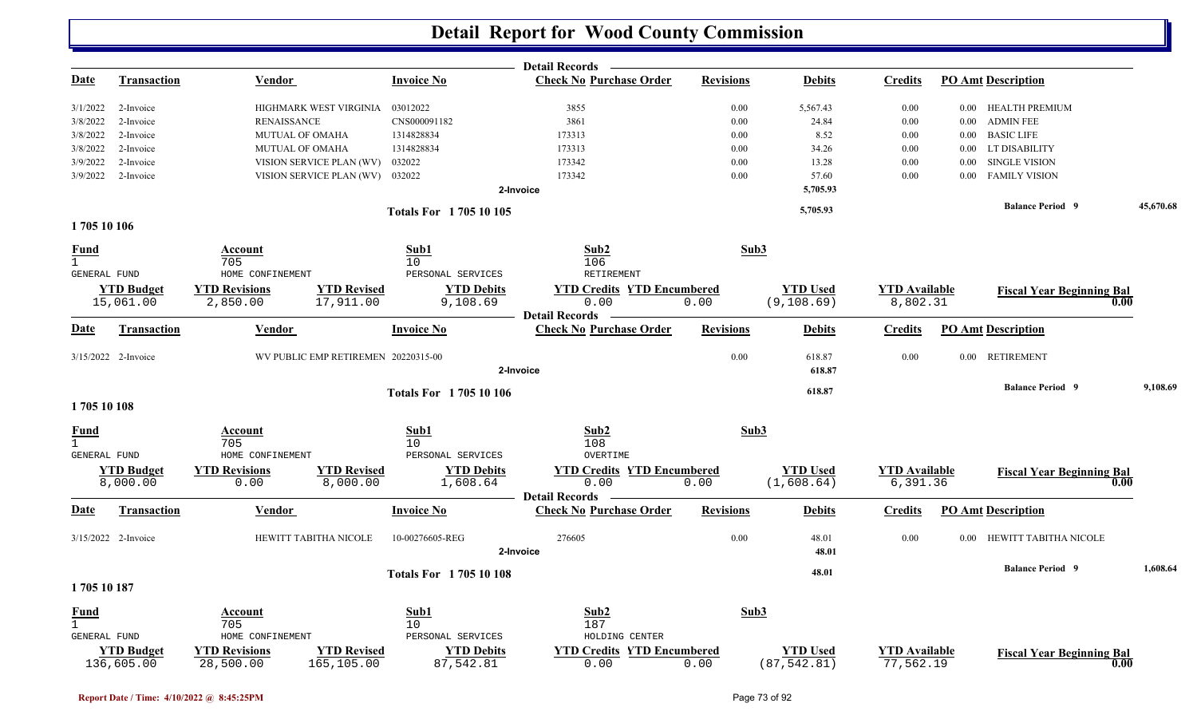# Detail Report for Wood County Commission

**Detail Records**

| Date | Transaction | Vendor | Invoice No | Check No | Purchase Order | Revisions | Debits | Credits | PO Amt | Description |
|---|---|---|---|---|---|---|---|---|---|---|
| 3/1/2022 | 2-Invoice | HIGHMARK WEST VIRGINIA | 03012022 | 3855 | | 0.00 | 5,567.43 | 0.00 | 0.00 | HEALTH PREMIUM |
| 3/8/2022 | 2-Invoice | RENAISSANCE | CNS000091182 | 3861 | | 0.00 | 24.84 | 0.00 | 0.00 | ADMIN FEE |
| 3/8/2022 | 2-Invoice | MUTUAL OF OMAHA | 1314828834 | 173313 | | 0.00 | 8.52 | 0.00 | 0.00 | BASIC LIFE |
| 3/8/2022 | 2-Invoice | MUTUAL OF OMAHA | 1314828834 | 173313 | | 0.00 | 34.26 | 0.00 | 0.00 | LT DISABILITY |
| 3/9/2022 | 2-Invoice | VISION SERVICE PLAN (WV) | 032022 | 173342 | | 0.00 | 13.28 | 0.00 | 0.00 | SINGLE VISION |
| 3/9/2022 | 2-Invoice | VISION SERVICE PLAN (WV) | 032022 | 173342 | | 0.00 | 57.60 | 0.00 | 0.00 | FAMILY VISION |
| | | | | 2-Invoice | | | 5,705.93 | | | |
| | | | Totals For 1 705 10 105 | | | | 5,705.93 | | | Balance Period 9 45,670.68 |

## 1 705 10 106

| Fund | Account | Sub1 | Sub2 | Sub3 |
|---|---|---|---|---|
| 1 GENERAL FUND | 705 HOME CONFINEMENT | 10 PERSONAL SERVICES | 106 RETIREMENT | |

| YTD Budget | YTD Revisions | YTD Revised | YTD Debits | YTD Credits | YTD Encumbered | YTD Used | YTD Available | Fiscal Year Beginning Bal |
|---|---|---|---|---|---|---|---|---|
| 15,061.00 | 2,850.00 | 17,911.00 | 9,108.69 | 0.00 | 0.00 | (9,108.69) | 8,802.31 | 0.00 |

**Detail Records**

| Date | Transaction | Vendor | Invoice No | Check No | Purchase Order | Revisions | Debits | Credits | PO Amt | Description |
|---|---|---|---|---|---|---|---|---|---|---|
| 3/15/2022 | 2-Invoice | WV PUBLIC EMP RETIREMEN | 20220315-00 | | | 0.00 | 618.87 | 0.00 | 0.00 | RETIREMENT |
| | | | | 2-Invoice | | | 618.87 | | | |
| | | | Totals For 1 705 10 106 | | | | 618.87 | | | Balance Period 9 9,108.69 |

## 1 705 10 108

| Fund | Account | Sub1 | Sub2 | Sub3 |
|---|---|---|---|---|
| 1 GENERAL FUND | 705 HOME CONFINEMENT | 10 PERSONAL SERVICES | 108 OVERTIME | |

| YTD Budget | YTD Revisions | YTD Revised | YTD Debits | YTD Credits | YTD Encumbered | YTD Used | YTD Available | Fiscal Year Beginning Bal |
|---|---|---|---|---|---|---|---|---|
| 8,000.00 | 0.00 | 8,000.00 | 1,608.64 | 0.00 | 0.00 | (1,608.64) | 6,391.36 | 0.00 |

**Detail Records**

| Date | Transaction | Vendor | Invoice No | Check No | Purchase Order | Revisions | Debits | Credits | PO Amt | Description |
|---|---|---|---|---|---|---|---|---|---|---|
| 3/15/2022 | 2-Invoice | HEWITT TABITHA NICOLE | 10-00276605-REG | 276605 | | 0.00 | 48.01 | 0.00 | 0.00 | HEWITT TABITHA NICOLE |
| | | | | 2-Invoice | | | 48.01 | | | |
| | | | Totals For 1 705 10 108 | | | | 48.01 | | | Balance Period 9 1,608.64 |

## 1 705 10 187

| Fund | Account | Sub1 | Sub2 | Sub3 |
|---|---|---|---|---|
| 1 GENERAL FUND | 705 HOME CONFINEMENT | 10 PERSONAL SERVICES | 187 HOLDING CENTER | |

| YTD Budget | YTD Revisions | YTD Revised | YTD Debits | YTD Credits | YTD Encumbered | YTD Used | YTD Available | Fiscal Year Beginning Bal |
|---|---|---|---|---|---|---|---|---|
| 136,605.00 | 28,500.00 | 165,105.00 | 87,542.81 | 0.00 | 0.00 | (87,542.81) | 77,562.19 | 0.00 |

Report Date / Time: 4/10/2022 @ 8:45:25PM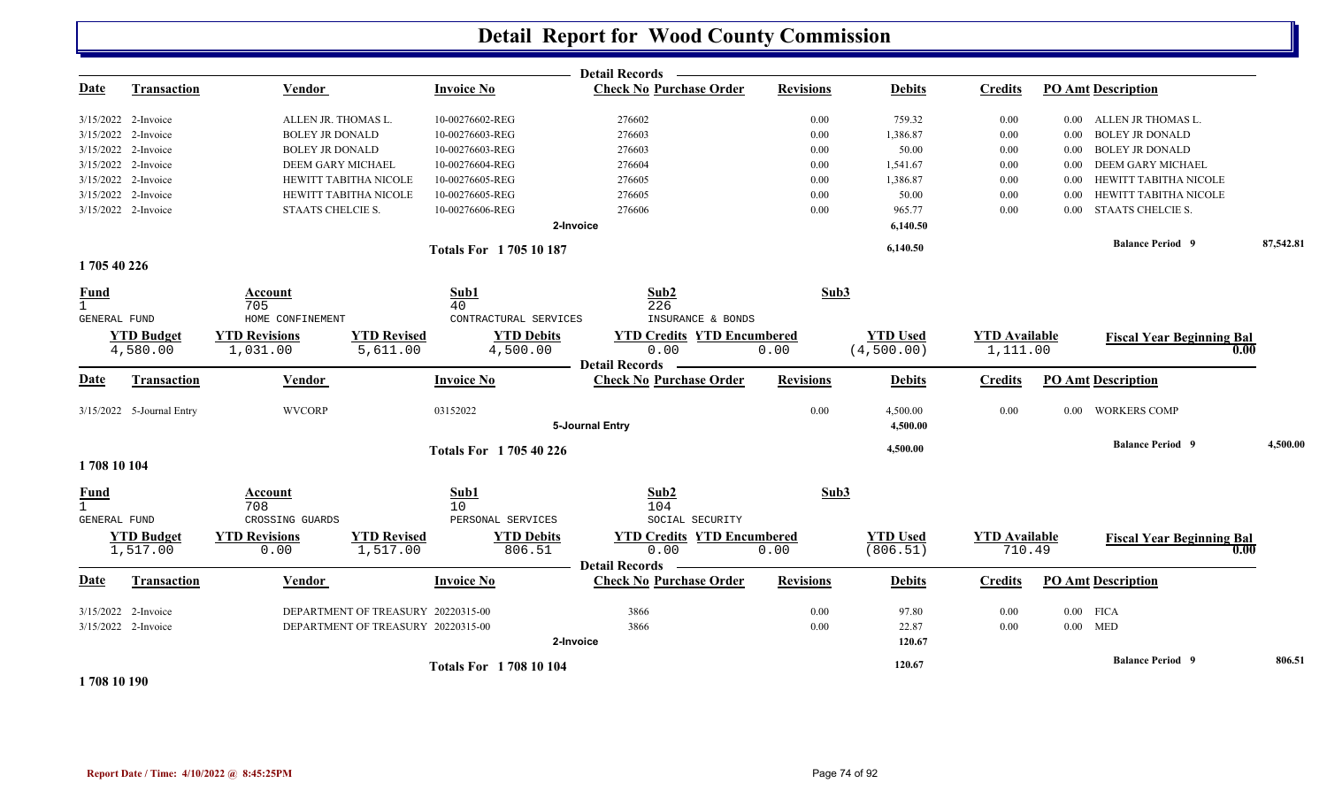# Detail Report for Wood County Commission

**Detail Records**

| Date | Transaction | Vendor | Invoice No | Check No Purchase Order | Revisions | Debits | Credits | PO Amt | Description |
|---|---|---|---|---|---|---|---|---|---|
| 3/15/2022 | 2-Invoice | ALLEN JR. THOMAS L. | 10-00276602-REG | 276602 | 0.00 | 759.32 | 0.00 | 0.00 | ALLEN JR THOMAS L. |
| 3/15/2022 | 2-Invoice | BOLEY JR DONALD | 10-00276603-REG | 276603 | 0.00 | 1,386.87 | 0.00 | 0.00 | BOLEY JR DONALD |
| 3/15/2022 | 2-Invoice | BOLEY JR DONALD | 10-00276603-REG | 276603 | 0.00 | 50.00 | 0.00 | 0.00 | BOLEY JR DONALD |
| 3/15/2022 | 2-Invoice | DEEM GARY MICHAEL | 10-00276604-REG | 276604 | 0.00 | 1,541.67 | 0.00 | 0.00 | DEEM GARY MICHAEL |
| 3/15/2022 | 2-Invoice | HEWITT TABITHA NICOLE | 10-00276605-REG | 276605 | 0.00 | 1,386.87 | 0.00 | 0.00 | HEWITT TABITHA NICOLE |
| 3/15/2022 | 2-Invoice | HEWITT TABITHA NICOLE | 10-00276605-REG | 276605 | 0.00 | 50.00 | 0.00 | 0.00 | HEWITT TABITHA NICOLE |
| 3/15/2022 | 2-Invoice | STAATS CHELCIE S. | 10-00276606-REG | 276606 | 0.00 | 965.77 | 0.00 | 0.00 | STAATS CHELCIE S. |
| | | | | 2-Invoice | | 6,140.50 | | | |
| | | | Totals For 1 705 10 187 | | | 6,140.50 | | | Balance Period 9 — 87,542.81 |

## 1 705 40 226

| Fund | Account | Sub1 | Sub2 | Sub3 |
|---|---|---|---|---|
| 1 | 705 | 40 | 226 | |
| GENERAL FUND | HOME CONFINEMENT | CONTRACTURAL SERVICES | INSURANCE & BONDS | |

| YTD Budget | YTD Revisions | YTD Revised | YTD Debits | YTD Credits | YTD Encumbered | YTD Used | YTD Available | Fiscal Year Beginning Bal |
|---|---|---|---|---|---|---|---|---|
| 4,580.00 | 1,031.00 | 5,611.00 | 4,500.00 | 0.00 | 0.00 | (4,500.00) | 1,111.00 | 0.00 |

**Detail Records**

| Date | Transaction | Vendor | Invoice No | Check No Purchase Order | Revisions | Debits | Credits | PO Amt | Description |
|---|---|---|---|---|---|---|---|---|---|
| 3/15/2022 | 5-Journal Entry | WVCORP | 03152022 | | 0.00 | 4,500.00 | 0.00 | 0.00 | WORKERS COMP |
| | | | | 5-Journal Entry | | 4,500.00 | | | |
| | | | Totals For 1 705 40 226 | | | 4,500.00 | | | Balance Period 9 — 4,500.00 |

## 1 708 10 104

| Fund | Account | Sub1 | Sub2 | Sub3 |
|---|---|---|---|---|
| 1 | 708 | 10 | 104 | |
| GENERAL FUND | CROSSING GUARDS | PERSONAL SERVICES | SOCIAL SECURITY | |

| YTD Budget | YTD Revisions | YTD Revised | YTD Debits | YTD Credits | YTD Encumbered | YTD Used | YTD Available | Fiscal Year Beginning Bal |
|---|---|---|---|---|---|---|---|---|
| 1,517.00 | 0.00 | 1,517.00 | 806.51 | 0.00 | 0.00 | (806.51) | 710.49 | 0.00 |

**Detail Records**

| Date | Transaction | Vendor | Invoice No | Check No Purchase Order | Revisions | Debits | Credits | PO Amt | Description |
|---|---|---|---|---|---|---|---|---|---|
| 3/15/2022 | 2-Invoice | DEPARTMENT OF TREASURY | 20220315-00 | 3866 | 0.00 | 97.80 | 0.00 | 0.00 | FICA |
| 3/15/2022 | 2-Invoice | DEPARTMENT OF TREASURY | 20220315-00 | 3866 | 0.00 | 22.87 | 0.00 | 0.00 | MED |
| | | | | 2-Invoice | | 120.67 | | | |
| | | | Totals For 1 708 10 104 | | | 120.67 | | | Balance Period 9 — 806.51 |

## 1 708 10 190

Report Date / Time: 4/10/2022 @ 8:45:25PM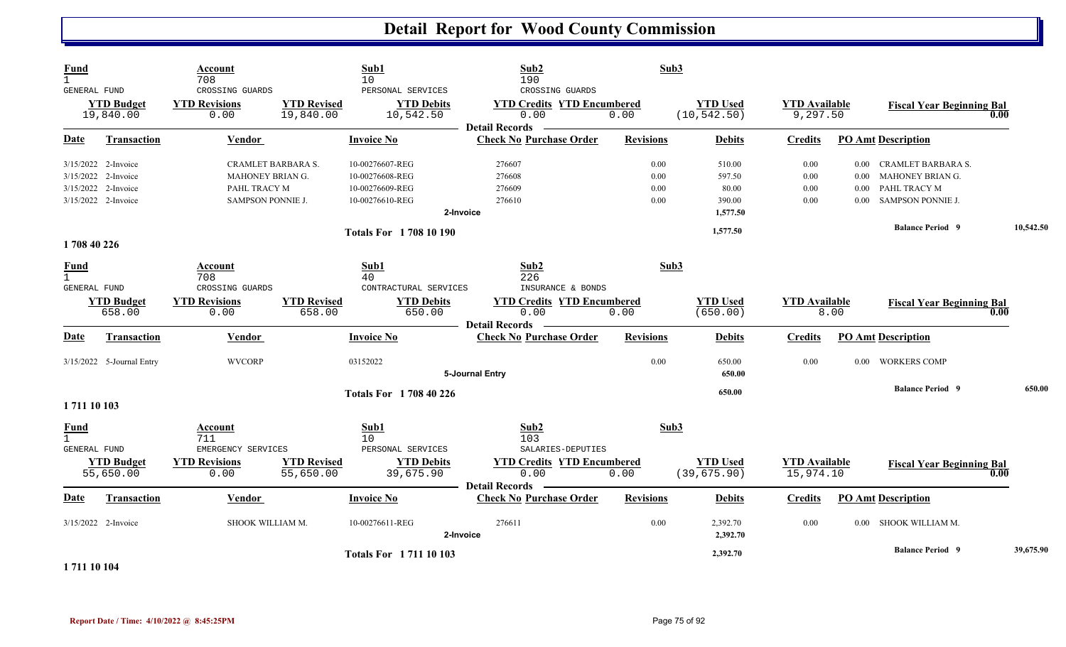# Detail Report for Wood County Commission

| Fund | Account | | Sub1 | Sub2 | | Sub3 | | |
|---|---|---|---|---|---|---|---|---|
| 1 | 708 | | 10 | 190 | | | | |
| GENERAL FUND | CROSSING GUARDS | | PERSONAL SERVICES | CROSSING GUARDS | | | | |
| **YTD Budget** | **YTD Revisions** | **YTD Revised** | **YTD Debits** | **YTD Credits** | **YTD Encumbered** | **YTD Used** | **YTD Available** | **Fiscal Year Beginning Bal** |
| 19,840.00 | 0.00 | 19,840.00 | 10,542.50 | 0.00 | 0.00 | (10,542.50) | 9,297.50 | 0.00 |

Detail Records

| Date | Transaction | Vendor | Invoice No | Check No | Purchase Order | Revisions | Debits | Credits | PO Amt | Description |
|---|---|---|---|---|---|---|---|---|---|---|
| 3/15/2022 | 2-Invoice | CRAMLET BARBARA S. | 10-00276607-REG | 276607 | | 0.00 | 510.00 | 0.00 | 0.00 | CRAMLET BARBARA S. |
| 3/15/2022 | 2-Invoice | MAHONEY BRIAN G. | 10-00276608-REG | 276608 | | 0.00 | 597.50 | 0.00 | 0.00 | MAHONEY BRIAN G. |
| 3/15/2022 | 2-Invoice | PAHL TRACY M | 10-00276609-REG | 276609 | | 0.00 | 80.00 | 0.00 | 0.00 | PAHL TRACY M |
| 3/15/2022 | 2-Invoice | SAMPSON PONNIE J. | 10-00276610-REG | 276610 | | 0.00 | 390.00 | 0.00 | 0.00 | SAMPSON PONNIE J. |
| | | | | 2-Invoice | | | 1,577.50 | | | |
| | | | **Totals For 1 708 10 190** | | | | **1,577.50** | | | **Balance Period 9** 10,542.50 |

**1 708 40 226**

| Fund | Account | | Sub1 | Sub2 | | Sub3 | | |
|---|---|---|---|---|---|---|---|---|
| 1 | 708 | | 40 | 226 | | | | |
| GENERAL FUND | CROSSING GUARDS | | CONTRACTURAL SERVICES | INSURANCE & BONDS | | | | |
| **YTD Budget** | **YTD Revisions** | **YTD Revised** | **YTD Debits** | **YTD Credits** | **YTD Encumbered** | **YTD Used** | **YTD Available** | **Fiscal Year Beginning Bal** |
| 658.00 | 0.00 | 658.00 | 650.00 | 0.00 | 0.00 | (650.00) | 8.00 | 0.00 |

Detail Records

| Date | Transaction | Vendor | Invoice No | Check No | Purchase Order | Revisions | Debits | Credits | PO Amt | Description |
|---|---|---|---|---|---|---|---|---|---|---|
| 3/15/2022 | 5-Journal Entry | WVCORP | 03152022 | | | 0.00 | 650.00 | 0.00 | 0.00 | WORKERS COMP |
| | | | | 5-Journal Entry | | | 650.00 | | | |
| | | | **Totals For 1 708 40 226** | | | | **650.00** | | | **Balance Period 9** 650.00 |

**1 711 10 103**

| Fund | Account | | Sub1 | Sub2 | | Sub3 | | |
|---|---|---|---|---|---|---|---|---|
| 1 | 711 | | 10 | 103 | | | | |
| GENERAL FUND | EMERGENCY SERVICES | | PERSONAL SERVICES | SALARIES-DEPUTIES | | | | |
| **YTD Budget** | **YTD Revisions** | **YTD Revised** | **YTD Debits** | **YTD Credits** | **YTD Encumbered** | **YTD Used** | **YTD Available** | **Fiscal Year Beginning Bal** |
| 55,650.00 | 0.00 | 55,650.00 | 39,675.90 | 0.00 | 0.00 | (39,675.90) | 15,974.10 | 0.00 |

Detail Records

| Date | Transaction | Vendor | Invoice No | Check No | Purchase Order | Revisions | Debits | Credits | PO Amt | Description |
|---|---|---|---|---|---|---|---|---|---|---|
| 3/15/2022 | 2-Invoice | SHOOK WILLIAM M. | 10-00276611-REG | 276611 | | 0.00 | 2,392.70 | 0.00 | 0.00 | SHOOK WILLIAM M. |
| | | | | 2-Invoice | | | 2,392.70 | | | |
| | | | **Totals For 1 711 10 103** | | | | **2,392.70** | | | **Balance Period 9** 39,675.90 |

**1 711 10 104**

**Report Date / Time: 4/10/2022 @ 8:45:25PM**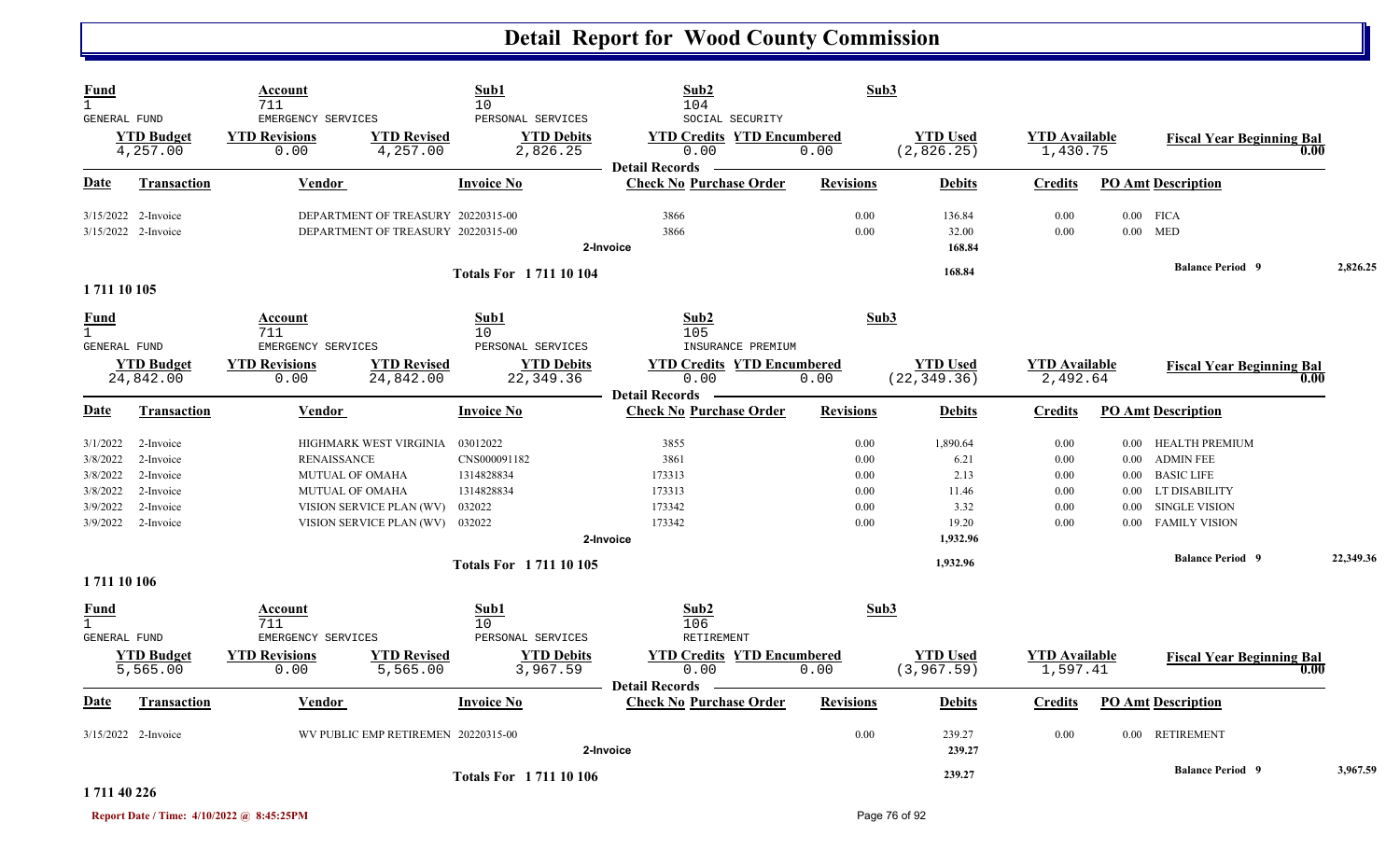# Detail Report for Wood County Commission

| Fund | Account | Sub1 | Sub2 | Sub3 |
|---|---|---|---|---|
| 1 | 711 | 10 | 104 | |
| GENERAL FUND | EMERGENCY SERVICES | PERSONAL SERVICES | SOCIAL SECURITY | |

| YTD Budget | YTD Revisions | YTD Revised | YTD Debits | YTD Credits | YTD Encumbered | YTD Used | YTD Available | Fiscal Year Beginning Bal |
|---|---|---|---|---|---|---|---|---|
| 4,257.00 | 0.00 | 4,257.00 | 2,826.25 | 0.00 | 0.00 | (2,826.25) | 1,430.75 | 0.00 |

Detail Records

| Date | Transaction | Vendor | Invoice No | Check No | Purchase Order | Revisions | Debits | Credits | PO Amt | Description |
|---|---|---|---|---|---|---|---|---|---|---|
| 3/15/2022 | 2-Invoice | DEPARTMENT OF TREASURY | 20220315-00 | 3866 | | 0.00 | 136.84 | 0.00 | 0.00 | FICA |
| 3/15/2022 | 2-Invoice | DEPARTMENT OF TREASURY | 20220315-00 | 3866 | | 0.00 | 32.00 | 0.00 | 0.00 | MED |
| | | | | 2-Invoice | | | 168.84 | | | |
| | | | Totals For 1 711 10 104 | | | | 168.84 | | | Balance Period 9 2,826.25 |

1 711 10 105

| Fund | Account | Sub1 | Sub2 | Sub3 |
|---|---|---|---|---|
| 1 | 711 | 10 | 105 | |
| GENERAL FUND | EMERGENCY SERVICES | PERSONAL SERVICES | INSURANCE PREMIUM | |

| YTD Budget | YTD Revisions | YTD Revised | YTD Debits | YTD Credits | YTD Encumbered | YTD Used | YTD Available | Fiscal Year Beginning Bal |
|---|---|---|---|---|---|---|---|---|
| 24,842.00 | 0.00 | 24,842.00 | 22,349.36 | 0.00 | 0.00 | (22,349.36) | 2,492.64 | 0.00 |

Detail Records

| Date | Transaction | Vendor | Invoice No | Check No | Purchase Order | Revisions | Debits | Credits | PO Amt | Description |
|---|---|---|---|---|---|---|---|---|---|---|
| 3/1/2022 | 2-Invoice | HIGHMARK WEST VIRGINIA | 03012022 | 3855 | | 0.00 | 1,890.64 | 0.00 | 0.00 | HEALTH PREMIUM |
| 3/8/2022 | 2-Invoice | RENAISSANCE | CNS000091182 | 3861 | | 0.00 | 6.21 | 0.00 | 0.00 | ADMIN FEE |
| 3/8/2022 | 2-Invoice | MUTUAL OF OMAHA | 1314828834 | 173313 | | 0.00 | 2.13 | 0.00 | 0.00 | BASIC LIFE |
| 3/8/2022 | 2-Invoice | MUTUAL OF OMAHA | 1314828834 | 173313 | | 0.00 | 11.46 | 0.00 | 0.00 | LT DISABILITY |
| 3/9/2022 | 2-Invoice | VISION SERVICE PLAN (WV) | 032022 | 173342 | | 0.00 | 3.32 | 0.00 | 0.00 | SINGLE VISION |
| 3/9/2022 | 2-Invoice | VISION SERVICE PLAN (WV) | 032022 | 173342 | | 0.00 | 19.20 | 0.00 | 0.00 | FAMILY VISION |
| | | | | 2-Invoice | | | 1,932.96 | | | |
| | | | Totals For 1 711 10 105 | | | | 1,932.96 | | | Balance Period 9 22,349.36 |

1 711 10 106

| Fund | Account | Sub1 | Sub2 | Sub3 |
|---|---|---|---|---|
| 1 | 711 | 10 | 106 | |
| GENERAL FUND | EMERGENCY SERVICES | PERSONAL SERVICES | RETIREMENT | |

| YTD Budget | YTD Revisions | YTD Revised | YTD Debits | YTD Credits | YTD Encumbered | YTD Used | YTD Available | Fiscal Year Beginning Bal |
|---|---|---|---|---|---|---|---|---|
| 5,565.00 | 0.00 | 5,565.00 | 3,967.59 | 0.00 | 0.00 | (3,967.59) | 1,597.41 | 0.00 |

Detail Records

| Date | Transaction | Vendor | Invoice No | Check No | Purchase Order | Revisions | Debits | Credits | PO Amt | Description |
|---|---|---|---|---|---|---|---|---|---|---|
| 3/15/2022 | 2-Invoice | WV PUBLIC EMP RETIREMEN | 20220315-00 | | | 0.00 | 239.27 | 0.00 | 0.00 | RETIREMENT |
| | | | | 2-Invoice | | | 239.27 | | | |
| | | | Totals For 1 711 10 106 | | | | 239.27 | | | Balance Period 9 3,967.59 |

1 711 40 226

Report Date / Time: 4/10/2022 @ 8:45:25PM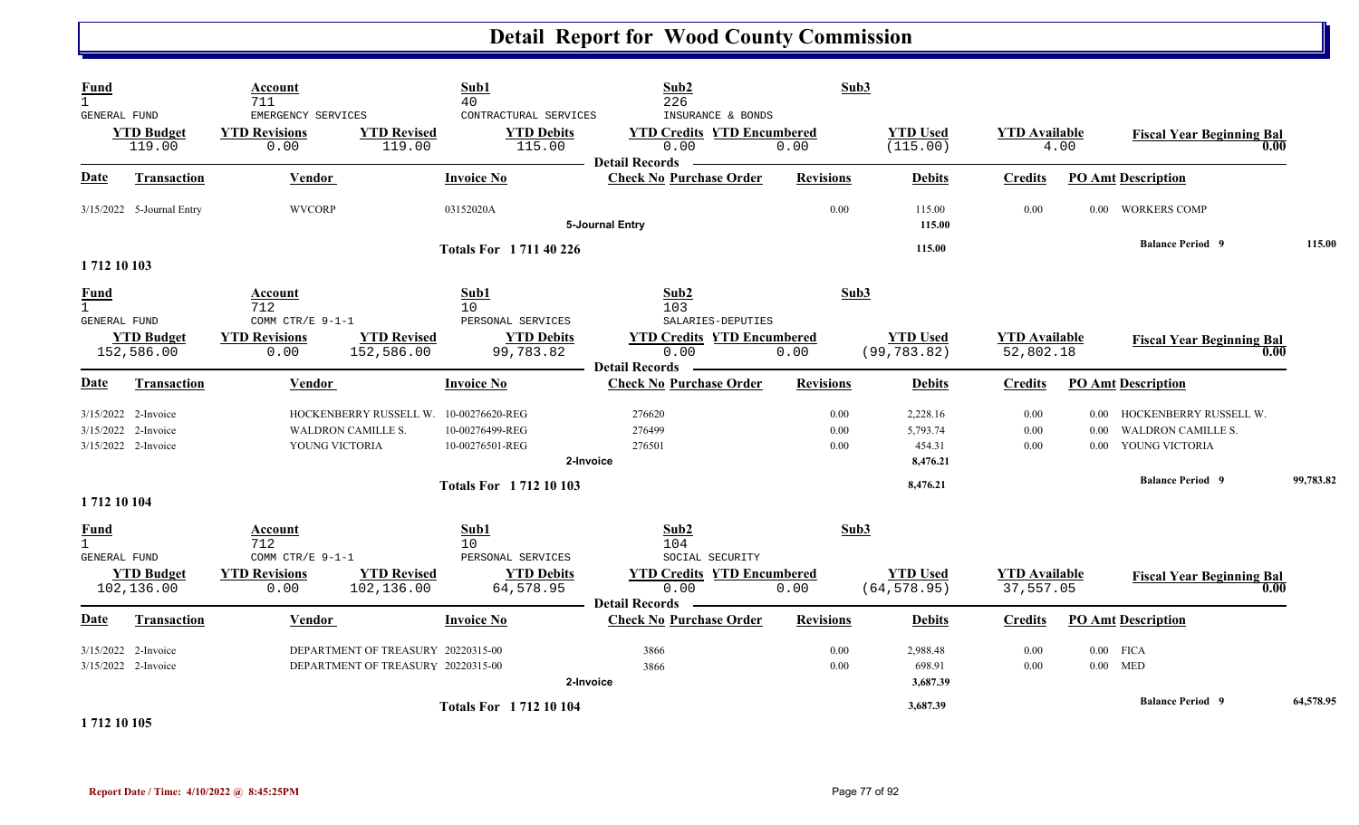# Detail Report for Wood County Commission

| Fund | Account | Sub1 | Sub2 | Sub3 |
|---|---|---|---|---|
| 1 | 711 | 40 | 226 | |
| GENERAL FUND | EMERGENCY SERVICES | CONTRACTURAL SERVICES | INSURANCE & BONDS | |

| YTD Budget | YTD Revisions | YTD Revised | YTD Debits | YTD Credits | YTD Encumbered | YTD Used | YTD Available | Fiscal Year Beginning Bal |
|---|---|---|---|---|---|---|---|---|
| 119.00 | 0.00 | 119.00 | 115.00 | 0.00 | 0.00 | (115.00) | 4.00 | 0.00 |

**Detail Records**

| Date | Transaction | Vendor | Invoice No | Check No | Purchase Order | Revisions | Debits | Credits | PO Amt | Description |
|---|---|---|---|---|---|---|---|---|---|---|
| 3/15/2022 | 5-Journal Entry | WVCORP | 03152020A | | | 0.00 | 115.00 | 0.00 | 0.00 | WORKERS COMP |
| | | | | 5-Journal Entry | | | 115.00 | | | |
| | | | Totals For 1 711 40 226 | | | | 115.00 | | | Balance Period 9 115.00 |

**1 712 10 103**

| Fund | Account | Sub1 | Sub2 | Sub3 |
|---|---|---|---|---|
| 1 | 712 | 10 | 103 | |
| GENERAL FUND | COMM CTR/E 9-1-1 | PERSONAL SERVICES | SALARIES-DEPUTIES | |

| YTD Budget | YTD Revisions | YTD Revised | YTD Debits | YTD Credits | YTD Encumbered | YTD Used | YTD Available | Fiscal Year Beginning Bal |
|---|---|---|---|---|---|---|---|---|
| 152,586.00 | 0.00 | 152,586.00 | 99,783.82 | 0.00 | 0.00 | (99,783.82) | 52,802.18 | 0.00 |

**Detail Records**

| Date | Transaction | Vendor | Invoice No | Check No | Purchase Order | Revisions | Debits | Credits | PO Amt | Description |
|---|---|---|---|---|---|---|---|---|---|---|
| 3/15/2022 | 2-Invoice | HOCKENBERRY RUSSELL W. | 10-00276620-REG | 276620 | | 0.00 | 2,228.16 | 0.00 | 0.00 | HOCKENBERRY RUSSELL W. |
| 3/15/2022 | 2-Invoice | WALDRON CAMILLE S. | 10-00276499-REG | 276499 | | 0.00 | 5,793.74 | 0.00 | 0.00 | WALDRON CAMILLE S. |
| 3/15/2022 | 2-Invoice | YOUNG VICTORIA | 10-00276501-REG | 276501 | | 0.00 | 454.31 | 0.00 | 0.00 | YOUNG VICTORIA |
| | | | | 2-Invoice | | | 8,476.21 | | | |
| | | | Totals For 1 712 10 103 | | | | 8,476.21 | | | Balance Period 9 99,783.82 |

**1 712 10 104**

| Fund | Account | Sub1 | Sub2 | Sub3 |
|---|---|---|---|---|
| 1 | 712 | 10 | 104 | |
| GENERAL FUND | COMM CTR/E 9-1-1 | PERSONAL SERVICES | SOCIAL SECURITY | |

| YTD Budget | YTD Revisions | YTD Revised | YTD Debits | YTD Credits | YTD Encumbered | YTD Used | YTD Available | Fiscal Year Beginning Bal |
|---|---|---|---|---|---|---|---|---|
| 102,136.00 | 0.00 | 102,136.00 | 64,578.95 | 0.00 | 0.00 | (64,578.95) | 37,557.05 | 0.00 |

**Detail Records**

| Date | Transaction | Vendor | Invoice No | Check No | Purchase Order | Revisions | Debits | Credits | PO Amt | Description |
|---|---|---|---|---|---|---|---|---|---|---|
| 3/15/2022 | 2-Invoice | DEPARTMENT OF TREASURY | 20220315-00 | 3866 | | 0.00 | 2,988.48 | 0.00 | 0.00 | FICA |
| 3/15/2022 | 2-Invoice | DEPARTMENT OF TREASURY | 20220315-00 | 3866 | | 0.00 | 698.91 | 0.00 | 0.00 | MED |
| | | | | 2-Invoice | | | 3,687.39 | | | |
| | | | Totals For 1 712 10 104 | | | | 3,687.39 | | | Balance Period 9 64,578.95 |

**1 712 10 105**

Report Date / Time: 4/10/2022 @ 8:45:25PM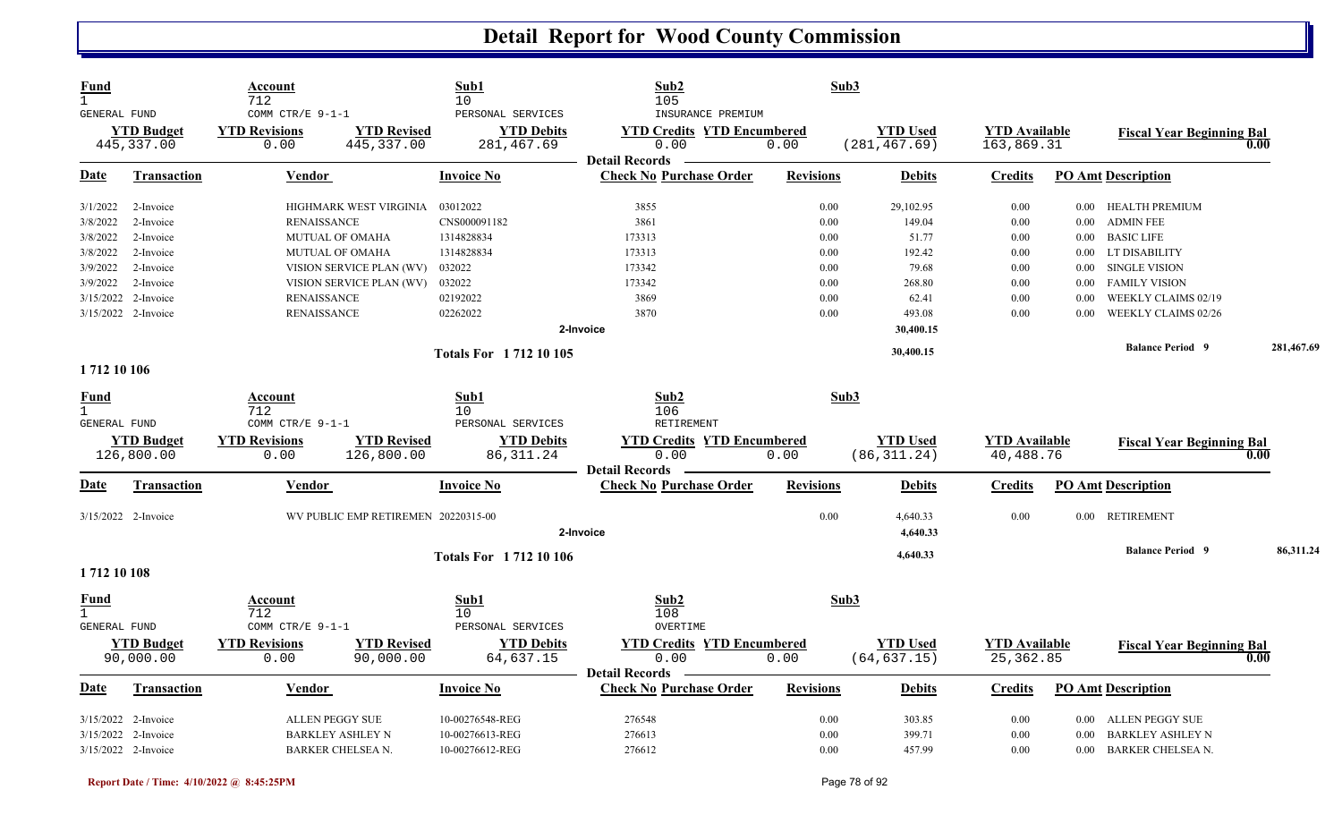# Detail Report for Wood County Commission

| Fund | Account | Sub1 | Sub2 | Sub3 |
|---|---|---|---|---|
| 1 | 712 | 10 | 105 | |
| GENERAL FUND | COMM CTR/E 9-1-1 | PERSONAL SERVICES | INSURANCE PREMIUM | |

| YTD Budget | YTD Revisions | YTD Revised | YTD Debits | YTD Credits | YTD Encumbered | YTD Used | YTD Available | Fiscal Year Beginning Bal |
|---|---|---|---|---|---|---|---|---|
| 445,337.00 | 0.00 | 445,337.00 | 281,467.69 | 0.00 | 0.00 | (281,467.69) | 163,869.31 | 0.00 |

**Detail Records**

| Date | Transaction | Vendor | Invoice No | Check No | Purchase Order | Revisions | Debits | Credits | PO Amt | Description |
|---|---|---|---|---|---|---|---|---|---|---|
| 3/1/2022 | 2-Invoice | HIGHMARK WEST VIRGINIA | 03012022 | 3855 | | 0.00 | 29,102.95 | 0.00 | 0.00 | HEALTH PREMIUM |
| 3/8/2022 | 2-Invoice | RENAISSANCE | CNS000091182 | 3861 | | 0.00 | 149.04 | 0.00 | 0.00 | ADMIN FEE |
| 3/8/2022 | 2-Invoice | MUTUAL OF OMAHA | 1314828834 | 173313 | | 0.00 | 51.77 | 0.00 | 0.00 | BASIC LIFE |
| 3/8/2022 | 2-Invoice | MUTUAL OF OMAHA | 1314828834 | 173313 | | 0.00 | 192.42 | 0.00 | 0.00 | LT DISABILITY |
| 3/9/2022 | 2-Invoice | VISION SERVICE PLAN (WV) | 032022 | 173342 | | 0.00 | 79.68 | 0.00 | 0.00 | SINGLE VISION |
| 3/9/2022 | 2-Invoice | VISION SERVICE PLAN (WV) | 032022 | 173342 | | 0.00 | 268.80 | 0.00 | 0.00 | FAMILY VISION |
| 3/15/2022 | 2-Invoice | RENAISSANCE | 02192022 | 3869 | | 0.00 | 62.41 | 0.00 | 0.00 | WEEKLY CLAIMS 02/19 |
| 3/15/2022 | 2-Invoice | RENAISSANCE | 02262022 | 3870 | | 0.00 | 493.08 | 0.00 | 0.00 | WEEKLY CLAIMS 02/26 |
| | | | | 2-Invoice | | | 30,400.15 | | | |
| | | | Totals For 1 712 10 105 | | | | 30,400.15 | | | Balance Period 9 — 281,467.69 |

**1 712 10 106**

| Fund | Account | Sub1 | Sub2 | Sub3 |
|---|---|---|---|---|
| 1 | 712 | 10 | 106 | |
| GENERAL FUND | COMM CTR/E 9-1-1 | PERSONAL SERVICES | RETIREMENT | |

| YTD Budget | YTD Revisions | YTD Revised | YTD Debits | YTD Credits | YTD Encumbered | YTD Used | YTD Available | Fiscal Year Beginning Bal |
|---|---|---|---|---|---|---|---|---|
| 126,800.00 | 0.00 | 126,800.00 | 86,311.24 | 0.00 | 0.00 | (86,311.24) | 40,488.76 | 0.00 |

**Detail Records**

| Date | Transaction | Vendor | Invoice No | Check No | Purchase Order | Revisions | Debits | Credits | PO Amt | Description |
|---|---|---|---|---|---|---|---|---|---|---|
| 3/15/2022 | 2-Invoice | WV PUBLIC EMP RETIREMEN | 20220315-00 | | | 0.00 | 4,640.33 | 0.00 | 0.00 | RETIREMENT |
| | | | | 2-Invoice | | | 4,640.33 | | | |
| | | | Totals For 1 712 10 106 | | | | 4,640.33 | | | Balance Period 9 — 86,311.24 |

**1 712 10 108**

| Fund | Account | Sub1 | Sub2 | Sub3 |
|---|---|---|---|---|
| 1 | 712 | 10 | 108 | |
| GENERAL FUND | COMM CTR/E 9-1-1 | PERSONAL SERVICES | OVERTIME | |

| YTD Budget | YTD Revisions | YTD Revised | YTD Debits | YTD Credits | YTD Encumbered | YTD Used | YTD Available | Fiscal Year Beginning Bal |
|---|---|---|---|---|---|---|---|---|
| 90,000.00 | 0.00 | 90,000.00 | 64,637.15 | 0.00 | 0.00 | (64,637.15) | 25,362.85 | 0.00 |

**Detail Records**

| Date | Transaction | Vendor | Invoice No | Check No | Purchase Order | Revisions | Debits | Credits | PO Amt | Description |
|---|---|---|---|---|---|---|---|---|---|---|
| 3/15/2022 | 2-Invoice | ALLEN PEGGY SUE | 10-00276548-REG | 276548 | | 0.00 | 303.85 | 0.00 | 0.00 | ALLEN PEGGY SUE |
| 3/15/2022 | 2-Invoice | BARKLEY ASHLEY N | 10-00276613-REG | 276613 | | 0.00 | 399.71 | 0.00 | 0.00 | BARKLEY ASHLEY N |
| 3/15/2022 | 2-Invoice | BARKER CHELSEA N. | 10-00276612-REG | 276612 | | 0.00 | 457.99 | 0.00 | 0.00 | BARKER CHELSEA N. |

Report Date / Time: 4/10/2022 @ 8:45:25PM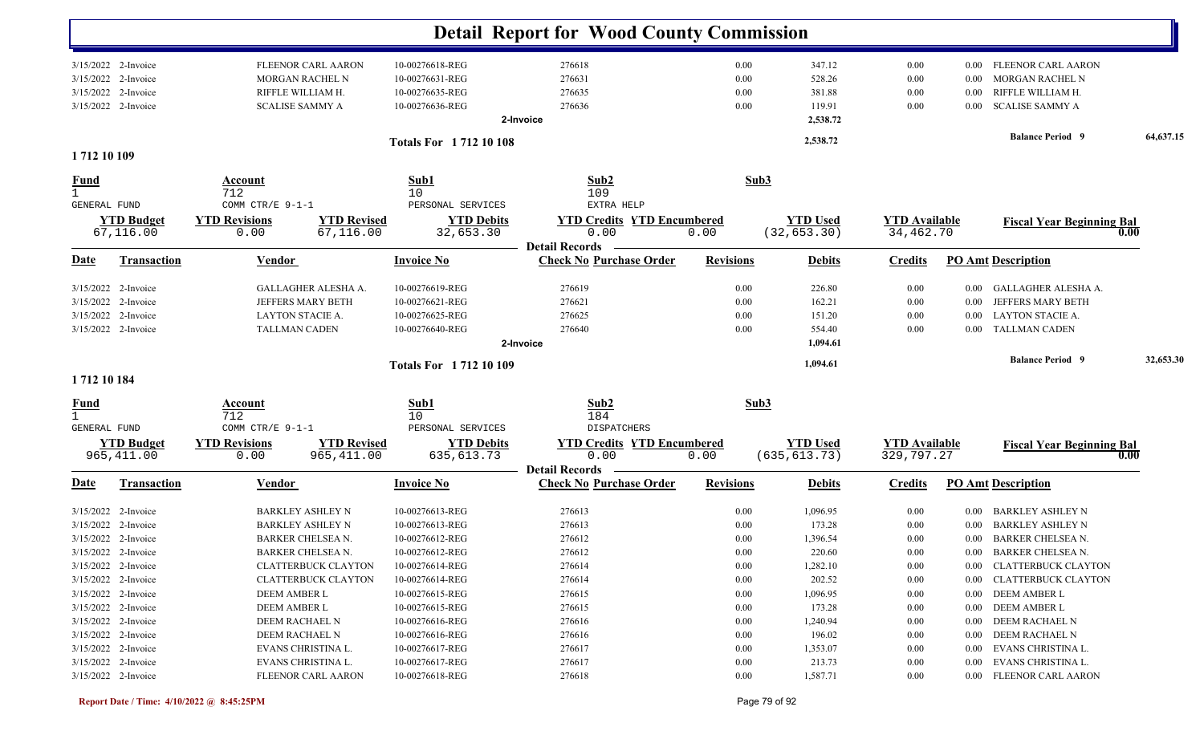# Detail Report for Wood County Commission

| Date | Transaction | Vendor | Invoice No | Check No Purchase Order | Revisions | Debits | Credits | PO Amt Description |
|---|---|---|---|---|---|---|---|---|
| 3/15/2022 | 2-Invoice | FLEENOR CARL AARON | 10-00276618-REG | 276618 | 0.00 | 347.12 | 0.00 | 0.00 FLEENOR CARL AARON |
| 3/15/2022 | 2-Invoice | MORGAN RACHEL N | 10-00276631-REG | 276631 | 0.00 | 528.26 | 0.00 | 0.00 MORGAN RACHEL N |
| 3/15/2022 | 2-Invoice | RIFFLE WILLIAM H. | 10-00276635-REG | 276635 | 0.00 | 381.88 | 0.00 | 0.00 RIFFLE WILLIAM H. |
| 3/15/2022 | 2-Invoice | SCALISE SAMMY A | 10-00276636-REG | 276636 | 0.00 | 119.91 | 0.00 | 0.00 SCALISE SAMMY A |
| | | | | 2-Invoice | | 2,538.72 | | |

**Totals For 1 712 10 108** — 2,538.72 — **Balance Period 9** 64,637.15

## 1 712 10 109

| Fund | Account | Sub1 | Sub2 | Sub3 |
|---|---|---|---|---|
| 1 | 712 | 10 | 109 | |
| GENERAL FUND | COMM CTR/E 9-1-1 | PERSONAL SERVICES | EXTRA HELP | |

| YTD Budget | YTD Revisions | YTD Revised | YTD Debits | YTD Credits | YTD Encumbered | YTD Used | YTD Available | Fiscal Year Beginning Bal |
|---|---|---|---|---|---|---|---|---|
| 67,116.00 | 0.00 | 67,116.00 | 32,653.30 | 0.00 | 0.00 | (32,653.30) | 34,462.70 | 0.00 |

**Detail Records**

| Date | Transaction | Vendor | Invoice No | Check No Purchase Order | Revisions | Debits | Credits | PO Amt Description |
|---|---|---|---|---|---|---|---|---|
| 3/15/2022 | 2-Invoice | GALLAGHER ALESHA A. | 10-00276619-REG | 276619 | 0.00 | 226.80 | 0.00 | 0.00 GALLAGHER ALESHA A. |
| 3/15/2022 | 2-Invoice | JEFFERS MARY BETH | 10-00276621-REG | 276621 | 0.00 | 162.21 | 0.00 | 0.00 JEFFERS MARY BETH |
| 3/15/2022 | 2-Invoice | LAYTON STACIE A. | 10-00276625-REG | 276625 | 0.00 | 151.20 | 0.00 | 0.00 LAYTON STACIE A. |
| 3/15/2022 | 2-Invoice | TALLMAN CADEN | 10-00276640-REG | 276640 | 0.00 | 554.40 | 0.00 | 0.00 TALLMAN CADEN |
| | | | | 2-Invoice | | 1,094.61 | | |

**Totals For 1 712 10 109** — 1,094.61 — **Balance Period 9** 32,653.30

## 1 712 10 184

| Fund | Account | Sub1 | Sub2 | Sub3 |
|---|---|---|---|---|
| 1 | 712 | 10 | 184 | |
| GENERAL FUND | COMM CTR/E 9-1-1 | PERSONAL SERVICES | DISPATCHERS | |

| YTD Budget | YTD Revisions | YTD Revised | YTD Debits | YTD Credits | YTD Encumbered | YTD Used | YTD Available | Fiscal Year Beginning Bal |
|---|---|---|---|---|---|---|---|---|
| 965,411.00 | 0.00 | 965,411.00 | 635,613.73 | 0.00 | 0.00 | (635,613.73) | 329,797.27 | 0.00 |

**Detail Records**

| Date | Transaction | Vendor | Invoice No | Check No Purchase Order | Revisions | Debits | Credits | PO Amt Description |
|---|---|---|---|---|---|---|---|---|
| 3/15/2022 | 2-Invoice | BARKLEY ASHLEY N | 10-00276613-REG | 276613 | 0.00 | 1,096.95 | 0.00 | 0.00 BARKLEY ASHLEY N |
| 3/15/2022 | 2-Invoice | BARKLEY ASHLEY N | 10-00276613-REG | 276613 | 0.00 | 173.28 | 0.00 | 0.00 BARKLEY ASHLEY N |
| 3/15/2022 | 2-Invoice | BARKER CHELSEA N. | 10-00276612-REG | 276612 | 0.00 | 1,396.54 | 0.00 | 0.00 BARKER CHELSEA N. |
| 3/15/2022 | 2-Invoice | BARKER CHELSEA N. | 10-00276612-REG | 276612 | 0.00 | 220.60 | 0.00 | 0.00 BARKER CHELSEA N. |
| 3/15/2022 | 2-Invoice | CLATTERBUCK CLAYTON | 10-00276614-REG | 276614 | 0.00 | 1,282.10 | 0.00 | 0.00 CLATTERBUCK CLAYTON |
| 3/15/2022 | 2-Invoice | CLATTERBUCK CLAYTON | 10-00276614-REG | 276614 | 0.00 | 202.52 | 0.00 | 0.00 CLATTERBUCK CLAYTON |
| 3/15/2022 | 2-Invoice | DEEM AMBER L | 10-00276615-REG | 276615 | 0.00 | 1,096.95 | 0.00 | 0.00 DEEM AMBER L |
| 3/15/2022 | 2-Invoice | DEEM AMBER L | 10-00276615-REG | 276615 | 0.00 | 173.28 | 0.00 | 0.00 DEEM AMBER L |
| 3/15/2022 | 2-Invoice | DEEM RACHAEL N | 10-00276616-REG | 276616 | 0.00 | 1,240.94 | 0.00 | 0.00 DEEM RACHAEL N |
| 3/15/2022 | 2-Invoice | DEEM RACHAEL N | 10-00276616-REG | 276616 | 0.00 | 196.02 | 0.00 | 0.00 DEEM RACHAEL N |
| 3/15/2022 | 2-Invoice | EVANS CHRISTINA L. | 10-00276617-REG | 276617 | 0.00 | 1,353.07 | 0.00 | 0.00 EVANS CHRISTINA L. |
| 3/15/2022 | 2-Invoice | EVANS CHRISTINA L. | 10-00276617-REG | 276617 | 0.00 | 213.73 | 0.00 | 0.00 EVANS CHRISTINA L. |
| 3/15/2022 | 2-Invoice | FLEENOR CARL AARON | 10-00276618-REG | 276618 | 0.00 | 1,587.71 | 0.00 | 0.00 FLEENOR CARL AARON |

Report Date / Time: 4/10/2022 @ 8:45:25PM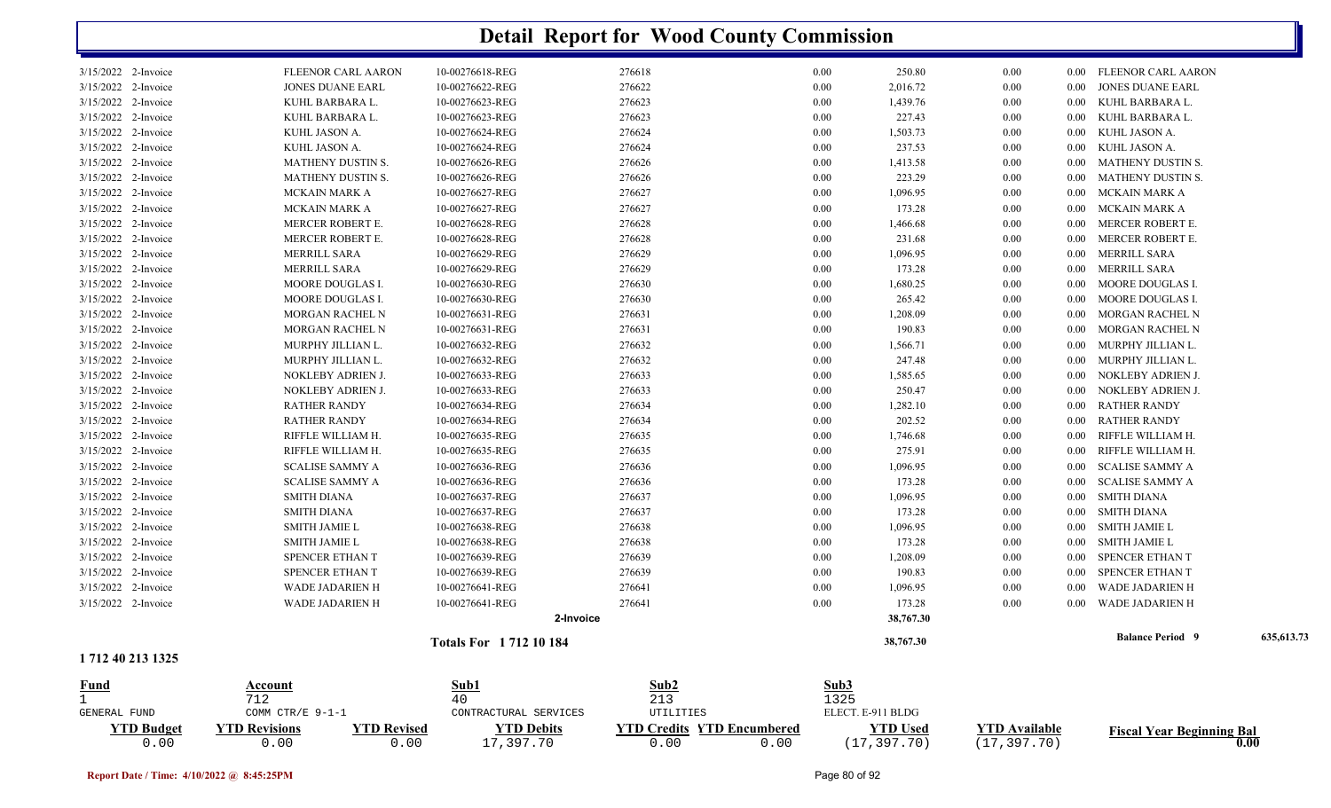# Detail Report for Wood County Commission

| Date | Type | Name | Reference | Number | | Amount | | | Description |
|---|---|---|---|---|---|---|---|---|---|
| 3/15/2022 | 2-Invoice | FLEENOR CARL AARON | 10-00276618-REG | 276618 | 0.00 | 250.80 | 0.00 | 0.00 | FLEENOR CARL AARON |
| 3/15/2022 | 2-Invoice | JONES DUANE EARL | 10-00276622-REG | 276622 | 0.00 | 2,016.72 | 0.00 | 0.00 | JONES DUANE EARL |
| 3/15/2022 | 2-Invoice | KUHL BARBARA L. | 10-00276623-REG | 276623 | 0.00 | 1,439.76 | 0.00 | 0.00 | KUHL BARBARA L. |
| 3/15/2022 | 2-Invoice | KUHL BARBARA L. | 10-00276623-REG | 276623 | 0.00 | 227.43 | 0.00 | 0.00 | KUHL BARBARA L. |
| 3/15/2022 | 2-Invoice | KUHL JASON A. | 10-00276624-REG | 276624 | 0.00 | 1,503.73 | 0.00 | 0.00 | KUHL JASON A. |
| 3/15/2022 | 2-Invoice | KUHL JASON A. | 10-00276624-REG | 276624 | 0.00 | 237.53 | 0.00 | 0.00 | KUHL JASON A. |
| 3/15/2022 | 2-Invoice | MATHENY DUSTIN S. | 10-00276626-REG | 276626 | 0.00 | 1,413.58 | 0.00 | 0.00 | MATHENY DUSTIN S. |
| 3/15/2022 | 2-Invoice | MATHENY DUSTIN S. | 10-00276626-REG | 276626 | 0.00 | 223.29 | 0.00 | 0.00 | MATHENY DUSTIN S. |
| 3/15/2022 | 2-Invoice | MCKAIN MARK A | 10-00276627-REG | 276627 | 0.00 | 1,096.95 | 0.00 | 0.00 | MCKAIN MARK A |
| 3/15/2022 | 2-Invoice | MCKAIN MARK A | 10-00276627-REG | 276627 | 0.00 | 173.28 | 0.00 | 0.00 | MCKAIN MARK A |
| 3/15/2022 | 2-Invoice | MERCER ROBERT E. | 10-00276628-REG | 276628 | 0.00 | 1,466.68 | 0.00 | 0.00 | MERCER ROBERT E. |
| 3/15/2022 | 2-Invoice | MERCER ROBERT E. | 10-00276628-REG | 276628 | 0.00 | 231.68 | 0.00 | 0.00 | MERCER ROBERT E. |
| 3/15/2022 | 2-Invoice | MERRILL SARA | 10-00276629-REG | 276629 | 0.00 | 1,096.95 | 0.00 | 0.00 | MERRILL SARA |
| 3/15/2022 | 2-Invoice | MERRILL SARA | 10-00276629-REG | 276629 | 0.00 | 173.28 | 0.00 | 0.00 | MERRILL SARA |
| 3/15/2022 | 2-Invoice | MOORE DOUGLAS I. | 10-00276630-REG | 276630 | 0.00 | 1,680.25 | 0.00 | 0.00 | MOORE DOUGLAS I. |
| 3/15/2022 | 2-Invoice | MOORE DOUGLAS I. | 10-00276630-REG | 276630 | 0.00 | 265.42 | 0.00 | 0.00 | MOORE DOUGLAS I. |
| 3/15/2022 | 2-Invoice | MORGAN RACHEL N | 10-00276631-REG | 276631 | 0.00 | 1,208.09 | 0.00 | 0.00 | MORGAN RACHEL N |
| 3/15/2022 | 2-Invoice | MORGAN RACHEL N | 10-00276631-REG | 276631 | 0.00 | 190.83 | 0.00 | 0.00 | MORGAN RACHEL N |
| 3/15/2022 | 2-Invoice | MURPHY JILLIAN L. | 10-00276632-REG | 276632 | 0.00 | 1,566.71 | 0.00 | 0.00 | MURPHY JILLIAN L. |
| 3/15/2022 | 2-Invoice | MURPHY JILLIAN L. | 10-00276632-REG | 276632 | 0.00 | 247.48 | 0.00 | 0.00 | MURPHY JILLIAN L. |
| 3/15/2022 | 2-Invoice | NOKLEBY ADRIEN J. | 10-00276633-REG | 276633 | 0.00 | 1,585.65 | 0.00 | 0.00 | NOKLEBY ADRIEN J. |
| 3/15/2022 | 2-Invoice | NOKLEBY ADRIEN J. | 10-00276633-REG | 276633 | 0.00 | 250.47 | 0.00 | 0.00 | NOKLEBY ADRIEN J. |
| 3/15/2022 | 2-Invoice | RATHER RANDY | 10-00276634-REG | 276634 | 0.00 | 1,282.10 | 0.00 | 0.00 | RATHER RANDY |
| 3/15/2022 | 2-Invoice | RATHER RANDY | 10-00276634-REG | 276634 | 0.00 | 202.52 | 0.00 | 0.00 | RATHER RANDY |
| 3/15/2022 | 2-Invoice | RIFFLE WILLIAM H. | 10-00276635-REG | 276635 | 0.00 | 1,746.68 | 0.00 | 0.00 | RIFFLE WILLIAM H. |
| 3/15/2022 | 2-Invoice | RIFFLE WILLIAM H. | 10-00276635-REG | 276635 | 0.00 | 275.91 | 0.00 | 0.00 | RIFFLE WILLIAM H. |
| 3/15/2022 | 2-Invoice | SCALISE SAMMY A | 10-00276636-REG | 276636 | 0.00 | 1,096.95 | 0.00 | 0.00 | SCALISE SAMMY A |
| 3/15/2022 | 2-Invoice | SCALISE SAMMY A | 10-00276636-REG | 276636 | 0.00 | 173.28 | 0.00 | 0.00 | SCALISE SAMMY A |
| 3/15/2022 | 2-Invoice | SMITH DIANA | 10-00276637-REG | 276637 | 0.00 | 1,096.95 | 0.00 | 0.00 | SMITH DIANA |
| 3/15/2022 | 2-Invoice | SMITH DIANA | 10-00276637-REG | 276637 | 0.00 | 173.28 | 0.00 | 0.00 | SMITH DIANA |
| 3/15/2022 | 2-Invoice | SMITH JAMIE L | 10-00276638-REG | 276638 | 0.00 | 1,096.95 | 0.00 | 0.00 | SMITH JAMIE L |
| 3/15/2022 | 2-Invoice | SMITH JAMIE L | 10-00276638-REG | 276638 | 0.00 | 173.28 | 0.00 | 0.00 | SMITH JAMIE L |
| 3/15/2022 | 2-Invoice | SPENCER ETHAN T | 10-00276639-REG | 276639 | 0.00 | 1,208.09 | 0.00 | 0.00 | SPENCER ETHAN T |
| 3/15/2022 | 2-Invoice | SPENCER ETHAN T | 10-00276639-REG | 276639 | 0.00 | 190.83 | 0.00 | 0.00 | SPENCER ETHAN T |
| 3/15/2022 | 2-Invoice | WADE JADARIEN H | 10-00276641-REG | 276641 | 0.00 | 1,096.95 | 0.00 | 0.00 | WADE JADARIEN H |
| 3/15/2022 | 2-Invoice | WADE JADARIEN H | 10-00276641-REG | 276641 | 0.00 | 173.28 | 0.00 | 0.00 | WADE JADARIEN H |
| | | | | 2-Invoice | | **38,767.30** | | | |
| | | | **Totals For 1 712 10 184** | | | **38,767.30** | | | **Balance Period 9** 635,613.73 |

**1 712 40 213 1325**

| Fund | Account | | Sub1 | Sub2 | | Sub3 | | |
|---|---|---|---|---|---|---|---|---|
| 1 | 712 | | 40 | 213 | | 1325 | | |
| GENERAL FUND | COMM CTR/E 9-1-1 | | CONTRACTUAL SERVICES | UTILITIES | | ELECT. E-911 BLDG | | |
| **YTD Budget** | **YTD Revisions** | **YTD Revised** | **YTD Debits** | **YTD Credits** | **YTD Encumbered** | **YTD Used** | **YTD Available** | **Fiscal Year Beginning Bal** |
| 0.00 | 0.00 | 0.00 | 17,397.70 | 0.00 | 0.00 | (17,397.70) | (17,397.70) | 0.00 |

Report Date / Time: 4/10/2022 @ 8:45:25PM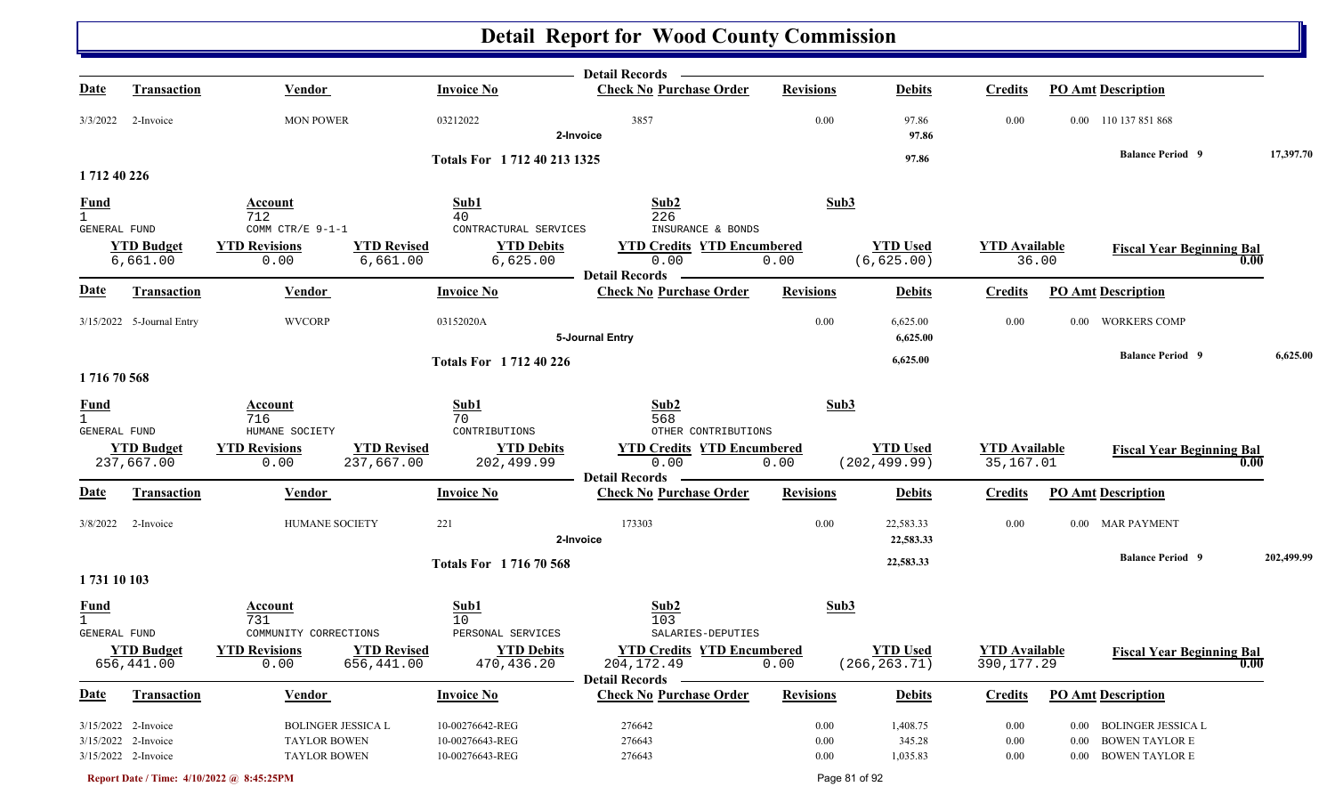# Detail Report for Wood County Commission

**Detail Records**

| Date | Transaction | Vendor | Invoice No | Check No | Purchase Order | Revisions | Debits | Credits | PO Amt | Description |
|---|---|---|---|---|---|---|---|---|---|---|
| 3/3/2022 | 2-Invoice | MON POWER | 03212022 | 3857 | | 0.00 | 97.86 | 0.00 | 0.00 | 110 137 851 868 |
| | | | | 2-Invoice | | | 97.86 | | | |

**Totals For 1 712 40 213 1325** — 97.86 — **Balance Period 9** 17,397.70

## 1 712 40 226

| Fund | Account | Sub1 | Sub2 | Sub3 |
|---|---|---|---|---|
| 1 GENERAL FUND | 712 COMM CTR/E 9-1-1 | 40 CONTRACTUAL SERVICES | 226 INSURANCE & BONDS | |

| YTD Budget | YTD Revisions | YTD Revised | YTD Debits | YTD Credits | YTD Encumbered | YTD Used | YTD Available | Fiscal Year Beginning Bal |
|---|---|---|---|---|---|---|---|---|
| 6,661.00 | 0.00 | 6,661.00 | 6,625.00 | 0.00 | 0.00 | (6,625.00) | 36.00 | 0.00 |

**Detail Records**

| Date | Transaction | Vendor | Invoice No | Check No | Purchase Order | Revisions | Debits | Credits | PO Amt | Description |
|---|---|---|---|---|---|---|---|---|---|---|
| 3/15/2022 | 5-Journal Entry | WVCORP | 03152020A | | | 0.00 | 6,625.00 | 0.00 | 0.00 | WORKERS COMP |
| | | | | 5-Journal Entry | | | 6,625.00 | | | |

**Totals For 1 712 40 226** — 6,625.00 — **Balance Period 9** 6,625.00

## 1 716 70 568

| Fund | Account | Sub1 | Sub2 | Sub3 |
|---|---|---|---|---|
| 1 GENERAL FUND | 716 HUMANE SOCIETY | 70 CONTRIBUTIONS | 568 OTHER CONTRIBUTIONS | |

| YTD Budget | YTD Revisions | YTD Revised | YTD Debits | YTD Credits | YTD Encumbered | YTD Used | YTD Available | Fiscal Year Beginning Bal |
|---|---|---|---|---|---|---|---|---|
| 237,667.00 | 0.00 | 237,667.00 | 202,499.99 | 0.00 | 0.00 | (202,499.99) | 35,167.01 | 0.00 |

**Detail Records**

| Date | Transaction | Vendor | Invoice No | Check No | Purchase Order | Revisions | Debits | Credits | PO Amt | Description |
|---|---|---|---|---|---|---|---|---|---|---|
| 3/8/2022 | 2-Invoice | HUMANE SOCIETY | 221 | 173303 | | 0.00 | 22,583.33 | 0.00 | 0.00 | MAR PAYMENT |
| | | | | 2-Invoice | | | 22,583.33 | | | |

**Totals For 1 716 70 568** — 22,583.33 — **Balance Period 9** 202,499.99

## 1 731 10 103

| Fund | Account | Sub1 | Sub2 | Sub3 |
|---|---|---|---|---|
| 1 GENERAL FUND | 731 COMMUNITY CORRECTIONS | 10 PERSONAL SERVICES | 103 SALARIES-DEPUTIES | |

| YTD Budget | YTD Revisions | YTD Revised | YTD Debits | YTD Credits | YTD Encumbered | YTD Used | YTD Available | Fiscal Year Beginning Bal |
|---|---|---|---|---|---|---|---|---|
| 656,441.00 | 0.00 | 656,441.00 | 470,436.20 | 204,172.49 | 0.00 | (266,263.71) | 390,177.29 | 0.00 |

**Detail Records**

| Date | Transaction | Vendor | Invoice No | Check No | Purchase Order | Revisions | Debits | Credits | PO Amt | Description |
|---|---|---|---|---|---|---|---|---|---|---|
| 3/15/2022 | 2-Invoice | BOLINGER JESSICA L | 10-00276642-REG | 276642 | | 0.00 | 1,408.75 | 0.00 | 0.00 | BOLINGER JESSICA L |
| 3/15/2022 | 2-Invoice | TAYLOR BOWEN | 10-00276643-REG | 276643 | | 0.00 | 345.28 | 0.00 | 0.00 | BOWEN TAYLOR E |
| 3/15/2022 | 2-Invoice | TAYLOR BOWEN | 10-00276643-REG | 276643 | | 0.00 | 1,035.83 | 0.00 | 0.00 | BOWEN TAYLOR E |

Report Date / Time: 4/10/2022 @ 8:45:25PM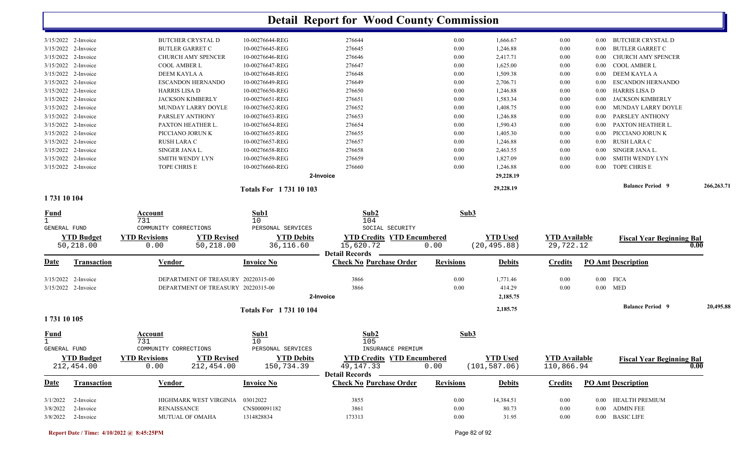# Detail Report for Wood County Commission

| Date | Transaction | Vendor | Invoice No | Check No Purchase Order | Revisions | Debits | Credits | PO Amt Description |
|---|---|---|---|---|---|---|---|---|
| 3/15/2022 | 2-Invoice | BUTCHER CRYSTAL D | 10-00276644-REG | 276644 | 0.00 | 1,666.67 | 0.00 | 0.00 BUTCHER CRYSTAL D |
| 3/15/2022 | 2-Invoice | BUTLER GARRET C | 10-00276645-REG | 276645 | 0.00 | 1,246.88 | 0.00 | 0.00 BUTLER GARRET C |
| 3/15/2022 | 2-Invoice | CHURCH AMY SPENCER | 10-00276646-REG | 276646 | 0.00 | 2,417.71 | 0.00 | 0.00 CHURCH AMY SPENCER |
| 3/15/2022 | 2-Invoice | COOL AMBER L | 10-00276647-REG | 276647 | 0.00 | 1,625.00 | 0.00 | 0.00 COOL AMBER L |
| 3/15/2022 | 2-Invoice | DEEM KAYLA A | 10-00276648-REG | 276648 | 0.00 | 1,509.38 | 0.00 | 0.00 DEEM KAYLA A |
| 3/15/2022 | 2-Invoice | ESCANDON HERNANDO | 10-00276649-REG | 276649 | 0.00 | 2,706.71 | 0.00 | 0.00 ESCANDON HERNANDO |
| 3/15/2022 | 2-Invoice | HARRIS LISA D | 10-00276650-REG | 276650 | 0.00 | 1,246.88 | 0.00 | 0.00 HARRIS LISA D |
| 3/15/2022 | 2-Invoice | JACKSON KIMBERLY | 10-00276651-REG | 276651 | 0.00 | 1,583.34 | 0.00 | 0.00 JACKSON KIMBERLY |
| 3/15/2022 | 2-Invoice | MUNDAY LARRY DOYLE | 10-00276652-REG | 276652 | 0.00 | 1,408.75 | 0.00 | 0.00 MUNDAY LARRY DOYLE |
| 3/15/2022 | 2-Invoice | PARSLEY ANTHONY | 10-00276653-REG | 276653 | 0.00 | 1,246.88 | 0.00 | 0.00 PARSLEY ANTHONY |
| 3/15/2022 | 2-Invoice | PAXTON HEATHER L. | 10-00276654-REG | 276654 | 0.00 | 1,590.43 | 0.00 | 0.00 PAXTON HEATHER L. |
| 3/15/2022 | 2-Invoice | PICCIANO JORUN K | 10-00276655-REG | 276655 | 0.00 | 1,405.30 | 0.00 | 0.00 PICCIANO JORUN K |
| 3/15/2022 | 2-Invoice | RUSH LARA C | 10-00276657-REG | 276657 | 0.00 | 1,246.88 | 0.00 | 0.00 RUSH LARA C |
| 3/15/2022 | 2-Invoice | SINGER JANA L. | 10-00276658-REG | 276658 | 0.00 | 2,463.55 | 0.00 | 0.00 SINGER JANA L. |
| 3/15/2022 | 2-Invoice | SMITH WENDY LYN | 10-00276659-REG | 276659 | 0.00 | 1,827.09 | 0.00 | 0.00 SMITH WENDY LYN |
| 3/15/2022 | 2-Invoice | TOPE CHRIS E | 10-00276660-REG | 276660 | 0.00 | 1,246.88 | 0.00 | 0.00 TOPE CHRIS E |
| | | | | 2-Invoice | | 29,228.19 | | |

**Totals For 1 731 10 103** — 29,228.19 — Balance Period 9: 266,263.71

## 1 731 10 104

| Fund | Account | Sub1 | Sub2 | Sub3 |
|---|---|---|---|---|
| 1 GENERAL FUND | 731 COMMUNITY CORRECTIONS | 10 PERSONAL SERVICES | 104 SOCIAL SECURITY | |

| YTD Budget | YTD Revisions | YTD Revised | YTD Debits | YTD Credits | YTD Encumbered | YTD Used | YTD Available | Fiscal Year Beginning Bal |
|---|---|---|---|---|---|---|---|---|
| 50,218.00 | 0.00 | 50,218.00 | 36,116.60 | 15,620.72 | 0.00 | (20,495.88) | 29,722.12 | 0.00 |

**Detail Records**

| Date | Transaction | Vendor | Invoice No | Check No Purchase Order | Revisions | Debits | Credits | PO Amt Description |
|---|---|---|---|---|---|---|---|---|
| 3/15/2022 | 2-Invoice | DEPARTMENT OF TREASURY | 20220315-00 | 3866 | 0.00 | 1,771.46 | 0.00 | 0.00 FICA |
| 3/15/2022 | 2-Invoice | DEPARTMENT OF TREASURY | 20220315-00 | 3866 | 0.00 | 414.29 | 0.00 | 0.00 MED |
| | | | | 2-Invoice | | 2,185.75 | | |

**Totals For 1 731 10 104** — 2,185.75 — Balance Period 9: 20,495.88

## 1 731 10 105

| Fund | Account | Sub1 | Sub2 | Sub3 |
|---|---|---|---|---|
| 1 GENERAL FUND | 731 COMMUNITY CORRECTIONS | 10 PERSONAL SERVICES | 105 INSURANCE PREMIUM | |

| YTD Budget | YTD Revisions | YTD Revised | YTD Debits | YTD Credits | YTD Encumbered | YTD Used | YTD Available | Fiscal Year Beginning Bal |
|---|---|---|---|---|---|---|---|---|
| 212,454.00 | 0.00 | 212,454.00 | 150,734.39 | 49,147.33 | 0.00 | (101,587.06) | 110,866.94 | 0.00 |

**Detail Records**

| Date | Transaction | Vendor | Invoice No | Check No Purchase Order | Revisions | Debits | Credits | PO Amt Description |
|---|---|---|---|---|---|---|---|---|
| 3/1/2022 | 2-Invoice | HIGHMARK WEST VIRGINIA | 03012022 | 3855 | 0.00 | 14,384.51 | 0.00 | 0.00 HEALTH PREMIUM |
| 3/8/2022 | 2-Invoice | RENAISSANCE | CNS000091182 | 3861 | 0.00 | 80.73 | 0.00 | 0.00 ADMIN FEE |
| 3/8/2022 | 2-Invoice | MUTUAL OF OMAHA | 1314828834 | 173313 | 0.00 | 31.95 | 0.00 | 0.00 BASIC LIFE |

Report Date / Time: 4/10/2022 @ 8:45:25PM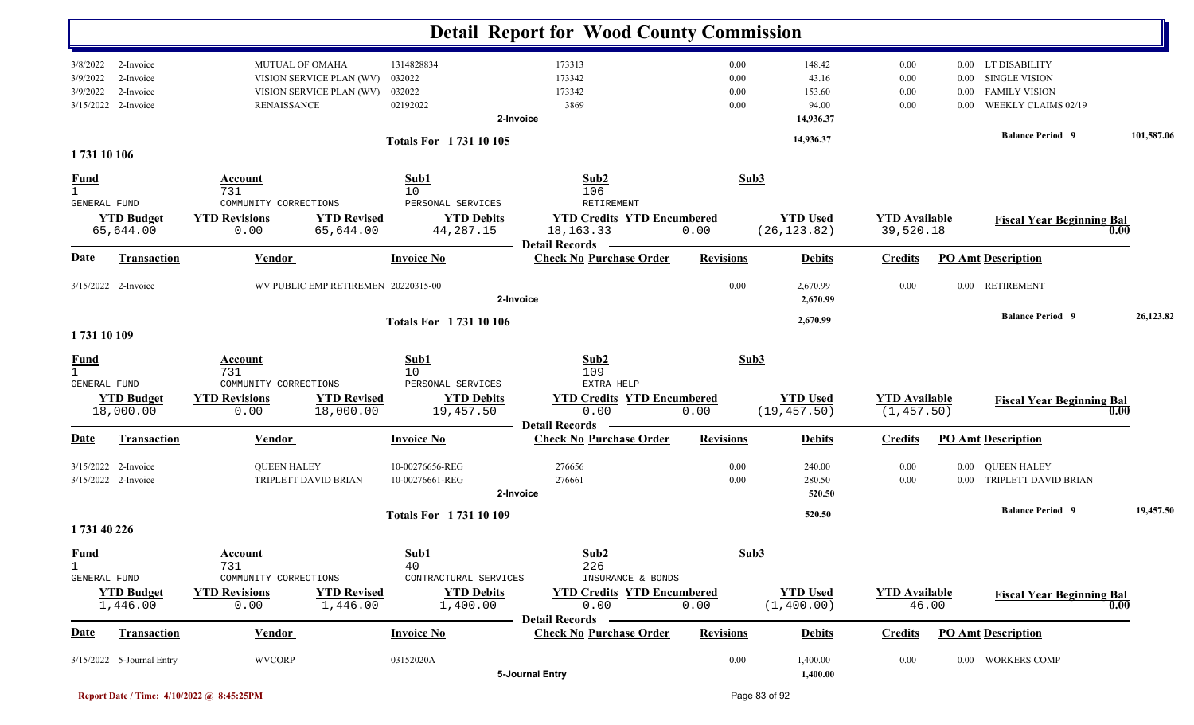# Detail Report for Wood County Commission

| Date | Transaction | Vendor | Invoice No | Check No | Revisions | Debits | Credits | PO Amt | Description |
|---|---|---|---|---|---|---|---|---|---|
| 3/8/2022 | 2-Invoice | MUTUAL OF OMAHA | 1314828834 | 173313 | 0.00 | 148.42 | 0.00 | 0.00 | LT DISABILITY |
| 3/9/2022 | 2-Invoice | VISION SERVICE PLAN (WV) | 032022 | 173342 | 0.00 | 43.16 | 0.00 | 0.00 | SINGLE VISION |
| 3/9/2022 | 2-Invoice | VISION SERVICE PLAN (WV) | 032022 | 173342 | 0.00 | 153.60 | 0.00 | 0.00 | FAMILY VISION |
| 3/15/2022 | 2-Invoice | RENAISSANCE | 02192022 | 3869 | 0.00 | 94.00 | 0.00 | 0.00 | WEEKLY CLAIMS 02/19 |
| | | | | 2-Invoice | | 14,936.37 | | | |

Totals For 1 731 10 105 — 14,936.37 — Balance Period 9: 101,587.06

## 1 731 10 106

| Fund | Account | Sub1 | Sub2 | Sub3 |
|---|---|---|---|---|
| 1 | 731 | 10 | 106 | |
| GENERAL FUND | COMMUNITY CORRECTIONS | PERSONAL SERVICES | RETIREMENT | |

| YTD Budget | YTD Revisions | YTD Revised | YTD Debits | YTD Credits | YTD Encumbered | YTD Used | YTD Available | Fiscal Year Beginning Bal |
|---|---|---|---|---|---|---|---|---|
| 65,644.00 | 0.00 | 65,644.00 | 44,287.15 | 18,163.33 | 0.00 | (26,123.82) | 39,520.18 | 0.00 |

**Detail Records**

| Date | Transaction | Vendor | Invoice No | Check No | Purchase Order | Revisions | Debits | Credits | PO Amt | Description |
|---|---|---|---|---|---|---|---|---|---|---|
| 3/15/2022 | 2-Invoice | WV PUBLIC EMP RETIREMEN | 20220315-00 | | | 0.00 | 2,670.99 | 0.00 | 0.00 | RETIREMENT |
| | | | | 2-Invoice | | | 2,670.99 | | | |

Totals For 1 731 10 106 — 2,670.99 — Balance Period 9: 26,123.82

## 1 731 10 109

| Fund | Account | Sub1 | Sub2 | Sub3 |
|---|---|---|---|---|
| 1 | 731 | 10 | 109 | |
| GENERAL FUND | COMMUNITY CORRECTIONS | PERSONAL SERVICES | EXTRA HELP | |

| YTD Budget | YTD Revisions | YTD Revised | YTD Debits | YTD Credits | YTD Encumbered | YTD Used | YTD Available | Fiscal Year Beginning Bal |
|---|---|---|---|---|---|---|---|---|
| 18,000.00 | 0.00 | 18,000.00 | 19,457.50 | 0.00 | 0.00 | (19,457.50) | (1,457.50) | 0.00 |

**Detail Records**

| Date | Transaction | Vendor | Invoice No | Check No | Purchase Order | Revisions | Debits | Credits | PO Amt | Description |
|---|---|---|---|---|---|---|---|---|---|---|
| 3/15/2022 | 2-Invoice | QUEEN HALEY | 10-00276656-REG | 276656 | | 0.00 | 240.00 | 0.00 | 0.00 | QUEEN HALEY |
| 3/15/2022 | 2-Invoice | TRIPLETT DAVID BRIAN | 10-00276661-REG | 276661 | | 0.00 | 280.50 | 0.00 | 0.00 | TRIPLETT DAVID BRIAN |
| | | | | 2-Invoice | | | 520.50 | | | |

Totals For 1 731 10 109 — 520.50 — Balance Period 9: 19,457.50

## 1 731 40 226

| Fund | Account | Sub1 | Sub2 | Sub3 |
|---|---|---|---|---|
| 1 | 731 | 40 | 226 | |
| GENERAL FUND | COMMUNITY CORRECTIONS | CONTRACTURAL SERVICES | INSURANCE & BONDS | |

| YTD Budget | YTD Revisions | YTD Revised | YTD Debits | YTD Credits | YTD Encumbered | YTD Used | YTD Available | Fiscal Year Beginning Bal |
|---|---|---|---|---|---|---|---|---|
| 1,446.00 | 0.00 | 1,446.00 | 1,400.00 | 0.00 | 0.00 | (1,400.00) | 46.00 | 0.00 |

**Detail Records**

| Date | Transaction | Vendor | Invoice No | Check No | Purchase Order | Revisions | Debits | Credits | PO Amt | Description |
|---|---|---|---|---|---|---|---|---|---|---|
| 3/15/2022 | 5-Journal Entry | WVCORP | 03152020A | | | 0.00 | 1,400.00 | 0.00 | 0.00 | WORKERS COMP |
| | | | | 5-Journal Entry | | | 1,400.00 | | | |

Report Date / Time: 4/10/2022 @ 8:45:25PM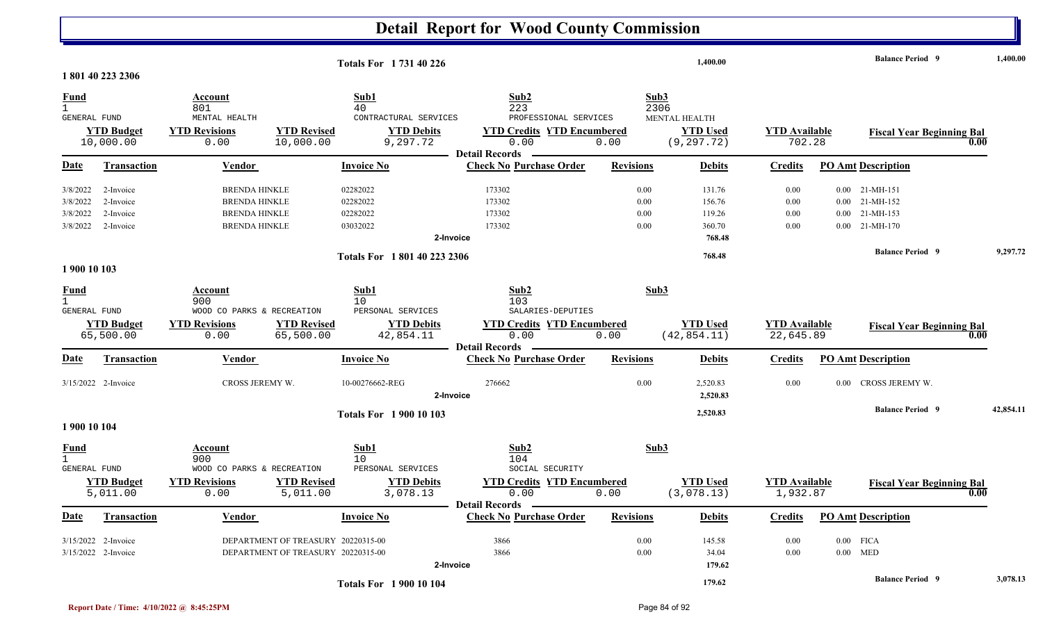# Detail Report for Wood County Commission

**Totals For 1 731 40 226** — **1,400.00** — **Balance Period 9** — **1,400.00**

**1 801 40 223 2306**

| Fund | Account | Sub1 | Sub2 | Sub3 |
|---|---|---|---|---|
| 1 | 801 | 40 | 223 | 2306 |
| GENERAL FUND | MENTAL HEALTH | CONTRACTURAL SERVICES | PROFESSIONAL SERVICES | MENTAL HEALTH |

| YTD Budget | YTD Revisions | YTD Revised | YTD Debits | YTD Credits | YTD Encumbered | YTD Used | YTD Available | Fiscal Year Beginning Bal |
|---|---|---|---|---|---|---|---|---|
| 10,000.00 | 0.00 | 10,000.00 | 9,297.72 | 0.00 | 0.00 | (9,297.72) | 702.28 | 0.00 |

Detail Records

| Date | Transaction | Vendor | Invoice No | Check No | Purchase Order | Revisions | Debits | Credits | PO Amt | Description |
|---|---|---|---|---|---|---|---|---|---|---|
| 3/8/2022 | 2-Invoice | BRENDA HINKLE | 02282022 | 173302 | | 0.00 | 131.76 | 0.00 | 0.00 | 21-MH-151 |
| 3/8/2022 | 2-Invoice | BRENDA HINKLE | 02282022 | 173302 | | 0.00 | 156.76 | 0.00 | 0.00 | 21-MH-152 |
| 3/8/2022 | 2-Invoice | BRENDA HINKLE | 02282022 | 173302 | | 0.00 | 119.26 | 0.00 | 0.00 | 21-MH-153 |
| 3/8/2022 | 2-Invoice | BRENDA HINKLE | 03032022 | 173302 | | 0.00 | 360.70 | 0.00 | 0.00 | 21-MH-170 |
| | | | 2-Invoice | | | | 768.48 | | | |

**Totals For 1 801 40 223 2306** — **768.48** — **Balance Period 9** — **9,297.72**

**1 900 10 103**

| Fund | Account | Sub1 | Sub2 | Sub3 |
|---|---|---|---|---|
| 1 | 900 | 10 | 103 | |
| GENERAL FUND | WOOD CO PARKS & RECREATION | PERSONAL SERVICES | SALARIES-DEPUTIES | |

| YTD Budget | YTD Revisions | YTD Revised | YTD Debits | YTD Credits | YTD Encumbered | YTD Used | YTD Available | Fiscal Year Beginning Bal |
|---|---|---|---|---|---|---|---|---|
| 65,500.00 | 0.00 | 65,500.00 | 42,854.11 | 0.00 | 0.00 | (42,854.11) | 22,645.89 | 0.00 |

Detail Records

| Date | Transaction | Vendor | Invoice No | Check No | Purchase Order | Revisions | Debits | Credits | PO Amt | Description |
|---|---|---|---|---|---|---|---|---|---|---|
| 3/15/2022 | 2-Invoice | CROSS JEREMY W. | 10-00276662-REG | 276662 | | 0.00 | 2,520.83 | 0.00 | 0.00 | CROSS JEREMY W. |
| | | | 2-Invoice | | | | 2,520.83 | | | |

**Totals For 1 900 10 103** — **2,520.83** — **Balance Period 9** — **42,854.11**

**1 900 10 104**

| Fund | Account | Sub1 | Sub2 | Sub3 |
|---|---|---|---|---|
| 1 | 900 | 10 | 104 | |
| GENERAL FUND | WOOD CO PARKS & RECREATION | PERSONAL SERVICES | SOCIAL SECURITY | |

| YTD Budget | YTD Revisions | YTD Revised | YTD Debits | YTD Credits | YTD Encumbered | YTD Used | YTD Available | Fiscal Year Beginning Bal |
|---|---|---|---|---|---|---|---|---|
| 5,011.00 | 0.00 | 5,011.00 | 3,078.13 | 0.00 | 0.00 | (3,078.13) | 1,932.87 | 0.00 |

Detail Records

| Date | Transaction | Vendor | Invoice No | Check No | Purchase Order | Revisions | Debits | Credits | PO Amt | Description |
|---|---|---|---|---|---|---|---|---|---|---|
| 3/15/2022 | 2-Invoice | DEPARTMENT OF TREASURY | 20220315-00 | 3866 | | 0.00 | 145.58 | 0.00 | 0.00 | FICA |
| 3/15/2022 | 2-Invoice | DEPARTMENT OF TREASURY | 20220315-00 | 3866 | | 0.00 | 34.04 | 0.00 | 0.00 | MED |
| | | | 2-Invoice | | | | 179.62 | | | |

**Totals For 1 900 10 104** — **179.62** — **Balance Period 9** — **3,078.13**

Report Date / Time: 4/10/2022 @ 8:45:25PM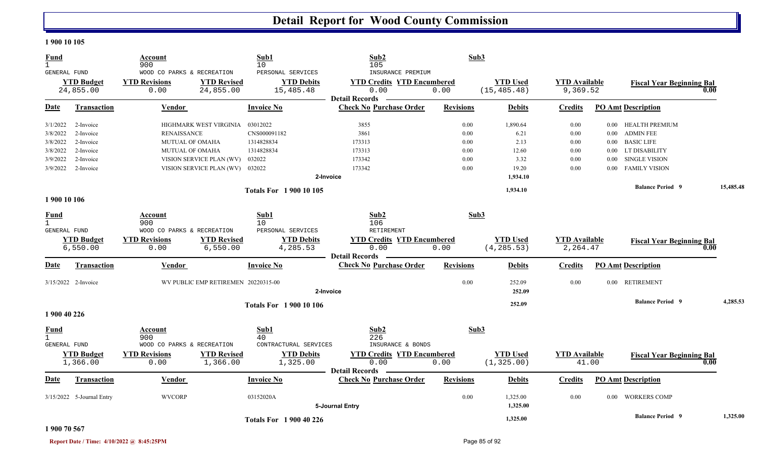# Detail Report for Wood County Commission

**1 900 10 105**

| Fund | Account | | Sub1 | Sub2 | | Sub3 | | |
|---|---|---|---|---|---|---|---|---|
| 1 | 900 | | 10 | 105 | | | | |
| GENERAL FUND | WOOD CO PARKS & RECREATION | | PERSONAL SERVICES | INSURANCE PREMIUM | | | | |
| **YTD Budget** | **YTD Revisions** | **YTD Revised** | **YTD Debits** | **YTD Credits** | **YTD Encumbered** | **YTD Used** | **YTD Available** | **Fiscal Year Beginning Bal** |
| 24,855.00 | 0.00 | 24,855.00 | 15,485.48 | 0.00 | 0.00 | (15,485.48) | 9,369.52 | 0.00 |

Detail Records

| Date | Transaction | Vendor | Invoice No | Check No | Purchase Order | Revisions | Debits | Credits | PO Amt | Description |
|---|---|---|---|---|---|---|---|---|---|---|
| 3/1/2022 | 2-Invoice | HIGHMARK WEST VIRGINIA | 03012022 | 3855 | | 0.00 | 1,890.64 | 0.00 | 0.00 | HEALTH PREMIUM |
| 3/8/2022 | 2-Invoice | RENAISSANCE | CNS000091182 | 3861 | | 0.00 | 6.21 | 0.00 | 0.00 | ADMIN FEE |
| 3/8/2022 | 2-Invoice | MUTUAL OF OMAHA | 1314828834 | 173313 | | 0.00 | 2.13 | 0.00 | 0.00 | BASIC LIFE |
| 3/8/2022 | 2-Invoice | MUTUAL OF OMAHA | 1314828834 | 173313 | | 0.00 | 12.60 | 0.00 | 0.00 | LT DISABILITY |
| 3/9/2022 | 2-Invoice | VISION SERVICE PLAN (WV) | 032022 | 173342 | | 0.00 | 3.32 | 0.00 | 0.00 | SINGLE VISION |
| 3/9/2022 | 2-Invoice | VISION SERVICE PLAN (WV) | 032022 | 173342 | | 0.00 | 19.20 | 0.00 | 0.00 | FAMILY VISION |
| | | | 2-Invoice | | | | 1,934.10 | | | |
| | | | Totals For 1 900 10 105 | | | | 1,934.10 | | | Balance Period 9 — 15,485.48 |

**1 900 10 106**

| Fund | Account | | Sub1 | Sub2 | | Sub3 | | |
|---|---|---|---|---|---|---|---|---|
| 1 | 900 | | 10 | 106 | | | | |
| GENERAL FUND | WOOD CO PARKS & RECREATION | | PERSONAL SERVICES | RETIREMENT | | | | |
| **YTD Budget** | **YTD Revisions** | **YTD Revised** | **YTD Debits** | **YTD Credits** | **YTD Encumbered** | **YTD Used** | **YTD Available** | **Fiscal Year Beginning Bal** |
| 6,550.00 | 0.00 | 6,550.00 | 4,285.53 | 0.00 | 0.00 | (4,285.53) | 2,264.47 | 0.00 |

Detail Records

| Date | Transaction | Vendor | Invoice No | Check No | Purchase Order | Revisions | Debits | Credits | PO Amt | Description |
|---|---|---|---|---|---|---|---|---|---|---|
| 3/15/2022 | 2-Invoice | WV PUBLIC EMP RETIREMEN | 20220315-00 | | | 0.00 | 252.09 | 0.00 | 0.00 | RETIREMENT |
| | | | 2-Invoice | | | | 252.09 | | | |
| | | | Totals For 1 900 10 106 | | | | 252.09 | | | Balance Period 9 — 4,285.53 |

**1 900 40 226**

| Fund | Account | | Sub1 | Sub2 | | Sub3 | | |
|---|---|---|---|---|---|---|---|---|
| 1 | 900 | | 40 | 226 | | | | |
| GENERAL FUND | WOOD CO PARKS & RECREATION | | CONTRACTURAL SERVICES | INSURANCE & BONDS | | | | |
| **YTD Budget** | **YTD Revisions** | **YTD Revised** | **YTD Debits** | **YTD Credits** | **YTD Encumbered** | **YTD Used** | **YTD Available** | **Fiscal Year Beginning Bal** |
| 1,366.00 | 0.00 | 1,366.00 | 1,325.00 | 0.00 | 0.00 | (1,325.00) | 41.00 | 0.00 |

Detail Records

| Date | Transaction | Vendor | Invoice No | Check No | Purchase Order | Revisions | Debits | Credits | PO Amt | Description |
|---|---|---|---|---|---|---|---|---|---|---|
| 3/15/2022 | 5-Journal Entry | WVCORP | 03152020A | | | 0.00 | 1,325.00 | 0.00 | 0.00 | WORKERS COMP |
| | | | 5-Journal Entry | | | | 1,325.00 | | | |
| | | | Totals For 1 900 40 226 | | | | 1,325.00 | | | Balance Period 9 — 1,325.00 |

**1 900 70 567**

Report Date / Time: 4/10/2022 @ 8:45:25PM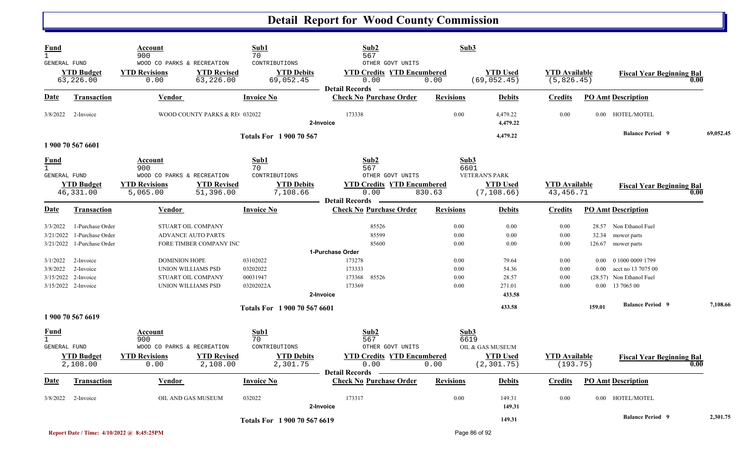# Detail Report for Wood County Commission

| Fund | Account | | Sub1 | Sub2 | | Sub3 | | |
|---|---|---|---|---|---|---|---|---|
| 1 GENERAL FUND | 900 WOOD CO PARKS & RECREATION | | 70 CONTRIBUTIONS | 567 OTHER GOVT UNITS | | | | |
| **YTD Budget** | **YTD Revisions** | **YTD Revised** | **YTD Debits** | **YTD Credits** | **YTD Encumbered** | **YTD Used** | **YTD Available** | **Fiscal Year Beginning Bal** |
| 63,226.00 | 0.00 | 63,226.00 | 69,052.45 | 0.00 | 0.00 | (69,052.45) | (5,826.45) | 0.00 |

Detail Records

| Date | Transaction | Vendor | Invoice No | Check No | Purchase Order | Revisions | Debits | Credits | PO Amt | Description |
|---|---|---|---|---|---|---|---|---|---|---|
| 3/8/2022 | 2-Invoice | WOOD COUNTY PARKS & RE( | 032022 | 173338 | | 0.00 | 4,479.22 | 0.00 | 0.00 | HOTEL/MOTEL |
| | | | | 2-Invoice | | | 4,479.22 | | | |
| | | | Totals For 1 900 70 567 | | | | 4,479.22 | | | Balance Period 9 — 69,052.45 |

## 1 900 70 567 6601

| Fund | Account | | Sub1 | Sub2 | | Sub3 | | |
|---|---|---|---|---|---|---|---|---|
| 1 GENERAL FUND | 900 WOOD CO PARKS & RECREATION | | 70 CONTRIBUTIONS | 567 OTHER GOVT UNITS | | 6601 VETERAN'S PARK | | |
| **YTD Budget** | **YTD Revisions** | **YTD Revised** | **YTD Debits** | **YTD Credits** | **YTD Encumbered** | **YTD Used** | **YTD Available** | **Fiscal Year Beginning Bal** |
| 46,331.00 | 5,065.00 | 51,396.00 | 7,108.66 | 0.00 | 830.63 | (7,108.66) | 43,456.71 | 0.00 |

Detail Records

| Date | Transaction | Vendor | Invoice No | Check No | Purchase Order | Revisions | Debits | Credits | PO Amt | Description |
|---|---|---|---|---|---|---|---|---|---|---|
| 3/3/2022 | 1-Purchase Order | STUART OIL COMPANY | | | 85526 | 0.00 | 0.00 | 0.00 | 28.57 | Non Ethanol Fuel |
| 3/21/2022 | 1-Purchase Order | ADVANCE AUTO PARTS | | | 85599 | 0.00 | 0.00 | 0.00 | 32.34 | mower parts |
| 3/21/2022 | 1-Purchase Order | FORE TIMBER COMPANY INC | | | 85600 | 0.00 | 0.00 | 0.00 | 126.67 | mower parts |
| | | | | 1-Purchase Order | | | | | | |
| 3/1/2022 | 2-Invoice | DOMINION HOPE | 03102022 | 173278 | | 0.00 | 79.64 | 0.00 | 0.00 | 0 1000 0009 1799 |
| 3/8/2022 | 2-Invoice | UNION WILLIAMS PSD | 03202022 | 173333 | | 0.00 | 54.36 | 0.00 | 0.00 | acct no 13 7075 00 |
| 3/15/2022 | 2-Invoice | STUART OIL COMPANY | 00031947 | 173368 | 85526 | 0.00 | 28.57 | 0.00 | (28.57) | Non Ethanol Fuel |
| 3/15/2022 | 2-Invoice | UNION WILLIAMS PSD | 03202022A | 173369 | | 0.00 | 271.01 | 0.00 | 0.00 | 13 7065 00 |
| | | | | 2-Invoice | | | 433.58 | | | |
| | | | Totals For 1 900 70 567 6601 | | | | 433.58 | | 159.01 | Balance Period 9 — 7,108.66 |

## 1 900 70 567 6619

| Fund | Account | | Sub1 | Sub2 | | Sub3 | | |
|---|---|---|---|---|---|---|---|---|
| 1 GENERAL FUND | 900 WOOD CO PARKS & RECREATION | | 70 CONTRIBUTIONS | 567 OTHER GOVT UNITS | | 6619 OIL & GAS MUSEUM | | |
| **YTD Budget** | **YTD Revisions** | **YTD Revised** | **YTD Debits** | **YTD Credits** | **YTD Encumbered** | **YTD Used** | **YTD Available** | **Fiscal Year Beginning Bal** |
| 2,108.00 | 0.00 | 2,108.00 | 2,301.75 | 0.00 | 0.00 | (2,301.75) | (193.75) | 0.00 |

Detail Records

| Date | Transaction | Vendor | Invoice No | Check No | Purchase Order | Revisions | Debits | Credits | PO Amt | Description |
|---|---|---|---|---|---|---|---|---|---|---|
| 3/8/2022 | 2-Invoice | OIL AND GAS MUSEUM | 032022 | 173317 | | 0.00 | 149.31 | 0.00 | 0.00 | HOTEL/MOTEL |
| | | | | 2-Invoice | | | 149.31 | | | |
| | | | Totals For 1 900 70 567 6619 | | | | 149.31 | | | Balance Period 9 — 2,301.75 |

Report Date / Time: 4/10/2022 @ 8:45:25PM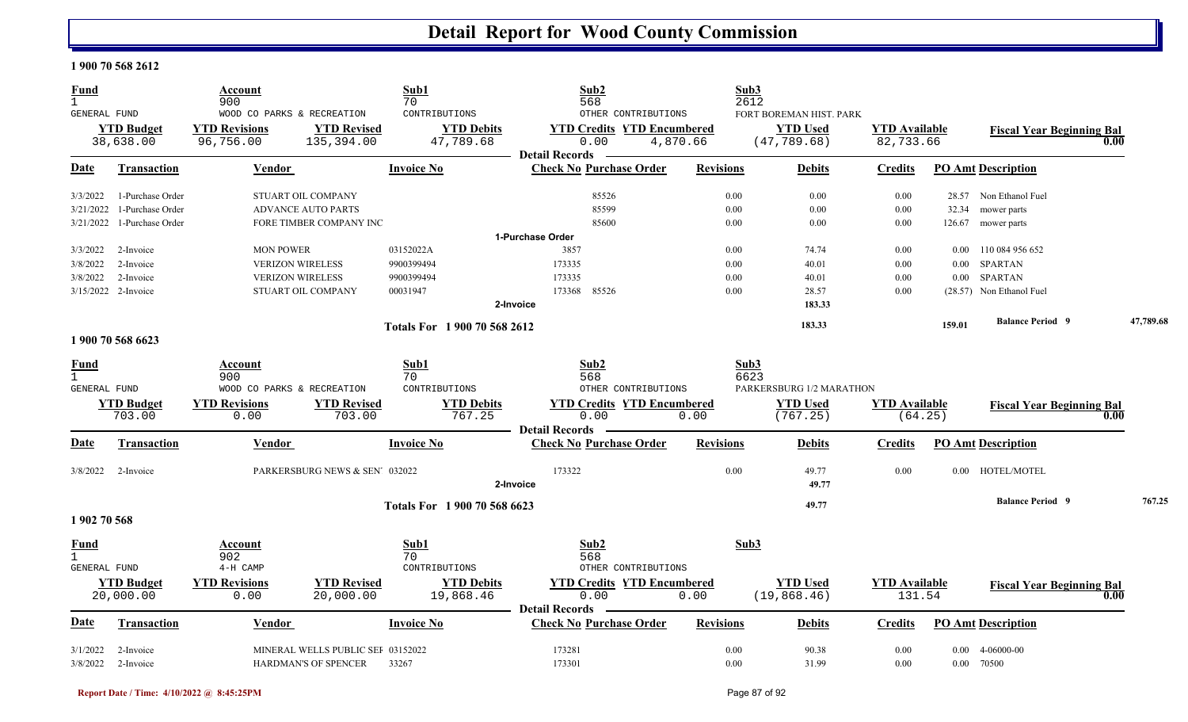# Detail Report for Wood County Commission

**1 900 70 568 2612**

| Fund | Account | | Sub1 | Sub2 | | Sub3 | | |
|---|---|---|---|---|---|---|---|---|
| 1 | 900 | | 70 | 568 | | 2612 | | |
| GENERAL FUND | WOOD CO PARKS & RECREATION | | CONTRIBUTIONS | OTHER CONTRIBUTIONS | | FORT BOREMAN HIST. PARK | | |
| **YTD Budget** | **YTD Revisions** | **YTD Revised** | **YTD Debits** | **YTD Credits** | **YTD Encumbered** | **YTD Used** | **YTD Available** | **Fiscal Year Beginning Bal** |
| 38,638.00 | 96,756.00 | 135,394.00 | 47,789.68 | 0.00 | 4,870.66 | (47,789.68) | 82,733.66 | 0.00 |

**Detail Records**

| Date | Transaction | Vendor | Invoice No | Check No | Purchase Order | Revisions | Debits | Credits | PO Amt | Description |
|---|---|---|---|---|---|---|---|---|---|---|
| 3/3/2022 | 1-Purchase Order | STUART OIL COMPANY | | | 85526 | 0.00 | 0.00 | 0.00 | 28.57 | Non Ethanol Fuel |
| 3/21/2022 | 1-Purchase Order | ADVANCE AUTO PARTS | | | 85599 | 0.00 | 0.00 | 0.00 | 32.34 | mower parts |
| 3/21/2022 | 1-Purchase Order | FORE TIMBER COMPANY INC | | | 85600 | 0.00 | 0.00 | 0.00 | 126.67 | mower parts |
| | 1-Purchase Order | | | | | | | | | |
| 3/3/2022 | 2-Invoice | MON POWER | 03152022A | 3857 | | 0.00 | 74.74 | 0.00 | 0.00 | 110 084 956 652 |
| 3/8/2022 | 2-Invoice | VERIZON WIRELESS | 9900399494 | 173335 | | 0.00 | 40.01 | 0.00 | 0.00 | SPARTAN |
| 3/8/2022 | 2-Invoice | VERIZON WIRELESS | 9900399494 | 173335 | | 0.00 | 40.01 | 0.00 | 0.00 | SPARTAN |
| 3/15/2022 | 2-Invoice | STUART OIL COMPANY | 00031947 | 173368 | 85526 | 0.00 | 28.57 | 0.00 | (28.57) | Non Ethanol Fuel |
| | 2-Invoice | | | | | | 183.33 | | | |
| | | | Totals For 1 900 70 568 2612 | | | | 183.33 | | 159.01 | Balance Period 9 47,789.68 |

**1 900 70 568 6623**

| Fund | Account | | Sub1 | Sub2 | | Sub3 | | |
|---|---|---|---|---|---|---|---|---|
| 1 | 900 | | 70 | 568 | | 6623 | | |
| GENERAL FUND | WOOD CO PARKS & RECREATION | | CONTRIBUTIONS | OTHER CONTRIBUTIONS | | PARKERSBURG 1/2 MARATHON | | |
| **YTD Budget** | **YTD Revisions** | **YTD Revised** | **YTD Debits** | **YTD Credits** | **YTD Encumbered** | **YTD Used** | **YTD Available** | **Fiscal Year Beginning Bal** |
| 703.00 | 0.00 | 703.00 | 767.25 | 0.00 | 0.00 | (767.25) | (64.25) | 0.00 |

**Detail Records**

| Date | Transaction | Vendor | Invoice No | Check No | Purchase Order | Revisions | Debits | Credits | PO Amt | Description |
|---|---|---|---|---|---|---|---|---|---|---|
| 3/8/2022 | 2-Invoice | PARKERSBURG NEWS & SEN' | 032022 | 173322 | | 0.00 | 49.77 | 0.00 | 0.00 | HOTEL/MOTEL |
| | 2-Invoice | | | | | | 49.77 | | | |
| | | | Totals For 1 900 70 568 6623 | | | | 49.77 | | | Balance Period 9 767.25 |

**1 902 70 568**

| Fund | Account | | Sub1 | Sub2 | | Sub3 | | |
|---|---|---|---|---|---|---|---|---|
| 1 | 902 | | 70 | 568 | | | | |
| GENERAL FUND | 4-H CAMP | | CONTRIBUTIONS | OTHER CONTRIBUTIONS | | | | |
| **YTD Budget** | **YTD Revisions** | **YTD Revised** | **YTD Debits** | **YTD Credits** | **YTD Encumbered** | **YTD Used** | **YTD Available** | **Fiscal Year Beginning Bal** |
| 20,000.00 | 0.00 | 20,000.00 | 19,868.46 | 0.00 | 0.00 | (19,868.46) | 131.54 | 0.00 |

**Detail Records**

| Date | Transaction | Vendor | Invoice No | Check No | Purchase Order | Revisions | Debits | Credits | PO Amt | Description |
|---|---|---|---|---|---|---|---|---|---|---|
| 3/1/2022 | 2-Invoice | MINERAL WELLS PUBLIC SEF | 03152022 | 173281 | | 0.00 | 90.38 | 0.00 | 0.00 | 4-06000-00 |
| 3/8/2022 | 2-Invoice | HARDMAN'S OF SPENCER | 33267 | 173301 | | 0.00 | 31.99 | 0.00 | 0.00 | 70500 |

Report Date / Time: 4/10/2022 @ 8:45:25PM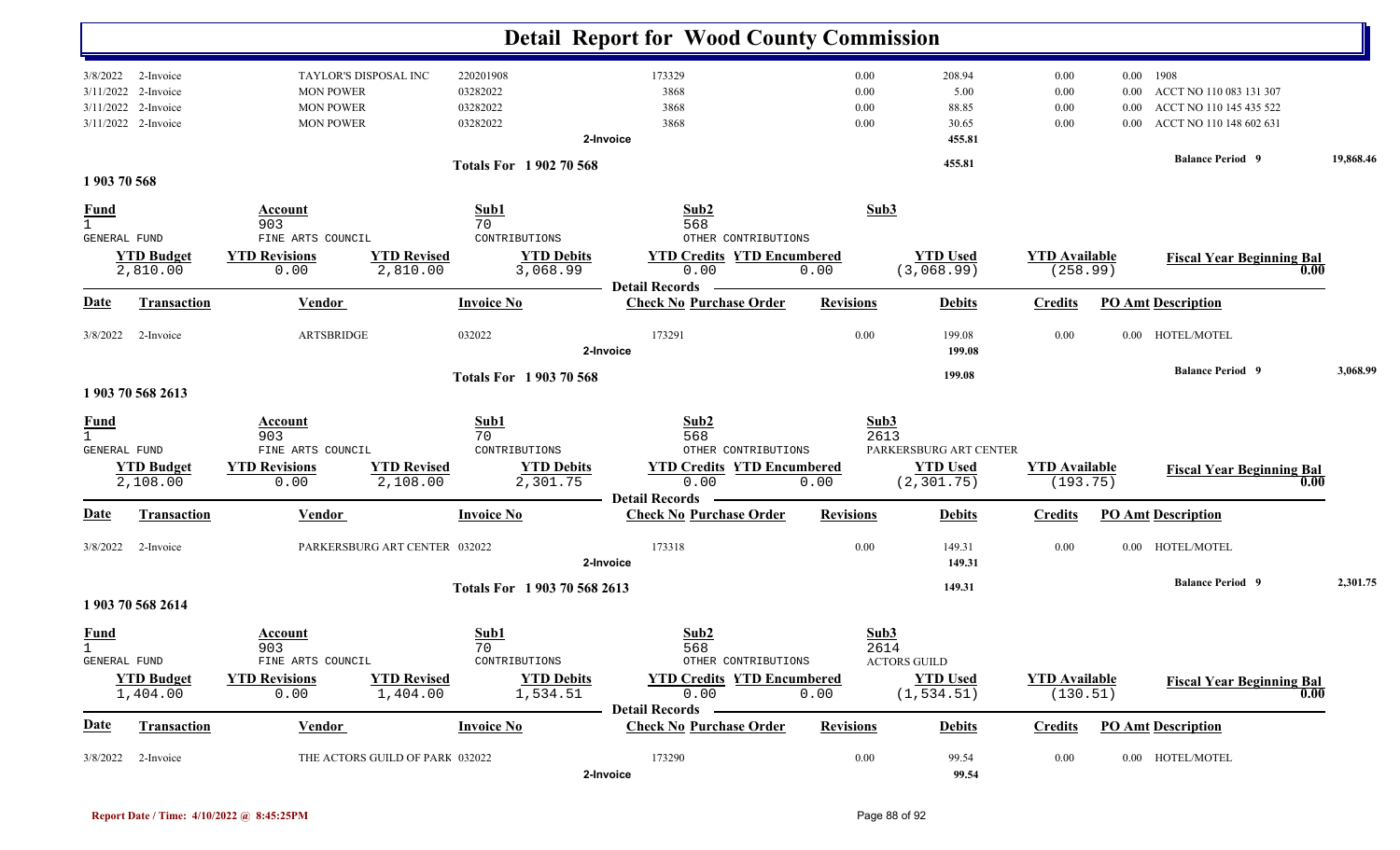# Detail Report for Wood County Commission

| Date | Transaction | Vendor | Invoice No | Check No | Revisions | Debits | Credits | PO Amt | Description |
|---|---|---|---|---|---|---|---|---|---|
| 3/8/2022 | 2-Invoice | TAYLOR'S DISPOSAL INC | 220201908 | 173329 | 0.00 | 208.94 | 0.00 | 0.00 | 1908 |
| 3/11/2022 | 2-Invoice | MON POWER | 03282022 | 3868 | 0.00 | 5.00 | 0.00 | 0.00 | ACCT NO 110 083 131 307 |
| 3/11/2022 | 2-Invoice | MON POWER | 03282022 | 3868 | 0.00 | 88.85 | 0.00 | 0.00 | ACCT NO 110 145 435 522 |
| 3/11/2022 | 2-Invoice | MON POWER | 03282022 | 3868 | 0.00 | 30.65 | 0.00 | 0.00 | ACCT NO 110 148 602 631 |
| | | | 2-Invoice | | | 455.81 | | | |

**Totals For 1 902 70 568** — 455.81 — Balance Period 9: 19,868.46

## 1 903 70 568

| Fund | Account | Sub1 | Sub2 | Sub3 |
|---|---|---|---|---|
| 1 GENERAL FUND | 903 FINE ARTS COUNCIL | 70 CONTRIBUTIONS | 568 OTHER CONTRIBUTIONS | |

| YTD Budget | YTD Revisions | YTD Revised | YTD Debits | YTD Credits | YTD Encumbered | YTD Used | YTD Available | Fiscal Year Beginning Bal |
|---|---|---|---|---|---|---|---|---|
| 2,810.00 | 0.00 | 2,810.00 | 3,068.99 | 0.00 | 0.00 | (3,068.99) | (258.99) | 0.00 |

Detail Records

| Date | Transaction | Vendor | Invoice No | Check No / Purchase Order | Revisions | Debits | Credits | PO Amt | Description |
|---|---|---|---|---|---|---|---|---|---|
| 3/8/2022 | 2-Invoice | ARTSBRIDGE | 032022 | 173291 | 0.00 | 199.08 | 0.00 | 0.00 | HOTEL/MOTEL |
| | | | 2-Invoice | | | 199.08 | | | |

**Totals For 1 903 70 568** — 199.08 — Balance Period 9: 3,068.99

## 1 903 70 568 2613

| Fund | Account | Sub1 | Sub2 | Sub3 |
|---|---|---|---|---|
| 1 GENERAL FUND | 903 FINE ARTS COUNCIL | 70 CONTRIBUTIONS | 568 OTHER CONTRIBUTIONS | 2613 PARKERSBURG ART CENTER |

| YTD Budget | YTD Revisions | YTD Revised | YTD Debits | YTD Credits | YTD Encumbered | YTD Used | YTD Available | Fiscal Year Beginning Bal |
|---|---|---|---|---|---|---|---|---|
| 2,108.00 | 0.00 | 2,108.00 | 2,301.75 | 0.00 | 0.00 | (2,301.75) | (193.75) | 0.00 |

Detail Records

| Date | Transaction | Vendor | Invoice No | Check No / Purchase Order | Revisions | Debits | Credits | PO Amt | Description |
|---|---|---|---|---|---|---|---|---|---|
| 3/8/2022 | 2-Invoice | PARKERSBURG ART CENTER | 032022 | 173318 | 0.00 | 149.31 | 0.00 | 0.00 | HOTEL/MOTEL |
| | | | 2-Invoice | | | 149.31 | | | |

**Totals For 1 903 70 568 2613** — 149.31 — Balance Period 9: 2,301.75

## 1 903 70 568 2614

| Fund | Account | Sub1 | Sub2 | Sub3 |
|---|---|---|---|---|
| 1 GENERAL FUND | 903 FINE ARTS COUNCIL | 70 CONTRIBUTIONS | 568 OTHER CONTRIBUTIONS | 2614 ACTORS GUILD |

| YTD Budget | YTD Revisions | YTD Revised | YTD Debits | YTD Credits | YTD Encumbered | YTD Used | YTD Available | Fiscal Year Beginning Bal |
|---|---|---|---|---|---|---|---|---|
| 1,404.00 | 0.00 | 1,404.00 | 1,534.51 | 0.00 | 0.00 | (1,534.51) | (130.51) | 0.00 |

Detail Records

| Date | Transaction | Vendor | Invoice No | Check No / Purchase Order | Revisions | Debits | Credits | PO Amt | Description |
|---|---|---|---|---|---|---|---|---|---|
| 3/8/2022 | 2-Invoice | THE ACTORS GUILD OF PARK | 032022 | 173290 | 0.00 | 99.54 | 0.00 | 0.00 | HOTEL/MOTEL |
| | | | 2-Invoice | | | 99.54 | | | |

Report Date / Time: 4/10/2022 @ 8:45:25PM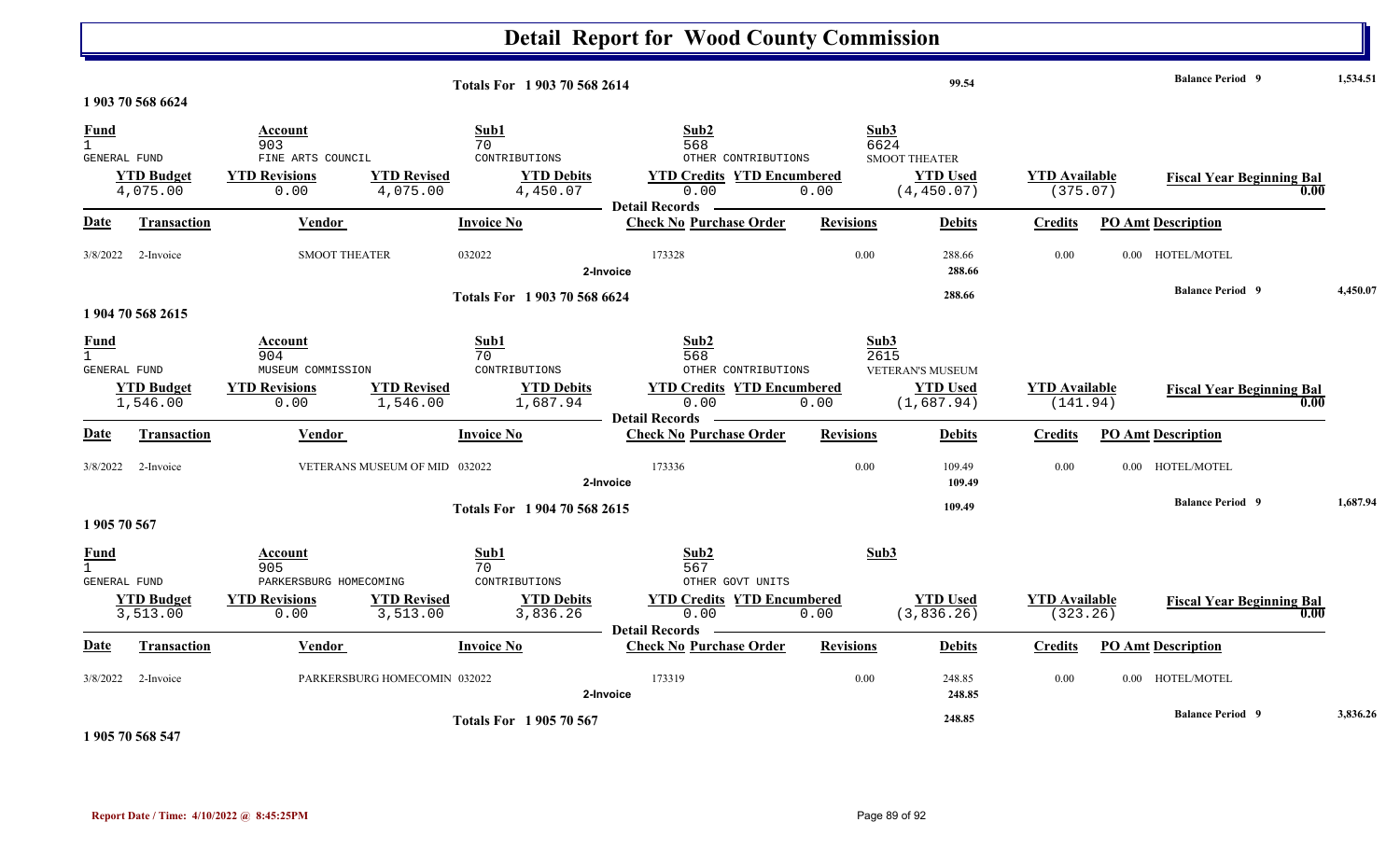# Detail Report for Wood County Commission

| | | | | |
|---|---|---|---|---|
| Totals For 1 903 70 568 2614 | 99.54 | Balance Period 9 | 1,534.51 |

## 1 903 70 568 6624

| Fund | Account | Sub1 | Sub2 | Sub3 |
|---|---|---|---|---|
| 1 | 903 | 70 | 568 | 6624 |
| GENERAL FUND | FINE ARTS COUNCIL | CONTRIBUTIONS | OTHER CONTRIBUTIONS | SMOOT THEATER |

| YTD Budget | YTD Revisions | YTD Revised | YTD Debits | YTD Credits | YTD Encumbered | YTD Used | YTD Available | Fiscal Year Beginning Bal |
|---|---|---|---|---|---|---|---|---|
| 4,075.00 | 0.00 | 4,075.00 | 4,450.07 | 0.00 | 0.00 | (4,450.07) | (375.07) | 0.00 |

**Detail Records**

| Date | Transaction | Vendor | Invoice No | Check No | Purchase Order | Revisions | Debits | Credits | PO Amt | Description |
|---|---|---|---|---|---|---|---|---|---|---|
| 3/8/2022 | 2-Invoice | SMOOT THEATER | 032022 | 173328 | | 0.00 | 288.66 | 0.00 | 0.00 | HOTEL/MOTEL |
| | 2-Invoice | | | | | | 288.66 | | | |

| | | | |
|---|---|---|---|
| Totals For 1 903 70 568 6624 | 288.66 | Balance Period 9 | 4,450.07 |

## 1 904 70 568 2615

| Fund | Account | Sub1 | Sub2 | Sub3 |
|---|---|---|---|---|
| 1 | 904 | 70 | 568 | 2615 |
| GENERAL FUND | MUSEUM COMMISSION | CONTRIBUTIONS | OTHER CONTRIBUTIONS | VETERAN'S MUSEUM |

| YTD Budget | YTD Revisions | YTD Revised | YTD Debits | YTD Credits | YTD Encumbered | YTD Used | YTD Available | Fiscal Year Beginning Bal |
|---|---|---|---|---|---|---|---|---|
| 1,546.00 | 0.00 | 1,546.00 | 1,687.94 | 0.00 | 0.00 | (1,687.94) | (141.94) | 0.00 |

**Detail Records**

| Date | Transaction | Vendor | Invoice No | Check No | Purchase Order | Revisions | Debits | Credits | PO Amt | Description |
|---|---|---|---|---|---|---|---|---|---|---|
| 3/8/2022 | 2-Invoice | VETERANS MUSEUM OF MID | 032022 | 173336 | | 0.00 | 109.49 | 0.00 | 0.00 | HOTEL/MOTEL |
| | 2-Invoice | | | | | | 109.49 | | | |

| | | | |
|---|---|---|---|
| Totals For 1 904 70 568 2615 | 109.49 | Balance Period 9 | 1,687.94 |

## 1 905 70 567

| Fund | Account | Sub1 | Sub2 | Sub3 |
|---|---|---|---|---|
| 1 | 905 | 70 | 567 | |
| GENERAL FUND | PARKERSBURG HOMECOMING | CONTRIBUTIONS | OTHER GOVT UNITS | |

| YTD Budget | YTD Revisions | YTD Revised | YTD Debits | YTD Credits | YTD Encumbered | YTD Used | YTD Available | Fiscal Year Beginning Bal |
|---|---|---|---|---|---|---|---|---|
| 3,513.00 | 0.00 | 3,513.00 | 3,836.26 | 0.00 | 0.00 | (3,836.26) | (323.26) | 0.00 |

**Detail Records**

| Date | Transaction | Vendor | Invoice No | Check No | Purchase Order | Revisions | Debits | Credits | PO Amt | Description |
|---|---|---|---|---|---|---|---|---|---|---|
| 3/8/2022 | 2-Invoice | PARKERSBURG HOMECOMIN | 032022 | 173319 | | 0.00 | 248.85 | 0.00 | 0.00 | HOTEL/MOTEL |
| | 2-Invoice | | | | | | 248.85 | | | |

| | | | |
|---|---|---|---|
| Totals For 1 905 70 567 | 248.85 | Balance Period 9 | 3,836.26 |

## 1 905 70 568 547

Report Date / Time: 4/10/2022 @ 8:45:25PM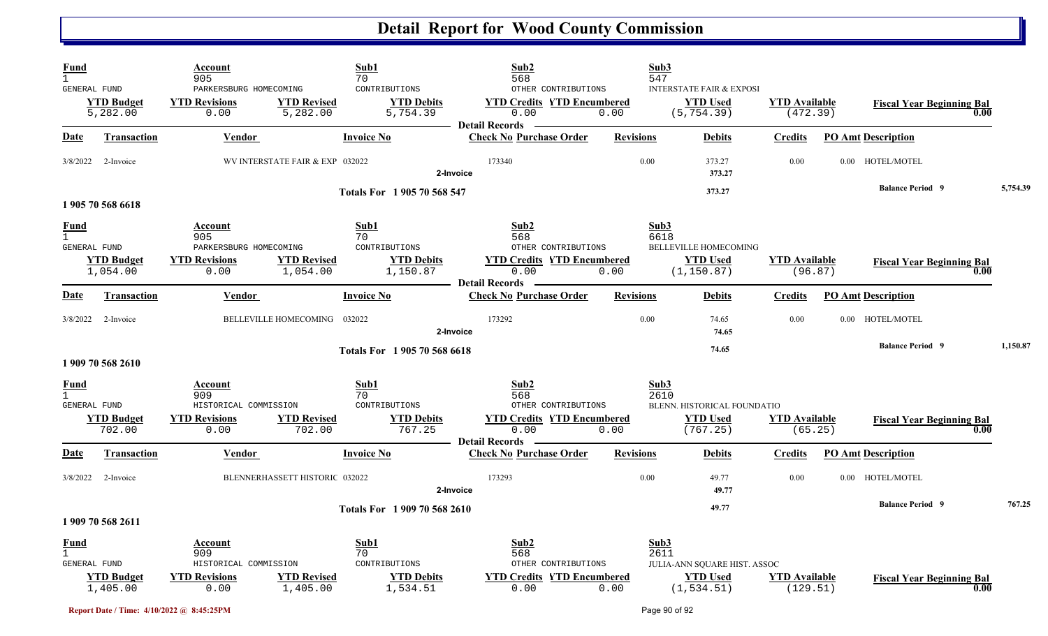# Detail Report for Wood County Commission

| Fund | Account | | Sub1 | Sub2 | | Sub3 | | |
|---|---|---|---|---|---|---|---|---|
| 1 GENERAL FUND | 905 PARKERSBURG HOMECOMING | | 70 CONTRIBUTIONS | 568 OTHER CONTRIBUTIONS | | 547 INTERSTATE FAIR & EXPOSI | | |
| **YTD Budget** | **YTD Revisions** | **YTD Revised** | **YTD Debits** | **YTD Credits** | **YTD Encumbered** | **YTD Used** | **YTD Available** | **Fiscal Year Beginning Bal** |
| 5,282.00 | 0.00 | 5,282.00 | 5,754.39 | 0.00 | 0.00 | (5,754.39) | (472.39) | 0.00 |

**Detail Records**

| Date | Transaction | Vendor | Invoice No | Check No | Purchase Order | Revisions | Debits | Credits | PO Amt | Description |
|---|---|---|---|---|---|---|---|---|---|---|
| 3/8/2022 | 2-Invoice | WV INTERSTATE FAIR & EXP | 032022 | 173340 | | 0.00 | 373.27 | 0.00 | 0.00 | HOTEL/MOTEL |
| | 2-Invoice | | | | | | 373.27 | | | |
| | | | Totals For 1 905 70 568 547 | | | | 373.27 | | | Balance Period 9 5,754.39 |

**1 905 70 568 6618**

| Fund | Account | | Sub1 | Sub2 | | Sub3 | | |
|---|---|---|---|---|---|---|---|---|
| 1 GENERAL FUND | 905 PARKERSBURG HOMECOMING | | 70 CONTRIBUTIONS | 568 OTHER CONTRIBUTIONS | | 6618 BELLEVILLE HOMECOMING | | |
| **YTD Budget** | **YTD Revisions** | **YTD Revised** | **YTD Debits** | **YTD Credits** | **YTD Encumbered** | **YTD Used** | **YTD Available** | **Fiscal Year Beginning Bal** |
| 1,054.00 | 0.00 | 1,054.00 | 1,150.87 | 0.00 | 0.00 | (1,150.87) | (96.87) | 0.00 |

**Detail Records**

| Date | Transaction | Vendor | Invoice No | Check No | Purchase Order | Revisions | Debits | Credits | PO Amt | Description |
|---|---|---|---|---|---|---|---|---|---|---|
| 3/8/2022 | 2-Invoice | BELLEVILLE HOMECOMING | 032022 | 173292 | | 0.00 | 74.65 | 0.00 | 0.00 | HOTEL/MOTEL |
| | 2-Invoice | | | | | | 74.65 | | | |
| | | | Totals For 1 905 70 568 6618 | | | | 74.65 | | | Balance Period 9 1,150.87 |

**1 909 70 568 2610**

| Fund | Account | | Sub1 | Sub2 | | Sub3 | | |
|---|---|---|---|---|---|---|---|---|
| 1 GENERAL FUND | 909 HISTORICAL COMMISSION | | 70 CONTRIBUTIONS | 568 OTHER CONTRIBUTIONS | | 2610 BLENN. HISTORICAL FOUNDATIO | | |
| **YTD Budget** | **YTD Revisions** | **YTD Revised** | **YTD Debits** | **YTD Credits** | **YTD Encumbered** | **YTD Used** | **YTD Available** | **Fiscal Year Beginning Bal** |
| 702.00 | 0.00 | 702.00 | 767.25 | 0.00 | 0.00 | (767.25) | (65.25) | 0.00 |

**Detail Records**

| Date | Transaction | Vendor | Invoice No | Check No | Purchase Order | Revisions | Debits | Credits | PO Amt | Description |
|---|---|---|---|---|---|---|---|---|---|---|
| 3/8/2022 | 2-Invoice | BLENNERHASSETT HISTORIC | 032022 | 173293 | | 0.00 | 49.77 | 0.00 | 0.00 | HOTEL/MOTEL |
| | 2-Invoice | | | | | | 49.77 | | | |
| | | | Totals For 1 909 70 568 2610 | | | | 49.77 | | | Balance Period 9 767.25 |

**1 909 70 568 2611**

| Fund | Account | | Sub1 | Sub2 | | Sub3 | | |
|---|---|---|---|---|---|---|---|---|
| 1 GENERAL FUND | 909 HISTORICAL COMMISSION | | 70 CONTRIBUTIONS | 568 OTHER CONTRIBUTIONS | | 2611 JULIA-ANN SQUARE HIST. ASSOC | | |
| **YTD Budget** | **YTD Revisions** | **YTD Revised** | **YTD Debits** | **YTD Credits** | **YTD Encumbered** | **YTD Used** | **YTD Available** | **Fiscal Year Beginning Bal** |
| 1,405.00 | 0.00 | 1,405.00 | 1,534.51 | 0.00 | 0.00 | (1,534.51) | (129.51) | 0.00 |

Report Date / Time: 4/10/2022 @ 8:45:25PM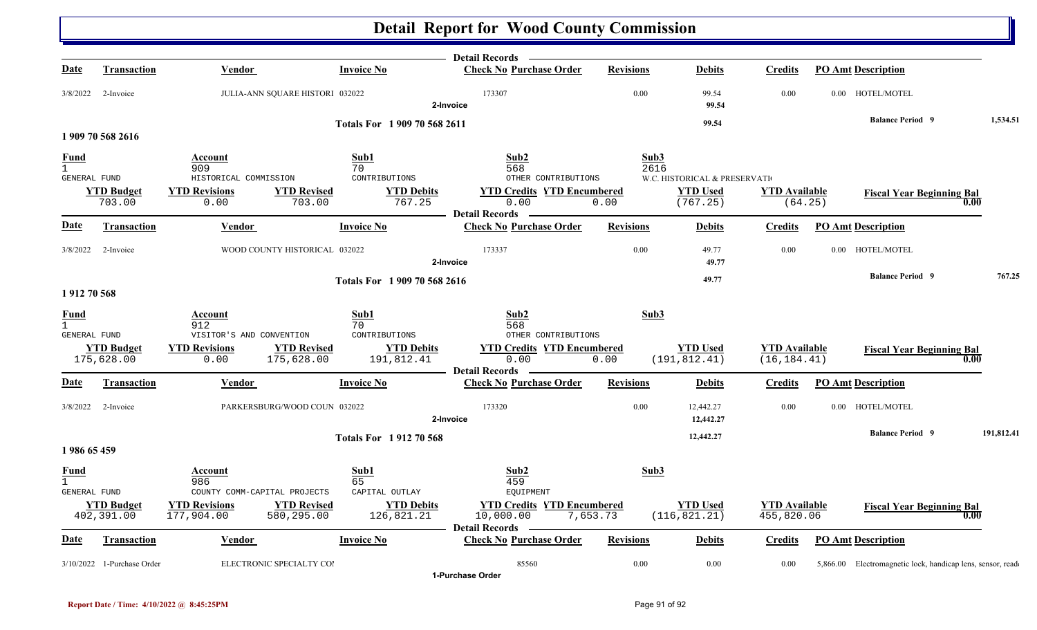# Detail Report for Wood County Commission

| Date | Transaction | Vendor | Invoice No | Check No | Purchase Order | Revisions | Debits | Credits | PO Amt | Description |
|---|---|---|---|---|---|---|---|---|---|---|
| 3/8/2022 | 2-Invoice | JULIA-ANN SQUARE HISTORI | 032022 | 173307 | | 0.00 | 99.54 | 0.00 | 0.00 | HOTEL/MOTEL |
| | | | 2-Invoice | | | | 99.54 | | | |

Totals For 1 909 70 568 2611 — 99.54 — Balance Period 9: 1,534.51

## 1 909 70 568 2616

| Fund | Account | Sub1 | Sub2 | Sub3 |
|---|---|---|---|---|
| 1 GENERAL FUND | 909 HISTORICAL COMMISSION | 70 CONTRIBUTIONS | 568 OTHER CONTRIBUTIONS | 2616 W.C. HISTORICAL & PRESERVATI |

| YTD Budget | YTD Revisions | YTD Revised | YTD Debits | YTD Credits | YTD Encumbered | YTD Used | YTD Available | Fiscal Year Beginning Bal |
|---|---|---|---|---|---|---|---|---|
| 703.00 | 0.00 | 703.00 | 767.25 | 0.00 | 0.00 | (767.25) | (64.25) | 0.00 |

| Date | Transaction | Vendor | Invoice No | Check No | Purchase Order | Revisions | Debits | Credits | PO Amt | Description |
|---|---|---|---|---|---|---|---|---|---|---|
| 3/8/2022 | 2-Invoice | WOOD COUNTY HISTORICAL | 032022 | 173337 | | 0.00 | 49.77 | 0.00 | 0.00 | HOTEL/MOTEL |
| | | | 2-Invoice | | | | 49.77 | | | |

Totals For 1 909 70 568 2616 — 49.77 — Balance Period 9: 767.25

## 1 912 70 568

| Fund | Account | Sub1 | Sub2 | Sub3 |
|---|---|---|---|---|
| 1 GENERAL FUND | 912 VISITOR'S AND CONVENTION | 70 CONTRIBUTIONS | 568 OTHER CONTRIBUTIONS | |

| YTD Budget | YTD Revisions | YTD Revised | YTD Debits | YTD Credits | YTD Encumbered | YTD Used | YTD Available | Fiscal Year Beginning Bal |
|---|---|---|---|---|---|---|---|---|
| 175,628.00 | 0.00 | 175,628.00 | 191,812.41 | 0.00 | 0.00 | (191,812.41) | (16,184.41) | 0.00 |

| Date | Transaction | Vendor | Invoice No | Check No | Purchase Order | Revisions | Debits | Credits | PO Amt | Description |
|---|---|---|---|---|---|---|---|---|---|---|
| 3/8/2022 | 2-Invoice | PARKERSBURG/WOOD COUN | 032022 | 173320 | | 0.00 | 12,442.27 | 0.00 | 0.00 | HOTEL/MOTEL |
| | | | 2-Invoice | | | | 12,442.27 | | | |

Totals For 1 912 70 568 — 12,442.27 — Balance Period 9: 191,812.41

## 1 986 65 459

| Fund | Account | Sub1 | Sub2 | Sub3 |
|---|---|---|---|---|
| 1 GENERAL FUND | 986 COUNTY COMM-CAPITAL PROJECTS | 65 CAPITAL OUTLAY | 459 EQUIPMENT | |

| YTD Budget | YTD Revisions | YTD Revised | YTD Debits | YTD Credits | YTD Encumbered | YTD Used | YTD Available | Fiscal Year Beginning Bal |
|---|---|---|---|---|---|---|---|---|
| 402,391.00 | 177,904.00 | 580,295.00 | 126,821.21 | 10,000.00 | 7,653.73 | (116,821.21) | 455,820.06 | 0.00 |

| Date | Transaction | Vendor | Invoice No | Check No | Purchase Order | Revisions | Debits | Credits | PO Amt | Description |
|---|---|---|---|---|---|---|---|---|---|---|
| 3/10/2022 | 1-Purchase Order | ELECTRONIC SPECIALTY CO! | | | 85560 | 0.00 | 0.00 | 0.00 | 5,866.00 | Electromagnetic lock, handicap lens, sensor, read |
| | | | 1-Purchase Order | | | | | | | |

Report Date / Time: 4/10/2022 @ 8:45:25PM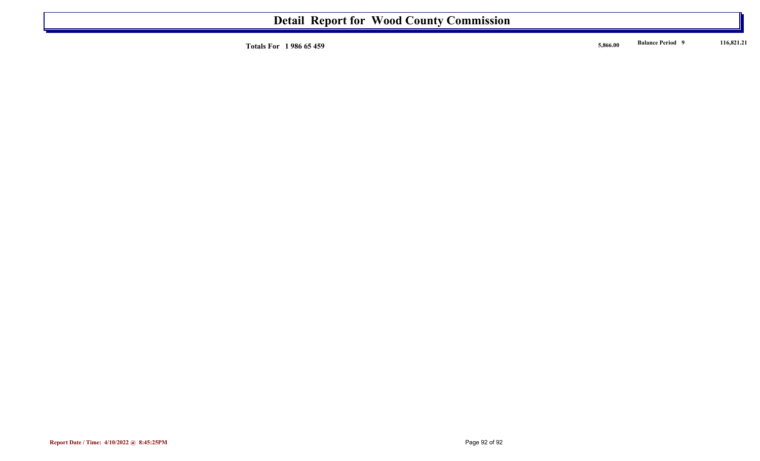**Totals For 1 986 65 459** 5,866.00 **Balance Period 9** 116,821.21